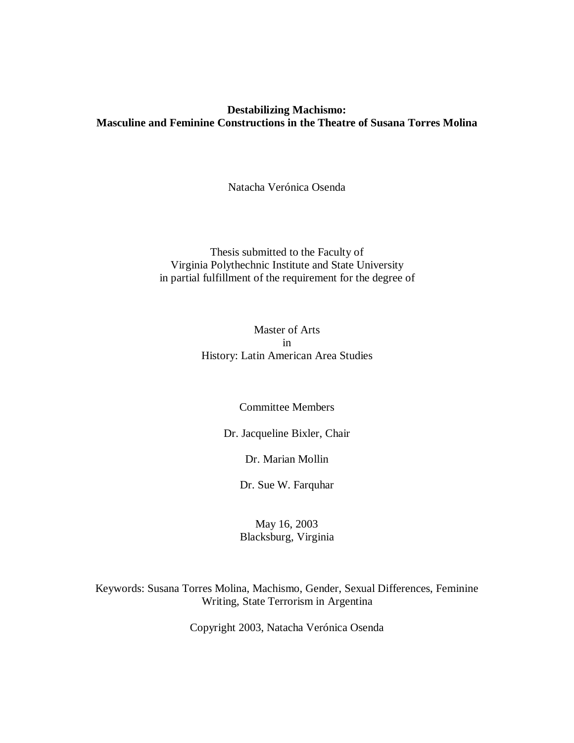**Destabilizing Machismo:**
**Masculine and Feminine Constructions in the Theatre of Susana Torres Molina**

Natacha Verónica Osenda

Thesis submitted to the Faculty of
Virginia Polythechnic Institute and State University
in partial fulfillment of the requirement for the degree of

Master of Arts
in
History: Latin American Area Studies

Committee Members

Dr. Jacqueline Bixler, Chair

Dr. Marian Mollin

Dr. Sue W. Farquhar

May 16, 2003
Blacksburg, Virginia

Keywords: Susana Torres Molina, Machismo, Gender, Sexual Differences, Feminine Writing, State Terrorism in Argentina

Copyright 2003, Natacha Verónica Osenda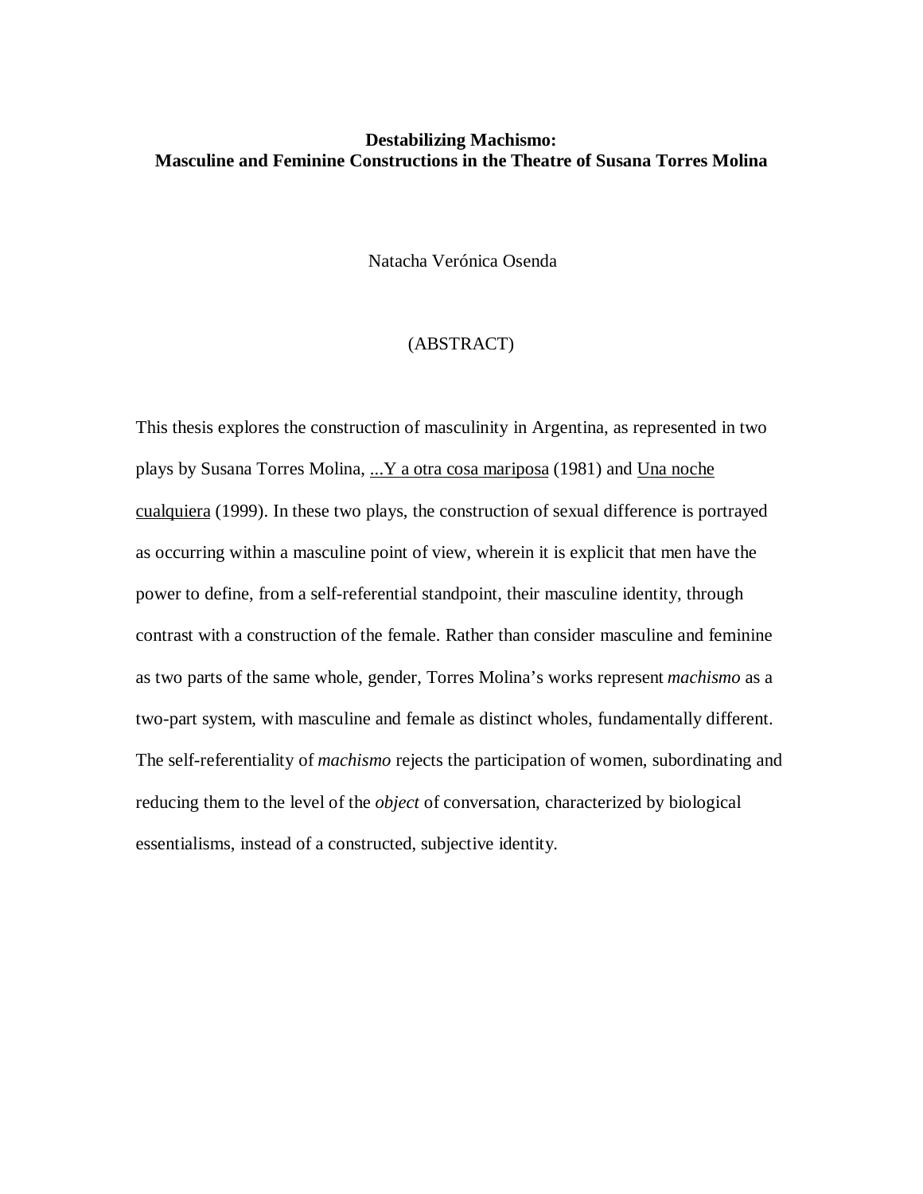**Destabilizing Machismo:**
**Masculine and Feminine Constructions in the Theatre of Susana Torres Molina**

Natacha Verónica Osenda

(ABSTRACT)

This thesis explores the construction of masculinity in Argentina, as represented in two plays by Susana Torres Molina, ...Y a otra cosa mariposa (1981) and Una noche cualquiera (1999). In these two plays, the construction of sexual difference is portrayed as occurring within a masculine point of view, wherein it is explicit that men have the power to define, from a self-referential standpoint, their masculine identity, through contrast with a construction of the female. Rather than consider masculine and feminine as two parts of the same whole, gender, Torres Molina's works represent *machismo* as a two-part system, with masculine and female as distinct wholes, fundamentally different. The self-referentiality of *machismo* rejects the participation of women, subordinating and reducing them to the level of the *object* of conversation, characterized by biological essentialisms, instead of a constructed, subjective identity.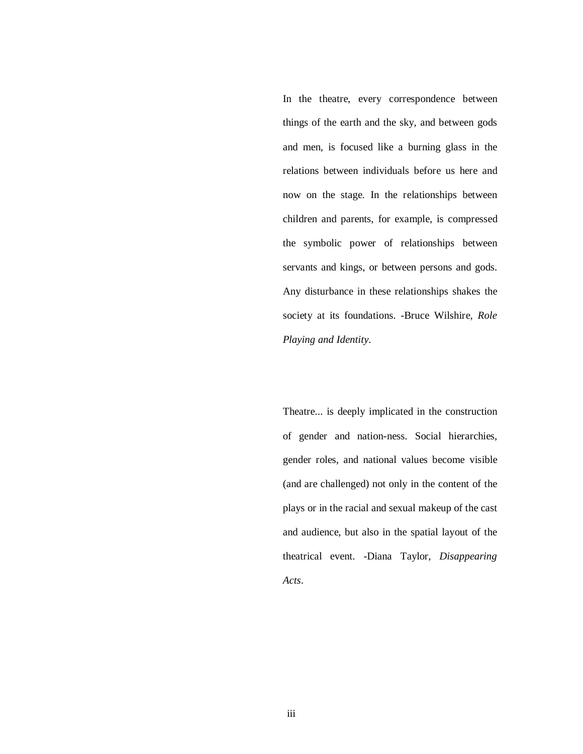In the theatre, every correspondence between things of the earth and the sky, and between gods and men, is focused like a burning glass in the relations between individuals before us here and now on the stage. In the relationships between children and parents, for example, is compressed the symbolic power of relationships between servants and kings, or between persons and gods. Any disturbance in these relationships shakes the society at its foundations. -Bruce Wilshire, *Role Playing and Identity*.

Theatre... is deeply implicated in the construction of gender and nation-ness. Social hierarchies, gender roles, and national values become visible (and are challenged) not only in the content of the plays or in the racial and sexual makeup of the cast and audience, but also in the spatial layout of the theatrical event. -Diana Taylor, *Disappearing Acts*.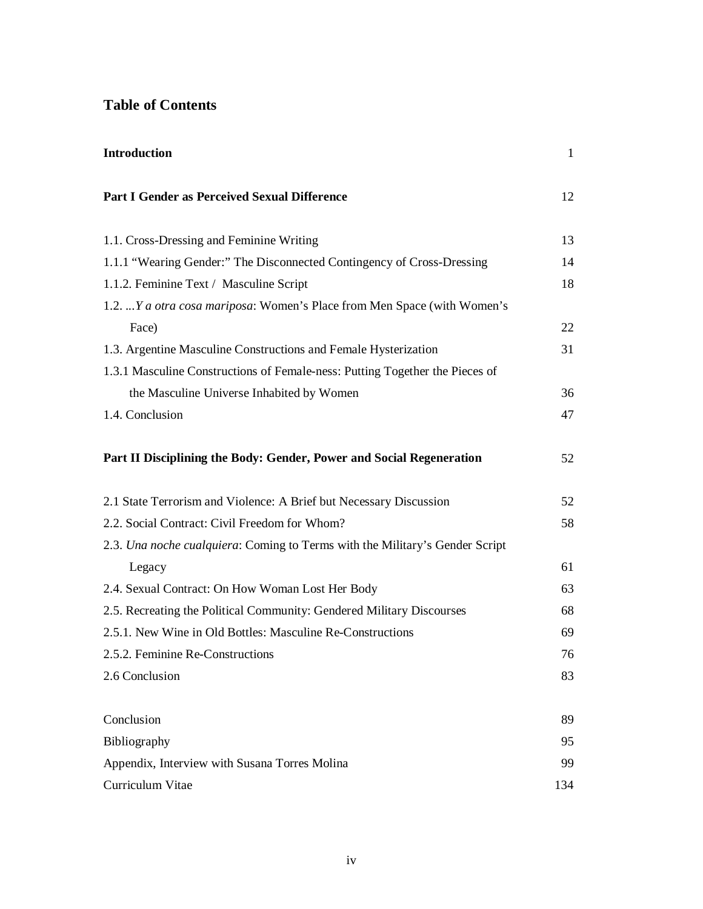## Table of Contents

| | |
|---|---|
| **Introduction** | 1 |
| **Part I Gender as Perceived Sexual Difference** | 12 |
| 1.1. Cross-Dressing and Feminine Writing | 13 |
| 1.1.1 “Wearing Gender:” The Disconnected Contingency of Cross-Dressing | 14 |
| 1.1.2. Feminine Text / Masculine Script | 18 |
| 1.2. *...Y a otra cosa mariposa*: Women’s Place from Men Space (with Women’s Face) | 22 |
| 1.3. Argentine Masculine Constructions and Female Hysterization | 31 |
| 1.3.1 Masculine Constructions of Female-ness: Putting Together the Pieces of the Masculine Universe Inhabited by Women | 36 |
| 1.4. Conclusion | 47 |
| **Part II Disciplining the Body: Gender, Power and Social Regeneration** | 52 |
| 2.1 State Terrorism and Violence: A Brief but Necessary Discussion | 52 |
| 2.2. Social Contract: Civil Freedom for Whom? | 58 |
| 2.3. *Una noche cualquiera*: Coming to Terms with the Military’s Gender Script Legacy | 61 |
| 2.4. Sexual Contract: On How Woman Lost Her Body | 63 |
| 2.5. Recreating the Political Community: Gendered Military Discourses | 68 |
| 2.5.1. New Wine in Old Bottles: Masculine Re-Constructions | 69 |
| 2.5.2. Feminine Re-Constructions | 76 |
| 2.6 Conclusion | 83 |
| Conclusion | 89 |
| Bibliography | 95 |
| Appendix, Interview with Susana Torres Molina | 99 |
| Curriculum Vitae | 134 |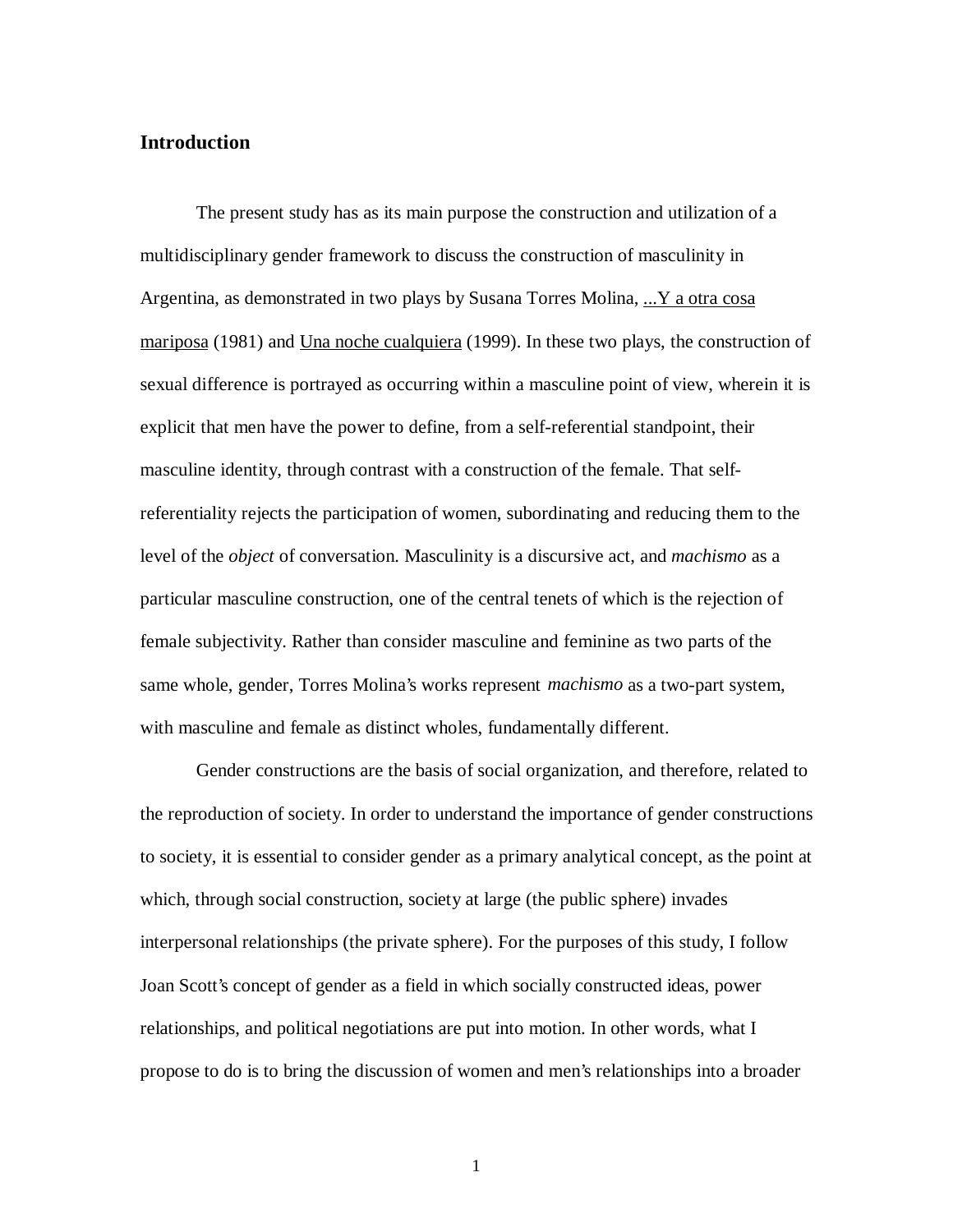## Introduction

The present study has as its main purpose the construction and utilization of a multidisciplinary gender framework to discuss the construction of masculinity in Argentina, as demonstrated in two plays by Susana Torres Molina, ...Y a otra cosa mariposa (1981) and Una noche cualquiera (1999). In these two plays, the construction of sexual difference is portrayed as occurring within a masculine point of view, wherein it is explicit that men have the power to define, from a self-referential standpoint, their masculine identity, through contrast with a construction of the female. That self-referentiality rejects the participation of women, subordinating and reducing them to the level of the *object* of conversation. Masculinity is a discursive act, and *machismo* as a particular masculine construction, one of the central tenets of which is the rejection of female subjectivity. Rather than consider masculine and feminine as two parts of the same whole, gender, Torres Molina's works represent *machismo* as a two-part system, with masculine and female as distinct wholes, fundamentally different.

Gender constructions are the basis of social organization, and therefore, related to the reproduction of society. In order to understand the importance of gender constructions to society, it is essential to consider gender as a primary analytical concept, as the point at which, through social construction, society at large (the public sphere) invades interpersonal relationships (the private sphere). For the purposes of this study, I follow Joan Scott's concept of gender as a field in which socially constructed ideas, power relationships, and political negotiations are put into motion. In other words, what I propose to do is to bring the discussion of women and men's relationships into a broader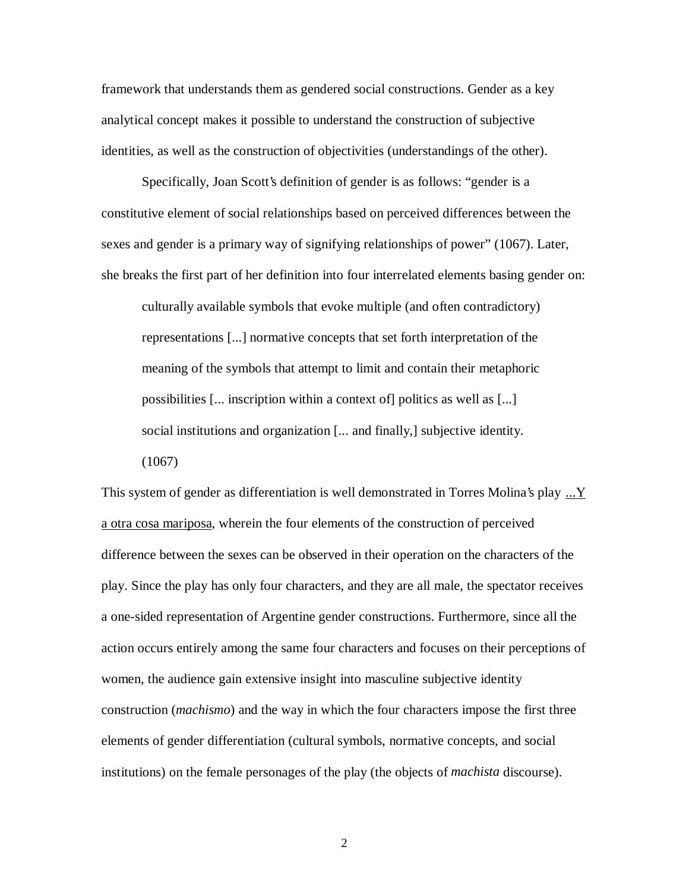framework that understands them as gendered social constructions. Gender as a key analytical concept makes it possible to understand the construction of subjective identities, as well as the construction of objectivities (understandings of the other).

Specifically, Joan Scott's definition of gender is as follows: "gender is a constitutive element of social relationships based on perceived differences between the sexes and gender is a primary way of signifying relationships of power" (1067). Later, she breaks the first part of her definition into four interrelated elements basing gender on:

> culturally available symbols that evoke multiple (and often contradictory) representations [...] normative concepts that set forth interpretation of the meaning of the symbols that attempt to limit and contain their metaphoric possibilities [... inscription within a context of] politics as well as [...] social institutions and organization [... and finally,] subjective identity. (1067)

This system of gender as differentiation is well demonstrated in Torres Molina's play ...Y a otra cosa mariposa, wherein the four elements of the construction of perceived difference between the sexes can be observed in their operation on the characters of the play. Since the play has only four characters, and they are all male, the spectator receives a one-sided representation of Argentine gender constructions. Furthermore, since all the action occurs entirely among the same four characters and focuses on their perceptions of women, the audience gain extensive insight into masculine subjective identity construction (*machismo*) and the way in which the four characters impose the first three elements of gender differentiation (cultural symbols, normative concepts, and social institutions) on the female personages of the play (the objects of *machista* discourse).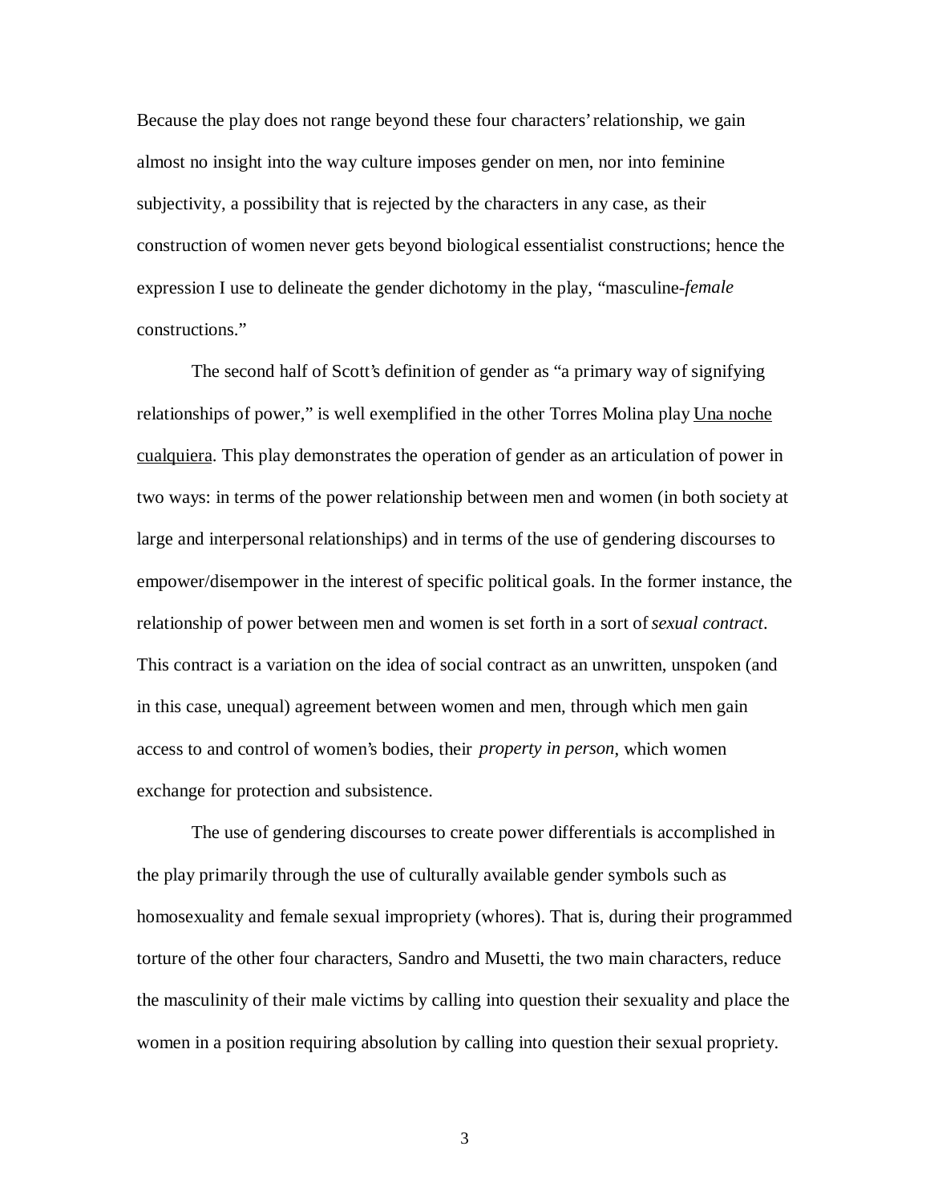Because the play does not range beyond these four characters' relationship, we gain almost no insight into the way culture imposes gender on men, nor into feminine subjectivity, a possibility that is rejected by the characters in any case, as their construction of women never gets beyond biological essentialist constructions; hence the expression I use to delineate the gender dichotomy in the play, "masculine-*female* constructions."

The second half of Scott's definition of gender as "a primary way of signifying relationships of power," is well exemplified in the other Torres Molina play Una noche cualquiera. This play demonstrates the operation of gender as an articulation of power in two ways: in terms of the power relationship between men and women (in both society at large and interpersonal relationships) and in terms of the use of gendering discourses to empower/disempower in the interest of specific political goals. In the former instance, the relationship of power between men and women is set forth in a sort of *sexual contract*. This contract is a variation on the idea of social contract as an unwritten, unspoken (and in this case, unequal) agreement between women and men, through which men gain access to and control of women's bodies, their *property in person*, which women exchange for protection and subsistence.

The use of gendering discourses to create power differentials is accomplished in the play primarily through the use of culturally available gender symbols such as homosexuality and female sexual impropriety (whores). That is, during their programmed torture of the other four characters, Sandro and Musetti, the two main characters, reduce the masculinity of their male victims by calling into question their sexuality and place the women in a position requiring absolution by calling into question their sexual propriety.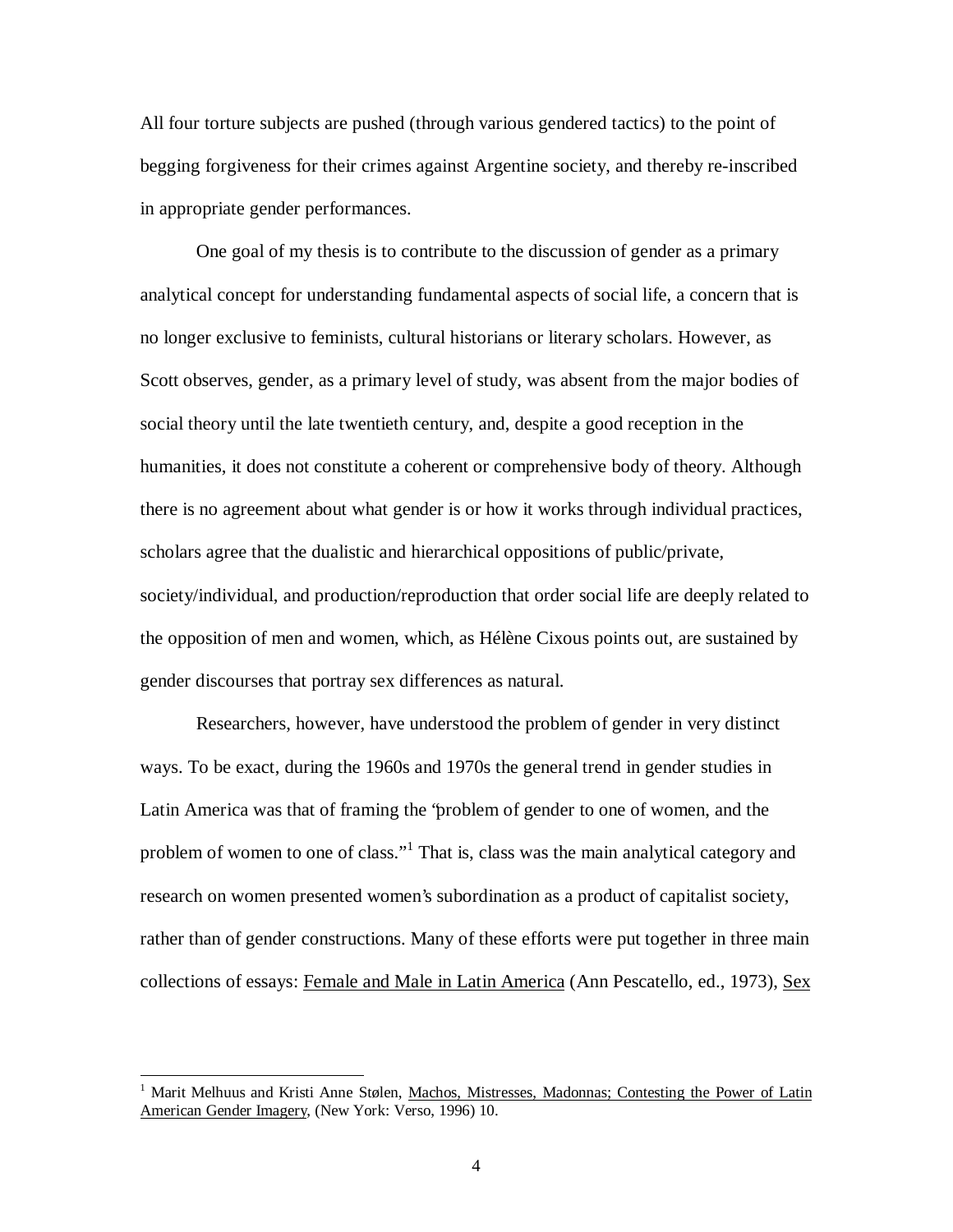All four torture subjects are pushed (through various gendered tactics) to the point of begging forgiveness for their crimes against Argentine society, and thereby re-inscribed in appropriate gender performances.

One goal of my thesis is to contribute to the discussion of gender as a primary analytical concept for understanding fundamental aspects of social life, a concern that is no longer exclusive to feminists, cultural historians or literary scholars. However, as Scott observes, gender, as a primary level of study, was absent from the major bodies of social theory until the late twentieth century, and, despite a good reception in the humanities, it does not constitute a coherent or comprehensive body of theory. Although there is no agreement about what gender is or how it works through individual practices, scholars agree that the dualistic and hierarchical oppositions of public/private, society/individual, and production/reproduction that order social life are deeply related to the opposition of men and women, which, as Hélène Cixous points out, are sustained by gender discourses that portray sex differences as natural.

Researchers, however, have understood the problem of gender in very distinct ways. To be exact, during the 1960s and 1970s the general trend in gender studies in Latin America was that of framing the "problem of gender to one of women, and the problem of women to one of class."[1] That is, class was the main analytical category and research on women presented women's subordination as a product of capitalist society, rather than of gender constructions. Many of these efforts were put together in three main collections of essays: Female and Male in Latin America (Ann Pescatello, ed., 1973), Sex

---

[1] Marit Melhuus and Kristi Anne Stølen, Machos, Mistresses, Madonnas; Contesting the Power of Latin American Gender Imagery, (New York: Verso, 1996) 10.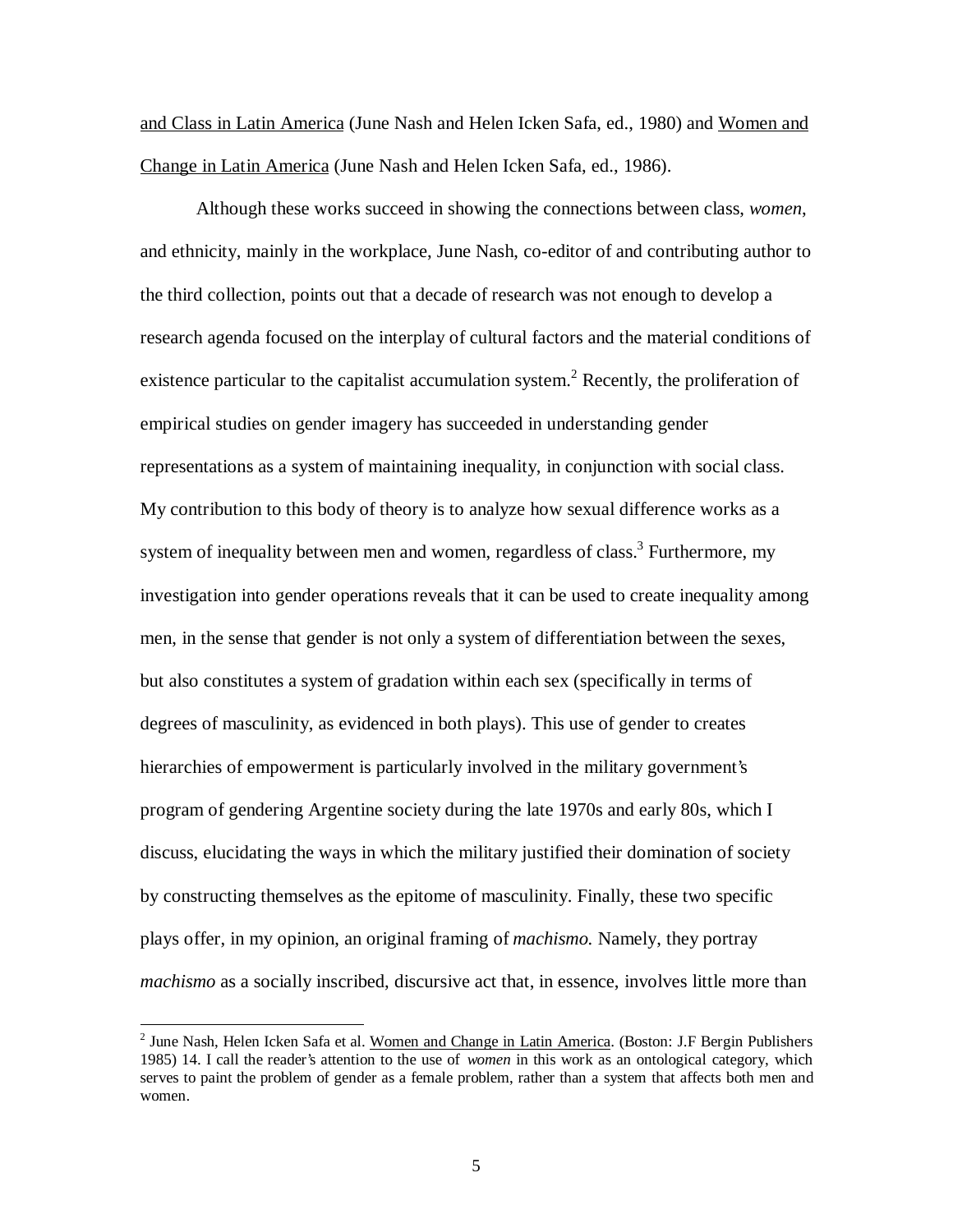<u>and Class in Latin America</u> (June Nash and Helen Icken Safa, ed., 1980) and <u>Women and Change in Latin America</u> (June Nash and Helen Icken Safa, ed., 1986).

Although these works succeed in showing the connections between class, *women*, and ethnicity, mainly in the workplace, June Nash, co-editor of and contributing author to the third collection, points out that a decade of research was not enough to develop a research agenda focused on the interplay of cultural factors and the material conditions of existence particular to the capitalist accumulation system.[2] Recently, the proliferation of empirical studies on gender imagery has succeeded in understanding gender representations as a system of maintaining inequality, in conjunction with social class. My contribution to this body of theory is to analyze how sexual difference works as a system of inequality between men and women, regardless of class.[3] Furthermore, my investigation into gender operations reveals that it can be used to create inequality among men, in the sense that gender is not only a system of differentiation between the sexes, but also constitutes a system of gradation within each sex (specifically in terms of degrees of masculinity, as evidenced in both plays). This use of gender to creates hierarchies of empowerment is particularly involved in the military government's program of gendering Argentine society during the late 1970s and early 80s, which I discuss, elucidating the ways in which the military justified their domination of society by constructing themselves as the epitome of masculinity. Finally, these two specific plays offer, in my opinion, an original framing of *machismo.* Namely, they portray *machismo* as a socially inscribed, discursive act that, in essence, involves little more than

---

[2] June Nash, Helen Icken Safa et al. <u>Women and Change in Latin America</u>. (Boston: J.F Bergin Publishers 1985) 14. I call the reader's attention to the use of *women* in this work as an ontological category, which serves to paint the problem of gender as a female problem, rather than a system that affects both men and women.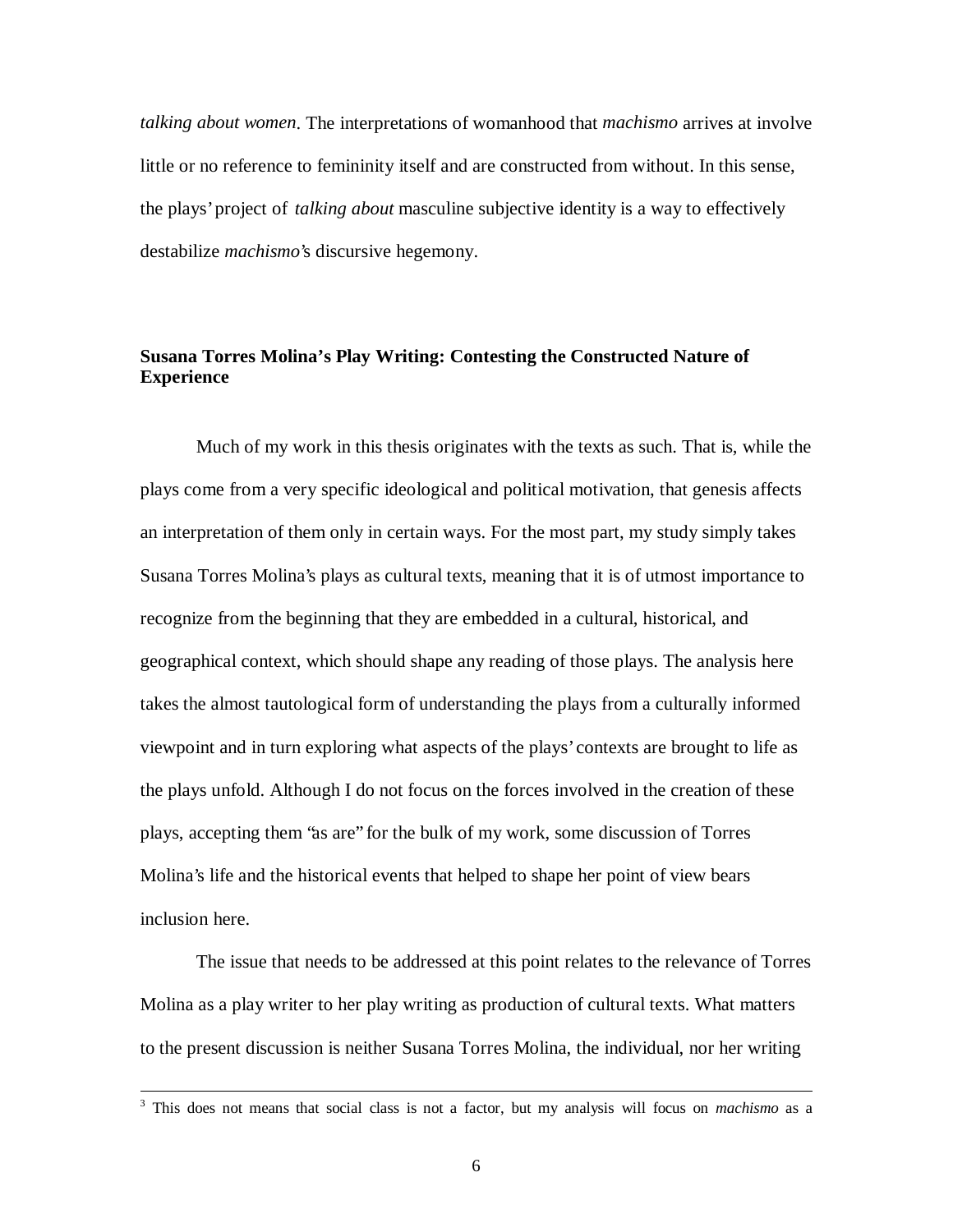*talking about women*. The interpretations of womanhood that *machismo* arrives at involve little or no reference to femininity itself and are constructed from without. In this sense, the plays' project of *talking about* masculine subjective identity is a way to effectively destabilize *machismo*'s discursive hegemony.

### Susana Torres Molina's Play Writing: Contesting the Constructed Nature of Experience

Much of my work in this thesis originates with the texts as such. That is, while the plays come from a very specific ideological and political motivation, that genesis affects an interpretation of them only in certain ways. For the most part, my study simply takes Susana Torres Molina's plays as cultural texts, meaning that it is of utmost importance to recognize from the beginning that they are embedded in a cultural, historical, and geographical context, which should shape any reading of those plays. The analysis here takes the almost tautological form of understanding the plays from a culturally informed viewpoint and in turn exploring what aspects of the plays' contexts are brought to life as the plays unfold. Although I do not focus on the forces involved in the creation of these plays, accepting them "as are" for the bulk of my work, some discussion of Torres Molina's life and the historical events that helped to shape her point of view bears inclusion here.

The issue that needs to be addressed at this point relates to the relevance of Torres Molina as a play writer to her play writing as production of cultural texts. What matters to the present discussion is neither Susana Torres Molina, the individual, nor her writing

---

[3] This does not means that social class is not a factor, but my analysis will focus on *machismo* as a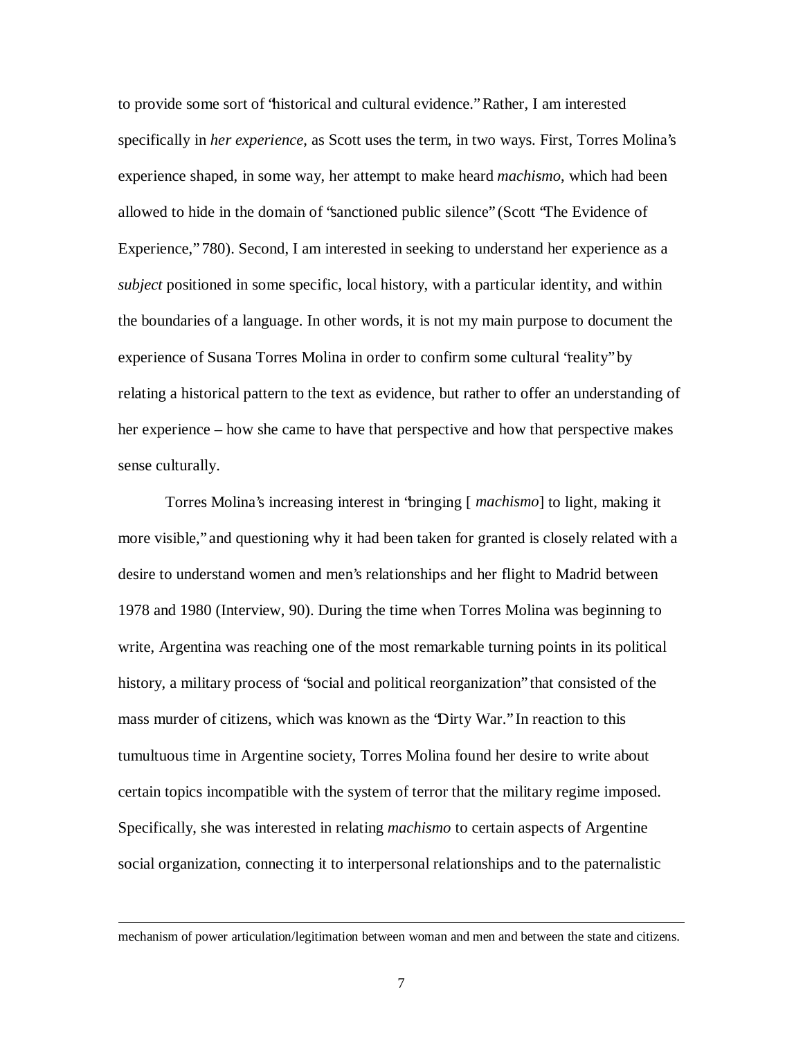to provide some sort of "historical and cultural evidence." Rather, I am interested specifically in *her experience*, as Scott uses the term, in two ways. First, Torres Molina's experience shaped, in some way, her attempt to make heard *machismo*, which had been allowed to hide in the domain of "sanctioned public silence" (Scott "The Evidence of Experience," 780). Second, I am interested in seeking to understand her experience as a *subject* positioned in some specific, local history, with a particular identity, and within the boundaries of a language. In other words, it is not my main purpose to document the experience of Susana Torres Molina in order to confirm some cultural "reality" by relating a historical pattern to the text as evidence, but rather to offer an understanding of her experience – how she came to have that perspective and how that perspective makes sense culturally.

Torres Molina's increasing interest in "bringing [ *machismo*] to light, making it more visible," and questioning why it had been taken for granted is closely related with a desire to understand women and men's relationships and her flight to Madrid between 1978 and 1980 (Interview, 90). During the time when Torres Molina was beginning to write, Argentina was reaching one of the most remarkable turning points in its political history, a military process of "social and political reorganization" that consisted of the mass murder of citizens, which was known as the "Dirty War." In reaction to this tumultuous time in Argentine society, Torres Molina found her desire to write about certain topics incompatible with the system of terror that the military regime imposed. Specifically, she was interested in relating *machismo* to certain aspects of Argentine social organization, connecting it to interpersonal relationships and to the paternalistic

---

mechanism of power articulation/legitimation between woman and men and between the state and citizens.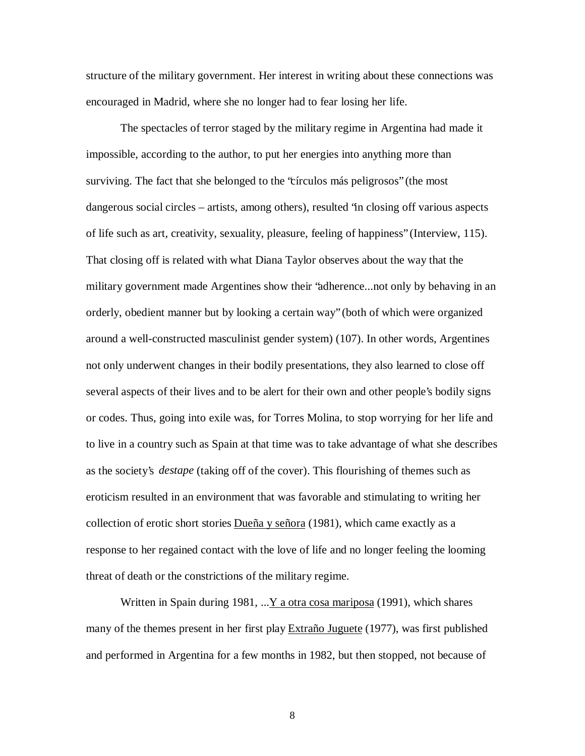structure of the military government. Her interest in writing about these connections was encouraged in Madrid, where she no longer had to fear losing her life.

The spectacles of terror staged by the military regime in Argentina had made it impossible, according to the author, to put her energies into anything more than surviving. The fact that she belonged to the "círculos más peligrosos" (the most dangerous social circles – artists, among others), resulted "in closing off various aspects of life such as art, creativity, sexuality, pleasure, feeling of happiness" (Interview, 115). That closing off is related with what Diana Taylor observes about the way that the military government made Argentines show their "adherence...not only by behaving in an orderly, obedient manner but by looking a certain way" (both of which were organized around a well-constructed masculinist gender system) (107). In other words, Argentines not only underwent changes in their bodily presentations, they also learned to close off several aspects of their lives and to be alert for their own and other people's bodily signs or codes. Thus, going into exile was, for Torres Molina, to stop worrying for her life and to live in a country such as Spain at that time was to take advantage of what she describes as the society's *destape* (taking off of the cover). This flourishing of themes such as eroticism resulted in an environment that was favorable and stimulating to writing her collection of erotic short stories <u>Dueña y señora</u> (1981), which came exactly as a response to her regained contact with the love of life and no longer feeling the looming threat of death or the constrictions of the military regime.

Written in Spain during 1981, ...<u>Y a otra cosa mariposa</u> (1991), which shares many of the themes present in her first play <u>Extraño Juguete</u> (1977), was first published and performed in Argentina for a few months in 1982, but then stopped, not because of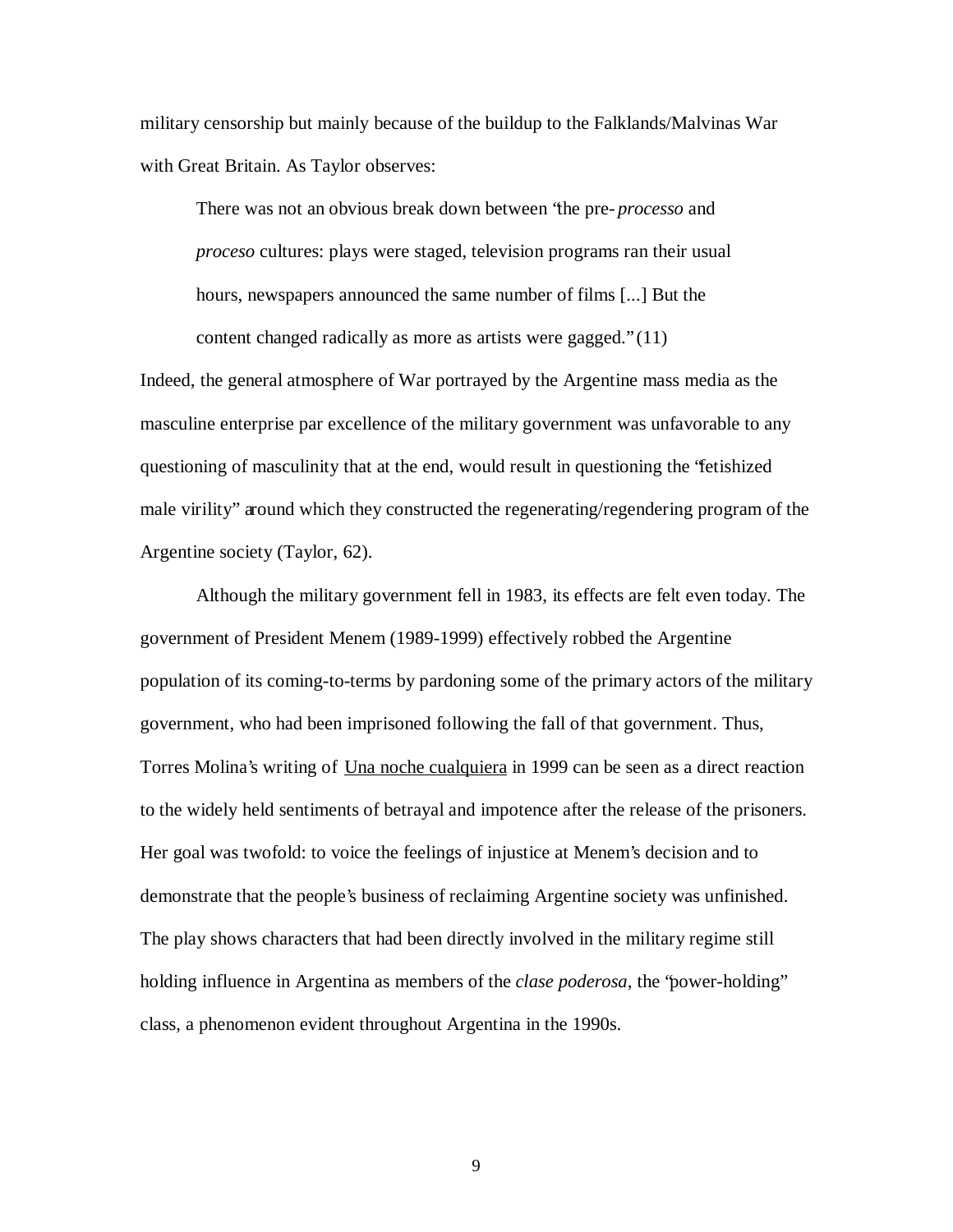military censorship but mainly because of the buildup to the Falklands/Malvinas War with Great Britain. As Taylor observes:

> There was not an obvious break down between "the pre-*processo* and *proceso* cultures: plays were staged, television programs ran their usual hours, newspapers announced the same number of films [...] But the content changed radically as more as artists were gagged." (11)

Indeed, the general atmosphere of War portrayed by the Argentine mass media as the masculine enterprise par excellence of the military government was unfavorable to any questioning of masculinity that at the end, would result in questioning the "fetishized male virility" around which they constructed the regenerating/regendering program of the Argentine society (Taylor, 62).

Although the military government fell in 1983, its effects are felt even today. The government of President Menem (1989-1999) effectively robbed the Argentine population of its coming-to-terms by pardoning some of the primary actors of the military government, who had been imprisoned following the fall of that government. Thus, Torres Molina's writing of <u>Una noche cualquiera</u> in 1999 can be seen as a direct reaction to the widely held sentiments of betrayal and impotence after the release of the prisoners. Her goal was twofold: to voice the feelings of injustice at Menem's decision and to demonstrate that the people's business of reclaiming Argentine society was unfinished. The play shows characters that had been directly involved in the military regime still holding influence in Argentina as members of the *clase poderosa*, the "power-holding" class, a phenomenon evident throughout Argentina in the 1990s.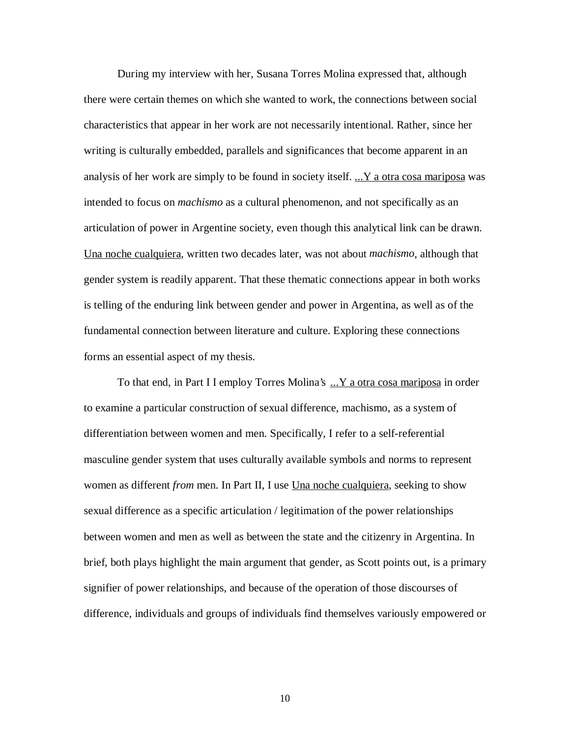During my interview with her, Susana Torres Molina expressed that, although there were certain themes on which she wanted to work, the connections between social characteristics that appear in her work are not necessarily intentional. Rather, since her writing is culturally embedded, parallels and significances that become apparent in an analysis of her work are simply to be found in society itself. ...Y a otra cosa mariposa was intended to focus on *machismo* as a cultural phenomenon, and not specifically as an articulation of power in Argentine society, even though this analytical link can be drawn. Una noche cualquiera, written two decades later, was not about *machismo*, although that gender system is readily apparent. That these thematic connections appear in both works is telling of the enduring link between gender and power in Argentina, as well as of the fundamental connection between literature and culture. Exploring these connections forms an essential aspect of my thesis.

To that end, in Part I I employ Torres Molina's ...Y a otra cosa mariposa in order to examine a particular construction of sexual difference, machismo, as a system of differentiation between women and men. Specifically, I refer to a self-referential masculine gender system that uses culturally available symbols and norms to represent women as different *from* men. In Part II, I use Una noche cualquiera, seeking to show sexual difference as a specific articulation / legitimation of the power relationships between women and men as well as between the state and the citizenry in Argentina. In brief, both plays highlight the main argument that gender, as Scott points out, is a primary signifier of power relationships, and because of the operation of those discourses of difference, individuals and groups of individuals find themselves variously empowered or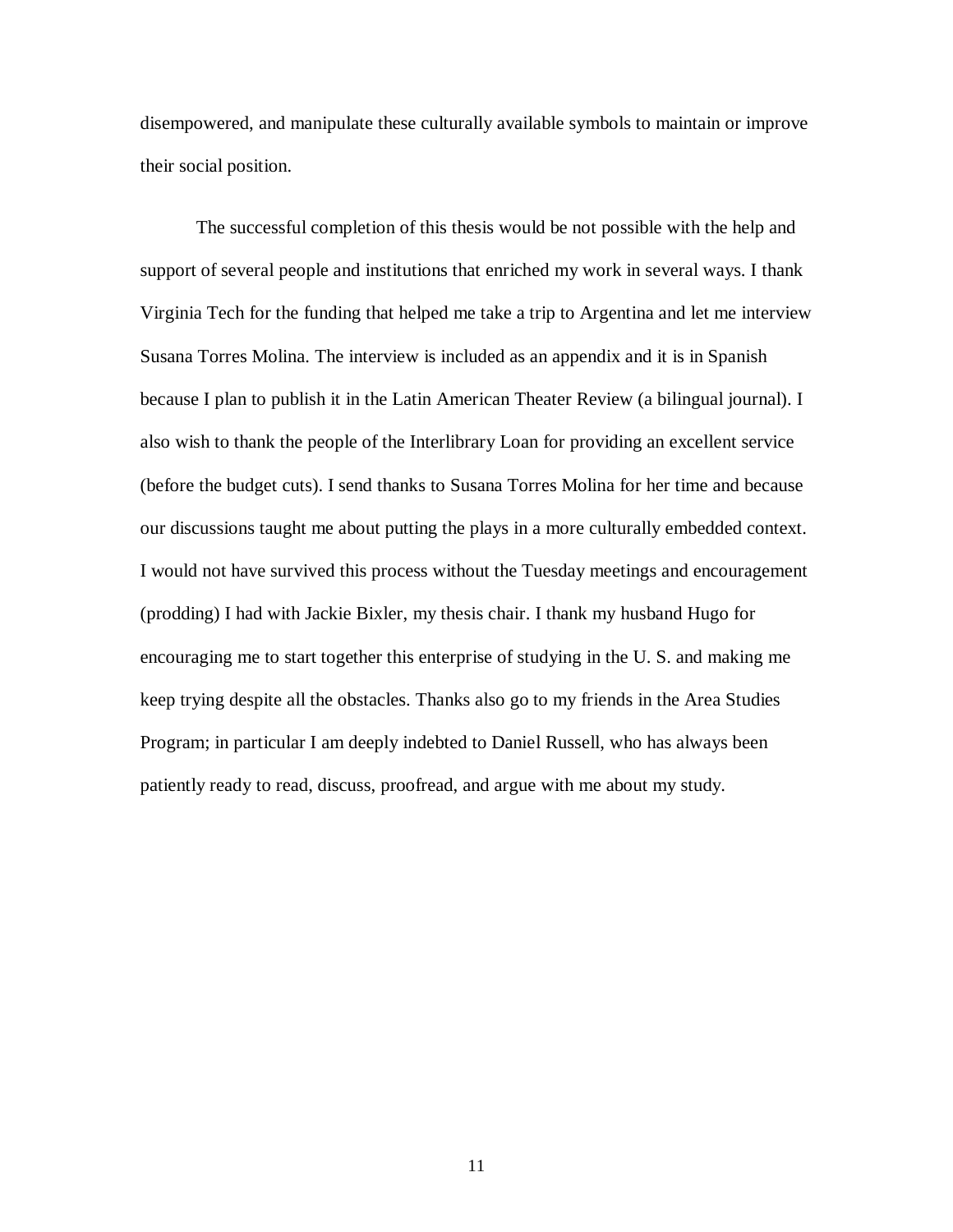disempowered, and manipulate these culturally available symbols to maintain or improve their social position.

The successful completion of this thesis would be not possible with the help and support of several people and institutions that enriched my work in several ways. I thank Virginia Tech for the funding that helped me take a trip to Argentina and let me interview Susana Torres Molina. The interview is included as an appendix and it is in Spanish because I plan to publish it in the Latin American Theater Review (a bilingual journal). I also wish to thank the people of the Interlibrary Loan for providing an excellent service (before the budget cuts). I send thanks to Susana Torres Molina for her time and because our discussions taught me about putting the plays in a more culturally embedded context. I would not have survived this process without the Tuesday meetings and encouragement (prodding) I had with Jackie Bixler, my thesis chair. I thank my husband Hugo for encouraging me to start together this enterprise of studying in the U. S. and making me keep trying despite all the obstacles. Thanks also go to my friends in the Area Studies Program; in particular I am deeply indebted to Daniel Russell, who has always been patiently ready to read, discuss, proofread, and argue with me about my study.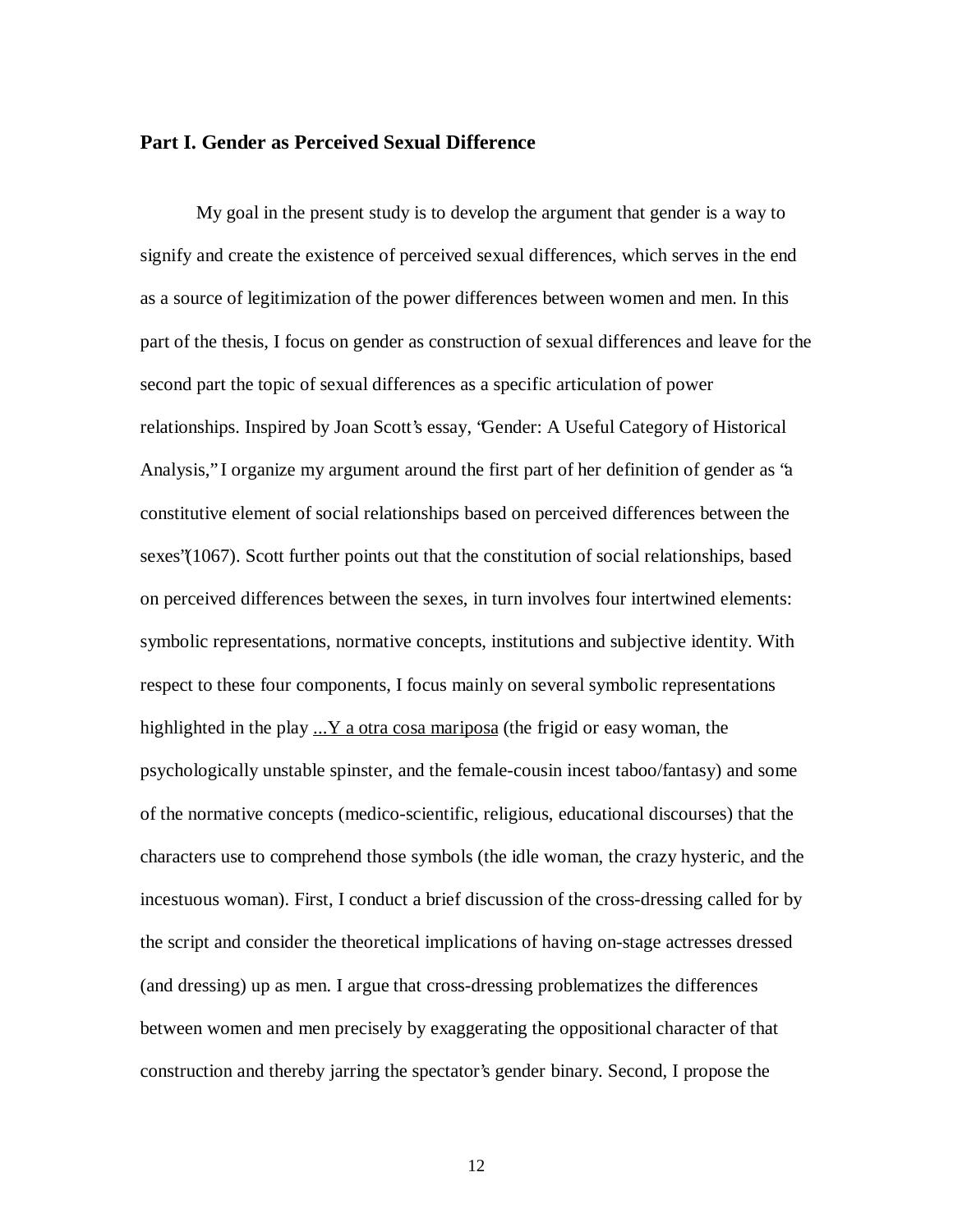## Part I. Gender as Perceived Sexual Difference

My goal in the present study is to develop the argument that gender is a way to signify and create the existence of perceived sexual differences, which serves in the end as a source of legitimization of the power differences between women and men. In this part of the thesis, I focus on gender as construction of sexual differences and leave for the second part the topic of sexual differences as a specific articulation of power relationships. Inspired by Joan Scott's essay, "Gender: A Useful Category of Historical Analysis," I organize my argument around the first part of her definition of gender as "a constitutive element of social relationships based on perceived differences between the sexes"(1067). Scott further points out that the constitution of social relationships, based on perceived differences between the sexes, in turn involves four intertwined elements: symbolic representations, normative concepts, institutions and subjective identity. With respect to these four components, I focus mainly on several symbolic representations highlighted in the play <u>...Y a otra cosa mariposa</u> (the frigid or easy woman, the psychologically unstable spinster, and the female-cousin incest taboo/fantasy) and some of the normative concepts (medico-scientific, religious, educational discourses) that the characters use to comprehend those symbols (the idle woman, the crazy hysteric, and the incestuous woman). First, I conduct a brief discussion of the cross-dressing called for by the script and consider the theoretical implications of having on-stage actresses dressed (and dressing) up as men. I argue that cross-dressing problematizes the differences between women and men precisely by exaggerating the oppositional character of that construction and thereby jarring the spectator's gender binary. Second, I propose the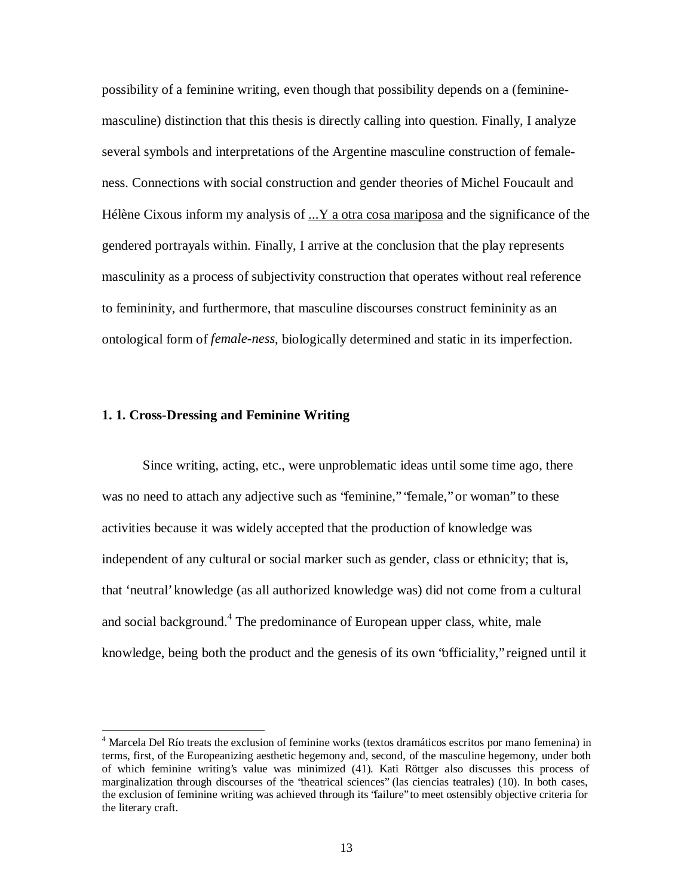possibility of a feminine writing, even though that possibility depends on a (feminine-masculine) distinction that this thesis is directly calling into question. Finally, I analyze several symbols and interpretations of the Argentine masculine construction of female-ness. Connections with social construction and gender theories of Michel Foucault and Hélène Cixous inform my analysis of ...Y a otra cosa mariposa and the significance of the gendered portrayals within. Finally, I arrive at the conclusion that the play represents masculinity as a process of subjectivity construction that operates without real reference to femininity, and furthermore, that masculine discourses construct femininity as an ontological form of *female-ness*, biologically determined and static in its imperfection.

### 1. 1. Cross-Dressing and Feminine Writing

Since writing, acting, etc., were unproblematic ideas until some time ago, there was no need to attach any adjective such as "feminine," "female," or woman" to these activities because it was widely accepted that the production of knowledge was independent of any cultural or social marker such as gender, class or ethnicity; that is, that 'neutral' knowledge (as all authorized knowledge was) did not come from a cultural and social background.[4] The predominance of European upper class, white, male knowledge, being both the product and the genesis of its own "officiality," reigned until it

---

[4] Marcela Del Río treats the exclusion of feminine works (textos dramáticos escritos por mano femenina) in terms, first, of the Europeanizing aesthetic hegemony and, second, of the masculine hegemony, under both of which feminine writing's value was minimized (41). Kati Röttger also discusses this process of marginalization through discourses of the "theatrical sciences" (las ciencias teatrales) (10). In both cases, the exclusion of feminine writing was achieved through its "failure" to meet ostensibly objective criteria for the literary craft.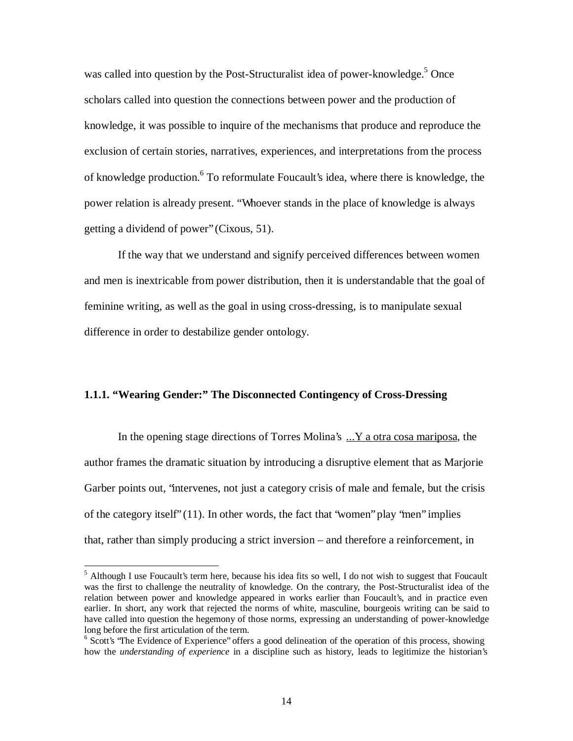was called into question by the Post-Structuralist idea of power-knowledge.[5] Once scholars called into question the connections between power and the production of knowledge, it was possible to inquire of the mechanisms that produce and reproduce the exclusion of certain stories, narratives, experiences, and interpretations from the process of knowledge production.[6] To reformulate Foucault's idea, where there is knowledge, the power relation is already present. "Whoever stands in the place of knowledge is always getting a dividend of power" (Cixous, 51).

If the way that we understand and signify perceived differences between women and men is inextricable from power distribution, then it is understandable that the goal of feminine writing, as well as the goal in using cross-dressing, is to manipulate sexual difference in order to destabilize gender ontology.

### 1.1.1. "Wearing Gender:" The Disconnected Contingency of Cross-Dressing

In the opening stage directions of Torres Molina's <u>...Y a otra cosa mariposa</u>, the author frames the dramatic situation by introducing a disruptive element that as Marjorie Garber points out, "intervenes, not just a category crisis of male and female, but the crisis of the category itself" (11). In other words, the fact that "women" play "men" implies that, rather than simply producing a strict inversion – and therefore a reinforcement, in

---

[5] Although I use Foucault's term here, because his idea fits so well, I do not wish to suggest that Foucault was the first to challenge the neutrality of knowledge. On the contrary, the Post-Structuralist idea of the relation between power and knowledge appeared in works earlier than Foucault's, and in practice even earlier. In short, any work that rejected the norms of white, masculine, bourgeois writing can be said to have called into question the hegemony of those norms, expressing an understanding of power-knowledge long before the first articulation of the term.

[6] Scott's "The Evidence of Experience" offers a good delineation of the operation of this process, showing how the *understanding of experience* in a discipline such as history, leads to legitimize the historian's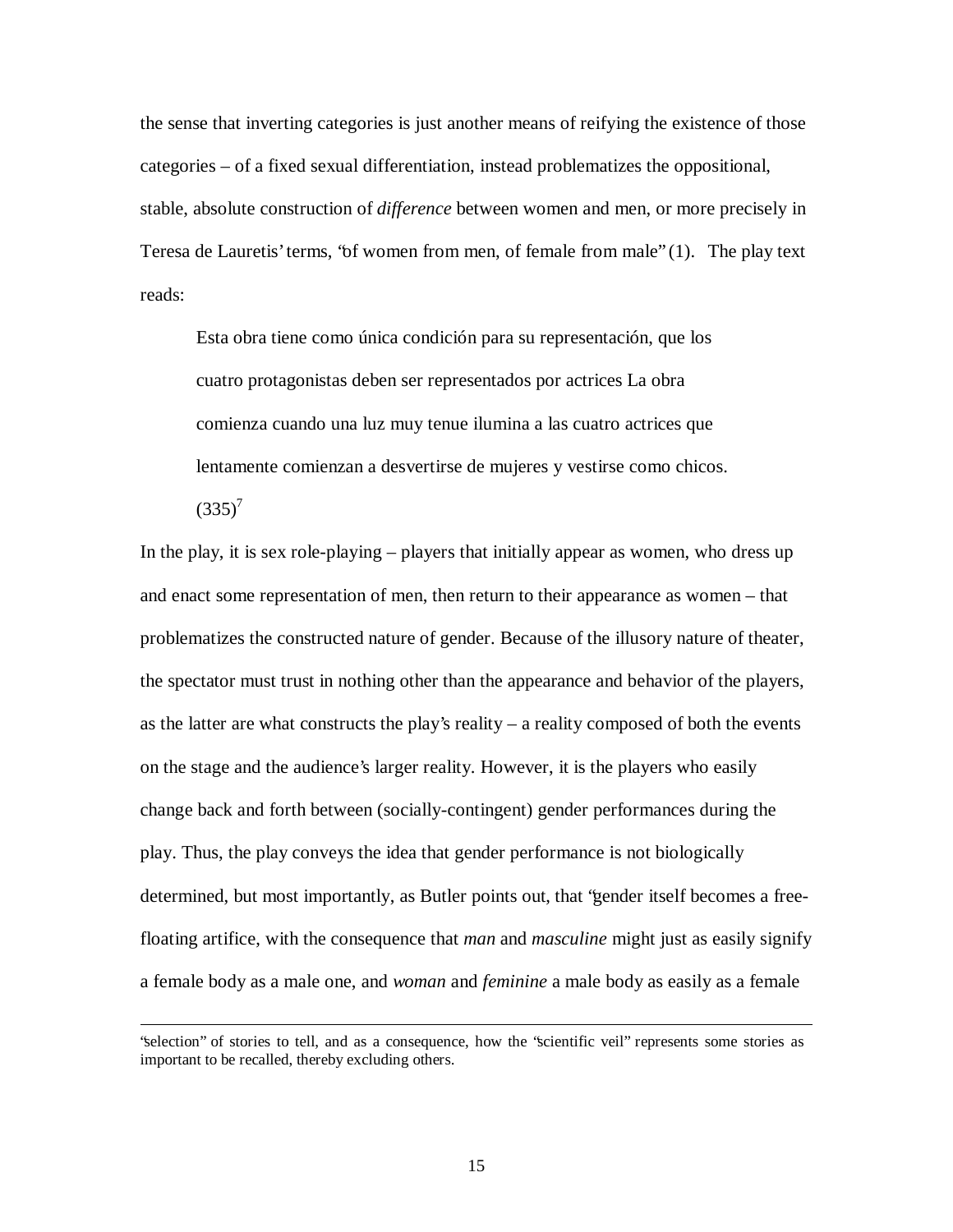the sense that inverting categories is just another means of reifying the existence of those categories – of a fixed sexual differentiation, instead problematizes the oppositional, stable, absolute construction of *difference* between women and men, or more precisely in Teresa de Lauretis' terms, "of women from men, of female from male" (1). The play text reads:

> Esta obra tiene como única condición para su representación, que los cuatro protagonistas deben ser representados por actrices La obra comienza cuando una luz muy tenue ilumina a las cuatro actrices que lentamente comienzan a desvertirse de mujeres y vestirse como chicos. (335)[7]

In the play, it is sex role-playing – players that initially appear as women, who dress up and enact some representation of men, then return to their appearance as women – that problematizes the constructed nature of gender. Because of the illusory nature of theater, the spectator must trust in nothing other than the appearance and behavior of the players, as the latter are what constructs the play's reality – a reality composed of both the events on the stage and the audience's larger reality. However, it is the players who easily change back and forth between (socially-contingent) gender performances during the play. Thus, the play conveys the idea that gender performance is not biologically determined, but most importantly, as Butler points out, that "gender itself becomes a free-floating artifice, with the consequence that *man* and *masculine* might just as easily signify a female body as a male one, and *woman* and *feminine* a male body as easily as a female

---

"selection" of stories to tell, and as a consequence, how the "scientific veil" represents some stories as important to be recalled, thereby excluding others.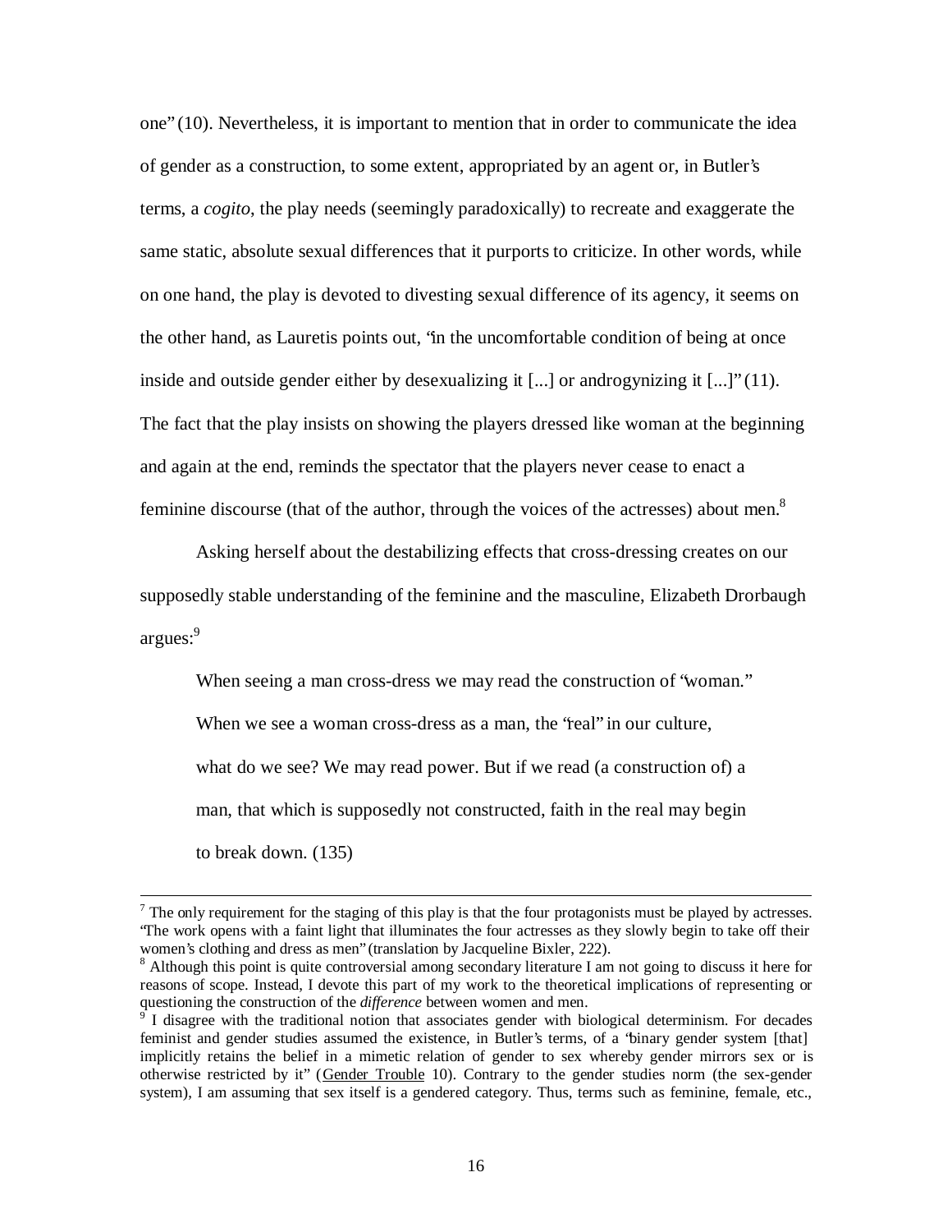one" (10). Nevertheless, it is important to mention that in order to communicate the idea of gender as a construction, to some extent, appropriated by an agent or, in Butler's terms, a *cogito*, the play needs (seemingly paradoxically) to recreate and exaggerate the same static, absolute sexual differences that it purports to criticize. In other words, while on one hand, the play is devoted to divesting sexual difference of its agency, it seems on the other hand, as Lauretis points out, "in the uncomfortable condition of being at once inside and outside gender either by desexualizing it [...] or androgynizing it [...]" (11). The fact that the play insists on showing the players dressed like woman at the beginning and again at the end, reminds the spectator that the players never cease to enact a feminine discourse (that of the author, through the voices of the actresses) about men.[8]

Asking herself about the destabilizing effects that cross-dressing creates on our supposedly stable understanding of the feminine and the masculine, Elizabeth Drorbaugh argues:[9]

> When seeing a man cross-dress we may read the construction of "woman." When we see a woman cross-dress as a man, the "real" in our culture, what do we see? We may read power. But if we read (a construction of) a man, that which is supposedly not constructed, faith in the real may begin to break down. (135)

---

[7] The only requirement for the staging of this play is that the four protagonists must be played by actresses. "The work opens with a faint light that illuminates the four actresses as they slowly begin to take off their women's clothing and dress as men" (translation by Jacqueline Bixler, 222).

[8] Although this point is quite controversial among secondary literature I am not going to discuss it here for reasons of scope. Instead, I devote this part of my work to the theoretical implications of representing or questioning the construction of the *difference* between women and men.

[9] I disagree with the traditional notion that associates gender with biological determinism. For decades feminist and gender studies assumed the existence, in Butler's terms, of a "binary gender system [that] implicitly retains the belief in a mimetic relation of gender to sex whereby gender mirrors sex or is otherwise restricted by it" (Gender Trouble 10). Contrary to the gender studies norm (the sex-gender system), I am assuming that sex itself is a gendered category. Thus, terms such as feminine, female, etc.,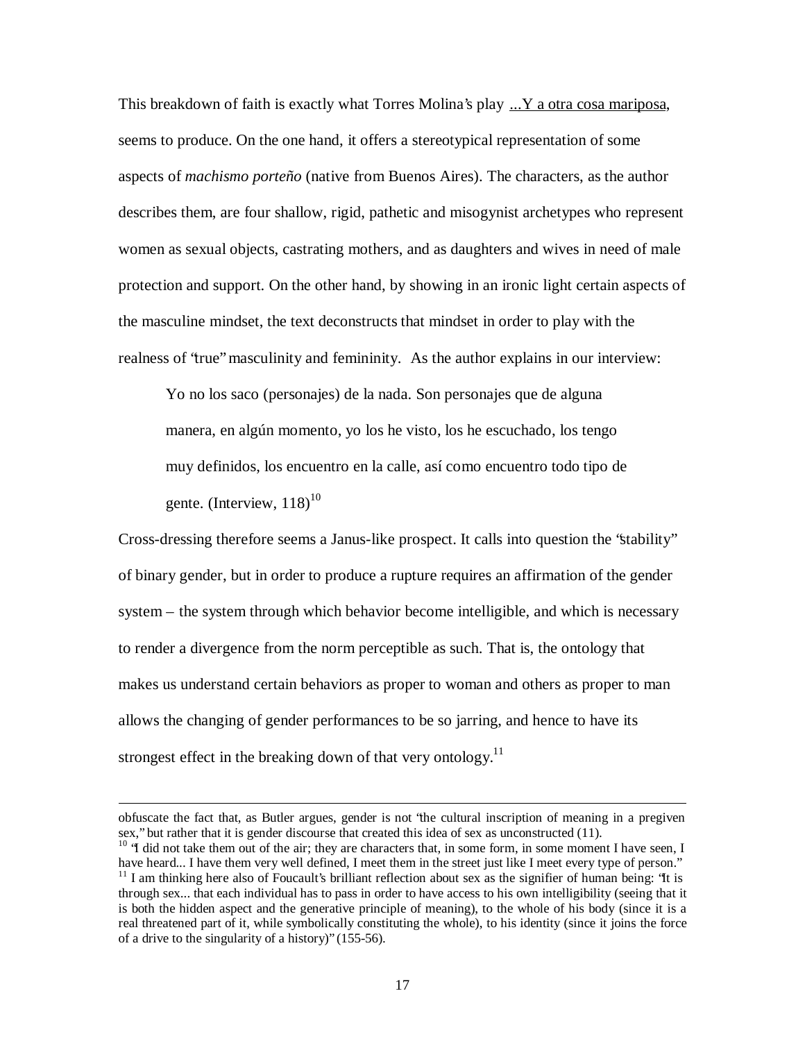This breakdown of faith is exactly what Torres Molina's play ...Y a otra cosa mariposa, seems to produce. On the one hand, it offers a stereotypical representation of some aspects of *machismo porteño* (native from Buenos Aires). The characters, as the author describes them, are four shallow, rigid, pathetic and misogynist archetypes who represent women as sexual objects, castrating mothers, and as daughters and wives in need of male protection and support. On the other hand, by showing in an ironic light certain aspects of the masculine mindset, the text deconstructs that mindset in order to play with the realness of "true" masculinity and femininity. As the author explains in our interview:

> Yo no los saco (personajes) de la nada. Son personajes que de alguna manera, en algún momento, yo los he visto, los he escuchado, los tengo muy definidos, los encuentro en la calle, así como encuentro todo tipo de gente. (Interview, 118)[10]

Cross-dressing therefore seems a Janus-like prospect. It calls into question the "stability" of binary gender, but in order to produce a rupture requires an affirmation of the gender system – the system through which behavior become intelligible, and which is necessary to render a divergence from the norm perceptible as such. That is, the ontology that makes us understand certain behaviors as proper to woman and others as proper to man allows the changing of gender performances to be so jarring, and hence to have its strongest effect in the breaking down of that very ontology.[11]

---

obfuscate the fact that, as Butler argues, gender is not "the cultural inscription of meaning in a pregiven sex," but rather that it is gender discourse that created this idea of sex as unconstructed (11).

[10] "I did not take them out of the air; they are characters that, in some form, in some moment I have seen, I have heard... I have them very well defined, I meet them in the street just like I meet every type of person."

[11] I am thinking here also of Foucault's brilliant reflection about sex as the signifier of human being: "It is through sex... that each individual has to pass in order to have access to his own intelligibility (seeing that it is both the hidden aspect and the generative principle of meaning), to the whole of his body (since it is a real threatened part of it, while symbolically constituting the whole), to his identity (since it joins the force of a drive to the singularity of a history)" (155-56).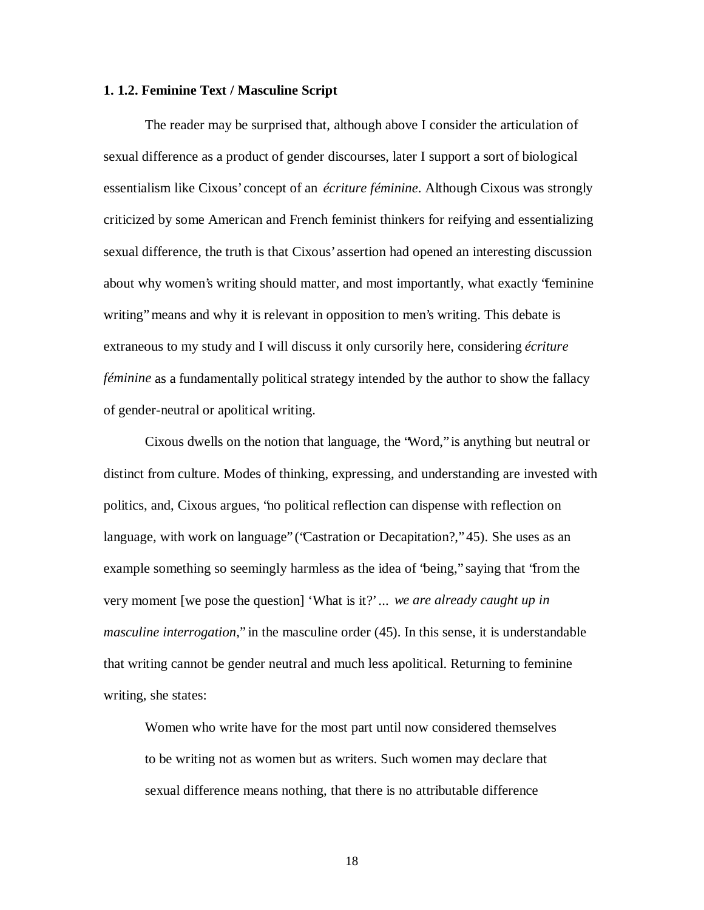### 1. 1.2. Feminine Text / Masculine Script

The reader may be surprised that, although above I consider the articulation of sexual difference as a product of gender discourses, later I support a sort of biological essentialism like Cixous' concept of an *écriture féminine*. Although Cixous was strongly criticized by some American and French feminist thinkers for reifying and essentializing sexual difference, the truth is that Cixous' assertion had opened an interesting discussion about why women's writing should matter, and most importantly, what exactly "feminine writing" means and why it is relevant in opposition to men's writing. This debate is extraneous to my study and I will discuss it only cursorily here, considering *écriture féminine* as a fundamentally political strategy intended by the author to show the fallacy of gender-neutral or apolitical writing.

Cixous dwells on the notion that language, the "Word," is anything but neutral or distinct from culture. Modes of thinking, expressing, and understanding are invested with politics, and, Cixous argues, "no political reflection can dispense with reflection on language, with work on language" ("Castration or Decapitation?," 45). She uses as an example something so seemingly harmless as the idea of "being," saying that "from the very moment [we pose the question] 'What is it?' ... *we are already caught up in masculine interrogation*," in the masculine order (45). In this sense, it is understandable that writing cannot be gender neutral and much less apolitical. Returning to feminine writing, she states:

> Women who write have for the most part until now considered themselves to be writing not as women but as writers. Such women may declare that sexual difference means nothing, that there is no attributable difference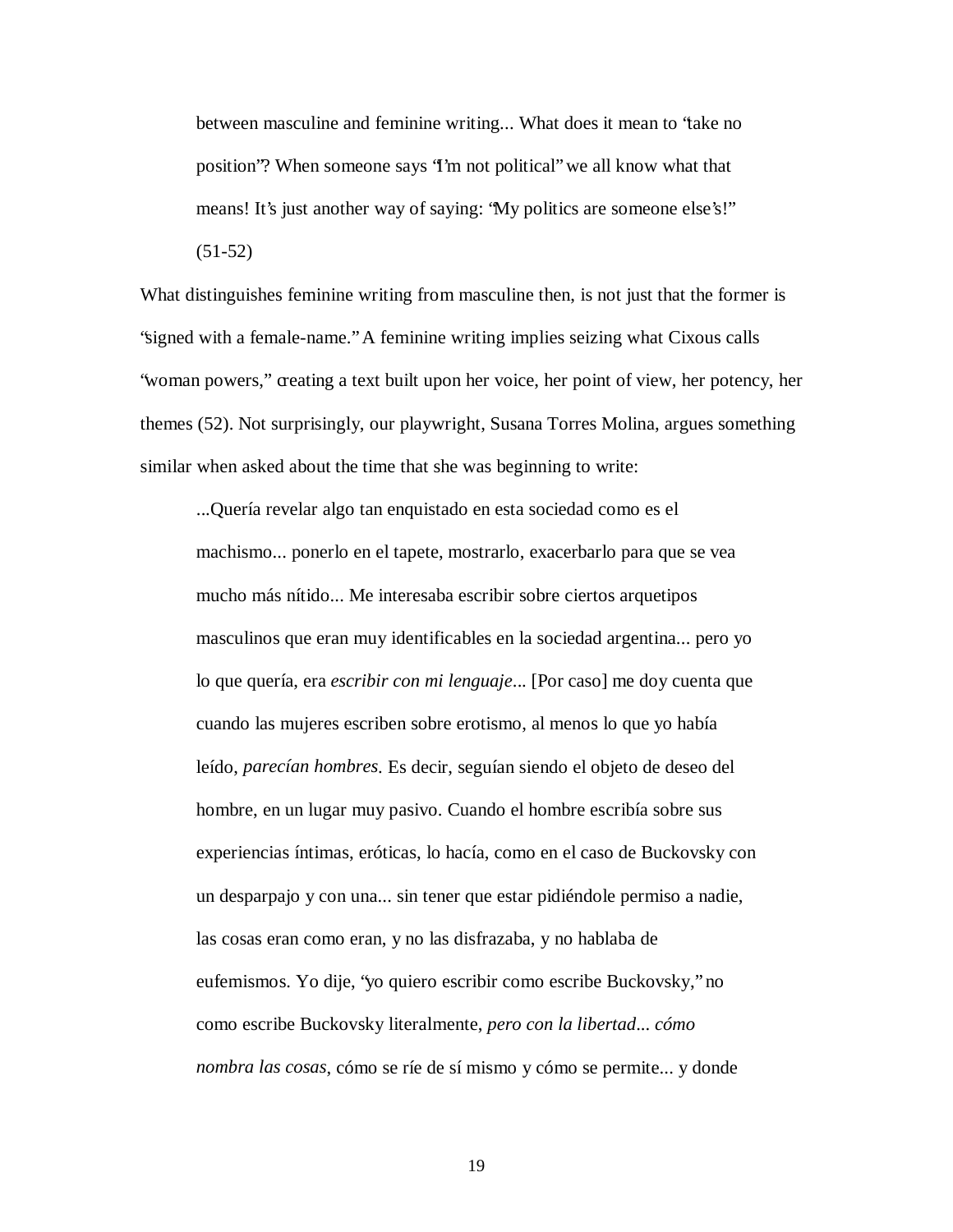> between masculine and feminine writing... What does it mean to "take no position"? When someone says "I'm not political" we all know what that means! It's just another way of saying: "My politics are someone else's!" (51-52)

What distinguishes feminine writing from masculine then, is not just that the former is "signed with a female-name." A feminine writing implies seizing what Cixous calls "woman powers," creating a text built upon her voice, her point of view, her potency, her themes (52). Not surprisingly, our playwright, Susana Torres Molina, argues something similar when asked about the time that she was beginning to write:

> ...Quería revelar algo tan enquistado en esta sociedad como es el machismo... ponerlo en el tapete, mostrarlo, exacerbarlo para que se vea mucho más nítido... Me interesaba escribir sobre ciertos arquetipos masculinos que eran muy identificables en la sociedad argentina... pero yo lo que quería, era *escribir con mi lenguaje*... [Por caso] me doy cuenta que cuando las mujeres escriben sobre erotismo, al menos lo que yo había leído, *parecían hombres*. Es decir, seguían siendo el objeto de deseo del hombre, en un lugar muy pasivo. Cuando el hombre escribía sobre sus experiencias íntimas, eróticas, lo hacía, como en el caso de Buckovsky con un desparpajo y con una... sin tener que estar pidiéndole permiso a nadie, las cosas eran como eran, y no las disfrazaba, y no hablaba de eufemismos. Yo dije, "yo quiero escribir como escribe Buckovsky," no como escribe Buckovsky literalmente, *pero con la libertad... cómo nombra las cosas*, cómo se ríe de sí mismo y cómo se permite... y donde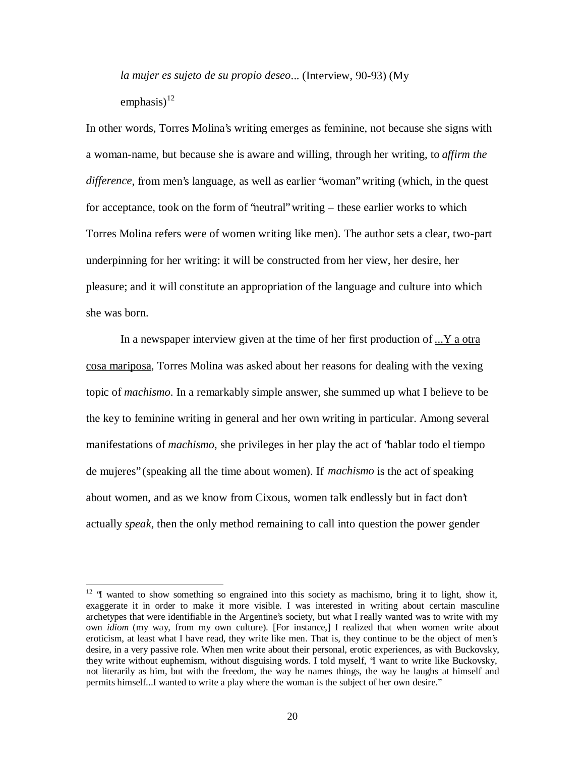*la mujer es sujeto de su propio deseo*... (Interview, 90-93) (My emphasis)[12]

In other words, Torres Molina's writing emerges as feminine, not because she signs with a woman-name, but because she is aware and willing, through her writing, to *affirm the difference*, from men's language, as well as earlier "woman" writing (which, in the quest for acceptance, took on the form of "neutral" writing – these earlier works to which Torres Molina refers were of women writing like men). The author sets a clear, two-part underpinning for her writing: it will be constructed from her view, her desire, her pleasure; and it will constitute an appropriation of the language and culture into which she was born.

In a newspaper interview given at the time of her first production of ...Y a otra cosa mariposa, Torres Molina was asked about her reasons for dealing with the vexing topic of *machismo*. In a remarkably simple answer, she summed up what I believe to be the key to feminine writing in general and her own writing in particular. Among several manifestations of *machismo*, she privileges in her play the act of "hablar todo el tiempo de mujeres" (speaking all the time about women). If *machismo* is the act of speaking about women, and as we know from Cixous, women talk endlessly but in fact don't actually *speak*, then the only method remaining to call into question the power gender

---

[12] "I wanted to show something so engrained into this society as machismo, bring it to light, show it, exaggerate it in order to make it more visible. I was interested in writing about certain masculine archetypes that were identifiable in the Argentine's society, but what I really wanted was to write with my own *idiom* (my way, from my own culture). [For instance,] I realized that when women write about eroticism, at least what I have read, they write like men. That is, they continue to be the object of men's desire, in a very passive role. When men write about their personal, erotic experiences, as with Buckovsky, they write without euphemism, without disguising words. I told myself, "I want to write like Buckovsky, not literarily as him, but with the freedom, the way he names things, the way he laughs at himself and permits himself...I wanted to write a play where the woman is the subject of her own desire."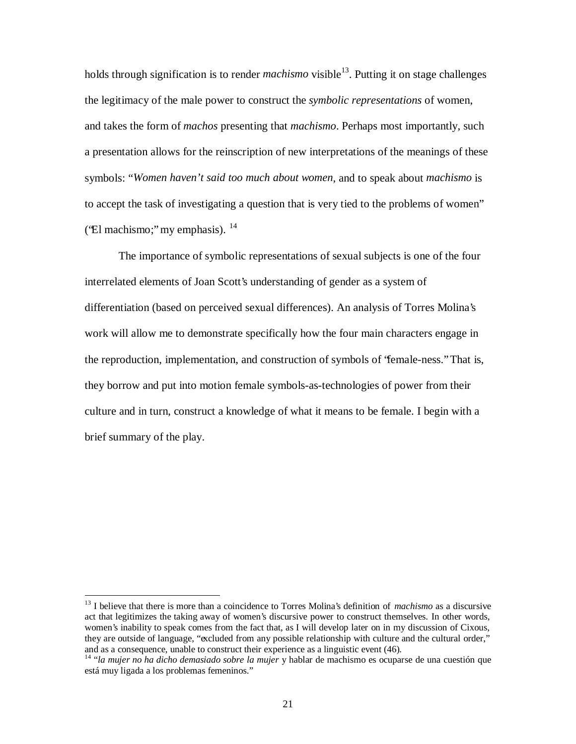holds through signification is to render *machismo* visible[13]. Putting it on stage challenges the legitimacy of the male power to construct the *symbolic representations* of women, and takes the form of *machos* presenting that *machismo*. Perhaps most importantly, such a presentation allows for the reinscription of new interpretations of the meanings of these symbols: "*Women haven't said too much about women*, and to speak about *machismo* is to accept the task of investigating a question that is very tied to the problems of women" ("El machismo;" my emphasis). [14]

The importance of symbolic representations of sexual subjects is one of the four interrelated elements of Joan Scott's understanding of gender as a system of differentiation (based on perceived sexual differences). An analysis of Torres Molina's work will allow me to demonstrate specifically how the four main characters engage in the reproduction, implementation, and construction of symbols of "female-ness." That is, they borrow and put into motion female symbols-as-technologies of power from their culture and in turn, construct a knowledge of what it means to be female. I begin with a brief summary of the play.

---

[13] I believe that there is more than a coincidence to Torres Molina's definition of *machismo* as a discursive act that legitimizes the taking away of women's discursive power to construct themselves. In other words, women's inability to speak comes from the fact that, as I will develop later on in my discussion of Cixous, they are outside of language, "excluded from any possible relationship with culture and the cultural order," and as a consequence, unable to construct their experience as a linguistic event (46).

[14] "*la mujer no ha dicho demasiado sobre la mujer* y hablar de machismo es ocuparse de una cuestión que está muy ligada a los problemas femeninos."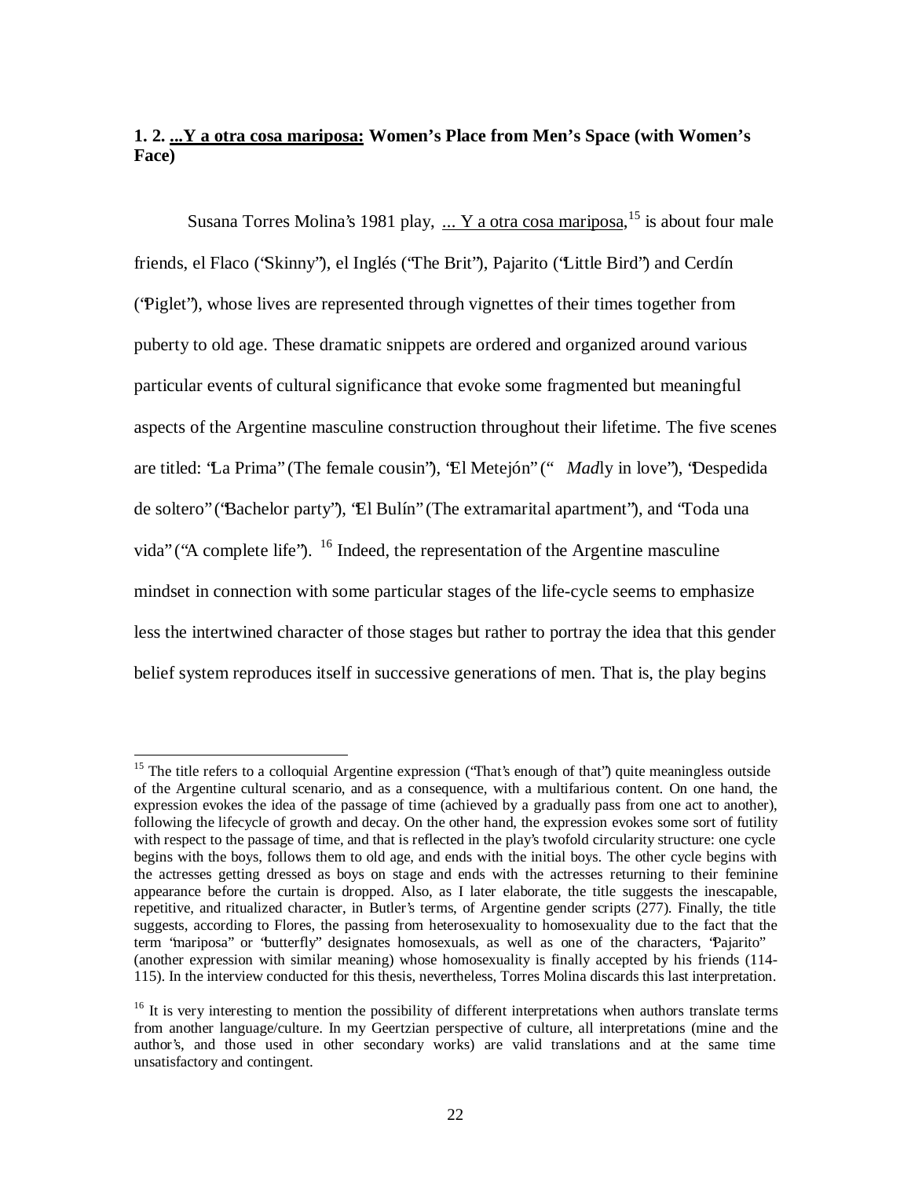### 1. 2. <u>...Y a otra cosa mariposa:</u> Women's Place from Men's Space (with Women's Face)

Susana Torres Molina's 1981 play, <u>... Y a otra cosa mariposa</u>,[15] is about four male friends, el Flaco ("Skinny"), el Inglés ("The Brit"), Pajarito ("Little Bird") and Cerdín ("Piglet"), whose lives are represented through vignettes of their times together from puberty to old age. These dramatic snippets are ordered and organized around various particular events of cultural significance that evoke some fragmented but meaningful aspects of the Argentine masculine construction throughout their lifetime. The five scenes are titled: "La Prima" (The female cousin"), "El Metejón" (" *Mad*ly in love"), "Despedida de soltero" ("Bachelor party"), "El Bulín" (The extramarital apartment"), and "Toda una vida" ("A complete life"). [16] Indeed, the representation of the Argentine masculine mindset in connection with some particular stages of the life-cycle seems to emphasize less the intertwined character of those stages but rather to portray the idea that this gender belief system reproduces itself in successive generations of men. That is, the play begins

[15] The title refers to a colloquial Argentine expression ("That's enough of that") quite meaningless outside of the Argentine cultural scenario, and as a consequence, with a multifarious content. On one hand, the expression evokes the idea of the passage of time (achieved by a gradually pass from one act to another), following the lifecycle of growth and decay. On the other hand, the expression evokes some sort of futility with respect to the passage of time, and that is reflected in the play's twofold circularity structure: one cycle begins with the boys, follows them to old age, and ends with the initial boys. The other cycle begins with the actresses getting dressed as boys on stage and ends with the actresses returning to their feminine appearance before the curtain is dropped. Also, as I later elaborate, the title suggests the inescapable, repetitive, and ritualized character, in Butler's terms, of Argentine gender scripts (277). Finally, the title suggests, according to Flores, the passing from heterosexuality to homosexuality due to the fact that the term "mariposa" or "butterfly" designates homosexuals, as well as one of the characters, "Pajarito" (another expression with similar meaning) whose homosexuality is finally accepted by his friends (114-115). In the interview conducted for this thesis, nevertheless, Torres Molina discards this last interpretation.

[16] It is very interesting to mention the possibility of different interpretations when authors translate terms from another language/culture. In my Geertzian perspective of culture, all interpretations (mine and the author's, and those used in other secondary works) are valid translations and at the same time unsatisfactory and contingent.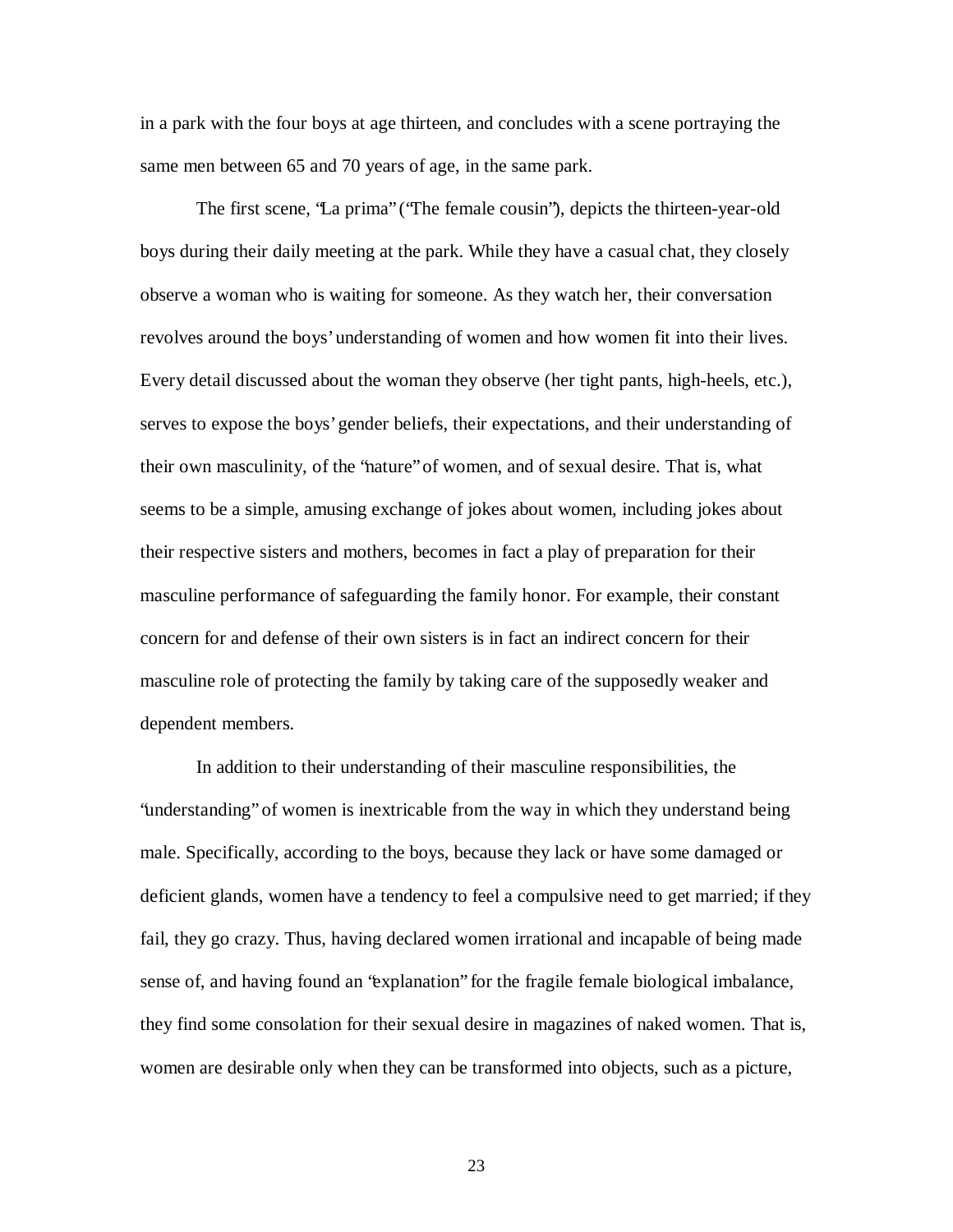in a park with the four boys at age thirteen, and concludes with a scene portraying the same men between 65 and 70 years of age, in the same park.

The first scene, "La prima" ("The female cousin"), depicts the thirteen-year-old boys during their daily meeting at the park. While they have a casual chat, they closely observe a woman who is waiting for someone. As they watch her, their conversation revolves around the boys' understanding of women and how women fit into their lives. Every detail discussed about the woman they observe (her tight pants, high-heels, etc.), serves to expose the boys' gender beliefs, their expectations, and their understanding of their own masculinity, of the "nature" of women, and of sexual desire. That is, what seems to be a simple, amusing exchange of jokes about women, including jokes about their respective sisters and mothers, becomes in fact a play of preparation for their masculine performance of safeguarding the family honor. For example, their constant concern for and defense of their own sisters is in fact an indirect concern for their masculine role of protecting the family by taking care of the supposedly weaker and dependent members.

In addition to their understanding of their masculine responsibilities, the "understanding" of women is inextricable from the way in which they understand being male. Specifically, according to the boys, because they lack or have some damaged or deficient glands, women have a tendency to feel a compulsive need to get married; if they fail, they go crazy. Thus, having declared women irrational and incapable of being made sense of, and having found an "explanation" for the fragile female biological imbalance, they find some consolation for their sexual desire in magazines of naked women. That is, women are desirable only when they can be transformed into objects, such as a picture,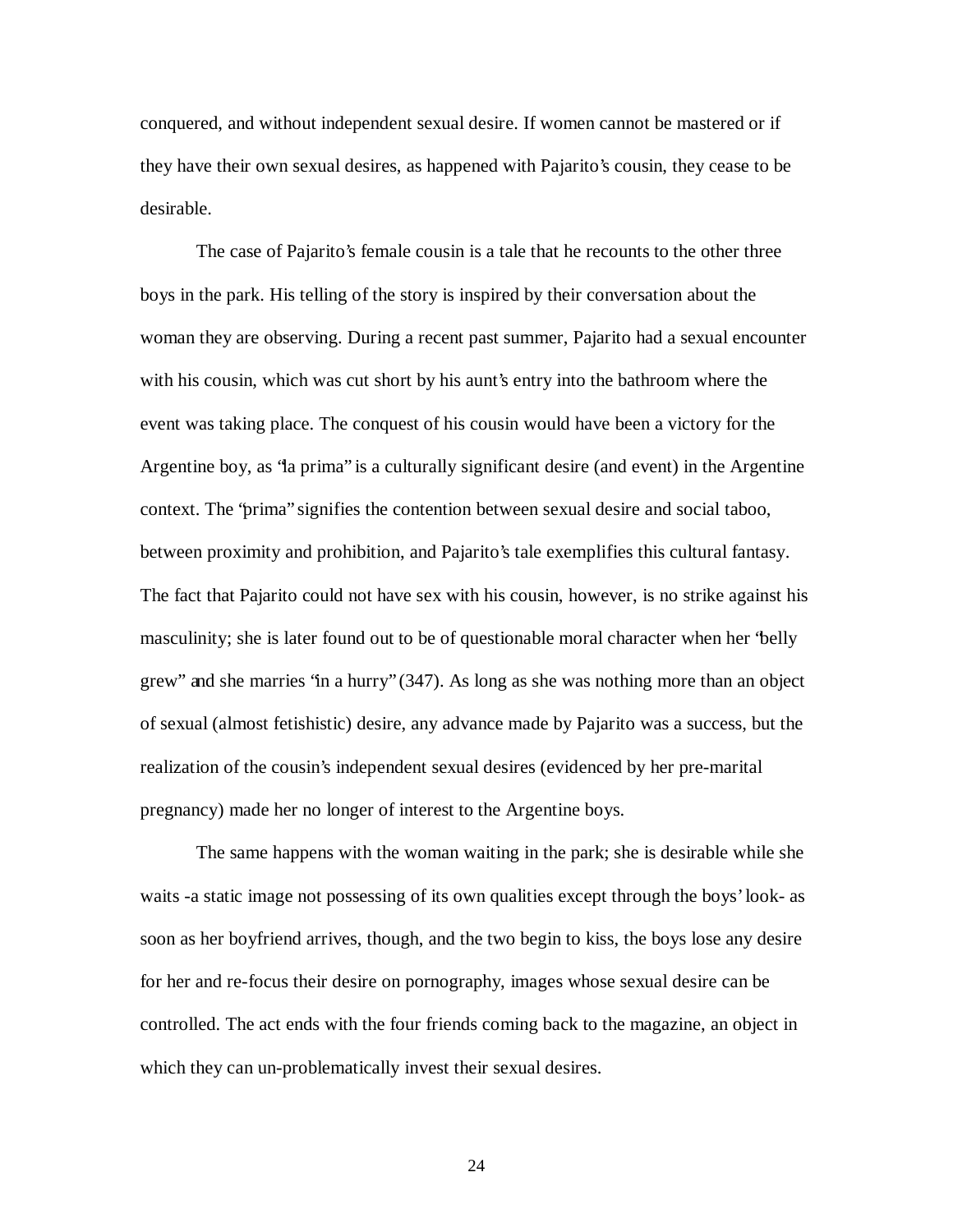conquered, and without independent sexual desire. If women cannot be mastered or if they have their own sexual desires, as happened with Pajarito's cousin, they cease to be desirable.

The case of Pajarito's female cousin is a tale that he recounts to the other three boys in the park. His telling of the story is inspired by their conversation about the woman they are observing. During a recent past summer, Pajarito had a sexual encounter with his cousin, which was cut short by his aunt's entry into the bathroom where the event was taking place. The conquest of his cousin would have been a victory for the Argentine boy, as "la prima" is a culturally significant desire (and event) in the Argentine context. The "prima" signifies the contention between sexual desire and social taboo, between proximity and prohibition, and Pajarito's tale exemplifies this cultural fantasy. The fact that Pajarito could not have sex with his cousin, however, is no strike against his masculinity; she is later found out to be of questionable moral character when her "belly grew" and she marries "in a hurry" (347). As long as she was nothing more than an object of sexual (almost fetishistic) desire, any advance made by Pajarito was a success, but the realization of the cousin's independent sexual desires (evidenced by her pre-marital pregnancy) made her no longer of interest to the Argentine boys.

The same happens with the woman waiting in the park; she is desirable while she waits -a static image not possessing of its own qualities except through the boys' look- as soon as her boyfriend arrives, though, and the two begin to kiss, the boys lose any desire for her and re-focus their desire on pornography, images whose sexual desire can be controlled. The act ends with the four friends coming back to the magazine, an object in which they can un-problematically invest their sexual desires.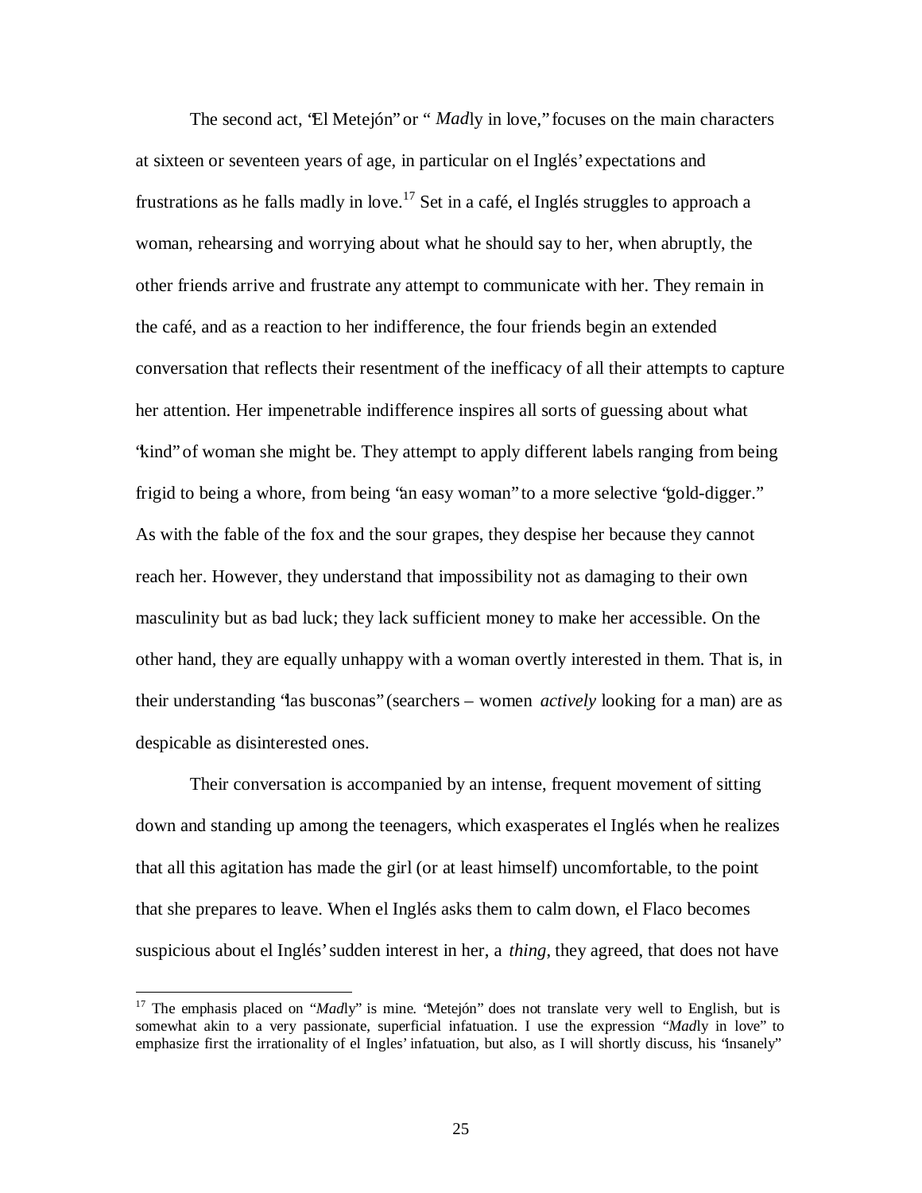The second act, "El Metejón" or "*Mad*ly in love," focuses on the main characters at sixteen or seventeen years of age, in particular on el Inglés' expectations and frustrations as he falls madly in love.[17] Set in a café, el Inglés struggles to approach a woman, rehearsing and worrying about what he should say to her, when abruptly, the other friends arrive and frustrate any attempt to communicate with her. They remain in the café, and as a reaction to her indifference, the four friends begin an extended conversation that reflects their resentment of the inefficacy of all their attempts to capture her attention. Her impenetrable indifference inspires all sorts of guessing about what "kind" of woman she might be. They attempt to apply different labels ranging from being frigid to being a whore, from being "an easy woman" to a more selective "gold-digger." As with the fable of the fox and the sour grapes, they despise her because they cannot reach her. However, they understand that impossibility not as damaging to their own masculinity but as bad luck; they lack sufficient money to make her accessible. On the other hand, they are equally unhappy with a woman overtly interested in them. That is, in their understanding "las busconas" (searchers – women *actively* looking for a man) are as despicable as disinterested ones.

Their conversation is accompanied by an intense, frequent movement of sitting down and standing up among the teenagers, which exasperates el Inglés when he realizes that all this agitation has made the girl (or at least himself) uncomfortable, to the point that she prepares to leave. When el Inglés asks them to calm down, el Flaco becomes suspicious about el Inglés' sudden interest in her, a *thing*, they agreed, that does not have

[17] The emphasis placed on "*Mad*ly" is mine. "Metejón" does not translate very well to English, but is somewhat akin to a very passionate, superficial infatuation. I use the expression "*Mad*ly in love" to emphasize first the irrationality of el Ingles' infatuation, but also, as I will shortly discuss, his "insanely"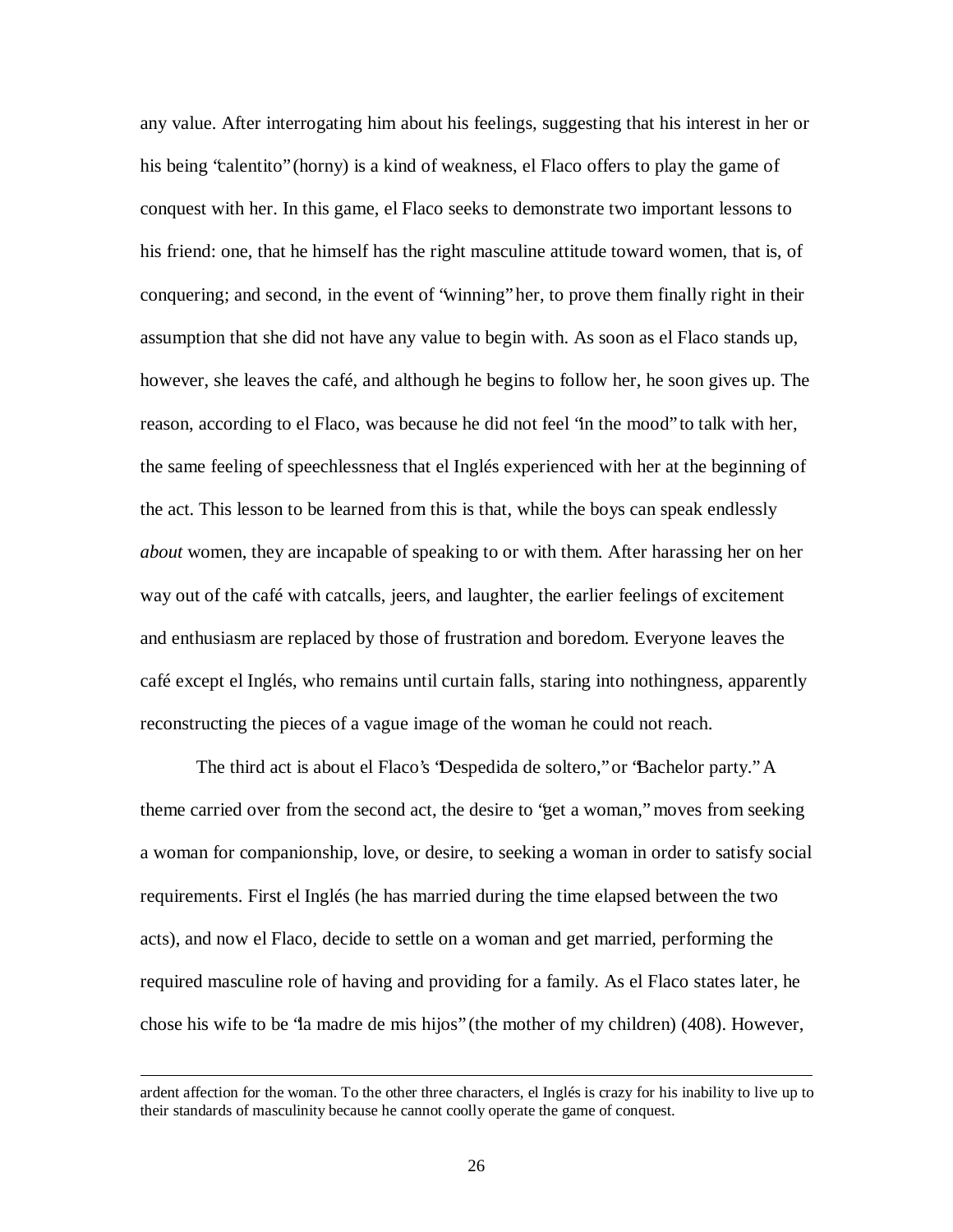any value. After interrogating him about his feelings, suggesting that his interest in her or his being "calentito" (horny) is a kind of weakness, el Flaco offers to play the game of conquest with her. In this game, el Flaco seeks to demonstrate two important lessons to his friend: one, that he himself has the right masculine attitude toward women, that is, of conquering; and second, in the event of "winning" her, to prove them finally right in their assumption that she did not have any value to begin with. As soon as el Flaco stands up, however, she leaves the café, and although he begins to follow her, he soon gives up. The reason, according to el Flaco, was because he did not feel "in the mood" to talk with her, the same feeling of speechlessness that el Inglés experienced with her at the beginning of the act. This lesson to be learned from this is that, while the boys can speak endlessly *about* women, they are incapable of speaking to or with them. After harassing her on her way out of the café with catcalls, jeers, and laughter, the earlier feelings of excitement and enthusiasm are replaced by those of frustration and boredom. Everyone leaves the café except el Inglés, who remains until curtain falls, staring into nothingness, apparently reconstructing the pieces of a vague image of the woman he could not reach.

The third act is about el Flaco's "Despedida de soltero," or "Bachelor party." A theme carried over from the second act, the desire to "get a woman," moves from seeking a woman for companionship, love, or desire, to seeking a woman in order to satisfy social requirements. First el Inglés (he has married during the time elapsed between the two acts), and now el Flaco, decide to settle on a woman and get married, performing the required masculine role of having and providing for a family. As el Flaco states later, he chose his wife to be "la madre de mis hijos" (the mother of my children) (408). However,

ardent affection for the woman. To the other three characters, el Inglés is crazy for his inability to live up to their standards of masculinity because he cannot coolly operate the game of conquest.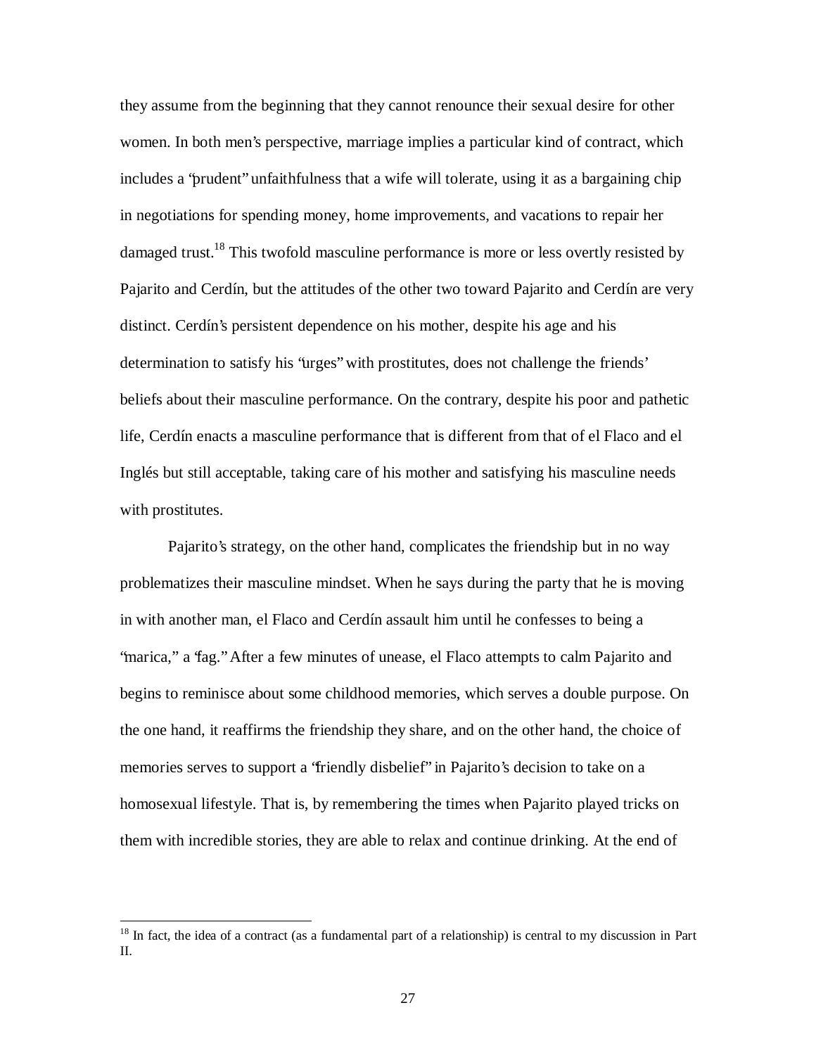they assume from the beginning that they cannot renounce their sexual desire for other women. In both men's perspective, marriage implies a particular kind of contract, which includes a "prudent" unfaithfulness that a wife will tolerate, using it as a bargaining chip in negotiations for spending money, home improvements, and vacations to repair her damaged trust.[18] This twofold masculine performance is more or less overtly resisted by Pajarito and Cerdín, but the attitudes of the other two toward Pajarito and Cerdín are very distinct. Cerdín's persistent dependence on his mother, despite his age and his determination to satisfy his "urges" with prostitutes, does not challenge the friends' beliefs about their masculine performance. On the contrary, despite his poor and pathetic life, Cerdín enacts a masculine performance that is different from that of el Flaco and el Inglés but still acceptable, taking care of his mother and satisfying his masculine needs with prostitutes.

Pajarito's strategy, on the other hand, complicates the friendship but in no way problematizes their masculine mindset. When he says during the party that he is moving in with another man, el Flaco and Cerdín assault him until he confesses to being a "marica," a "fag." After a few minutes of unease, el Flaco attempts to calm Pajarito and begins to reminisce about some childhood memories, which serves a double purpose. On the one hand, it reaffirms the friendship they share, and on the other hand, the choice of memories serves to support a "friendly disbelief" in Pajarito's decision to take on a homosexual lifestyle. That is, by remembering the times when Pajarito played tricks on them with incredible stories, they are able to relax and continue drinking. At the end of

[18] In fact, the idea of a contract (as a fundamental part of a relationship) is central to my discussion in Part II.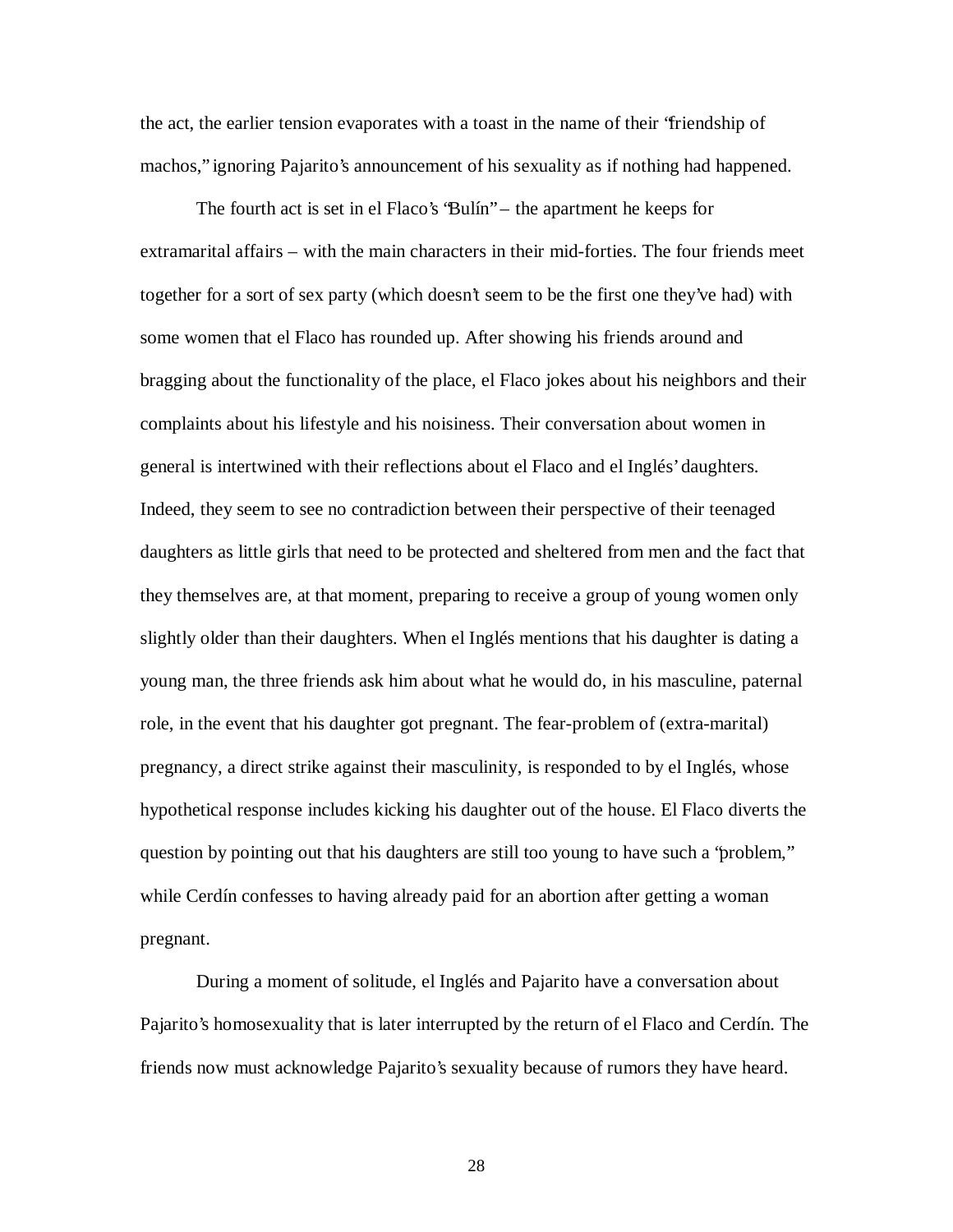the act, the earlier tension evaporates with a toast in the name of their "friendship of machos," ignoring Pajarito's announcement of his sexuality as if nothing had happened.

The fourth act is set in el Flaco's "Bulín" – the apartment he keeps for extramarital affairs – with the main characters in their mid-forties. The four friends meet together for a sort of sex party (which doesn't seem to be the first one they've had) with some women that el Flaco has rounded up. After showing his friends around and bragging about the functionality of the place, el Flaco jokes about his neighbors and their complaints about his lifestyle and his noisiness. Their conversation about women in general is intertwined with their reflections about el Flaco and el Inglés' daughters. Indeed, they seem to see no contradiction between their perspective of their teenaged daughters as little girls that need to be protected and sheltered from men and the fact that they themselves are, at that moment, preparing to receive a group of young women only slightly older than their daughters. When el Inglés mentions that his daughter is dating a young man, the three friends ask him about what he would do, in his masculine, paternal role, in the event that his daughter got pregnant. The fear-problem of (extra-marital) pregnancy, a direct strike against their masculinity, is responded to by el Inglés, whose hypothetical response includes kicking his daughter out of the house. El Flaco diverts the question by pointing out that his daughters are still too young to have such a "problem," while Cerdín confesses to having already paid for an abortion after getting a woman pregnant.

During a moment of solitude, el Inglés and Pajarito have a conversation about Pajarito's homosexuality that is later interrupted by the return of el Flaco and Cerdín. The friends now must acknowledge Pajarito's sexuality because of rumors they have heard.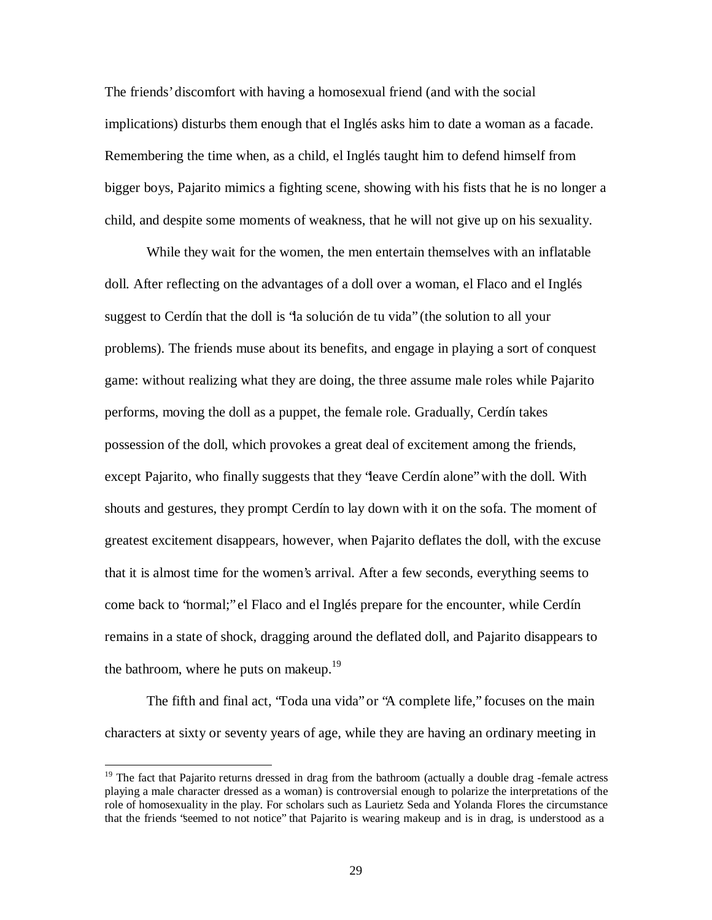The friends' discomfort with having a homosexual friend (and with the social implications) disturbs them enough that el Inglés asks him to date a woman as a facade. Remembering the time when, as a child, el Inglés taught him to defend himself from bigger boys, Pajarito mimics a fighting scene, showing with his fists that he is no longer a child, and despite some moments of weakness, that he will not give up on his sexuality.

While they wait for the women, the men entertain themselves with an inflatable doll. After reflecting on the advantages of a doll over a woman, el Flaco and el Inglés suggest to Cerdín that the doll is "la solución de tu vida" (the solution to all your problems). The friends muse about its benefits, and engage in playing a sort of conquest game: without realizing what they are doing, the three assume male roles while Pajarito performs, moving the doll as a puppet, the female role. Gradually, Cerdín takes possession of the doll, which provokes a great deal of excitement among the friends, except Pajarito, who finally suggests that they "leave Cerdín alone" with the doll. With shouts and gestures, they prompt Cerdín to lay down with it on the sofa. The moment of greatest excitement disappears, however, when Pajarito deflates the doll, with the excuse that it is almost time for the women's arrival. After a few seconds, everything seems to come back to "normal;" el Flaco and el Inglés prepare for the encounter, while Cerdín remains in a state of shock, dragging around the deflated doll, and Pajarito disappears to the bathroom, where he puts on makeup.[19]

The fifth and final act, "Toda una vida" or "A complete life," focuses on the main characters at sixty or seventy years of age, while they are having an ordinary meeting in

---

[19] The fact that Pajarito returns dressed in drag from the bathroom (actually a double drag -female actress playing a male character dressed as a woman) is controversial enough to polarize the interpretations of the role of homosexuality in the play. For scholars such as Laurietz Seda and Yolanda Flores the circumstance that the friends "seemed to not notice" that Pajarito is wearing makeup and is in drag, is understood as a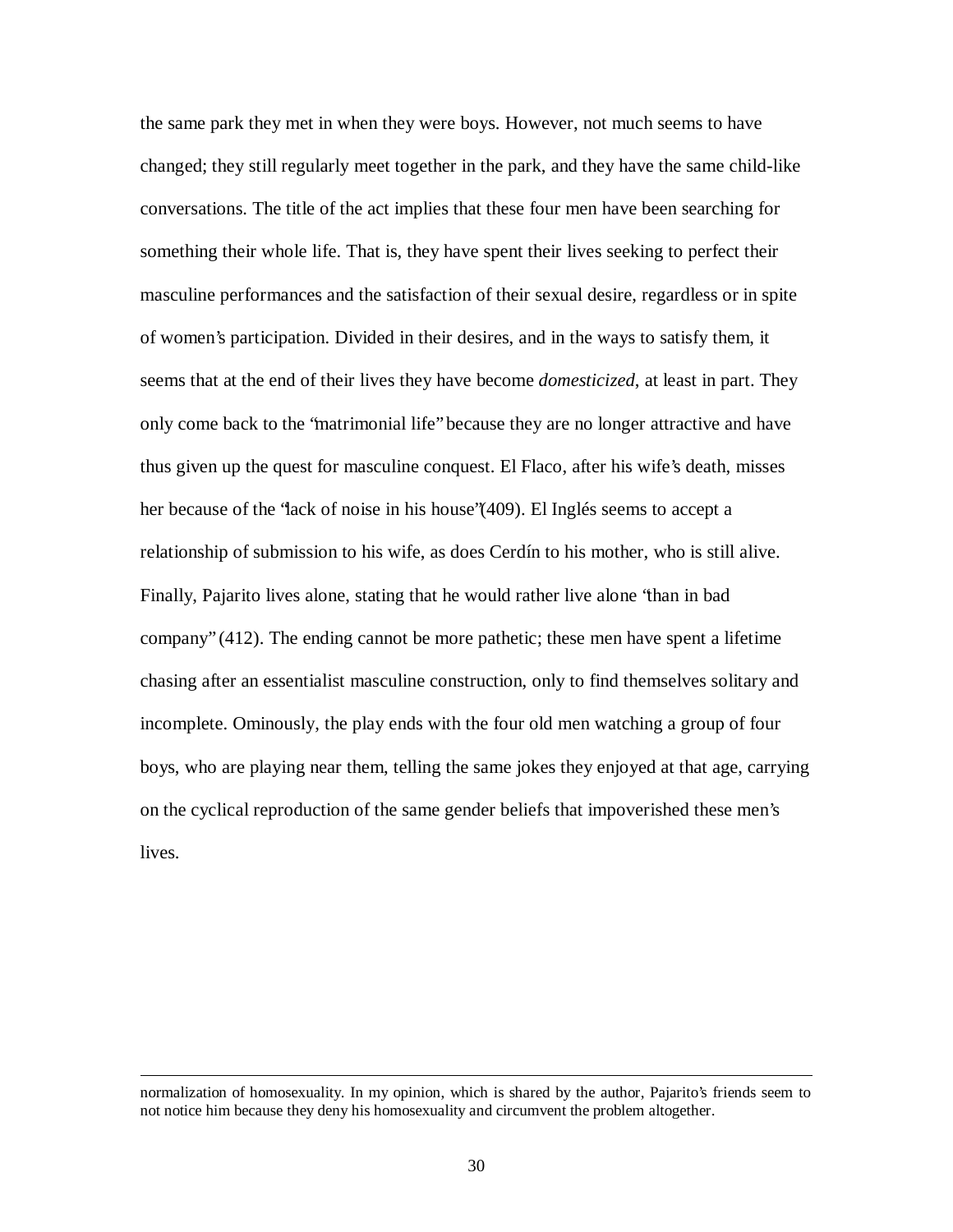the same park they met in when they were boys. However, not much seems to have changed; they still regularly meet together in the park, and they have the same child-like conversations. The title of the act implies that these four men have been searching for something their whole life. That is, they have spent their lives seeking to perfect their masculine performances and the satisfaction of their sexual desire, regardless or in spite of women's participation. Divided in their desires, and in the ways to satisfy them, it seems that at the end of their lives they have become *domesticized*, at least in part. They only come back to the "matrimonial life" because they are no longer attractive and have thus given up the quest for masculine conquest. El Flaco, after his wife's death, misses her because of the "lack of noise in his house" (409). El Inglés seems to accept a relationship of submission to his wife, as does Cerdín to his mother, who is still alive. Finally, Pajarito lives alone, stating that he would rather live alone "than in bad company" (412). The ending cannot be more pathetic; these men have spent a lifetime chasing after an essentialist masculine construction, only to find themselves solitary and incomplete. Ominously, the play ends with the four old men watching a group of four boys, who are playing near them, telling the same jokes they enjoyed at that age, carrying on the cyclical reproduction of the same gender beliefs that impoverished these men's lives.

---

normalization of homosexuality. In my opinion, which is shared by the author, Pajarito's friends seem to not notice him because they deny his homosexuality and circumvent the problem altogether.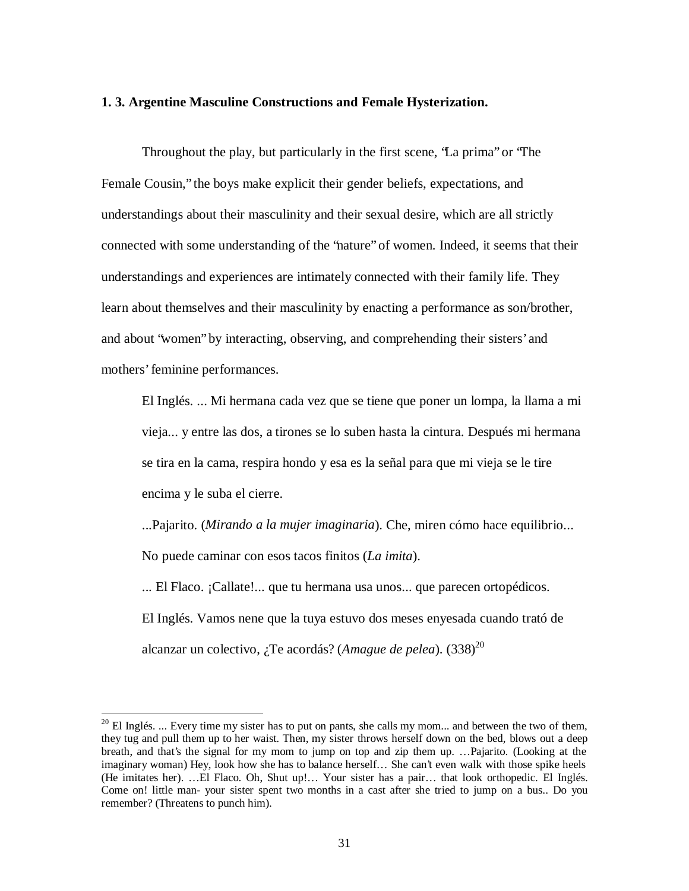**1. 3. Argentine Masculine Constructions and Female Hysterization.**

Throughout the play, but particularly in the first scene, "La prima" or "The Female Cousin," the boys make explicit their gender beliefs, expectations, and understandings about their masculinity and their sexual desire, which are all strictly connected with some understanding of the "nature" of women. Indeed, it seems that their understandings and experiences are intimately connected with their family life. They learn about themselves and their masculinity by enacting a performance as son/brother, and about "women" by interacting, observing, and comprehending their sisters' and mothers' feminine performances.

> El Inglés. ... Mi hermana cada vez que se tiene que poner un lompa, la llama a mi vieja... y entre las dos, a tirones se lo suben hasta la cintura. Después mi hermana se tira en la cama, respira hondo y esa es la señal para que mi vieja se le tire encima y le suba el cierre.
>
> ...Pajarito. (*Mirando a la mujer imaginaria*). Che, miren cómo hace equilibrio... No puede caminar con esos tacos finitos (*La imita*).
>
> ... El Flaco. ¡Callate!... que tu hermana usa unos... que parecen ortopédicos.
>
> El Inglés. Vamos nene que la tuya estuvo dos meses enyesada cuando trató de alcanzar un colectivo, ¿Te acordás? (*Amague de pelea*). (338)[20]

---

[20] El Inglés. ... Every time my sister has to put on pants, she calls my mom... and between the two of them, they tug and pull them up to her waist. Then, my sister throws herself down on the bed, blows out a deep breath, and that's the signal for my mom to jump on top and zip them up. …Pajarito. (Looking at the imaginary woman) Hey, look how she has to balance herself… She can't even walk with those spike heels (He imitates her). …El Flaco. Oh, Shut up!… Your sister has a pair… that look orthopedic. El Inglés. Come on! little man- your sister spent two months in a cast after she tried to jump on a bus.. Do you remember? (Threatens to punch him).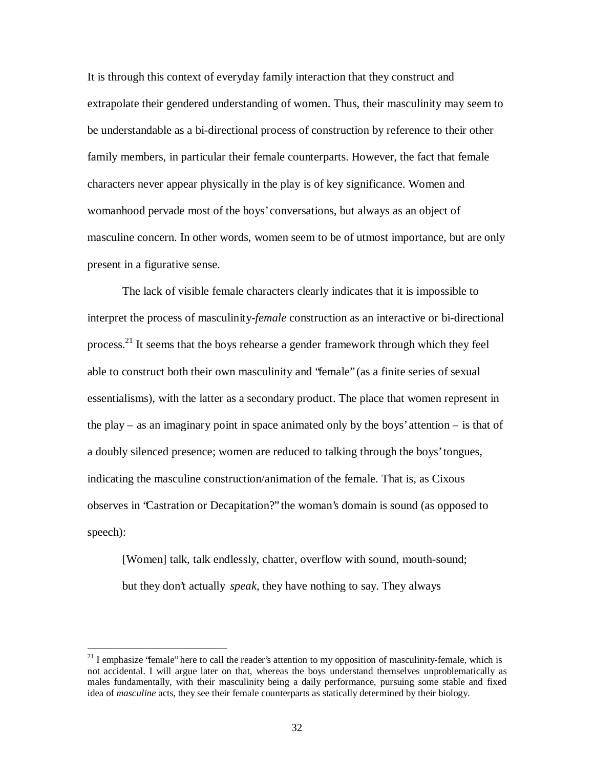It is through this context of everyday family interaction that they construct and extrapolate their gendered understanding of women. Thus, their masculinity may seem to be understandable as a bi-directional process of construction by reference to their other family members, in particular their female counterparts. However, the fact that female characters never appear physically in the play is of key significance. Women and womanhood pervade most of the boys' conversations, but always as an object of masculine concern. In other words, women seem to be of utmost importance, but are only present in a figurative sense.

The lack of visible female characters clearly indicates that it is impossible to interpret the process of masculinity-*female* construction as an interactive or bi-directional process.[21] It seems that the boys rehearse a gender framework through which they feel able to construct both their own masculinity and "female" (as a finite series of sexual essentialisms), with the latter as a secondary product. The place that women represent in the play – as an imaginary point in space animated only by the boys' attention – is that of a doubly silenced presence; women are reduced to talking through the boys' tongues, indicating the masculine construction/animation of the female. That is, as Cixous observes in "Castration or Decapitation?" the woman's domain is sound (as opposed to speech):

> [Women] talk, talk endlessly, chatter, overflow with sound, mouth-sound; but they don't actually *speak*, they have nothing to say. They always

---

[21] I emphasize "female" here to call the reader's attention to my opposition of masculinity-female, which is not accidental. I will argue later on that, whereas the boys understand themselves unproblematically as males fundamentally, with their masculinity being a daily performance, pursuing some stable and fixed idea of *masculine* acts, they see their female counterparts as statically determined by their biology.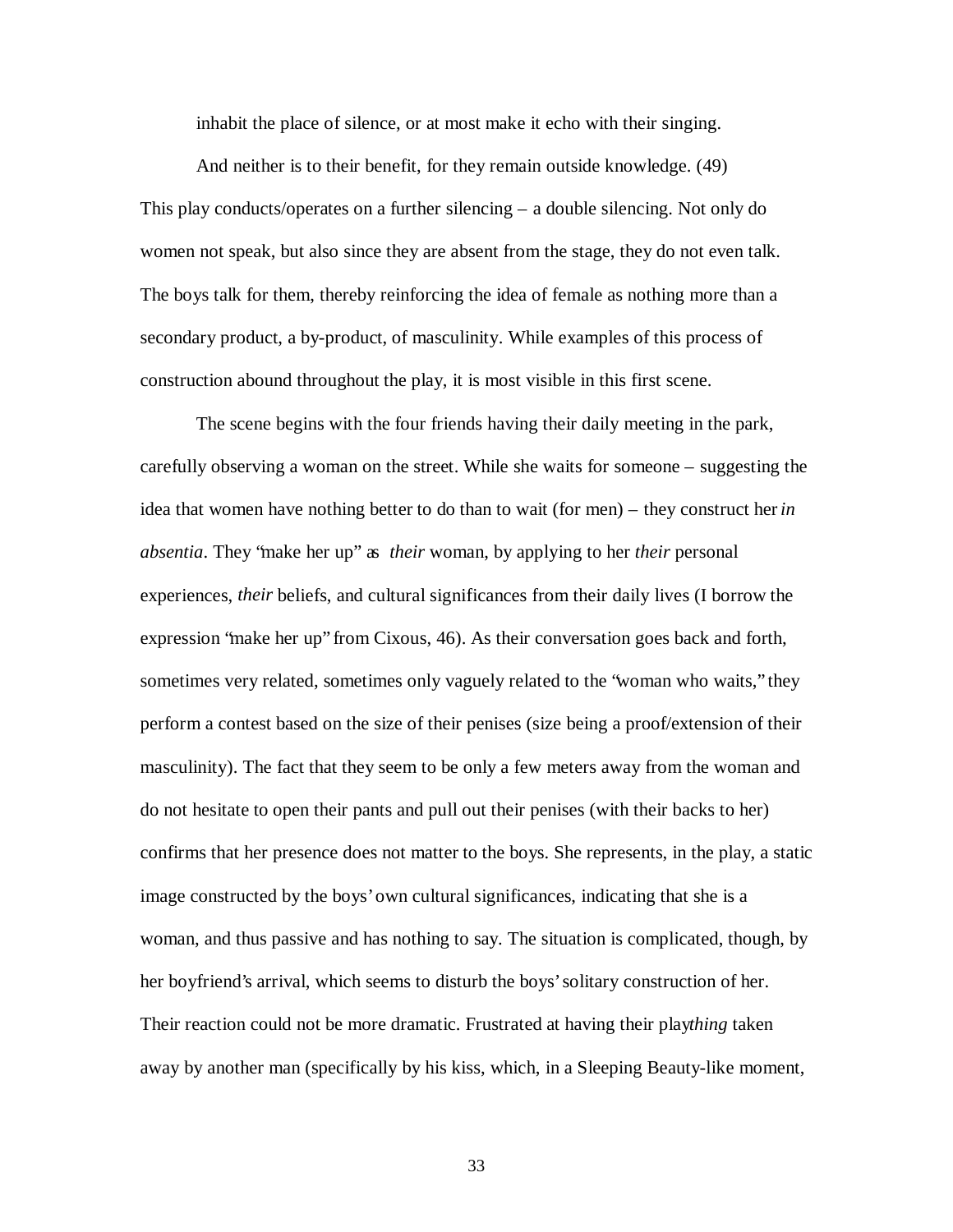inhabit the place of silence, or at most make it echo with their singing.

And neither is to their benefit, for they remain outside knowledge. (49)

This play conducts/operates on a further silencing – a double silencing. Not only do women not speak, but also since they are absent from the stage, they do not even talk. The boys talk for them, thereby reinforcing the idea of female as nothing more than a secondary product, a by-product, of masculinity. While examples of this process of construction abound throughout the play, it is most visible in this first scene.

The scene begins with the four friends having their daily meeting in the park, carefully observing a woman on the street. While she waits for someone – suggesting the idea that women have nothing better to do than to wait (for men) – they construct her *in absentia*. They "make her up" as *their* woman, by applying to her *their* personal experiences, *their* beliefs, and cultural significances from their daily lives (I borrow the expression "make her up" from Cixous, 46). As their conversation goes back and forth, sometimes very related, sometimes only vaguely related to the "woman who waits," they perform a contest based on the size of their penises (size being a proof/extension of their masculinity). The fact that they seem to be only a few meters away from the woman and do not hesitate to open their pants and pull out their penises (with their backs to her) confirms that her presence does not matter to the boys. She represents, in the play, a static image constructed by the boys' own cultural significances, indicating that she is a woman, and thus passive and has nothing to say. The situation is complicated, though, by her boyfriend's arrival, which seems to disturb the boys' solitary construction of her. Their reaction could not be more dramatic. Frustrated at having their play*thing* taken away by another man (specifically by his kiss, which, in a Sleeping Beauty-like moment,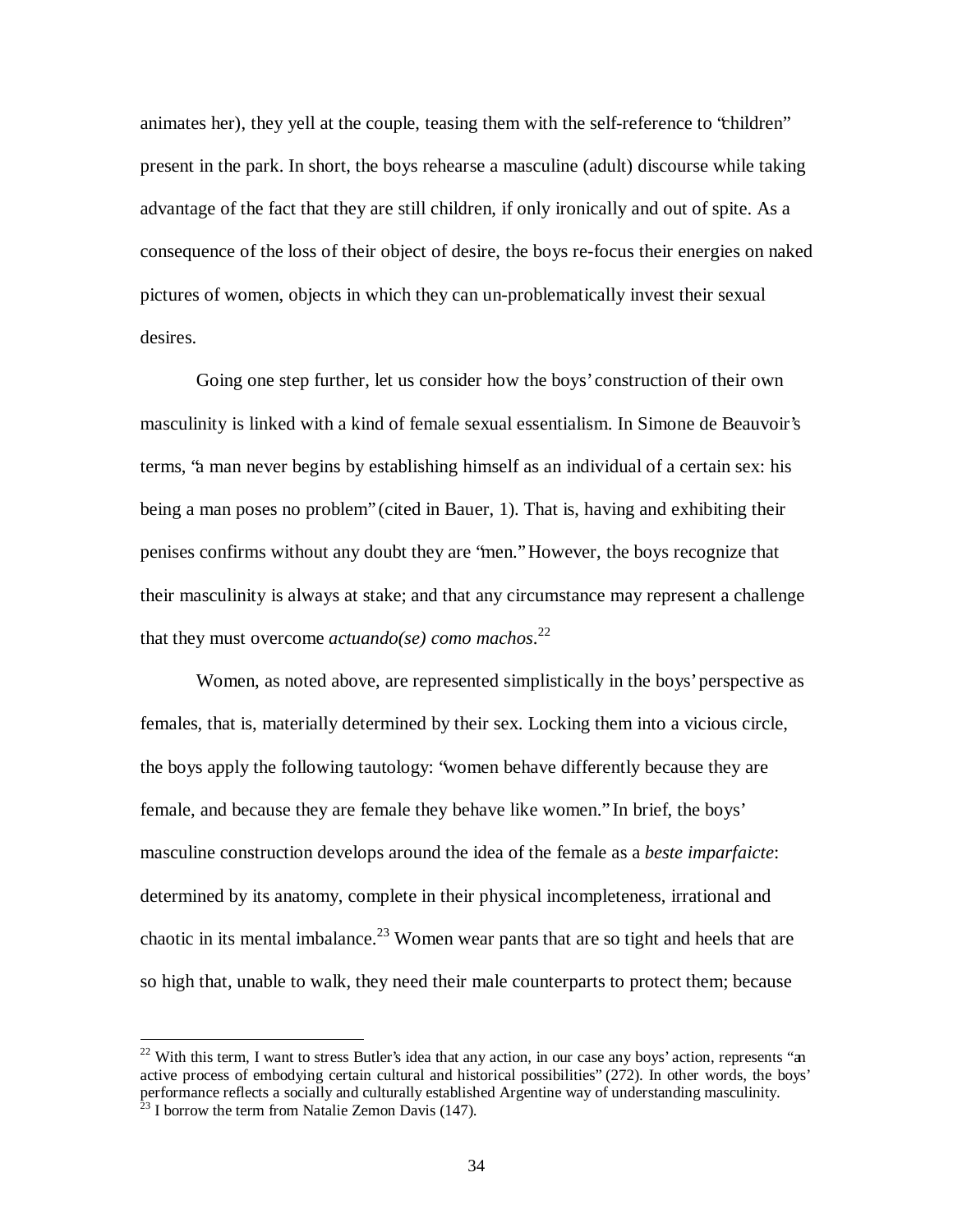animates her), they yell at the couple, teasing them with the self-reference to "children" present in the park. In short, the boys rehearse a masculine (adult) discourse while taking advantage of the fact that they are still children, if only ironically and out of spite. As a consequence of the loss of their object of desire, the boys re-focus their energies on naked pictures of women, objects in which they can un-problematically invest their sexual desires.

Going one step further, let us consider how the boys' construction of their own masculinity is linked with a kind of female sexual essentialism. In Simone de Beauvoir's terms, "a man never begins by establishing himself as an individual of a certain sex: his being a man poses no problem" (cited in Bauer, 1). That is, having and exhibiting their penises confirms without any doubt they are "men." However, the boys recognize that their masculinity is always at stake; and that any circumstance may represent a challenge that they must overcome *actuando(se) como machos*.[22]

Women, as noted above, are represented simplistically in the boys' perspective as females, that is, materially determined by their sex. Locking them into a vicious circle, the boys apply the following tautology: "women behave differently because they are female, and because they are female they behave like women." In brief, the boys' masculine construction develops around the idea of the female as a *beste imparfaicte*: determined by its anatomy, complete in their physical incompleteness, irrational and chaotic in its mental imbalance.[23] Women wear pants that are so tight and heels that are so high that, unable to walk, they need their male counterparts to protect them; because

---

[22] With this term, I want to stress Butler's idea that any action, in our case any boys' action, represents "an active process of embodying certain cultural and historical possibilities" (272). In other words, the boys' performance reflects a socially and culturally established Argentine way of understanding masculinity.

[23] I borrow the term from Natalie Zemon Davis (147).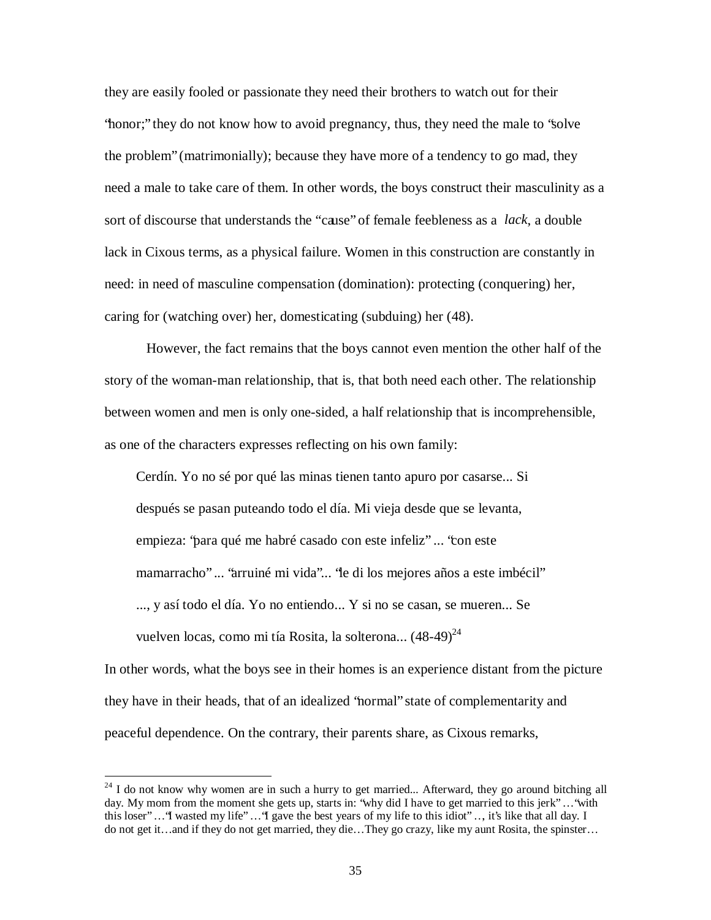they are easily fooled or passionate they need their brothers to watch out for their "honor;" they do not know how to avoid pregnancy, thus, they need the male to "solve the problem" (matrimonially); because they have more of a tendency to go mad, they need a male to take care of them. In other words, the boys construct their masculinity as a sort of discourse that understands the "cause" of female feebleness as a *lack*, a double lack in Cixous terms, as a physical failure. Women in this construction are constantly in need: in need of masculine compensation (domination): protecting (conquering) her, caring for (watching over) her, domesticating (subduing) her (48).

However, the fact remains that the boys cannot even mention the other half of the story of the woman-man relationship, that is, that both need each other. The relationship between women and men is only one-sided, a half relationship that is incomprehensible, as one of the characters expresses reflecting on his own family:

> Cerdín. Yo no sé por qué las minas tienen tanto apuro por casarse... Si después se pasan puteando todo el día. Mi vieja desde que se levanta, empieza: "para qué me habré casado con este infeliz" ... "con este mamarracho" ... "arruiné mi vida"... "le di los mejores años a este imbécil" ..., y así todo el día. Yo no entiendo... Y si no se casan, se mueren... Se vuelven locas, como mi tía Rosita, la solterona... (48-49)[24]

In other words, what the boys see in their homes is an experience distant from the picture they have in their heads, that of an idealized "normal" state of complementarity and peaceful dependence. On the contrary, their parents share, as Cixous remarks,

---

[24] I do not know why women are in such a hurry to get married... Afterward, they go around bitching all day. My mom from the moment she gets up, starts in: "why did I have to get married to this jerk" … "with this loser" … "I wasted my life" … "I gave the best years of my life to this idiot" .., it's like that all day. I do not get it…and if they do not get married, they die…They go crazy, like my aunt Rosita, the spinster…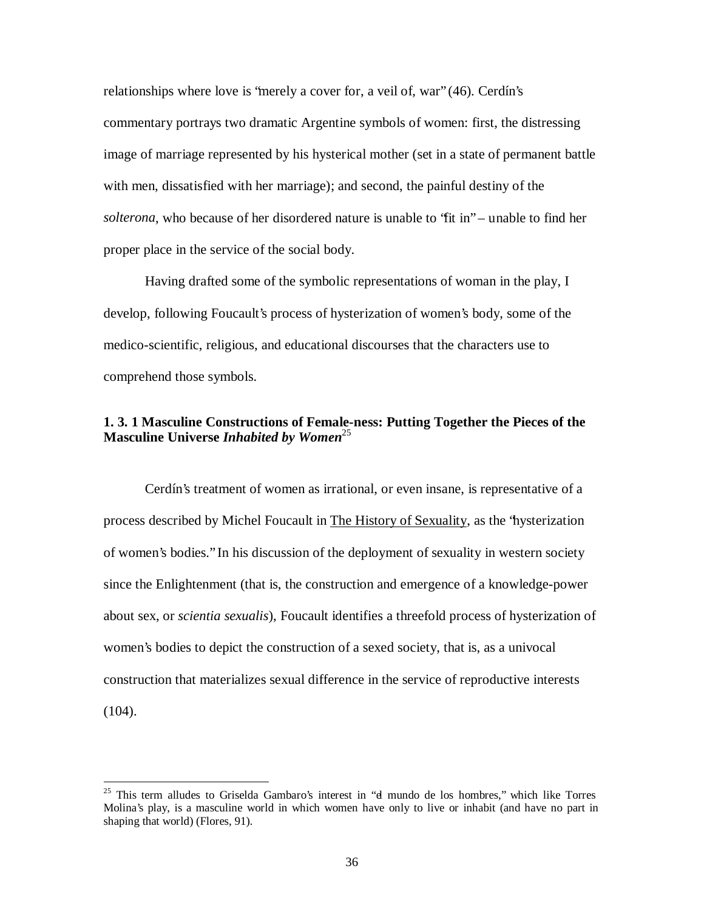relationships where love is "merely a cover for, a veil of, war" (46). Cerdín's commentary portrays two dramatic Argentine symbols of women: first, the distressing image of marriage represented by his hysterical mother (set in a state of permanent battle with men, dissatisfied with her marriage); and second, the painful destiny of the *solterona*, who because of her disordered nature is unable to "fit in" – unable to find her proper place in the service of the social body.

Having drafted some of the symbolic representations of woman in the play, I develop, following Foucault's process of hysterization of women's body, some of the medico-scientific, religious, and educational discourses that the characters use to comprehend those symbols.

### 1. 3. 1 Masculine Constructions of Female-ness: Putting Together the Pieces of the Masculine Universe *Inhabited by Women*[25]

Cerdín's treatment of women as irrational, or even insane, is representative of a process described by Michel Foucault in The History of Sexuality, as the "hysterization of women's bodies." In his discussion of the deployment of sexuality in western society since the Enlightenment (that is, the construction and emergence of a knowledge-power about sex, or *scientia sexualis*), Foucault identifies a threefold process of hysterization of women's bodies to depict the construction of a sexed society, that is, as a univocal construction that materializes sexual difference in the service of reproductive interests (104).

[25] This term alludes to Griselda Gambaro's interest in "el mundo de los hombres," which like Torres Molina's play, is a masculine world in which women have only to live or inhabit (and have no part in shaping that world) (Flores, 91).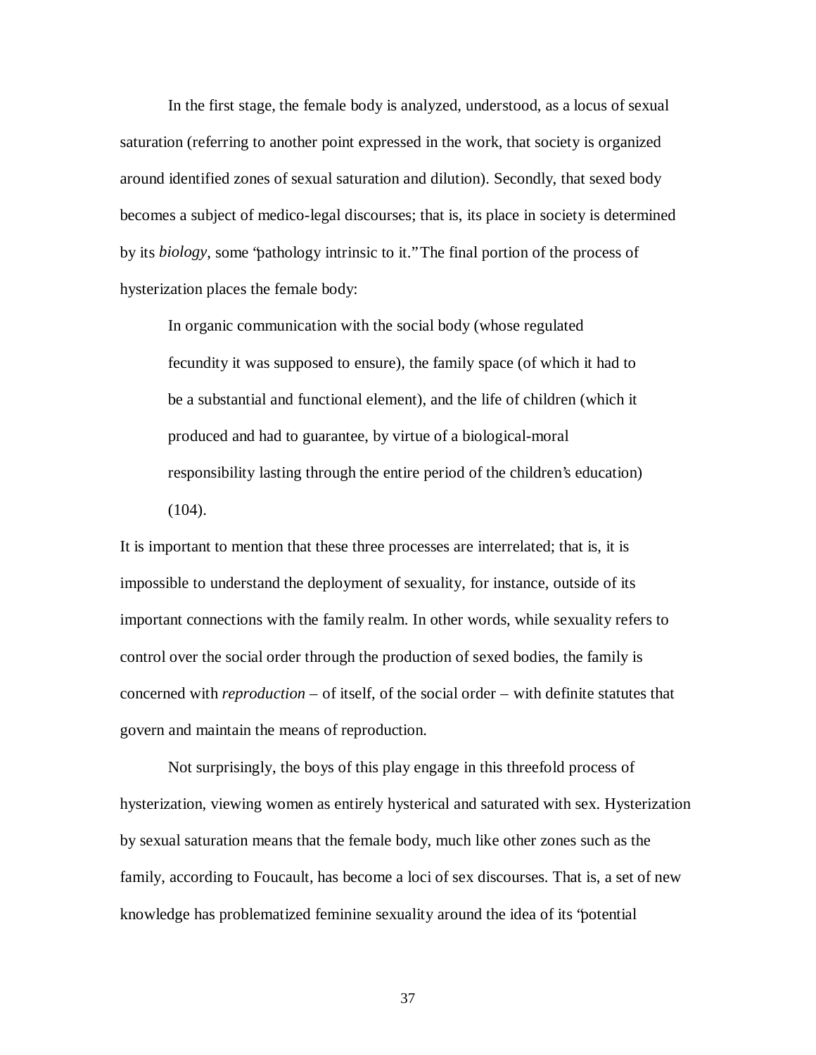In the first stage, the female body is analyzed, understood, as a locus of sexual saturation (referring to another point expressed in the work, that society is organized around identified zones of sexual saturation and dilution). Secondly, that sexed body becomes a subject of medico-legal discourses; that is, its place in society is determined by its *biology*, some "pathology intrinsic to it." The final portion of the process of hysterization places the female body:

> In organic communication with the social body (whose regulated fecundity it was supposed to ensure), the family space (of which it had to be a substantial and functional element), and the life of children (which it produced and had to guarantee, by virtue of a biological-moral responsibility lasting through the entire period of the children's education) (104).

It is important to mention that these three processes are interrelated; that is, it is impossible to understand the deployment of sexuality, for instance, outside of its important connections with the family realm. In other words, while sexuality refers to control over the social order through the production of sexed bodies, the family is concerned with *reproduction* – of itself, of the social order – with definite statutes that govern and maintain the means of reproduction.

Not surprisingly, the boys of this play engage in this threefold process of hysterization, viewing women as entirely hysterical and saturated with sex. Hysterization by sexual saturation means that the female body, much like other zones such as the family, according to Foucault, has become a loci of sex discourses. That is, a set of new knowledge has problematized feminine sexuality around the idea of its "potential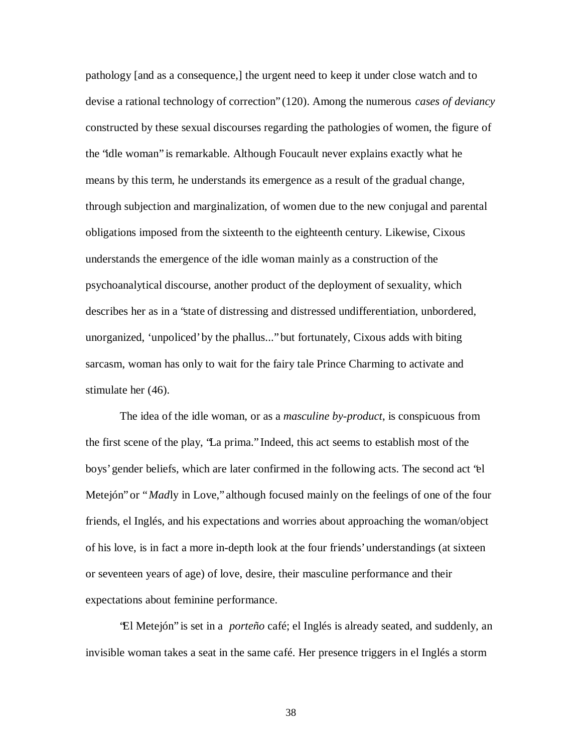pathology [and as a consequence,] the urgent need to keep it under close watch and to devise a rational technology of correction" (120). Among the numerous *cases of deviancy* constructed by these sexual discourses regarding the pathologies of women, the figure of the "idle woman" is remarkable. Although Foucault never explains exactly what he means by this term, he understands its emergence as a result of the gradual change, through subjection and marginalization, of women due to the new conjugal and parental obligations imposed from the sixteenth to the eighteenth century. Likewise, Cixous understands the emergence of the idle woman mainly as a construction of the psychoanalytical discourse, another product of the deployment of sexuality, which describes her as in a "state of distressing and distressed undifferentiation, unbordered, unorganized, 'unpoliced' by the phallus..." but fortunately, Cixous adds with biting sarcasm, woman has only to wait for the fairy tale Prince Charming to activate and stimulate her (46).

The idea of the idle woman, or as a *masculine by-product*, is conspicuous from the first scene of the play, "La prima." Indeed, this act seems to establish most of the boys' gender beliefs, which are later confirmed in the following acts. The second act "el Metejón" or "*Mad*ly in Love," although focused mainly on the feelings of one of the four friends, el Inglés, and his expectations and worries about approaching the woman/object of his love, is in fact a more in-depth look at the four friends' understandings (at sixteen or seventeen years of age) of love, desire, their masculine performance and their expectations about feminine performance.

"El Metejón" is set in a *porteño* café; el Inglés is already seated, and suddenly, an invisible woman takes a seat in the same café. Her presence triggers in el Inglés a storm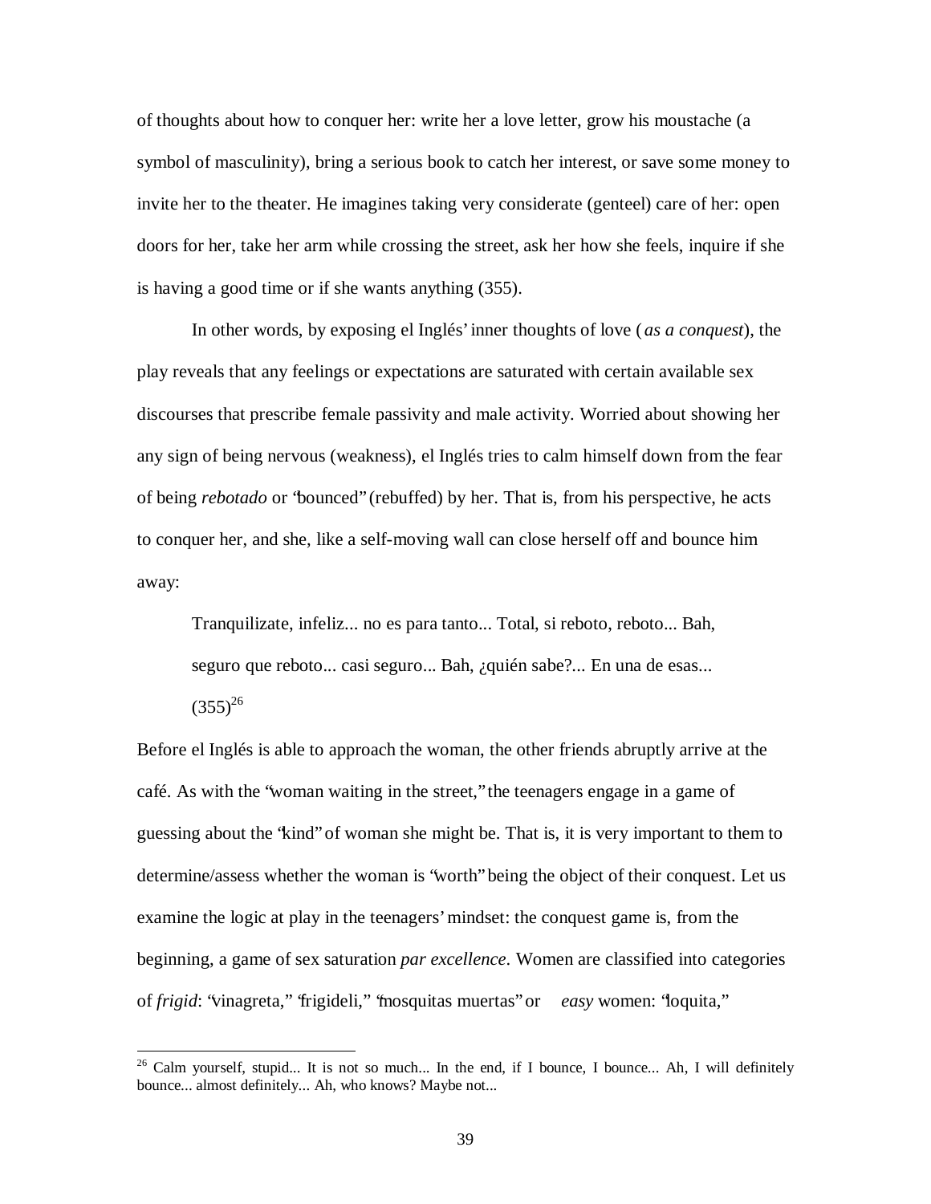of thoughts about how to conquer her: write her a love letter, grow his moustache (a symbol of masculinity), bring a serious book to catch her interest, or save some money to invite her to the theater. He imagines taking very considerate (genteel) care of her: open doors for her, take her arm while crossing the street, ask her how she feels, inquire if she is having a good time or if she wants anything (355).

In other words, by exposing el Inglés' inner thoughts of love (*as a conquest*), the play reveals that any feelings or expectations are saturated with certain available sex discourses that prescribe female passivity and male activity. Worried about showing her any sign of being nervous (weakness), el Inglés tries to calm himself down from the fear of being *rebotado* or "bounced" (rebuffed) by her. That is, from his perspective, he acts to conquer her, and she, like a self-moving wall can close herself off and bounce him away:

> Tranquilizate, infeliz... no es para tanto... Total, si reboto, reboto... Bah, seguro que reboto... casi seguro... Bah, ¿quién sabe?... En una de esas... (355)[26]

Before el Inglés is able to approach the woman, the other friends abruptly arrive at the café. As with the "woman waiting in the street," the teenagers engage in a game of guessing about the "kind" of woman she might be. That is, it is very important to them to determine/assess whether the woman is "worth" being the object of their conquest. Let us examine the logic at play in the teenagers' mindset: the conquest game is, from the beginning, a game of sex saturation *par excellence*. Women are classified into categories of *frigid*: "vinagreta," "frigideli," "mosquitas muertas" or *easy* women: "loquita,"

[26] Calm yourself, stupid... It is not so much... In the end, if I bounce, I bounce... Ah, I will definitely bounce... almost definitely... Ah, who knows? Maybe not...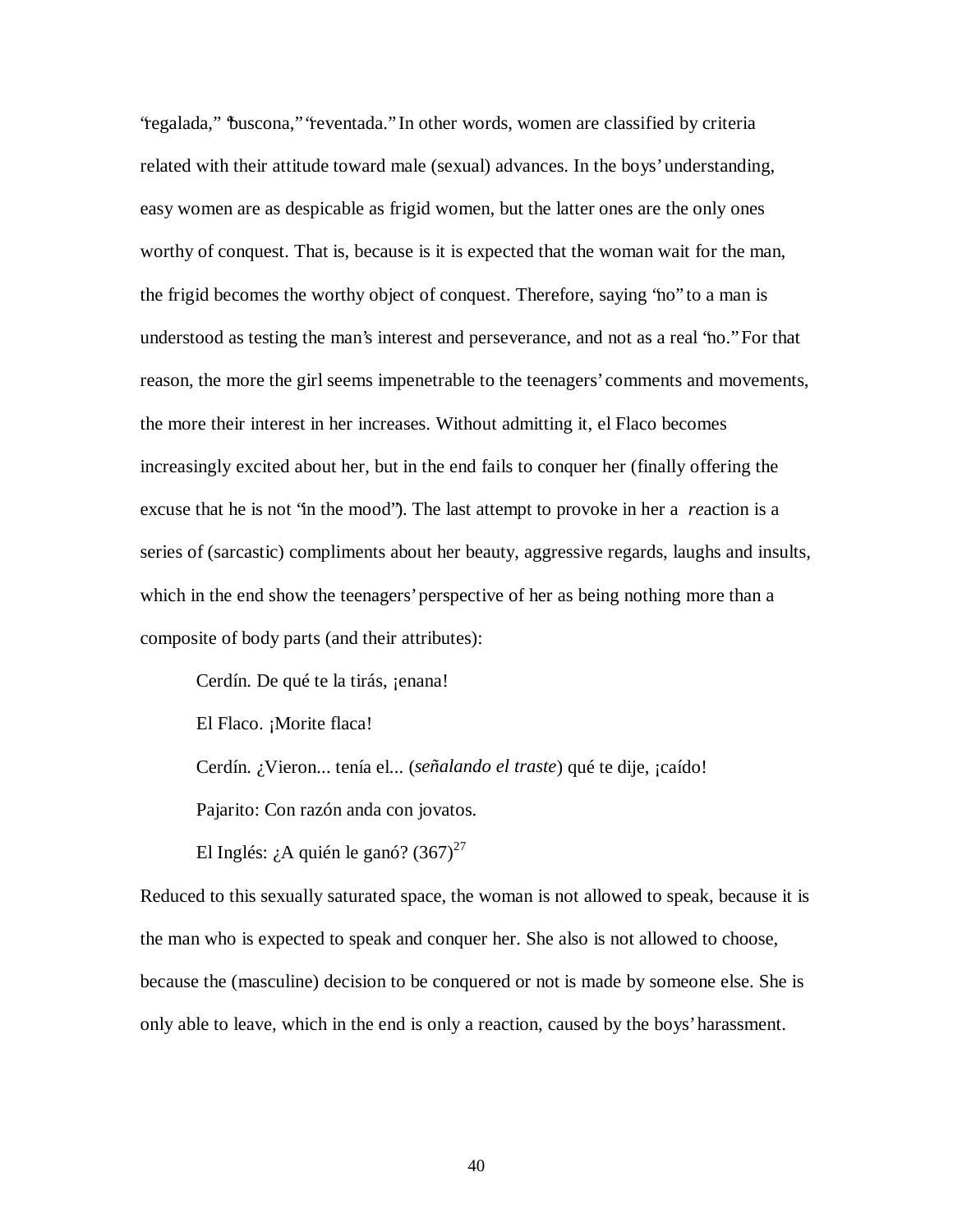"regalada," "buscona," "reventada." In other words, women are classified by criteria related with their attitude toward male (sexual) advances. In the boys' understanding, easy women are as despicable as frigid women, but the latter ones are the only ones worthy of conquest. That is, because is it is expected that the woman wait for the man, the frigid becomes the worthy object of conquest. Therefore, saying "no" to a man is understood as testing the man's interest and perseverance, and not as a real "no." For that reason, the more the girl seems impenetrable to the teenagers' comments and movements, the more their interest in her increases. Without admitting it, el Flaco becomes increasingly excited about her, but in the end fails to conquer her (finally offering the excuse that he is not "in the mood"). The last attempt to provoke in her a *re*action is a series of (sarcastic) compliments about her beauty, aggressive regards, laughs and insults, which in the end show the teenagers' perspective of her as being nothing more than a composite of body parts (and their attributes):

> Cerdín. De qué te la tirás, ¡enana!
>
> El Flaco. ¡Morite flaca!
>
> Cerdín. ¿Vieron... tenía el... (*señalando el traste*) qué te dije, ¡caído!
>
> Pajarito: Con razón anda con jovatos.
>
> El Inglés: ¿A quién le ganó? (367)[27]

Reduced to this sexually saturated space, the woman is not allowed to speak, because it is the man who is expected to speak and conquer her. She also is not allowed to choose, because the (masculine) decision to be conquered or not is made by someone else. She is only able to leave, which in the end is only a reaction, caused by the boys' harassment.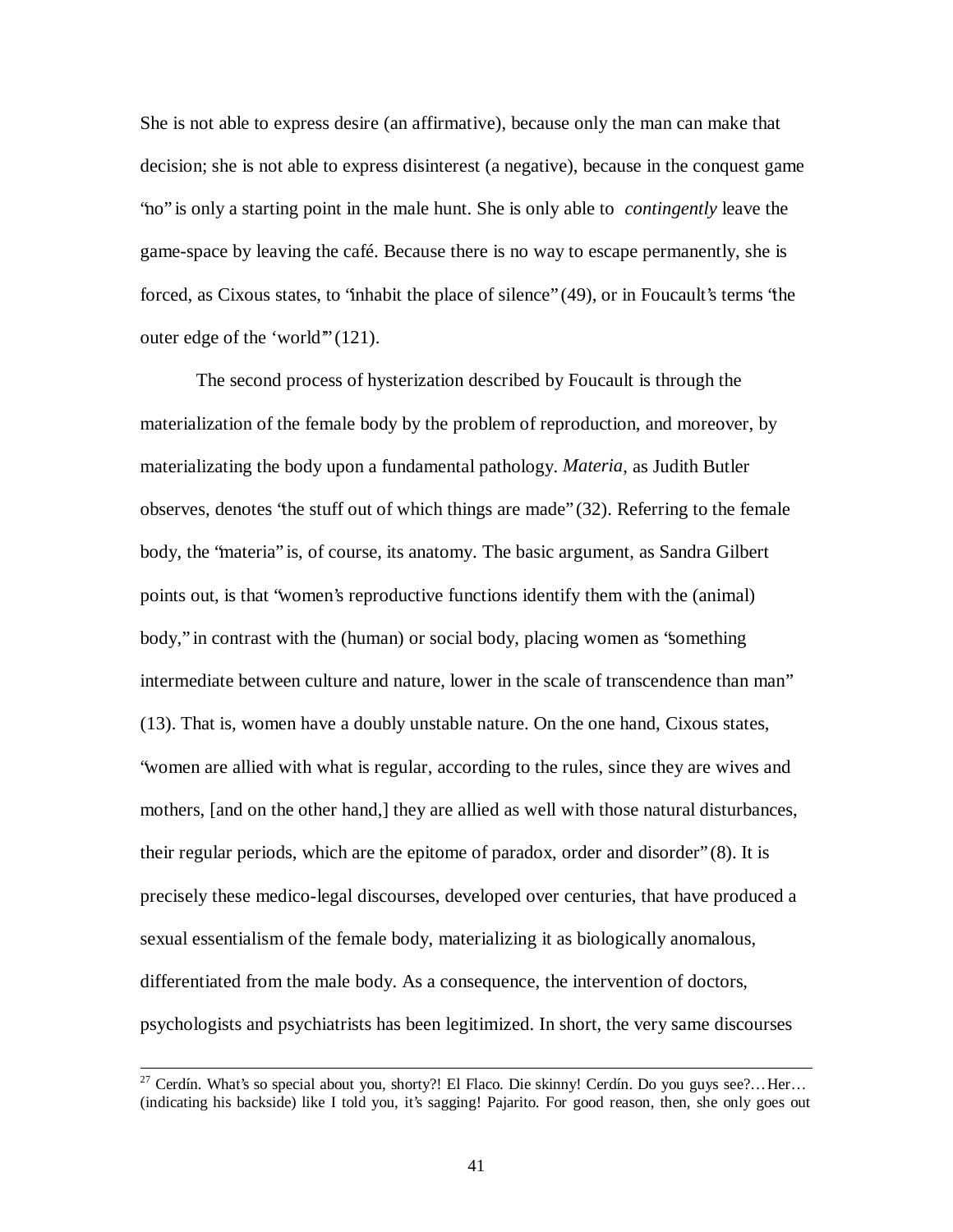She is not able to express desire (an affirmative), because only the man can make that decision; she is not able to express disinterest (a negative), because in the conquest game "no" is only a starting point in the male hunt. She is only able to *contingently* leave the game-space by leaving the café. Because there is no way to escape permanently, she is forced, as Cixous states, to "inhabit the place of silence" (49), or in Foucault's terms "the outer edge of the 'world'" (121).

The second process of hysterization described by Foucault is through the materialization of the female body by the problem of reproduction, and moreover, by materializating the body upon a fundamental pathology. *Materia*, as Judith Butler observes, denotes "the stuff out of which things are made" (32). Referring to the female body, the "materia" is, of course, its anatomy. The basic argument, as Sandra Gilbert points out, is that "women's reproductive functions identify them with the (animal) body," in contrast with the (human) or social body, placing women as "something intermediate between culture and nature, lower in the scale of transcendence than man" (13). That is, women have a doubly unstable nature. On the one hand, Cixous states, "women are allied with what is regular, according to the rules, since they are wives and mothers, [and on the other hand,] they are allied as well with those natural disturbances, their regular periods, which are the epitome of paradox, order and disorder" (8). It is precisely these medico-legal discourses, developed over centuries, that have produced a sexual essentialism of the female body, materializing it as biologically anomalous, differentiated from the male body. As a consequence, the intervention of doctors, psychologists and psychiatrists has been legitimized. In short, the very same discourses

---

[27] Cerdín. What's so special about you, shorty?! El Flaco. Die skinny! Cerdín. Do you guys see?… Her… (indicating his backside) like I told you, it's sagging! Pajarito. For good reason, then, she only goes out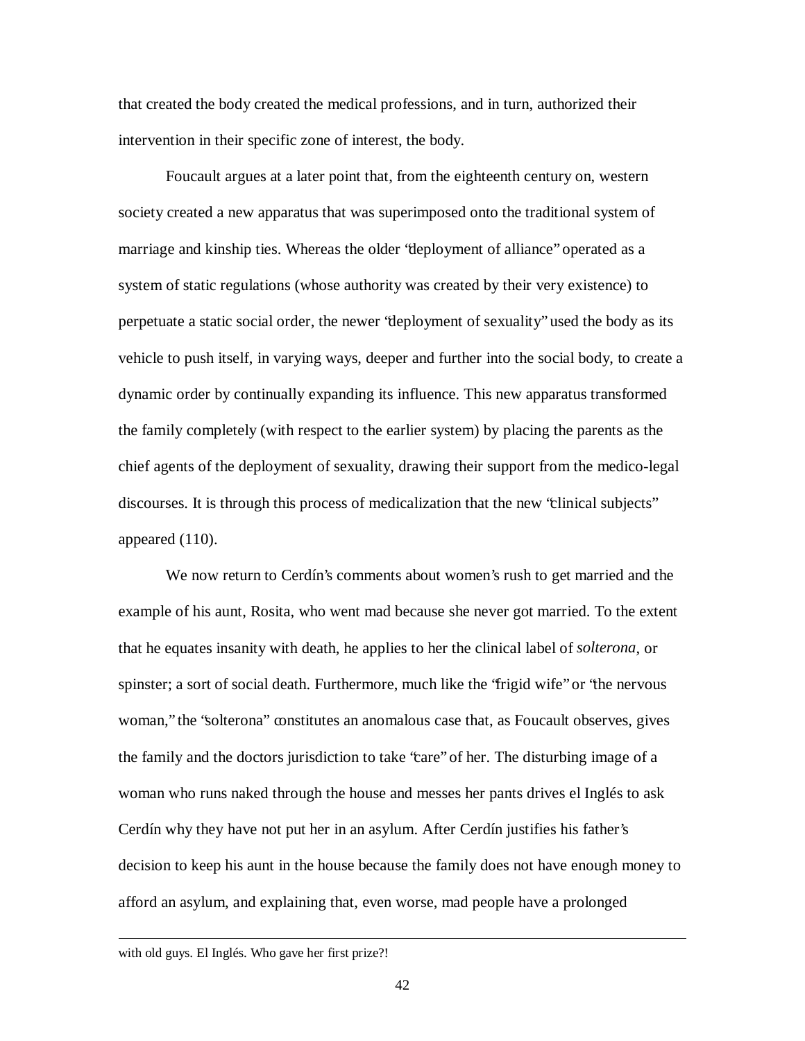that created the body created the medical professions, and in turn, authorized their intervention in their specific zone of interest, the body.

Foucault argues at a later point that, from the eighteenth century on, western society created a new apparatus that was superimposed onto the traditional system of marriage and kinship ties. Whereas the older "deployment of alliance" operated as a system of static regulations (whose authority was created by their very existence) to perpetuate a static social order, the newer "deployment of sexuality" used the body as its vehicle to push itself, in varying ways, deeper and further into the social body, to create a dynamic order by continually expanding its influence. This new apparatus transformed the family completely (with respect to the earlier system) by placing the parents as the chief agents of the deployment of sexuality, drawing their support from the medico-legal discourses. It is through this process of medicalization that the new "clinical subjects" appeared (110).

We now return to Cerdín's comments about women's rush to get married and the example of his aunt, Rosita, who went mad because she never got married. To the extent that he equates insanity with death, he applies to her the clinical label of *solterona*, or spinster; a sort of social death. Furthermore, much like the "frigid wife" or "the nervous woman," the "solterona" constitutes an anomalous case that, as Foucault observes, gives the family and the doctors jurisdiction to take "care" of her. The disturbing image of a woman who runs naked through the house and messes her pants drives el Inglés to ask Cerdín why they have not put her in an asylum. After Cerdín justifies his father's decision to keep his aunt in the house because the family does not have enough money to afford an asylum, and explaining that, even worse, mad people have a prolonged

---

with old guys. El Inglés. Who gave her first prize?!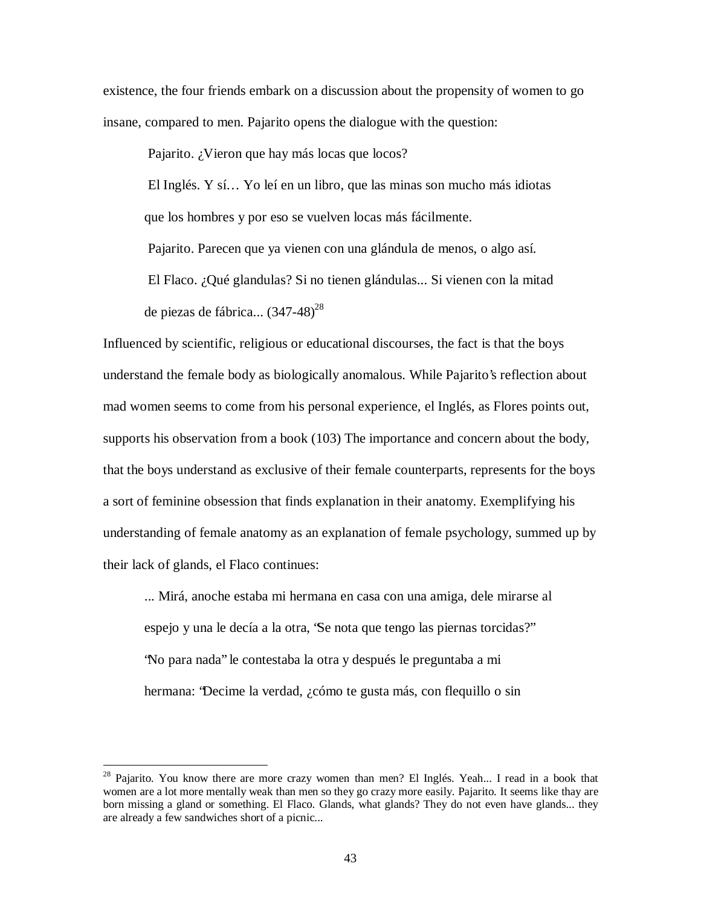existence, the four friends embark on a discussion about the propensity of women to go insane, compared to men. Pajarito opens the dialogue with the question:

> Pajarito. ¿Vieron que hay más locas que locos?
>
> El Inglés. Y sí… Yo leí en un libro, que las minas son mucho más idiotas que los hombres y por eso se vuelven locas más fácilmente.
>
> Pajarito. Parecen que ya vienen con una glándula de menos, o algo así.
>
> El Flaco. ¿Qué glandulas? Si no tienen glándulas... Si vienen con la mitad de piezas de fábrica... (347-48)[28]

Influenced by scientific, religious or educational discourses, the fact is that the boys understand the female body as biologically anomalous. While Pajarito's reflection about mad women seems to come from his personal experience, el Inglés, as Flores points out, supports his observation from a book (103) The importance and concern about the body, that the boys understand as exclusive of their female counterparts, represents for the boys a sort of feminine obsession that finds explanation in their anatomy. Exemplifying his understanding of female anatomy as an explanation of female psychology, summed up by their lack of glands, el Flaco continues:

> ... Mirá, anoche estaba mi hermana en casa con una amiga, dele mirarse al espejo y una le decía a la otra, "Se nota que tengo las piernas torcidas?" "No para nada" le contestaba la otra y después le preguntaba a mi hermana: "Decime la verdad, ¿cómo te gusta más, con flequillo o sin

---

[28] Pajarito. You know there are more crazy women than men? El Inglés. Yeah... I read in a book that women are a lot more mentally weak than men so they go crazy more easily. Pajarito. It seems like thay are born missing a gland or something. El Flaco. Glands, what glands? They do not even have glands... they are already a few sandwiches short of a picnic...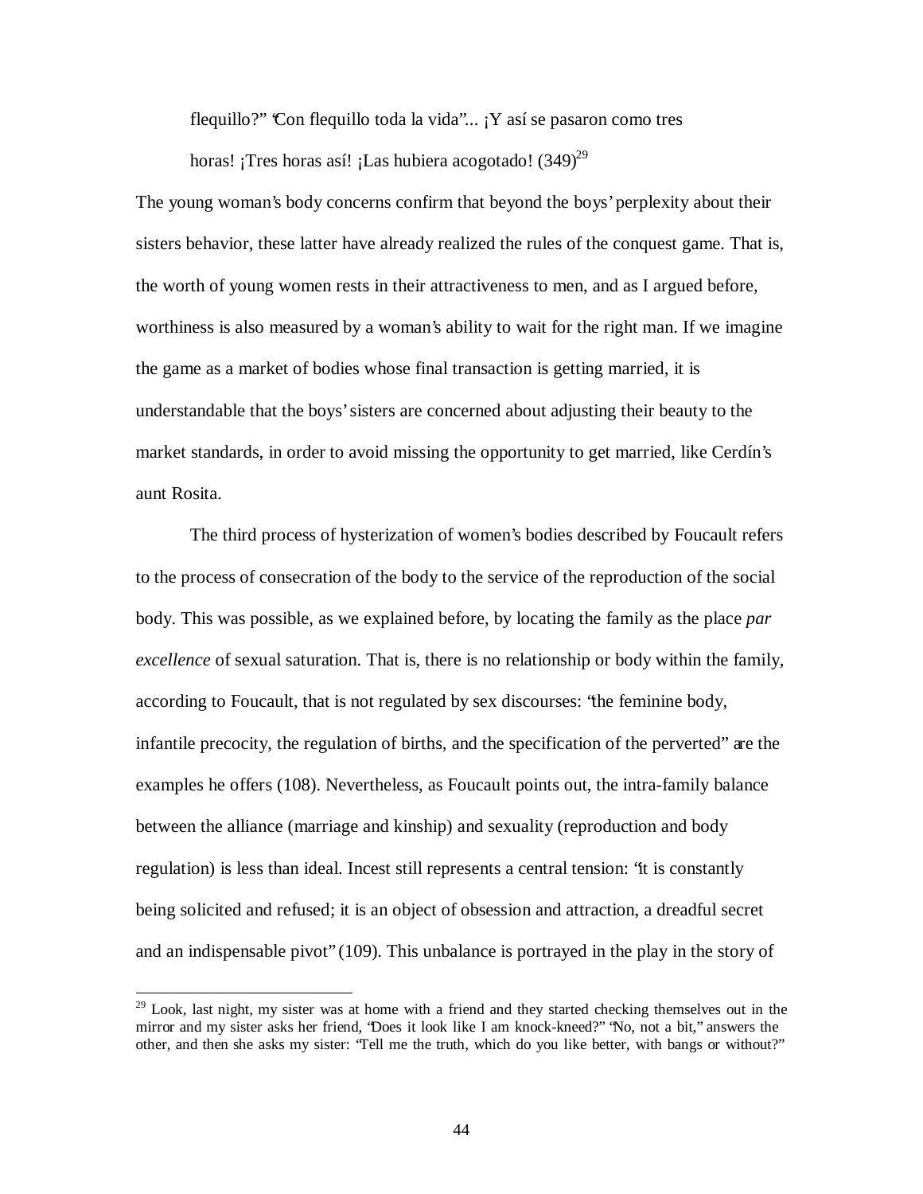flequillo?" "Con flequillo toda la vida"... ¡Y así se pasaron como tres horas! ¡Tres horas así! ¡Las hubiera acogotado! (349)[29]

The young woman's body concerns confirm that beyond the boys' perplexity about their sisters behavior, these latter have already realized the rules of the conquest game. That is, the worth of young women rests in their attractiveness to men, and as I argued before, worthiness is also measured by a woman's ability to wait for the right man. If we imagine the game as a market of bodies whose final transaction is getting married, it is understandable that the boys' sisters are concerned about adjusting their beauty to the market standards, in order to avoid missing the opportunity to get married, like Cerdín's aunt Rosita.

The third process of hysterization of women's bodies described by Foucault refers to the process of consecration of the body to the service of the reproduction of the social body. This was possible, as we explained before, by locating the family as the place *par excellence* of sexual saturation. That is, there is no relationship or body within the family, according to Foucault, that is not regulated by sex discourses: "the feminine body, infantile precocity, the regulation of births, and the specification of the perverted" are the examples he offers (108). Nevertheless, as Foucault points out, the intra-family balance between the alliance (marriage and kinship) and sexuality (reproduction and body regulation) is less than ideal. Incest still represents a central tension: "it is constantly being solicited and refused; it is an object of obsession and attraction, a dreadful secret and an indispensable pivot" (109). This unbalance is portrayed in the play in the story of

---

[29] Look, last night, my sister was at home with a friend and they started checking themselves out in the mirror and my sister asks her friend, "Does it look like I am knock-kneed?" "No, not a bit," answers the other, and then she asks my sister: "Tell me the truth, which do you like better, with bangs or without?"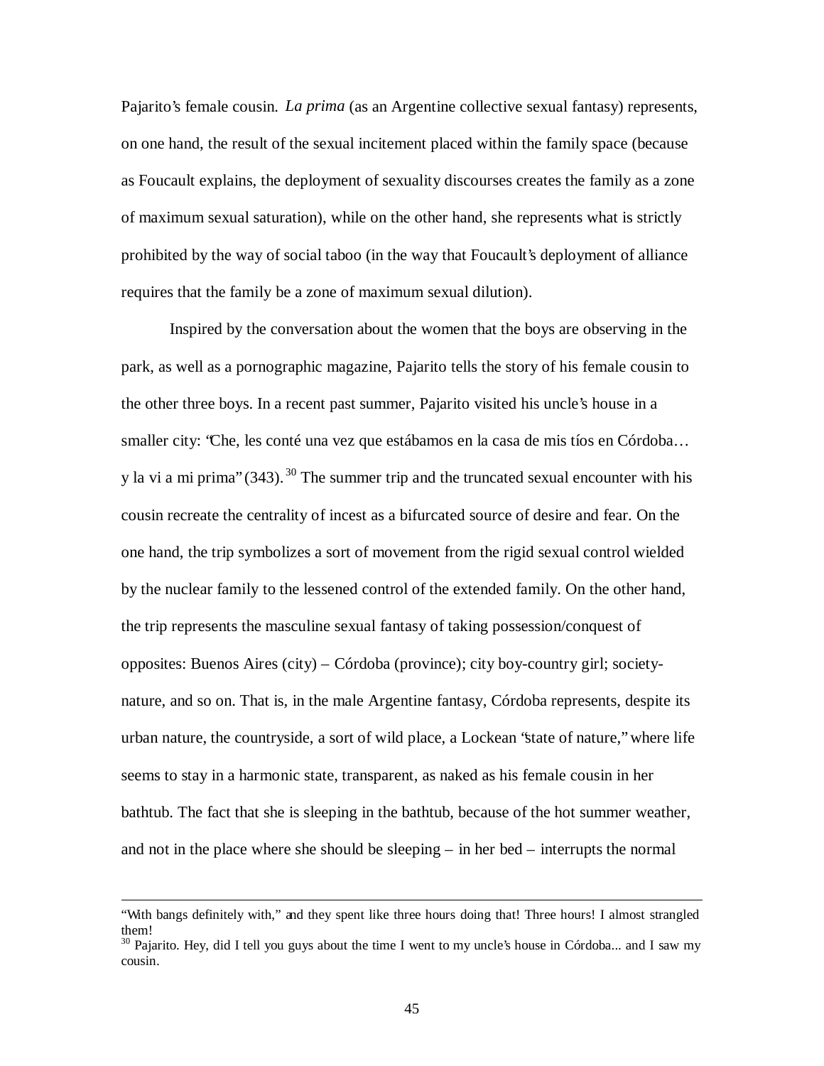Pajarito's female cousin. *La prima* (as an Argentine collective sexual fantasy) represents, on one hand, the result of the sexual incitement placed within the family space (because as Foucault explains, the deployment of sexuality discourses creates the family as a zone of maximum sexual saturation), while on the other hand, she represents what is strictly prohibited by the way of social taboo (in the way that Foucault's deployment of alliance requires that the family be a zone of maximum sexual dilution).

Inspired by the conversation about the women that the boys are observing in the park, as well as a pornographic magazine, Pajarito tells the story of his female cousin to the other three boys. In a recent past summer, Pajarito visited his uncle's house in a smaller city: "Che, les conté una vez que estábamos en la casa de mis tíos en Córdoba… y la vi a mi prima" (343).[30] The summer trip and the truncated sexual encounter with his cousin recreate the centrality of incest as a bifurcated source of desire and fear. On the one hand, the trip symbolizes a sort of movement from the rigid sexual control wielded by the nuclear family to the lessened control of the extended family. On the other hand, the trip represents the masculine sexual fantasy of taking possession/conquest of opposites: Buenos Aires (city) – Córdoba (province); city boy-country girl; society-nature, and so on. That is, in the male Argentine fantasy, Córdoba represents, despite its urban nature, the countryside, a sort of wild place, a Lockean "state of nature," where life seems to stay in a harmonic state, transparent, as naked as his female cousin in her bathtub. The fact that she is sleeping in the bathtub, because of the hot summer weather, and not in the place where she should be sleeping – in her bed – interrupts the normal

---

"With bangs definitely with," and they spent like three hours doing that! Three hours! I almost strangled them!

[30] Pajarito. Hey, did I tell you guys about the time I went to my uncle's house in Córdoba... and I saw my cousin.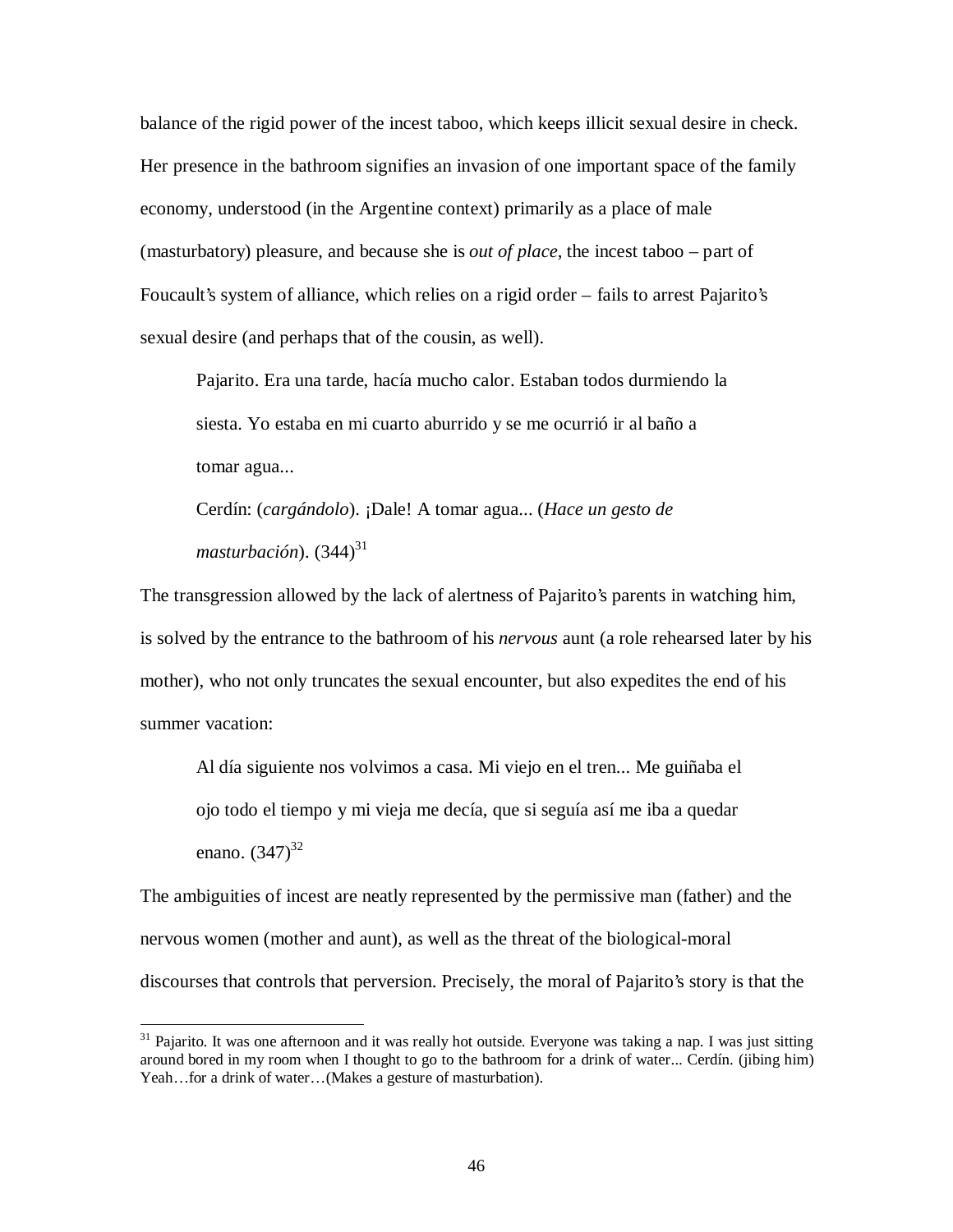balance of the rigid power of the incest taboo, which keeps illicit sexual desire in check. Her presence in the bathroom signifies an invasion of one important space of the family economy, understood (in the Argentine context) primarily as a place of male (masturbatory) pleasure, and because she is *out of place*, the incest taboo – part of Foucault's system of alliance, which relies on a rigid order – fails to arrest Pajarito's sexual desire (and perhaps that of the cousin, as well).

> Pajarito. Era una tarde, hacía mucho calor. Estaban todos durmiendo la siesta. Yo estaba en mi cuarto aburrido y se me ocurrió ir al baño a tomar agua...
>
> Cerdín: (*cargándolo*). ¡Dale! A tomar agua... (*Hace un gesto de masturbación*). (344)[31]

The transgression allowed by the lack of alertness of Pajarito's parents in watching him, is solved by the entrance to the bathroom of his *nervous* aunt (a role rehearsed later by his mother), who not only truncates the sexual encounter, but also expedites the end of his summer vacation:

> Al día siguiente nos volvimos a casa. Mi viejo en el tren... Me guiñaba el ojo todo el tiempo y mi vieja me decía, que si seguía así me iba a quedar enano. (347)[32]

The ambiguities of incest are neatly represented by the permissive man (father) and the nervous women (mother and aunt), as well as the threat of the biological-moral discourses that controls that perversion. Precisely, the moral of Pajarito's story is that the

---

[31] Pajarito. It was one afternoon and it was really hot outside. Everyone was taking a nap. I was just sitting around bored in my room when I thought to go to the bathroom for a drink of water... Cerdín. (jibing him) Yeah…for a drink of water…(Makes a gesture of masturbation).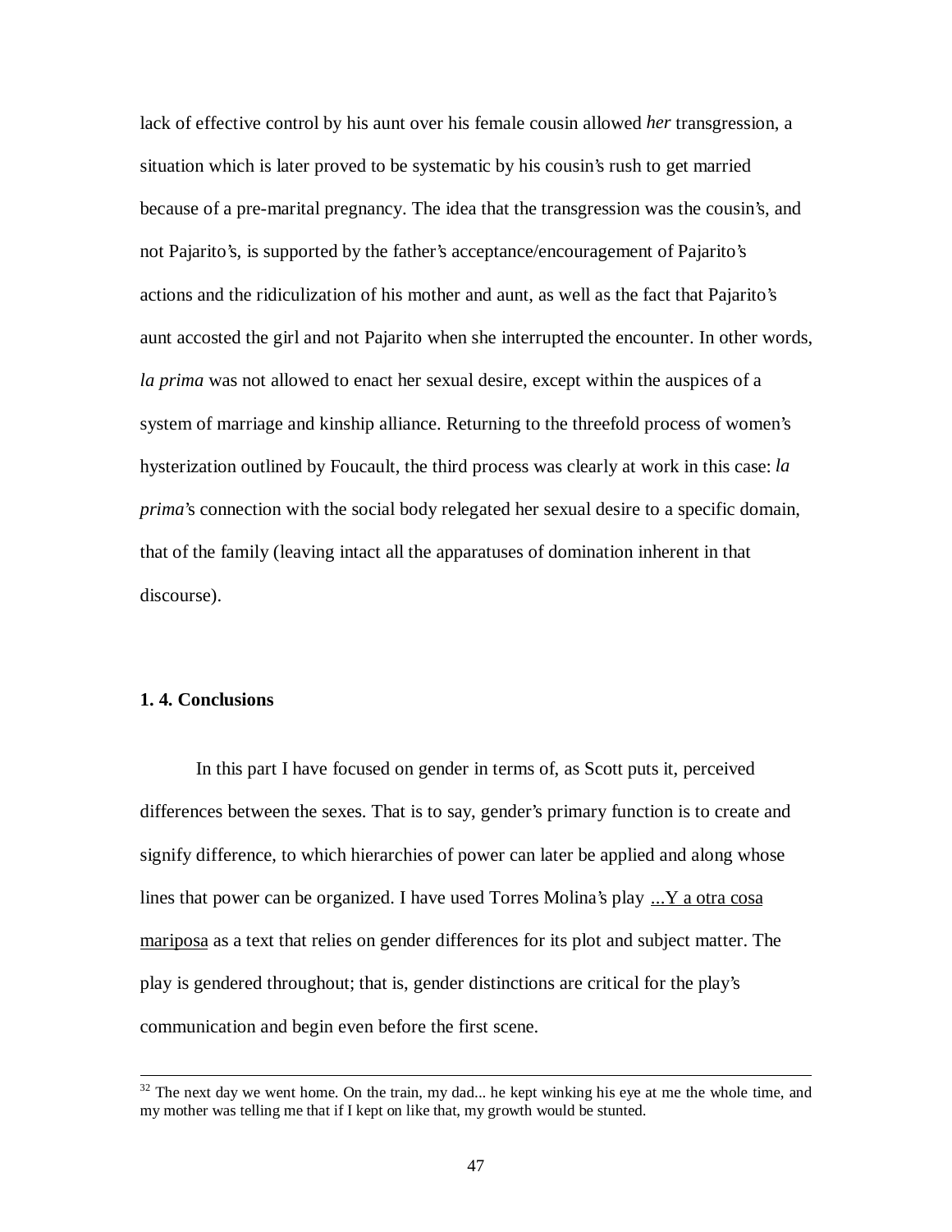lack of effective control by his aunt over his female cousin allowed *her* transgression, a situation which is later proved to be systematic by his cousin's rush to get married because of a pre-marital pregnancy. The idea that the transgression was the cousin's, and not Pajarito's, is supported by the father's acceptance/encouragement of Pajarito's actions and the ridiculization of his mother and aunt, as well as the fact that Pajarito's aunt accosted the girl and not Pajarito when she interrupted the encounter. In other words, *la prima* was not allowed to enact her sexual desire, except within the auspices of a system of marriage and kinship alliance. Returning to the threefold process of women's hysterization outlined by Foucault, the third process was clearly at work in this case: *la prima*'s connection with the social body relegated her sexual desire to a specific domain, that of the family (leaving intact all the apparatuses of domination inherent in that discourse).

### 1. 4. Conclusions

In this part I have focused on gender in terms of, as Scott puts it, perceived differences between the sexes. That is to say, gender's primary function is to create and signify difference, to which hierarchies of power can later be applied and along whose lines that power can be organized. I have used Torres Molina's play <u>...Y a otra cosa mariposa</u> as a text that relies on gender differences for its plot and subject matter. The play is gendered throughout; that is, gender distinctions are critical for the play's communication and begin even before the first scene.

---

[32] The next day we went home. On the train, my dad... he kept winking his eye at me the whole time, and my mother was telling me that if I kept on like that, my growth would be stunted.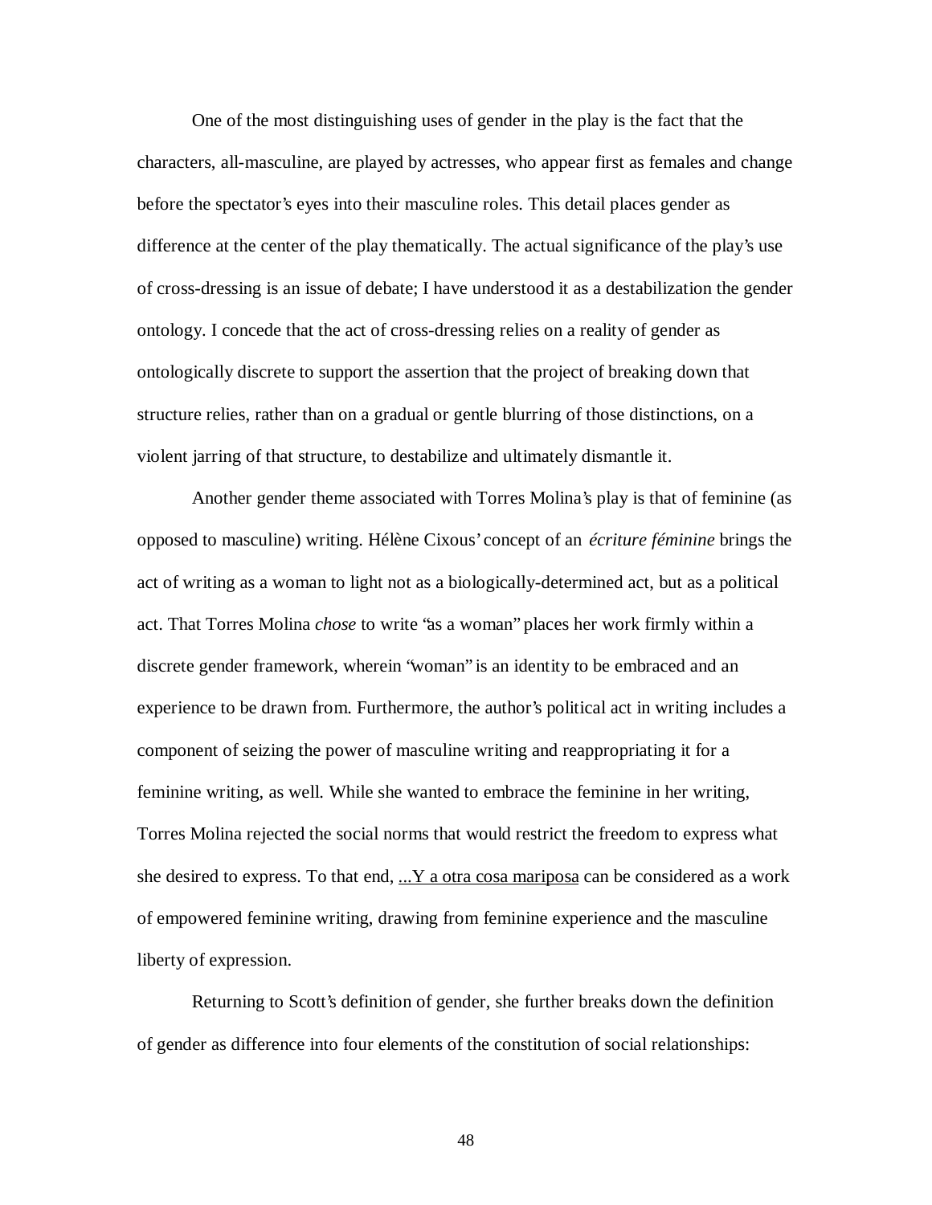One of the most distinguishing uses of gender in the play is the fact that the characters, all-masculine, are played by actresses, who appear first as females and change before the spectator's eyes into their masculine roles. This detail places gender as difference at the center of the play thematically. The actual significance of the play's use of cross-dressing is an issue of debate; I have understood it as a destabilization the gender ontology. I concede that the act of cross-dressing relies on a reality of gender as ontologically discrete to support the assertion that the project of breaking down that structure relies, rather than on a gradual or gentle blurring of those distinctions, on a violent jarring of that structure, to destabilize and ultimately dismantle it.

Another gender theme associated with Torres Molina's play is that of feminine (as opposed to masculine) writing. Hélène Cixous' concept of an *écriture féminine* brings the act of writing as a woman to light not as a biologically-determined act, but as a political act. That Torres Molina *chose* to write "as a woman" places her work firmly within a discrete gender framework, wherein "woman" is an identity to be embraced and an experience to be drawn from. Furthermore, the author's political act in writing includes a component of seizing the power of masculine writing and reappropriating it for a feminine writing, as well. While she wanted to embrace the feminine in her writing, Torres Molina rejected the social norms that would restrict the freedom to express what she desired to express. To that end, <u>...Y a otra cosa mariposa</u> can be considered as a work of empowered feminine writing, drawing from feminine experience and the masculine liberty of expression.

Returning to Scott's definition of gender, she further breaks down the definition of gender as difference into four elements of the constitution of social relationships: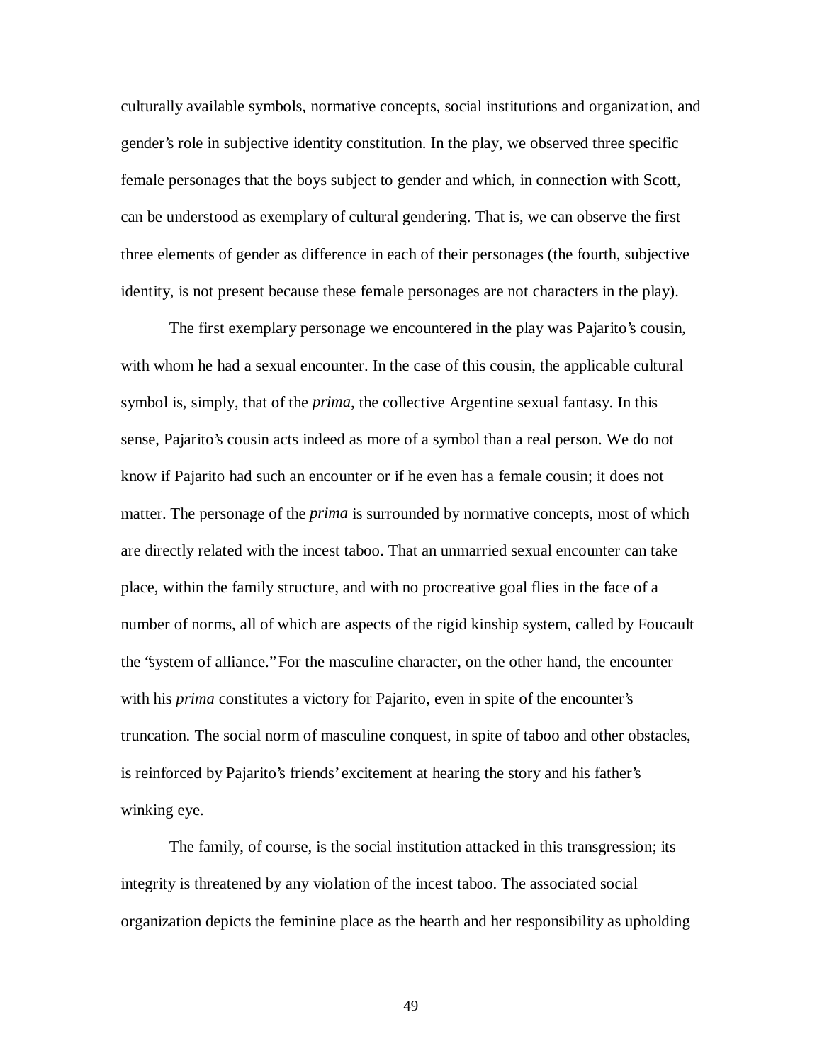culturally available symbols, normative concepts, social institutions and organization, and gender's role in subjective identity constitution. In the play, we observed three specific female personages that the boys subject to gender and which, in connection with Scott, can be understood as exemplary of cultural gendering. That is, we can observe the first three elements of gender as difference in each of their personages (the fourth, subjective identity, is not present because these female personages are not characters in the play).

The first exemplary personage we encountered in the play was Pajarito's cousin, with whom he had a sexual encounter. In the case of this cousin, the applicable cultural symbol is, simply, that of the *prima*, the collective Argentine sexual fantasy. In this sense, Pajarito's cousin acts indeed as more of a symbol than a real person. We do not know if Pajarito had such an encounter or if he even has a female cousin; it does not matter. The personage of the *prima* is surrounded by normative concepts, most of which are directly related with the incest taboo. That an unmarried sexual encounter can take place, within the family structure, and with no procreative goal flies in the face of a number of norms, all of which are aspects of the rigid kinship system, called by Foucault the "system of alliance." For the masculine character, on the other hand, the encounter with his *prima* constitutes a victory for Pajarito, even in spite of the encounter's truncation. The social norm of masculine conquest, in spite of taboo and other obstacles, is reinforced by Pajarito's friends' excitement at hearing the story and his father's winking eye.

The family, of course, is the social institution attacked in this transgression; its integrity is threatened by any violation of the incest taboo. The associated social organization depicts the feminine place as the hearth and her responsibility as upholding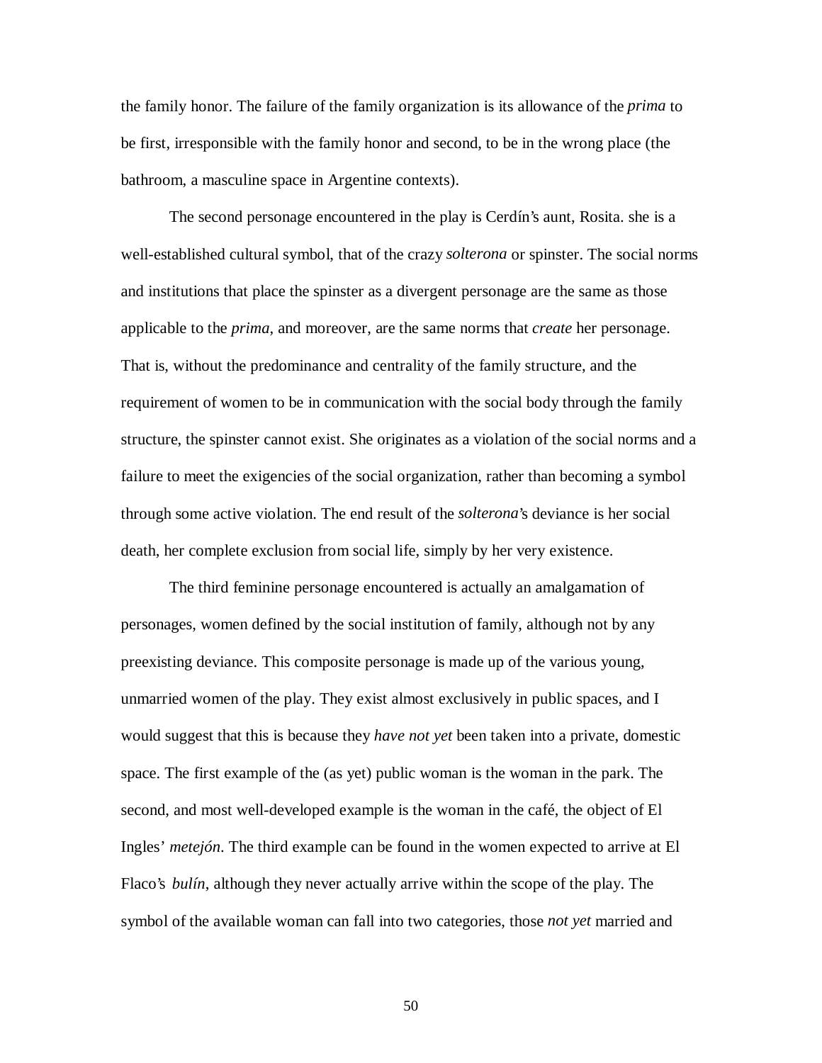the family honor. The failure of the family organization is its allowance of the *prima* to be first, irresponsible with the family honor and second, to be in the wrong place (the bathroom, a masculine space in Argentine contexts).

The second personage encountered in the play is Cerdín's aunt, Rosita. she is a well-established cultural symbol, that of the crazy *solterona* or spinster. The social norms and institutions that place the spinster as a divergent personage are the same as those applicable to the *prima*, and moreover, are the same norms that *create* her personage. That is, without the predominance and centrality of the family structure, and the requirement of women to be in communication with the social body through the family structure, the spinster cannot exist. She originates as a violation of the social norms and a failure to meet the exigencies of the social organization, rather than becoming a symbol through some active violation. The end result of the *solterona*'s deviance is her social death, her complete exclusion from social life, simply by her very existence.

The third feminine personage encountered is actually an amalgamation of personages, women defined by the social institution of family, although not by any preexisting deviance. This composite personage is made up of the various young, unmarried women of the play. They exist almost exclusively in public spaces, and I would suggest that this is because they *have not yet* been taken into a private, domestic space. The first example of the (as yet) public woman is the woman in the park. The second, and most well-developed example is the woman in the café, the object of El Ingles' *metejón*. The third example can be found in the women expected to arrive at El Flaco's *bulín*, although they never actually arrive within the scope of the play. The symbol of the available woman can fall into two categories, those *not yet* married and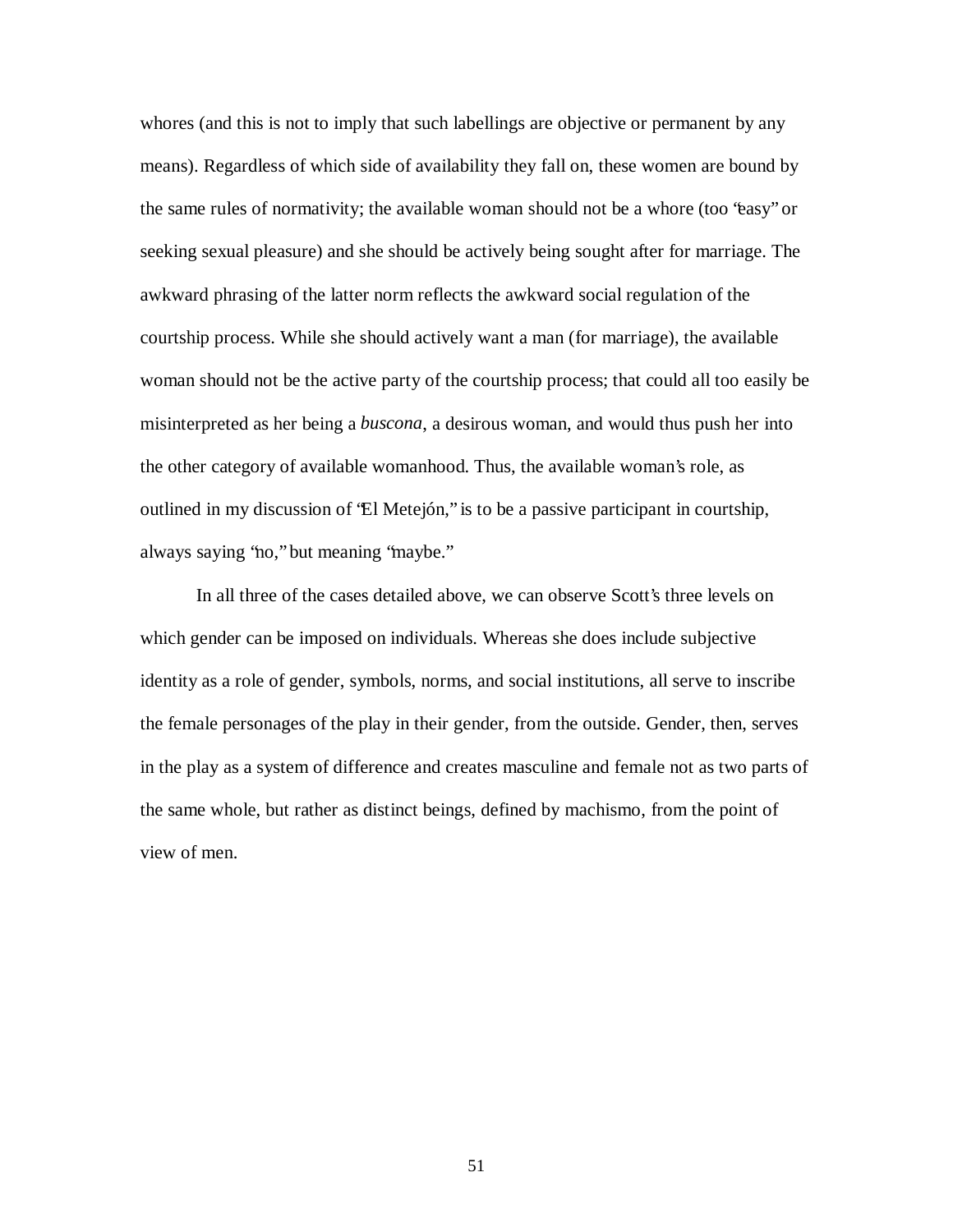whores (and this is not to imply that such labellings are objective or permanent by any means). Regardless of which side of availability they fall on, these women are bound by the same rules of normativity; the available woman should not be a whore (too "easy" or seeking sexual pleasure) and she should be actively being sought after for marriage. The awkward phrasing of the latter norm reflects the awkward social regulation of the courtship process. While she should actively want a man (for marriage), the available woman should not be the active party of the courtship process; that could all too easily be misinterpreted as her being a *buscona*, a desirous woman, and would thus push her into the other category of available womanhood. Thus, the available woman's role, as outlined in my discussion of "El Metejón," is to be a passive participant in courtship, always saying "no," but meaning "maybe."

In all three of the cases detailed above, we can observe Scott's three levels on which gender can be imposed on individuals. Whereas she does include subjective identity as a role of gender, symbols, norms, and social institutions, all serve to inscribe the female personages of the play in their gender, from the outside. Gender, then, serves in the play as a system of difference and creates masculine and female not as two parts of the same whole, but rather as distinct beings, defined by machismo, from the point of view of men.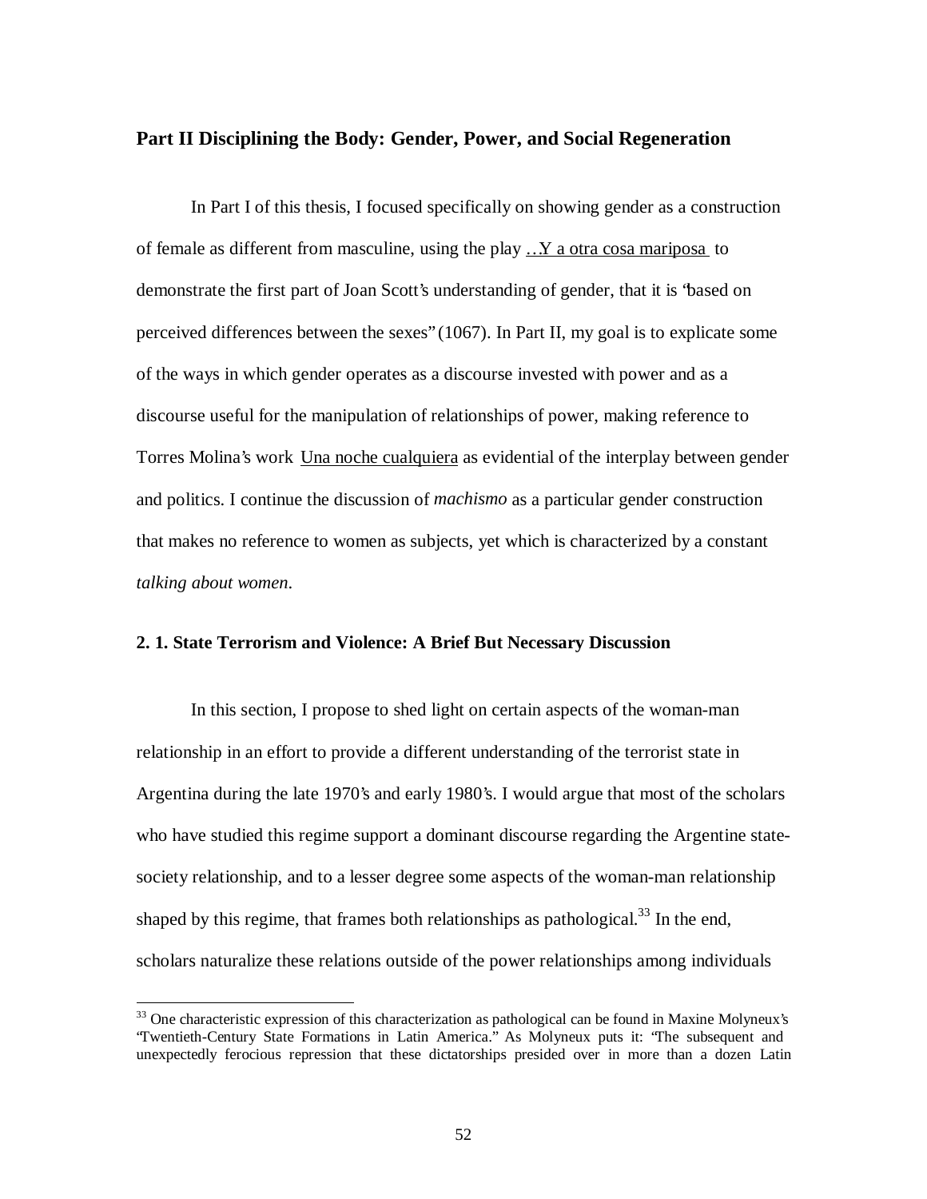## Part II Disciplining the Body: Gender, Power, and Social Regeneration

In Part I of this thesis, I focused specifically on showing gender as a construction of female as different from masculine, using the play …Y a otra cosa mariposa to demonstrate the first part of Joan Scott's understanding of gender, that it is "based on perceived differences between the sexes" (1067). In Part II, my goal is to explicate some of the ways in which gender operates as a discourse invested with power and as a discourse useful for the manipulation of relationships of power, making reference to Torres Molina's work Una noche cualquiera as evidential of the interplay between gender and politics. I continue the discussion of *machismo* as a particular gender construction that makes no reference to women as subjects, yet which is characterized by a constant *talking about women*.

### 2. 1. State Terrorism and Violence: A Brief But Necessary Discussion

In this section, I propose to shed light on certain aspects of the woman-man relationship in an effort to provide a different understanding of the terrorist state in Argentina during the late 1970's and early 1980's. I would argue that most of the scholars who have studied this regime support a dominant discourse regarding the Argentine state-society relationship, and to a lesser degree some aspects of the woman-man relationship shaped by this regime, that frames both relationships as pathological.[33] In the end, scholars naturalize these relations outside of the power relationships among individuals

[33] One characteristic expression of this characterization as pathological can be found in Maxine Molyneux's "Twentieth-Century State Formations in Latin America." As Molyneux puts it: "The subsequent and unexpectedly ferocious repression that these dictatorships presided over in more than a dozen Latin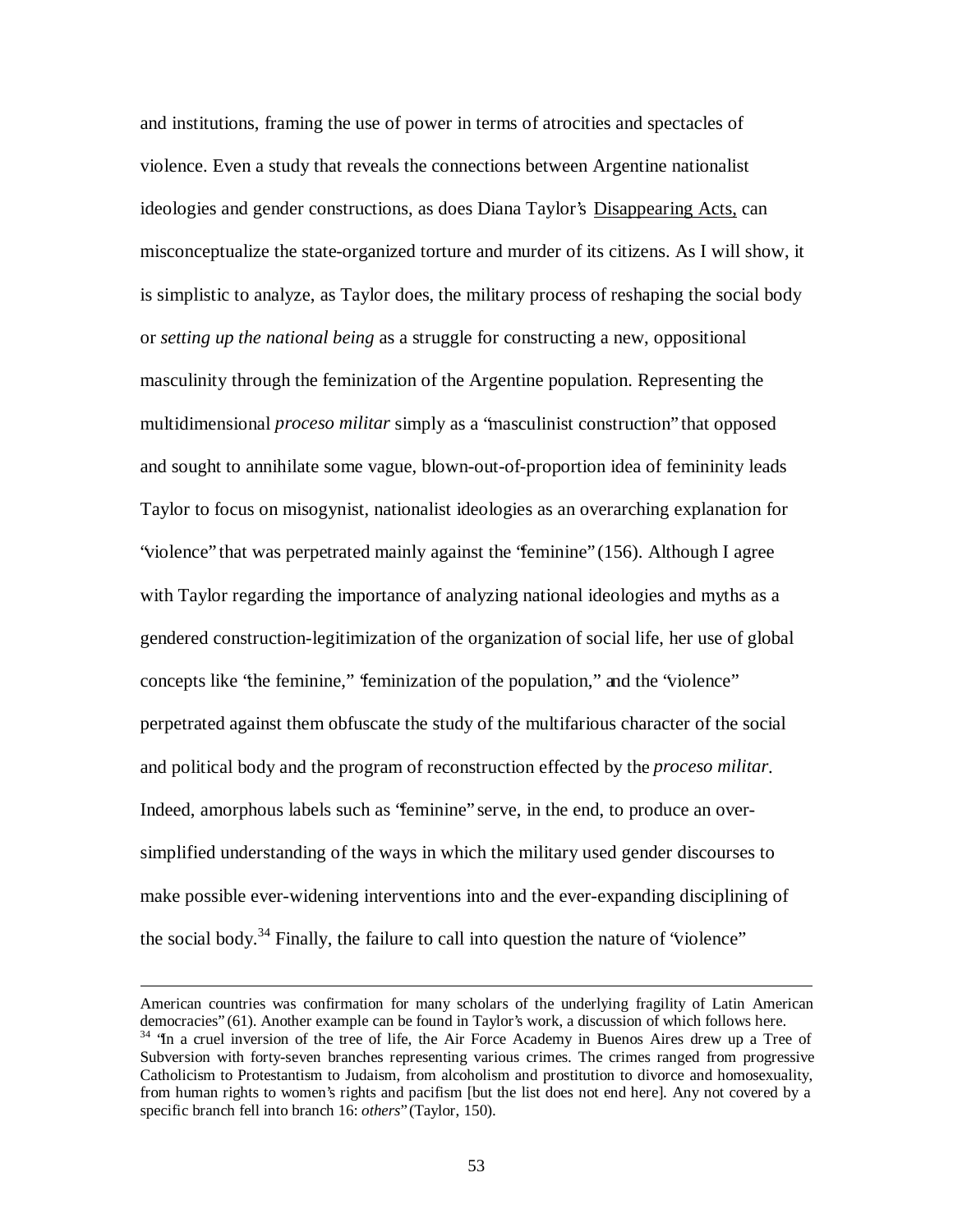and institutions, framing the use of power in terms of atrocities and spectacles of violence. Even a study that reveals the connections between Argentine nationalist ideologies and gender constructions, as does Diana Taylor's Disappearing Acts, can misconceptualize the state-organized torture and murder of its citizens. As I will show, it is simplistic to analyze, as Taylor does, the military process of reshaping the social body or *setting up the national being* as a struggle for constructing a new, oppositional masculinity through the feminization of the Argentine population. Representing the multidimensional *proceso militar* simply as a "masculinist construction" that opposed and sought to annihilate some vague, blown-out-of-proportion idea of femininity leads Taylor to focus on misogynist, nationalist ideologies as an overarching explanation for "violence" that was perpetrated mainly against the "feminine" (156). Although I agree with Taylor regarding the importance of analyzing national ideologies and myths as a gendered construction-legitimization of the organization of social life, her use of global concepts like "the feminine," "feminization of the population," and the "violence" perpetrated against them obfuscate the study of the multifarious character of the social and political body and the program of reconstruction effected by the *proceso militar*. Indeed, amorphous labels such as "feminine" serve, in the end, to produce an over-simplified understanding of the ways in which the military used gender discourses to make possible ever-widening interventions into and the ever-expanding disciplining of the social body.[34] Finally, the failure to call into question the nature of "violence"

---

American countries was confirmation for many scholars of the underlying fragility of Latin American democracies" (61). Another example can be found in Taylor's work, a discussion of which follows here.

[34] "In a cruel inversion of the tree of life, the Air Force Academy in Buenos Aires drew up a Tree of Subversion with forty-seven branches representing various crimes. The crimes ranged from progressive Catholicism to Protestantism to Judaism, from alcoholism and prostitution to divorce and homosexuality, from human rights to women's rights and pacifism [but the list does not end here]. Any not covered by a specific branch fell into branch 16: *others*" (Taylor, 150).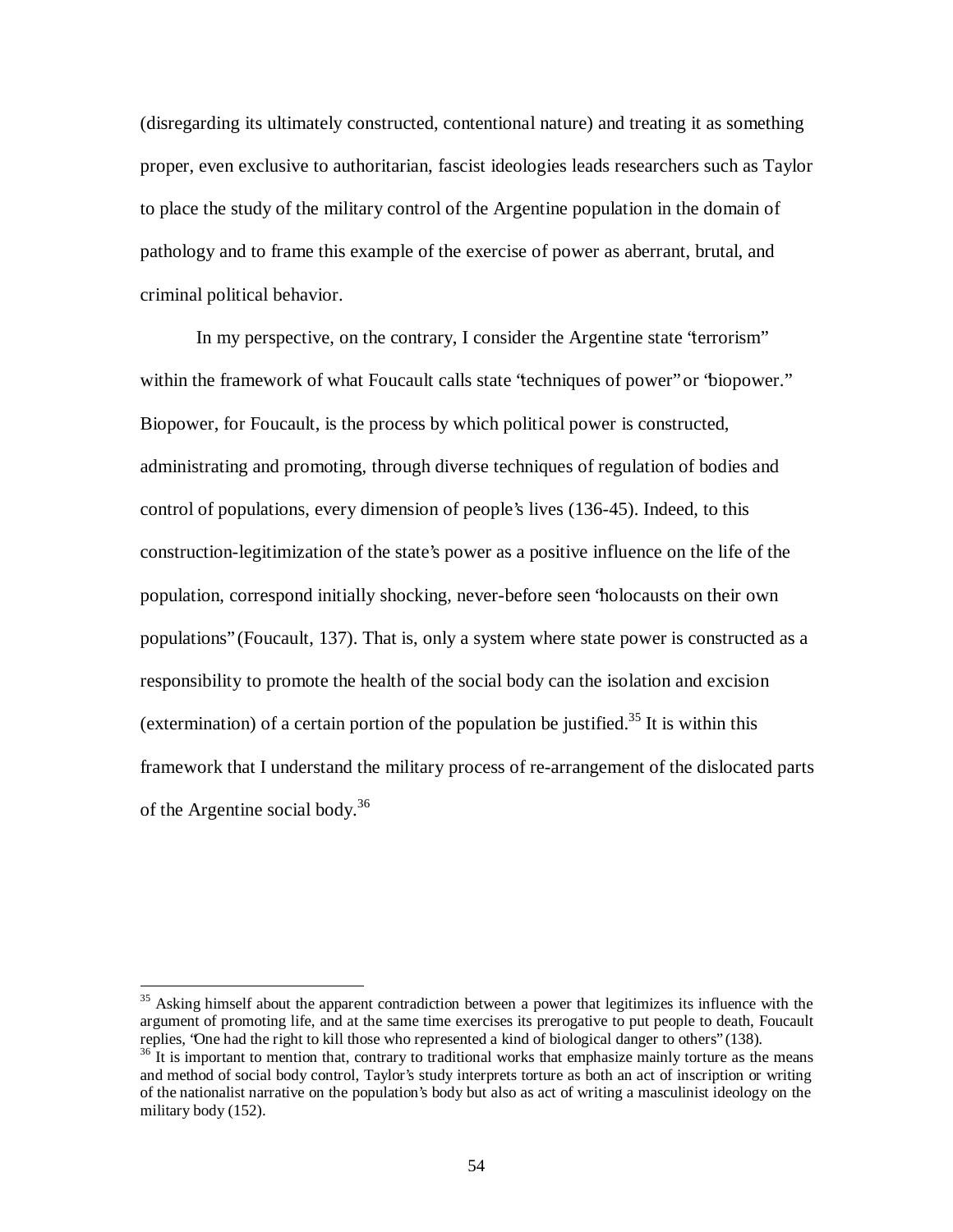(disregarding its ultimately constructed, contentional nature) and treating it as something proper, even exclusive to authoritarian, fascist ideologies leads researchers such as Taylor to place the study of the military control of the Argentine population in the domain of pathology and to frame this example of the exercise of power as aberrant, brutal, and criminal political behavior.

In my perspective, on the contrary, I consider the Argentine state "terrorism" within the framework of what Foucault calls state "techniques of power" or "biopower." Biopower, for Foucault, is the process by which political power is constructed, administrating and promoting, through diverse techniques of regulation of bodies and control of populations, every dimension of people's lives (136-45). Indeed, to this construction-legitimization of the state's power as a positive influence on the life of the population, correspond initially shocking, never-before seen "holocausts on their own populations" (Foucault, 137). That is, only a system where state power is constructed as a responsibility to promote the health of the social body can the isolation and excision (extermination) of a certain portion of the population be justified.[35] It is within this framework that I understand the military process of re-arrangement of the dislocated parts of the Argentine social body.[36]

---

[35] Asking himself about the apparent contradiction between a power that legitimizes its influence with the argument of promoting life, and at the same time exercises its prerogative to put people to death, Foucault replies, "One had the right to kill those who represented a kind of biological danger to others" (138).

[36] It is important to mention that, contrary to traditional works that emphasize mainly torture as the means and method of social body control, Taylor's study interprets torture as both an act of inscription or writing of the nationalist narrative on the population's body but also as act of writing a masculinist ideology on the military body (152).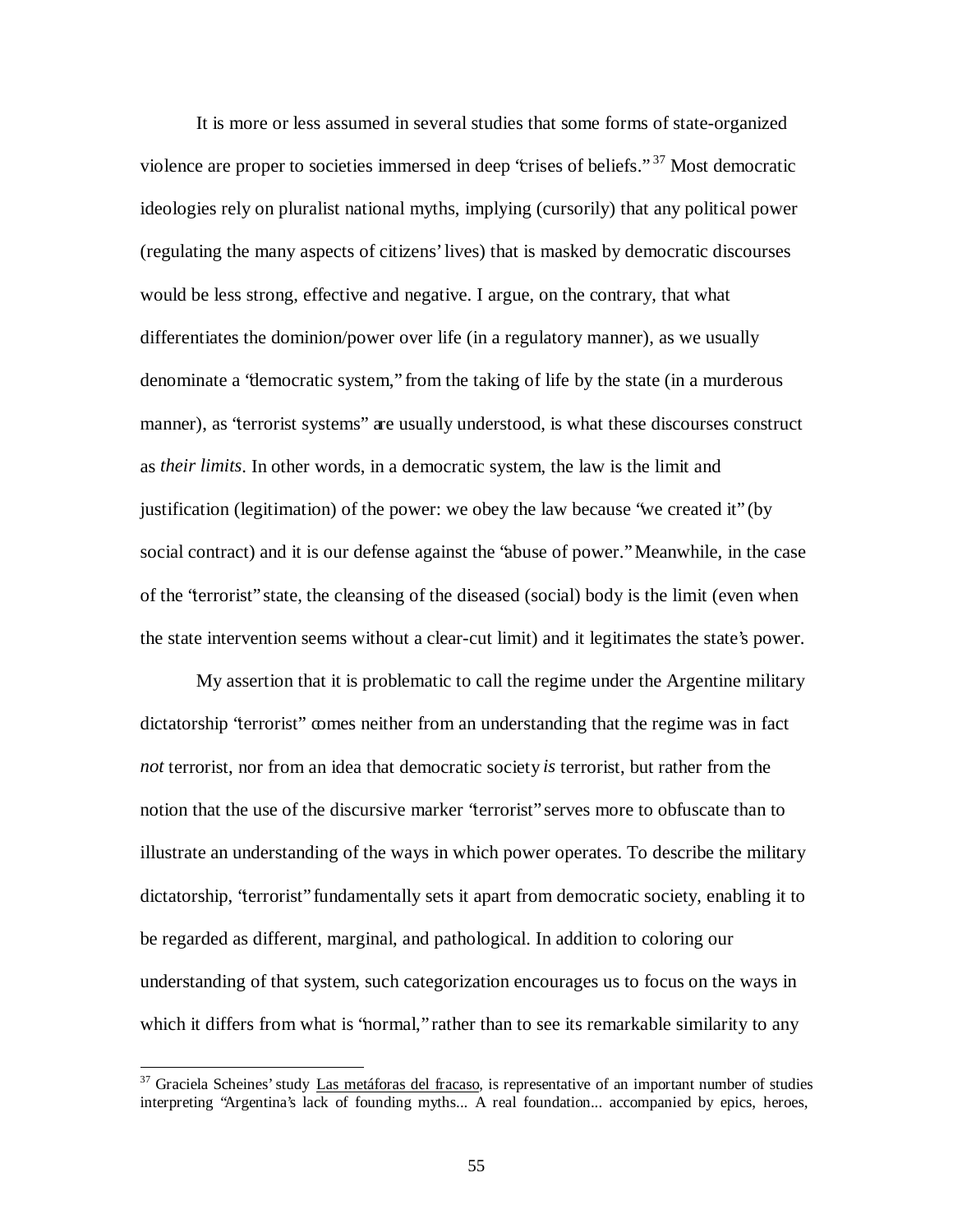It is more or less assumed in several studies that some forms of state-organized violence are proper to societies immersed in deep "crises of beliefs."[37] Most democratic ideologies rely on pluralist national myths, implying (cursorily) that any political power (regulating the many aspects of citizens' lives) that is masked by democratic discourses would be less strong, effective and negative. I argue, on the contrary, that what differentiates the dominion/power over life (in a regulatory manner), as we usually denominate a "democratic system," from the taking of life by the state (in a murderous manner), as "terrorist systems" are usually understood, is what these discourses construct as *their limits*. In other words, in a democratic system, the law is the limit and justification (legitimation) of the power: we obey the law because "we created it" (by social contract) and it is our defense against the "abuse of power." Meanwhile, in the case of the "terrorist" state, the cleansing of the diseased (social) body is the limit (even when the state intervention seems without a clear-cut limit) and it legitimates the state's power.

My assertion that it is problematic to call the regime under the Argentine military dictatorship "terrorist" comes neither from an understanding that the regime was in fact *not* terrorist, nor from an idea that democratic society *is* terrorist, but rather from the notion that the use of the discursive marker "terrorist" serves more to obfuscate than to illustrate an understanding of the ways in which power operates. To describe the military dictatorship, "terrorist" fundamentally sets it apart from democratic society, enabling it to be regarded as different, marginal, and pathological. In addition to coloring our understanding of that system, such categorization encourages us to focus on the ways in which it differs from what is "normal," rather than to see its remarkable similarity to any

---

[37] Graciela Scheines' study Las metáforas del fracaso, is representative of an important number of studies interpreting "Argentina's lack of founding myths... A real foundation... accompanied by epics, heroes,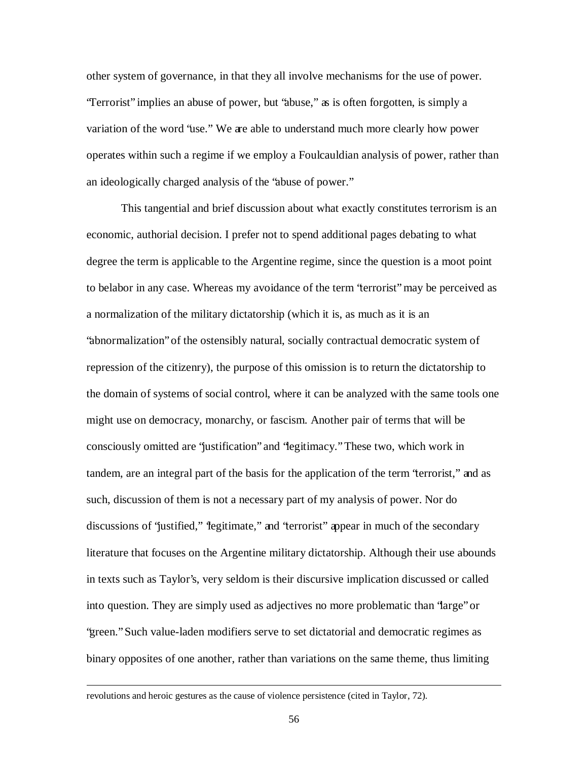other system of governance, in that they all involve mechanisms for the use of power. "Terrorist" implies an abuse of power, but "abuse," as is often forgotten, is simply a variation of the word "use." We are able to understand much more clearly how power operates within such a regime if we employ a Foulcauldian analysis of power, rather than an ideologically charged analysis of the "abuse of power."

This tangential and brief discussion about what exactly constitutes terrorism is an economic, authorial decision. I prefer not to spend additional pages debating to what degree the term is applicable to the Argentine regime, since the question is a moot point to belabor in any case. Whereas my avoidance of the term "terrorist" may be perceived as a normalization of the military dictatorship (which it is, as much as it is an "abnormalization" of the ostensibly natural, socially contractual democratic system of repression of the citizenry), the purpose of this omission is to return the dictatorship to the domain of systems of social control, where it can be analyzed with the same tools one might use on democracy, monarchy, or fascism. Another pair of terms that will be consciously omitted are "justification" and "legitimacy." These two, which work in tandem, are an integral part of the basis for the application of the term "terrorist," and as such, discussion of them is not a necessary part of my analysis of power. Nor do discussions of "justified," "legitimate," and "terrorist" appear in much of the secondary literature that focuses on the Argentine military dictatorship. Although their use abounds in texts such as Taylor's, very seldom is their discursive implication discussed or called into question. They are simply used as adjectives no more problematic than "large" or "green." Such value-laden modifiers serve to set dictatorial and democratic regimes as binary opposites of one another, rather than variations on the same theme, thus limiting

---

revolutions and heroic gestures as the cause of violence persistence (cited in Taylor, 72).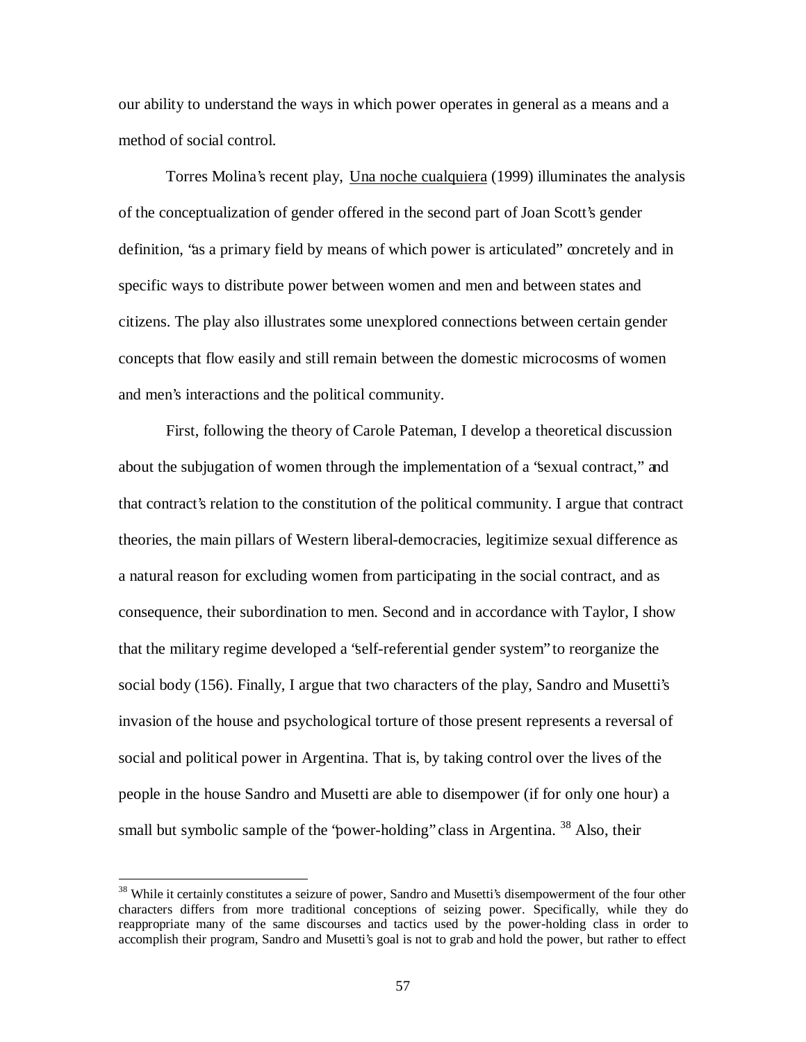our ability to understand the ways in which power operates in general as a means and a method of social control.

Torres Molina's recent play, Una noche cualquiera (1999) illuminates the analysis of the conceptualization of gender offered in the second part of Joan Scott's gender definition, "as a primary field by means of which power is articulated" concretely and in specific ways to distribute power between women and men and between states and citizens. The play also illustrates some unexplored connections between certain gender concepts that flow easily and still remain between the domestic microcosms of women and men's interactions and the political community.

First, following the theory of Carole Pateman, I develop a theoretical discussion about the subjugation of women through the implementation of a "sexual contract," and that contract's relation to the constitution of the political community. I argue that contract theories, the main pillars of Western liberal-democracies, legitimize sexual difference as a natural reason for excluding women from participating in the social contract, and as consequence, their subordination to men. Second and in accordance with Taylor, I show that the military regime developed a "self-referential gender system" to reorganize the social body (156). Finally, I argue that two characters of the play, Sandro and Musetti's invasion of the house and psychological torture of those present represents a reversal of social and political power in Argentina. That is, by taking control over the lives of the people in the house Sandro and Musetti are able to disempower (if for only one hour) a small but symbolic sample of the "power-holding" class in Argentina. [38] Also, their

---

[38] While it certainly constitutes a seizure of power, Sandro and Musetti's disempowerment of the four other characters differs from more traditional conceptions of seizing power. Specifically, while they do reappropriate many of the same discourses and tactics used by the power-holding class in order to accomplish their program, Sandro and Musetti's goal is not to grab and hold the power, but rather to effect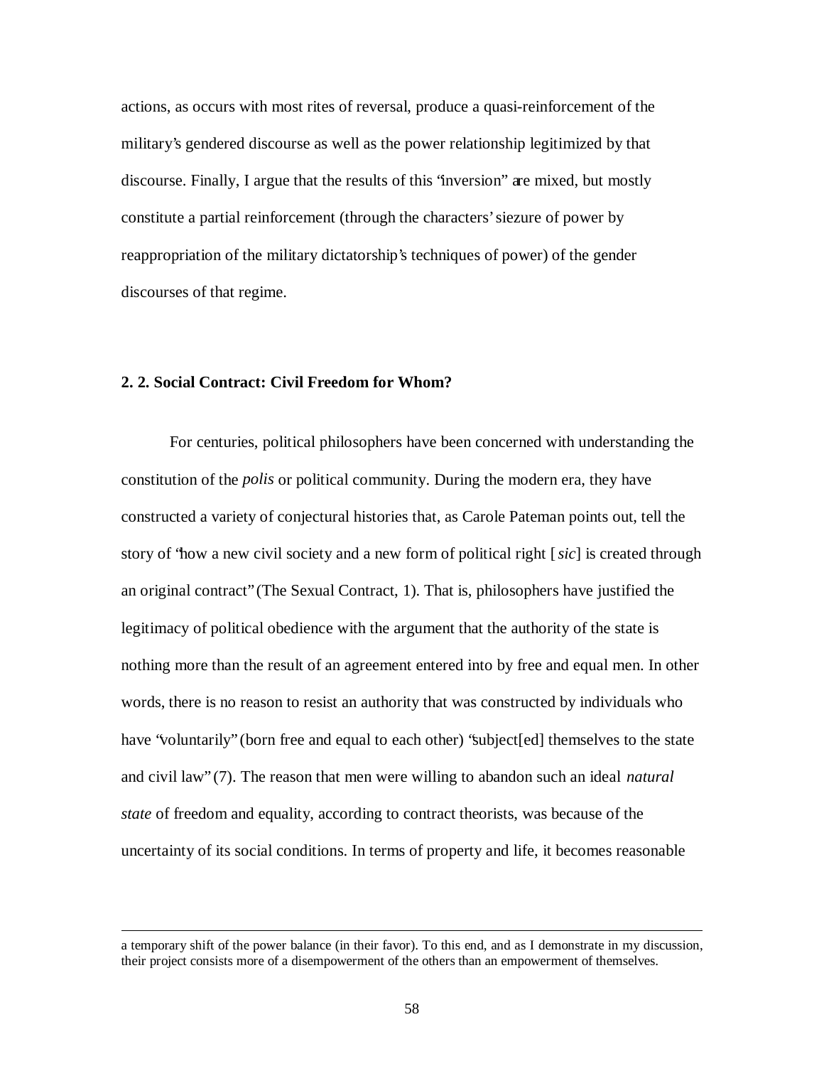actions, as occurs with most rites of reversal, produce a quasi-reinforcement of the military's gendered discourse as well as the power relationship legitimized by that discourse. Finally, I argue that the results of this "inversion" are mixed, but mostly constitute a partial reinforcement (through the characters' siezure of power by reappropriation of the military dictatorship's techniques of power) of the gender discourses of that regime.

### 2. 2. Social Contract: Civil Freedom for Whom?

For centuries, political philosophers have been concerned with understanding the constitution of the *polis* or political community. During the modern era, they have constructed a variety of conjectural histories that, as Carole Pateman points out, tell the story of "how a new civil society and a new form of political right [*sic*] is created through an original contract" (The Sexual Contract, 1). That is, philosophers have justified the legitimacy of political obedience with the argument that the authority of the state is nothing more than the result of an agreement entered into by free and equal men. In other words, there is no reason to resist an authority that was constructed by individuals who have "voluntarily" (born free and equal to each other) "subject[ed] themselves to the state and civil law" (7). The reason that men were willing to abandon such an ideal *natural state* of freedom and equality, according to contract theorists, was because of the uncertainty of its social conditions. In terms of property and life, it becomes reasonable

---

a temporary shift of the power balance (in their favor). To this end, and as I demonstrate in my discussion, their project consists more of a disempowerment of the others than an empowerment of themselves.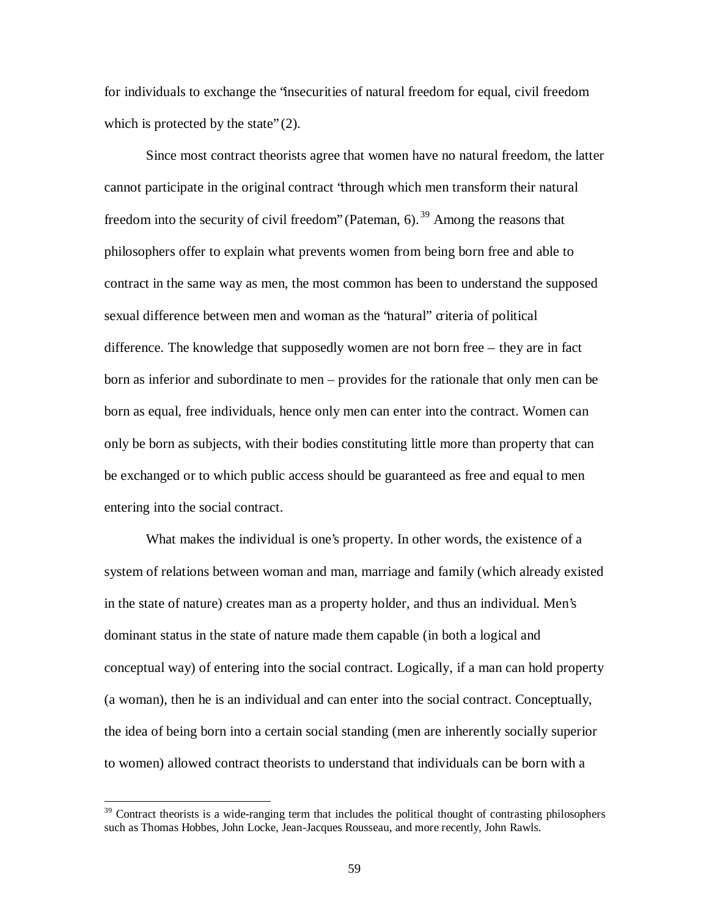for individuals to exchange the "insecurities of natural freedom for equal, civil freedom which is protected by the state" (2).

Since most contract theorists agree that women have no natural freedom, the latter cannot participate in the original contract "through which men transform their natural freedom into the security of civil freedom" (Pateman, 6).[39] Among the reasons that philosophers offer to explain what prevents women from being born free and able to contract in the same way as men, the most common has been to understand the supposed sexual difference between men and woman as the "natural" criteria of political difference. The knowledge that supposedly women are not born free – they are in fact born as inferior and subordinate to men – provides for the rationale that only men can be born as equal, free individuals, hence only men can enter into the contract. Women can only be born as subjects, with their bodies constituting little more than property that can be exchanged or to which public access should be guaranteed as free and equal to men entering into the social contract.

What makes the individual is one's property. In other words, the existence of a system of relations between woman and man, marriage and family (which already existed in the state of nature) creates man as a property holder, and thus an individual. Men's dominant status in the state of nature made them capable (in both a logical and conceptual way) of entering into the social contract. Logically, if a man can hold property (a woman), then he is an individual and can enter into the social contract. Conceptually, the idea of being born into a certain social standing (men are inherently socially superior to women) allowed contract theorists to understand that individuals can be born with a

[39] Contract theorists is a wide-ranging term that includes the political thought of contrasting philosophers such as Thomas Hobbes, John Locke, Jean-Jacques Rousseau, and more recently, John Rawls.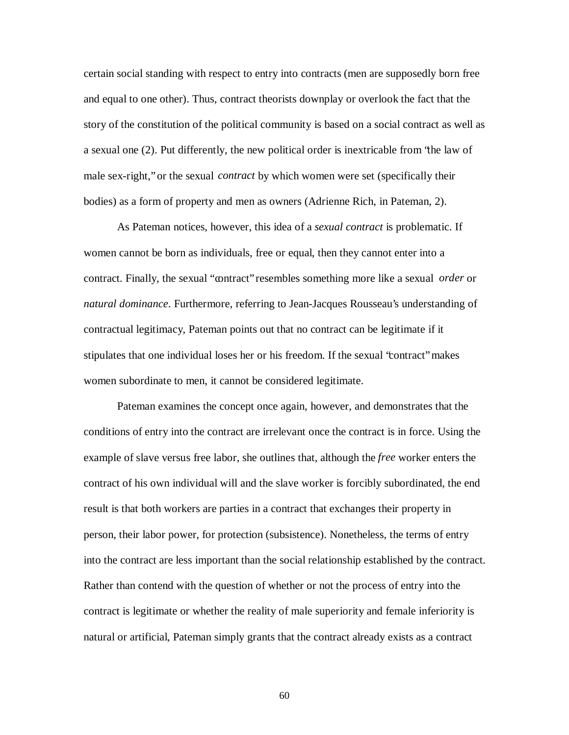certain social standing with respect to entry into contracts (men are supposedly born free and equal to one other). Thus, contract theorists downplay or overlook the fact that the story of the constitution of the political community is based on a social contract as well as a sexual one (2). Put differently, the new political order is inextricable from "the law of male sex-right," or the sexual *contract* by which women were set (specifically their bodies) as a form of property and men as owners (Adrienne Rich, in Pateman, 2).

As Pateman notices, however, this idea of a *sexual contract* is problematic. If women cannot be born as individuals, free or equal, then they cannot enter into a contract. Finally, the sexual "contract" resembles something more like a sexual *order* or *natural dominance*. Furthermore, referring to Jean-Jacques Rousseau's understanding of contractual legitimacy, Pateman points out that no contract can be legitimate if it stipulates that one individual loses her or his freedom. If the sexual "contract" makes women subordinate to men, it cannot be considered legitimate.

Pateman examines the concept once again, however, and demonstrates that the conditions of entry into the contract are irrelevant once the contract is in force. Using the example of slave versus free labor, she outlines that, although the *free* worker enters the contract of his own individual will and the slave worker is forcibly subordinated, the end result is that both workers are parties in a contract that exchanges their property in person, their labor power, for protection (subsistence). Nonetheless, the terms of entry into the contract are less important than the social relationship established by the contract. Rather than contend with the question of whether or not the process of entry into the contract is legitimate or whether the reality of male superiority and female inferiority is natural or artificial, Pateman simply grants that the contract already exists as a contract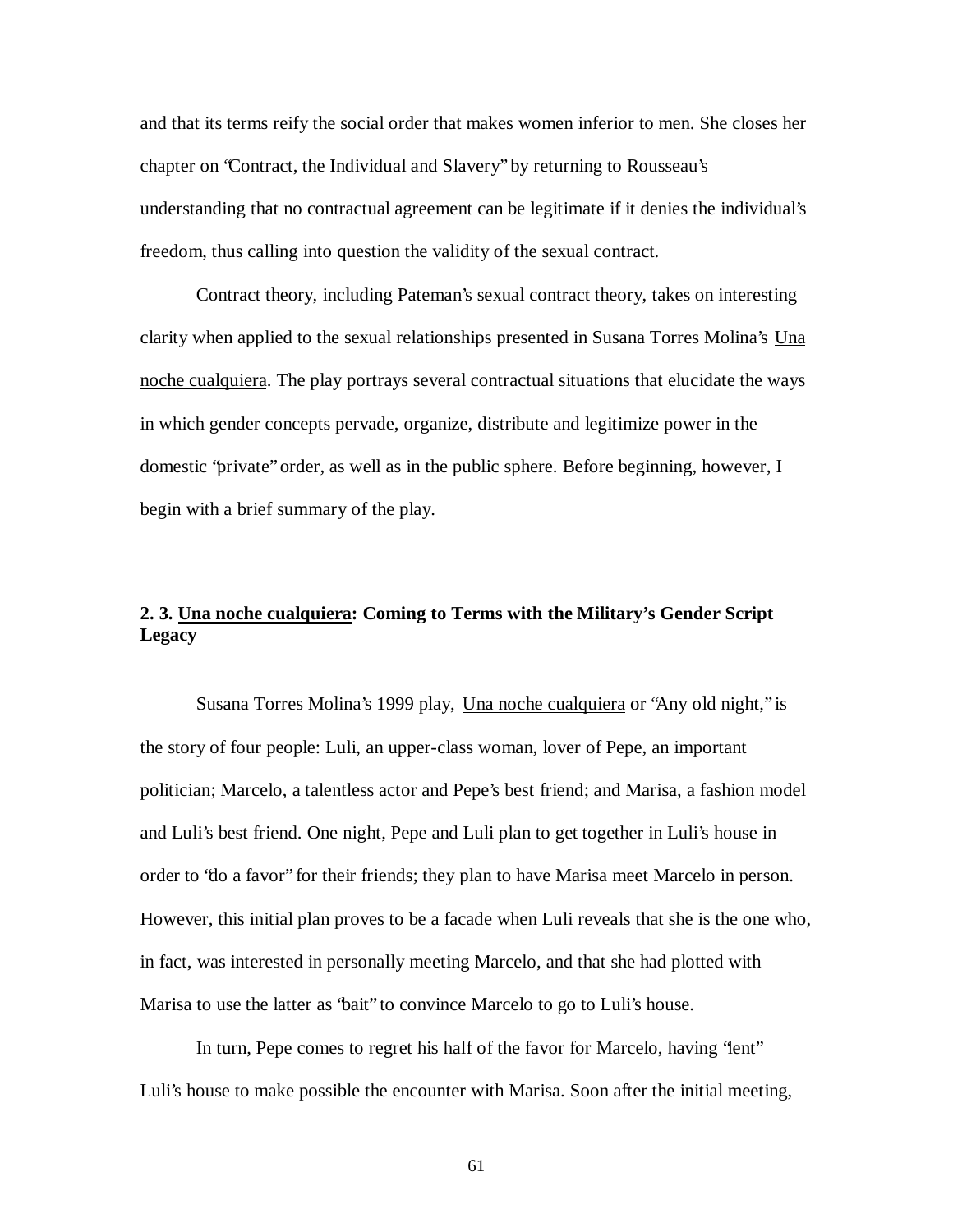and that its terms reify the social order that makes women inferior to men. She closes her chapter on "Contract, the Individual and Slavery" by returning to Rousseau's understanding that no contractual agreement can be legitimate if it denies the individual's freedom, thus calling into question the validity of the sexual contract.

Contract theory, including Pateman's sexual contract theory, takes on interesting clarity when applied to the sexual relationships presented in Susana Torres Molina's Una noche cualquiera. The play portrays several contractual situations that elucidate the ways in which gender concepts pervade, organize, distribute and legitimize power in the domestic "private" order, as well as in the public sphere. Before beginning, however, I begin with a brief summary of the play.

### 2. 3. Una noche cualquiera: Coming to Terms with the Military's Gender Script Legacy

Susana Torres Molina's 1999 play, Una noche cualquiera or "Any old night," is the story of four people: Luli, an upper-class woman, lover of Pepe, an important politician; Marcelo, a talentless actor and Pepe's best friend; and Marisa, a fashion model and Luli's best friend. One night, Pepe and Luli plan to get together in Luli's house in order to "do a favor" for their friends; they plan to have Marisa meet Marcelo in person. However, this initial plan proves to be a facade when Luli reveals that she is the one who, in fact, was interested in personally meeting Marcelo, and that she had plotted with Marisa to use the latter as "bait" to convince Marcelo to go to Luli's house.

In turn, Pepe comes to regret his half of the favor for Marcelo, having "lent" Luli's house to make possible the encounter with Marisa. Soon after the initial meeting,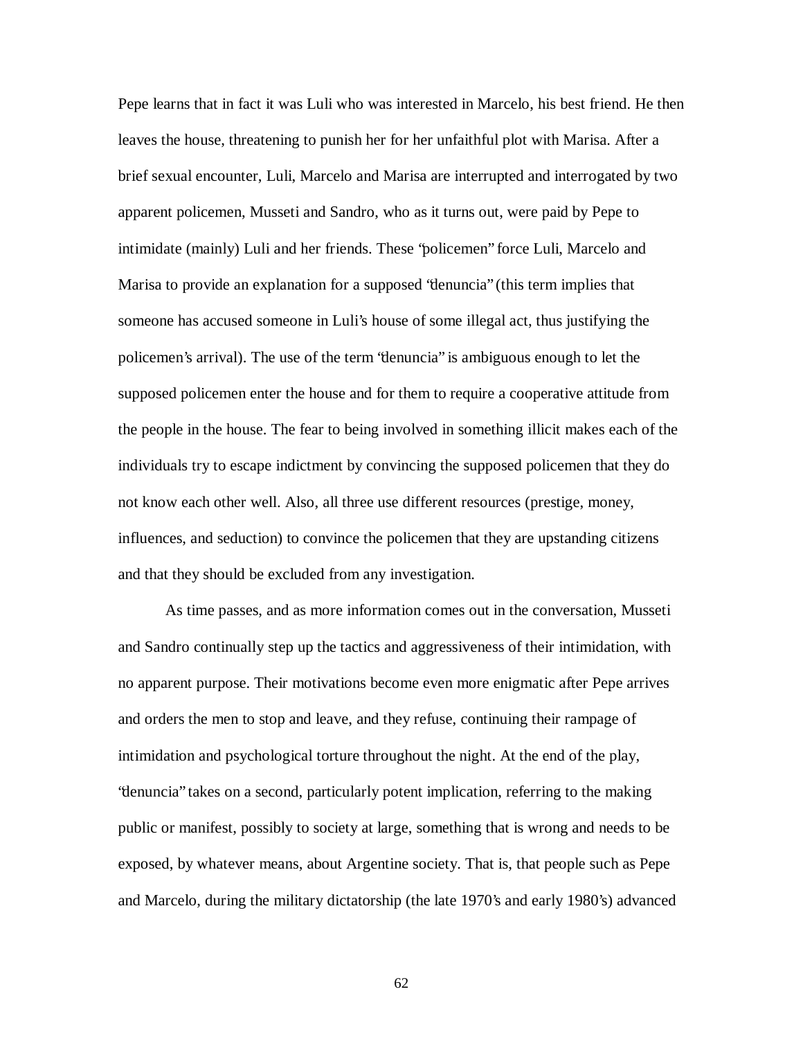Pepe learns that in fact it was Luli who was interested in Marcelo, his best friend. He then leaves the house, threatening to punish her for her unfaithful plot with Marisa. After a brief sexual encounter, Luli, Marcelo and Marisa are interrupted and interrogated by two apparent policemen, Musseti and Sandro, who as it turns out, were paid by Pepe to intimidate (mainly) Luli and her friends. These "policemen" force Luli, Marcelo and Marisa to provide an explanation for a supposed "denuncia" (this term implies that someone has accused someone in Luli's house of some illegal act, thus justifying the policemen's arrival). The use of the term "denuncia" is ambiguous enough to let the supposed policemen enter the house and for them to require a cooperative attitude from the people in the house. The fear to being involved in something illicit makes each of the individuals try to escape indictment by convincing the supposed policemen that they do not know each other well. Also, all three use different resources (prestige, money, influences, and seduction) to convince the policemen that they are upstanding citizens and that they should be excluded from any investigation.

As time passes, and as more information comes out in the conversation, Musseti and Sandro continually step up the tactics and aggressiveness of their intimidation, with no apparent purpose. Their motivations become even more enigmatic after Pepe arrives and orders the men to stop and leave, and they refuse, continuing their rampage of intimidation and psychological torture throughout the night. At the end of the play, "denuncia" takes on a second, particularly potent implication, referring to the making public or manifest, possibly to society at large, something that is wrong and needs to be exposed, by whatever means, about Argentine society. That is, that people such as Pepe and Marcelo, during the military dictatorship (the late 1970's and early 1980's) advanced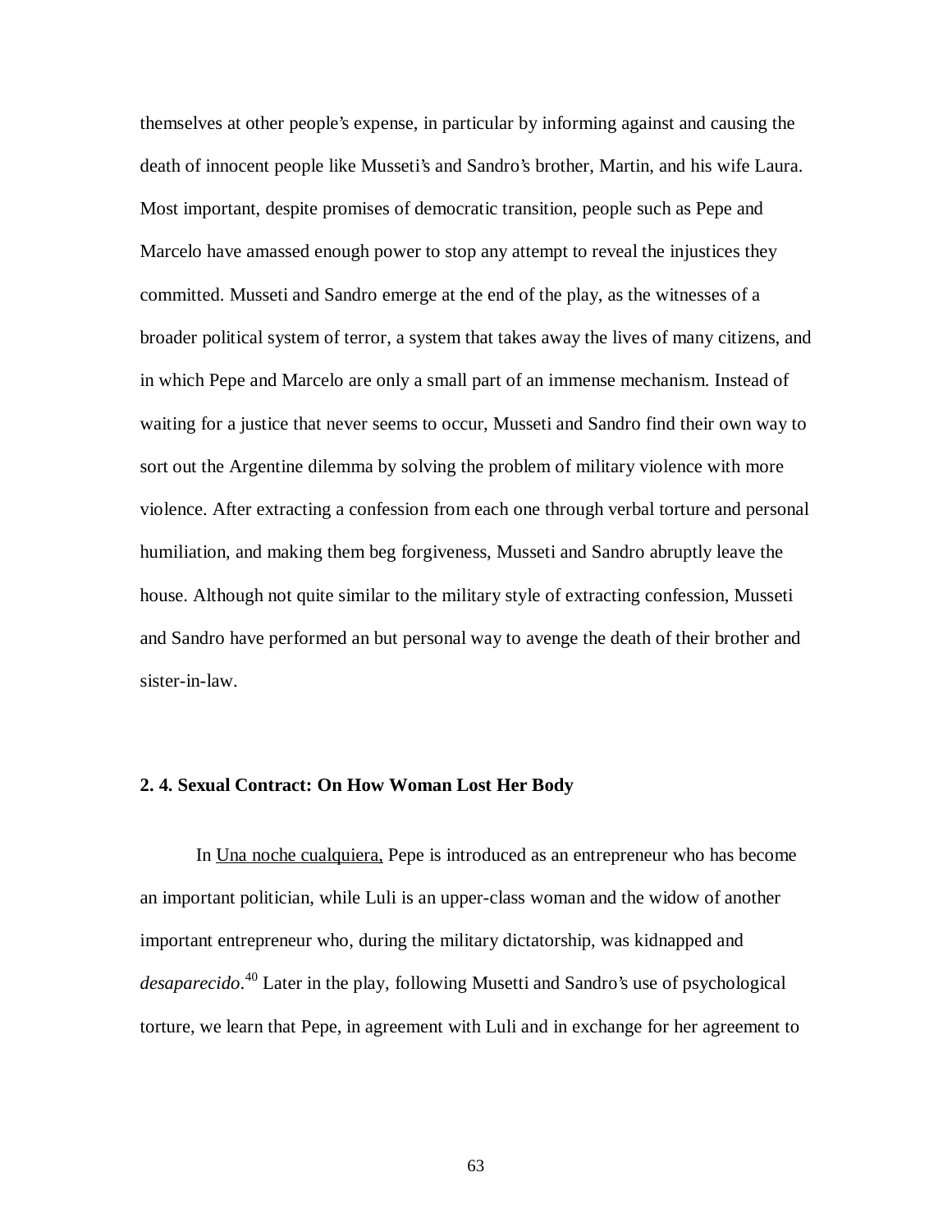themselves at other people's expense, in particular by informing against and causing the death of innocent people like Musseti's and Sandro's brother, Martin, and his wife Laura. Most important, despite promises of democratic transition, people such as Pepe and Marcelo have amassed enough power to stop any attempt to reveal the injustices they committed. Musseti and Sandro emerge at the end of the play, as the witnesses of a broader political system of terror, a system that takes away the lives of many citizens, and in which Pepe and Marcelo are only a small part of an immense mechanism. Instead of waiting for a justice that never seems to occur, Musseti and Sandro find their own way to sort out the Argentine dilemma by solving the problem of military violence with more violence. After extracting a confession from each one through verbal torture and personal humiliation, and making them beg forgiveness, Musseti and Sandro abruptly leave the house. Although not quite similar to the military style of extracting confession, Musseti and Sandro have performed an but personal way to avenge the death of their brother and sister-in-law.

### 2. 4. Sexual Contract: On How Woman Lost Her Body

In Una noche cualquiera, Pepe is introduced as an entrepreneur who has become an important politician, while Luli is an upper-class woman and the widow of another important entrepreneur who, during the military dictatorship, was kidnapped and *desaparecido*.[40] Later in the play, following Musetti and Sandro's use of psychological torture, we learn that Pepe, in agreement with Luli and in exchange for her agreement to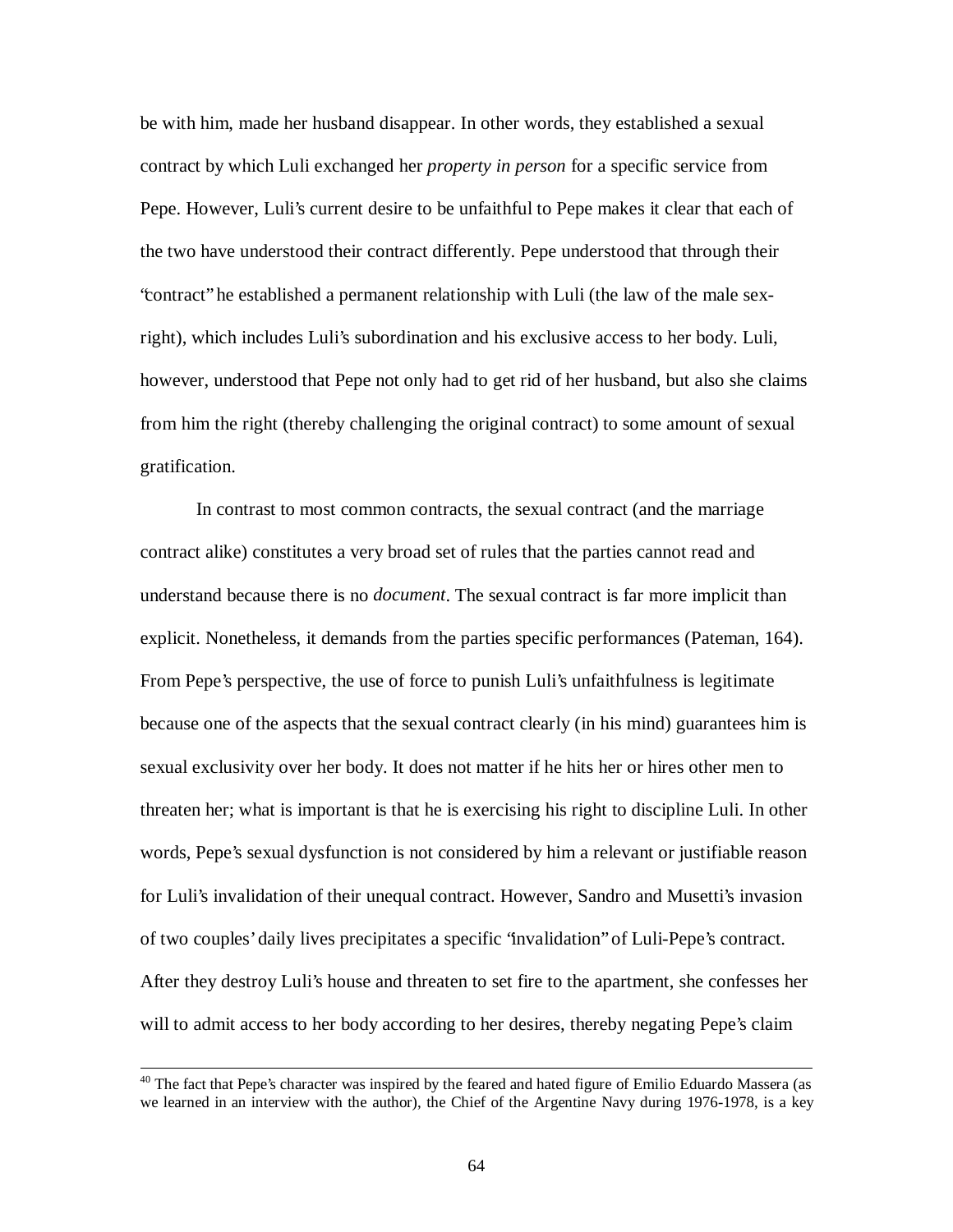be with him, made her husband disappear. In other words, they established a sexual contract by which Luli exchanged her *property in person* for a specific service from Pepe. However, Luli's current desire to be unfaithful to Pepe makes it clear that each of the two have understood their contract differently. Pepe understood that through their "contract" he established a permanent relationship with Luli (the law of the male sex-right), which includes Luli's subordination and his exclusive access to her body. Luli, however, understood that Pepe not only had to get rid of her husband, but also she claims from him the right (thereby challenging the original contract) to some amount of sexual gratification.

In contrast to most common contracts, the sexual contract (and the marriage contract alike) constitutes a very broad set of rules that the parties cannot read and understand because there is no *document*. The sexual contract is far more implicit than explicit. Nonetheless, it demands from the parties specific performances (Pateman, 164). From Pepe's perspective, the use of force to punish Luli's unfaithfulness is legitimate because one of the aspects that the sexual contract clearly (in his mind) guarantees him is sexual exclusivity over her body. It does not matter if he hits her or hires other men to threaten her; what is important is that he is exercising his right to discipline Luli. In other words, Pepe's sexual dysfunction is not considered by him a relevant or justifiable reason for Luli's invalidation of their unequal contract. However, Sandro and Musetti's invasion of two couples' daily lives precipitates a specific "invalidation" of Luli-Pepe's contract. After they destroy Luli's house and threaten to set fire to the apartment, she confesses her will to admit access to her body according to her desires, thereby negating Pepe's claim

[40] The fact that Pepe's character was inspired by the feared and hated figure of Emilio Eduardo Massera (as we learned in an interview with the author), the Chief of the Argentine Navy during 1976-1978, is a key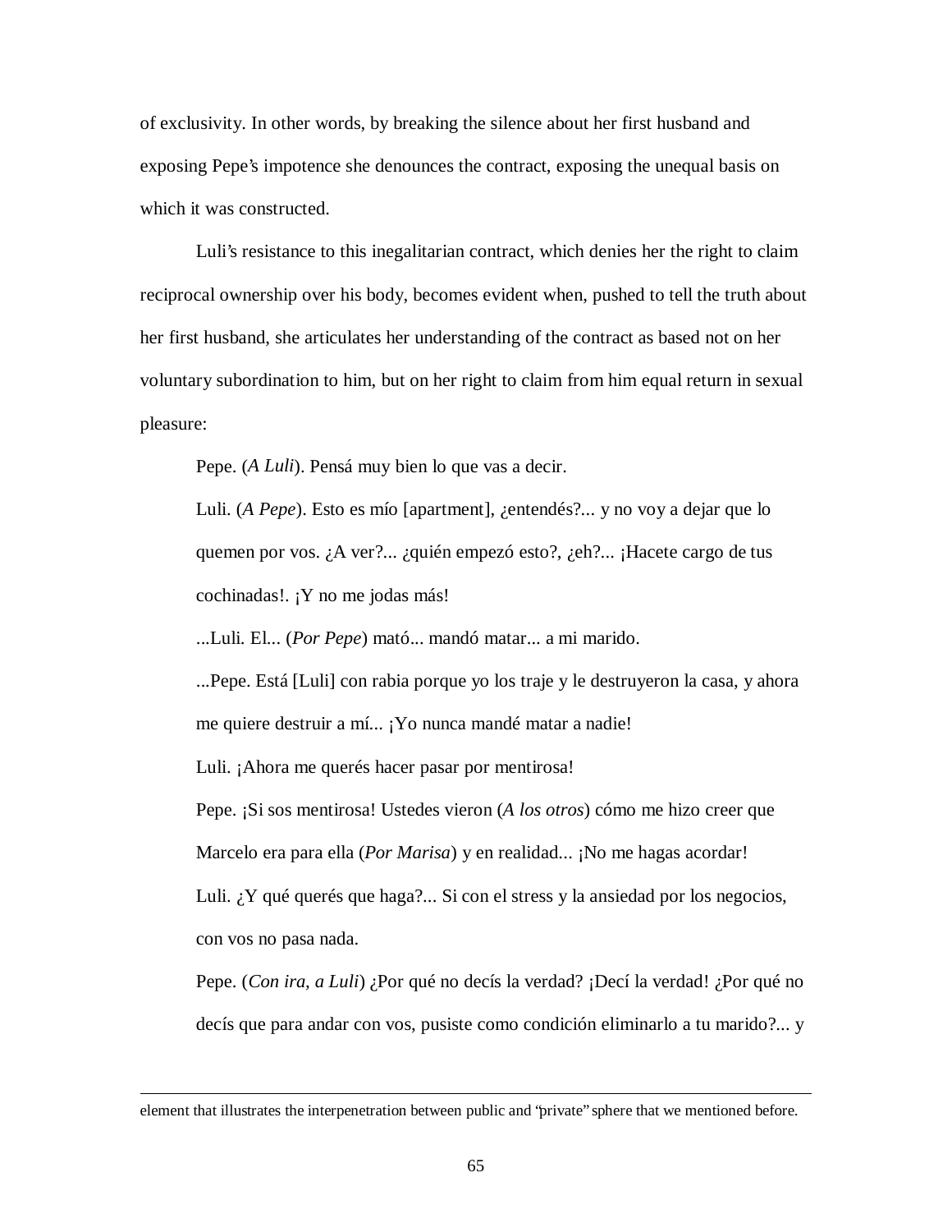of exclusivity. In other words, by breaking the silence about her first husband and exposing Pepe's impotence she denounces the contract, exposing the unequal basis on which it was constructed.

Luli's resistance to this inegalitarian contract, which denies her the right to claim reciprocal ownership over his body, becomes evident when, pushed to tell the truth about her first husband, she articulates her understanding of the contract as based not on her voluntary subordination to him, but on her right to claim from him equal return in sexual pleasure:

> Pepe. (*A Luli*). Pensá muy bien lo que vas a decir.
>
> Luli. (*A Pepe*). Esto es mío [apartment], ¿entendés?... y no voy a dejar que lo quemen por vos. ¿A ver?... ¿quién empezó esto?, ¿eh?... ¡Hacete cargo de tus cochinadas!. ¡Y no me jodas más!
>
> ...Luli. El... (*Por Pepe*) mató... mandó matar... a mi marido.
>
> ...Pepe. Está [Luli] con rabia porque yo los traje y le destruyeron la casa, y ahora me quiere destruir a mí... ¡Yo nunca mandé matar a nadie!
>
> Luli. ¡Ahora me querés hacer pasar por mentirosa!
>
> Pepe. ¡Si sos mentirosa! Ustedes vieron (*A los otros*) cómo me hizo creer que Marcelo era para ella (*Por Marisa*) y en realidad... ¡No me hagas acordar!
>
> Luli. ¿Y qué querés que haga?... Si con el stress y la ansiedad por los negocios, con vos no pasa nada.
>
> Pepe. (*Con ira, a Luli*) ¿Por qué no decís la verdad? ¡Decí la verdad! ¿Por qué no decís que para andar con vos, pusiste como condición eliminarlo a tu marido?... y

---

element that illustrates the interpenetration between public and "private" sphere that we mentioned before.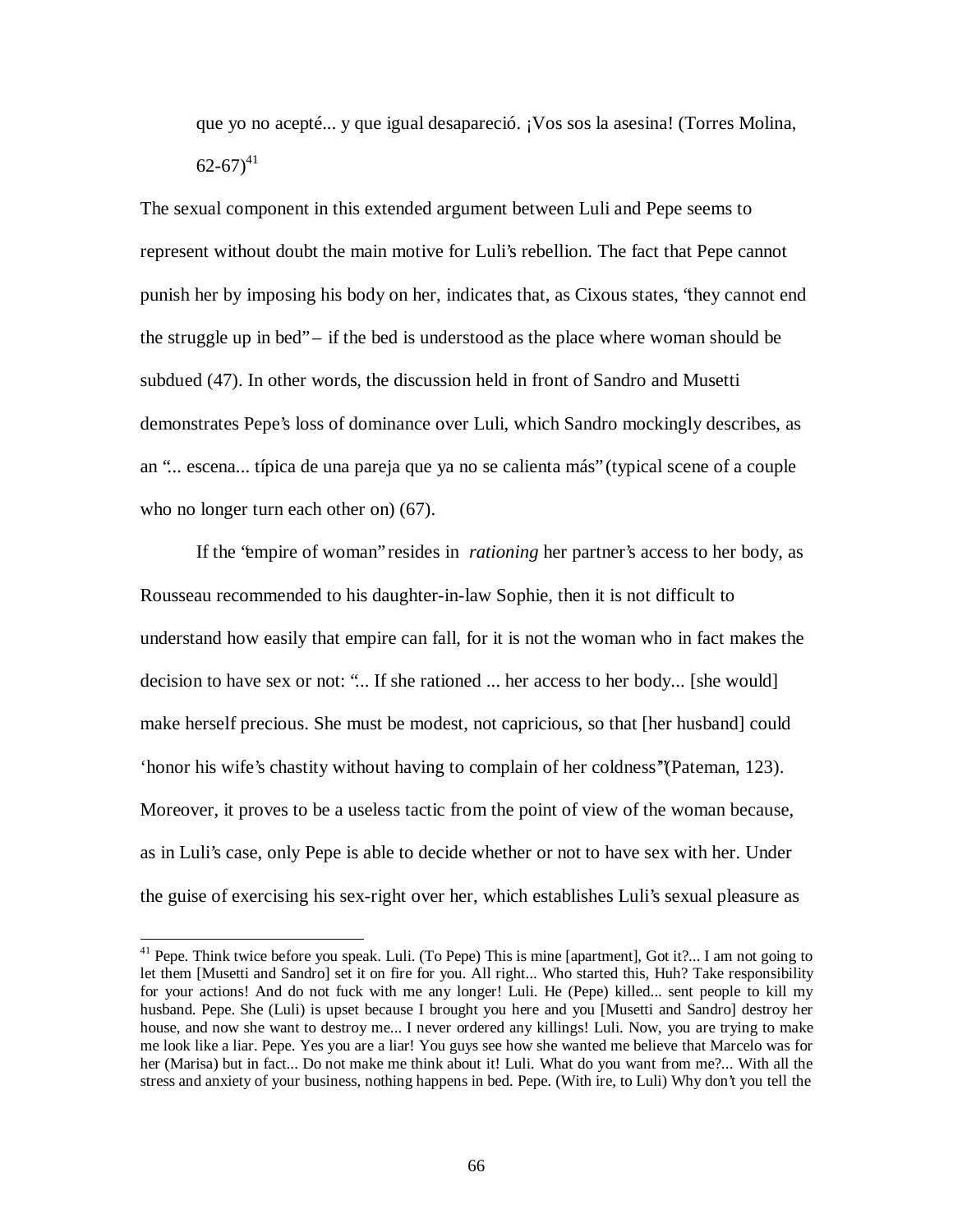que yo no acepté... y que igual desapareció. ¡Vos sos la asesina! (Torres Molina, 62-67)[41]

The sexual component in this extended argument between Luli and Pepe seems to represent without doubt the main motive for Luli's rebellion. The fact that Pepe cannot punish her by imposing his body on her, indicates that, as Cixous states, "they cannot end the struggle up in bed" – if the bed is understood as the place where woman should be subdued (47). In other words, the discussion held in front of Sandro and Musetti demonstrates Pepe's loss of dominance over Luli, which Sandro mockingly describes, as an "... escena... típica de una pareja que ya no se calienta más" (typical scene of a couple who no longer turn each other on) (67).

If the "empire of woman" resides in *rationing* her partner's access to her body, as Rousseau recommended to his daughter-in-law Sophie, then it is not difficult to understand how easily that empire can fall, for it is not the woman who in fact makes the decision to have sex or not: "... If she rationed ... her access to her body... [she would] make herself precious. She must be modest, not capricious, so that [her husband] could 'honor his wife's chastity without having to complain of her coldness'" (Pateman, 123). Moreover, it proves to be a useless tactic from the point of view of the woman because, as in Luli's case, only Pepe is able to decide whether or not to have sex with her. Under the guise of exercising his sex-right over her, which establishes Luli's sexual pleasure as

---

[41] Pepe. Think twice before you speak. Luli. (To Pepe) This is mine [apartment], Got it?... I am not going to let them [Musetti and Sandro] set it on fire for you. All right... Who started this, Huh? Take responsibility for your actions! And do not fuck with me any longer! Luli. He (Pepe) killed... sent people to kill my husband. Pepe. She (Luli) is upset because I brought you here and you [Musetti and Sandro] destroy her house, and now she want to destroy me... I never ordered any killings! Luli. Now, you are trying to make me look like a liar. Pepe. Yes you are a liar! You guys see how she wanted me believe that Marcelo was for her (Marisa) but in fact... Do not make me think about it! Luli. What do you want from me?... With all the stress and anxiety of your business, nothing happens in bed. Pepe. (With ire, to Luli) Why don't you tell the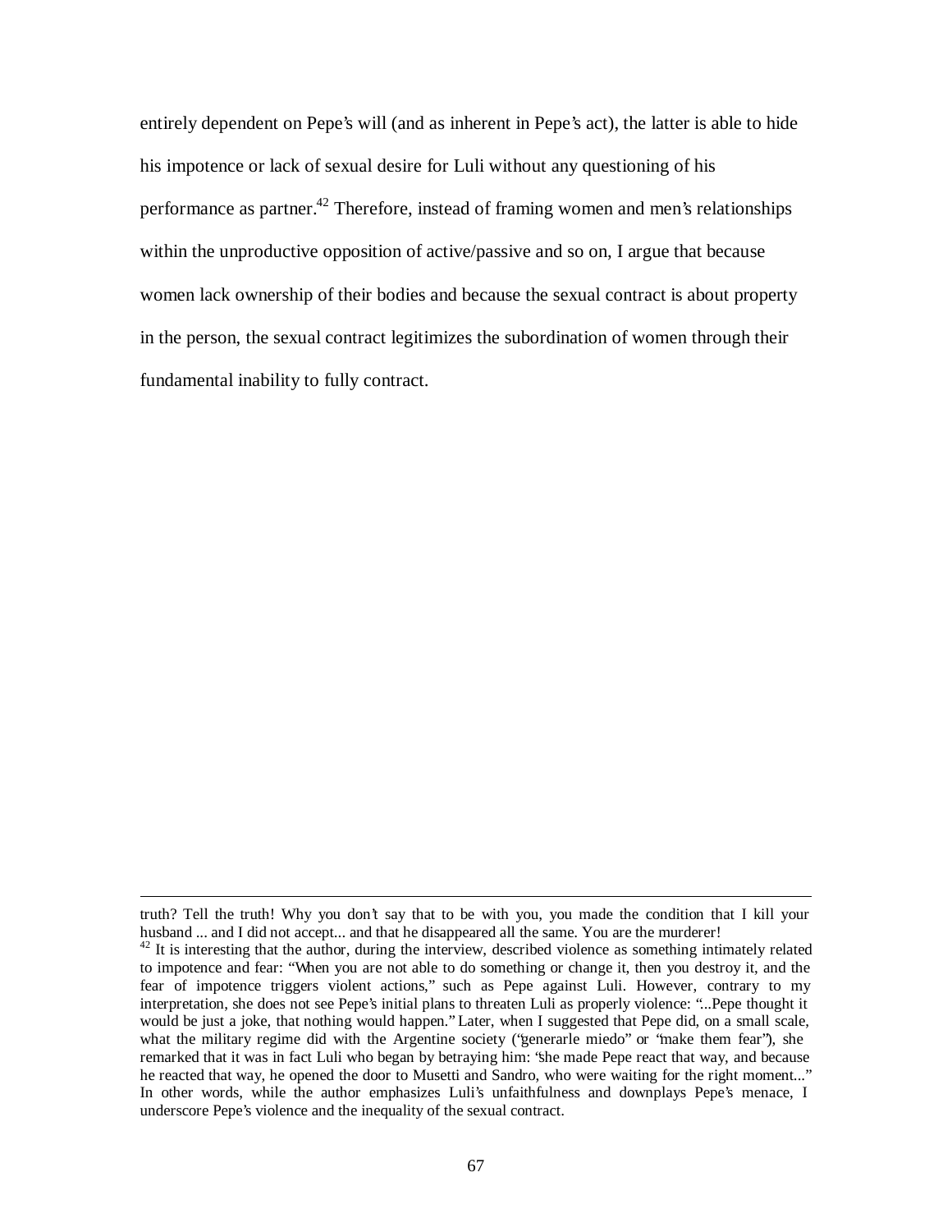entirely dependent on Pepe's will (and as inherent in Pepe's act), the latter is able to hide his impotence or lack of sexual desire for Luli without any questioning of his performance as partner.[42] Therefore, instead of framing women and men's relationships within the unproductive opposition of active/passive and so on, I argue that because women lack ownership of their bodies and because the sexual contract is about property in the person, the sexual contract legitimizes the subordination of women through their fundamental inability to fully contract.

---

truth? Tell the truth! Why you don't say that to be with you, you made the condition that I kill your husband ... and I did not accept... and that he disappeared all the same. You are the murderer!

[42] It is interesting that the author, during the interview, described violence as something intimately related to impotence and fear: "When you are not able to do something or change it, then you destroy it, and the fear of impotence triggers violent actions," such as Pepe against Luli. However, contrary to my interpretation, she does not see Pepe's initial plans to threaten Luli as properly violence: "...Pepe thought it would be just a joke, that nothing would happen." Later, when I suggested that Pepe did, on a small scale, what the military regime did with the Argentine society ("generarle miedo" or "make them fear"), she remarked that it was in fact Luli who began by betraying him: "she made Pepe react that way, and because he reacted that way, he opened the door to Musetti and Sandro, who were waiting for the right moment..." In other words, while the author emphasizes Luli's unfaithfulness and downplays Pepe's menace, I underscore Pepe's violence and the inequality of the sexual contract.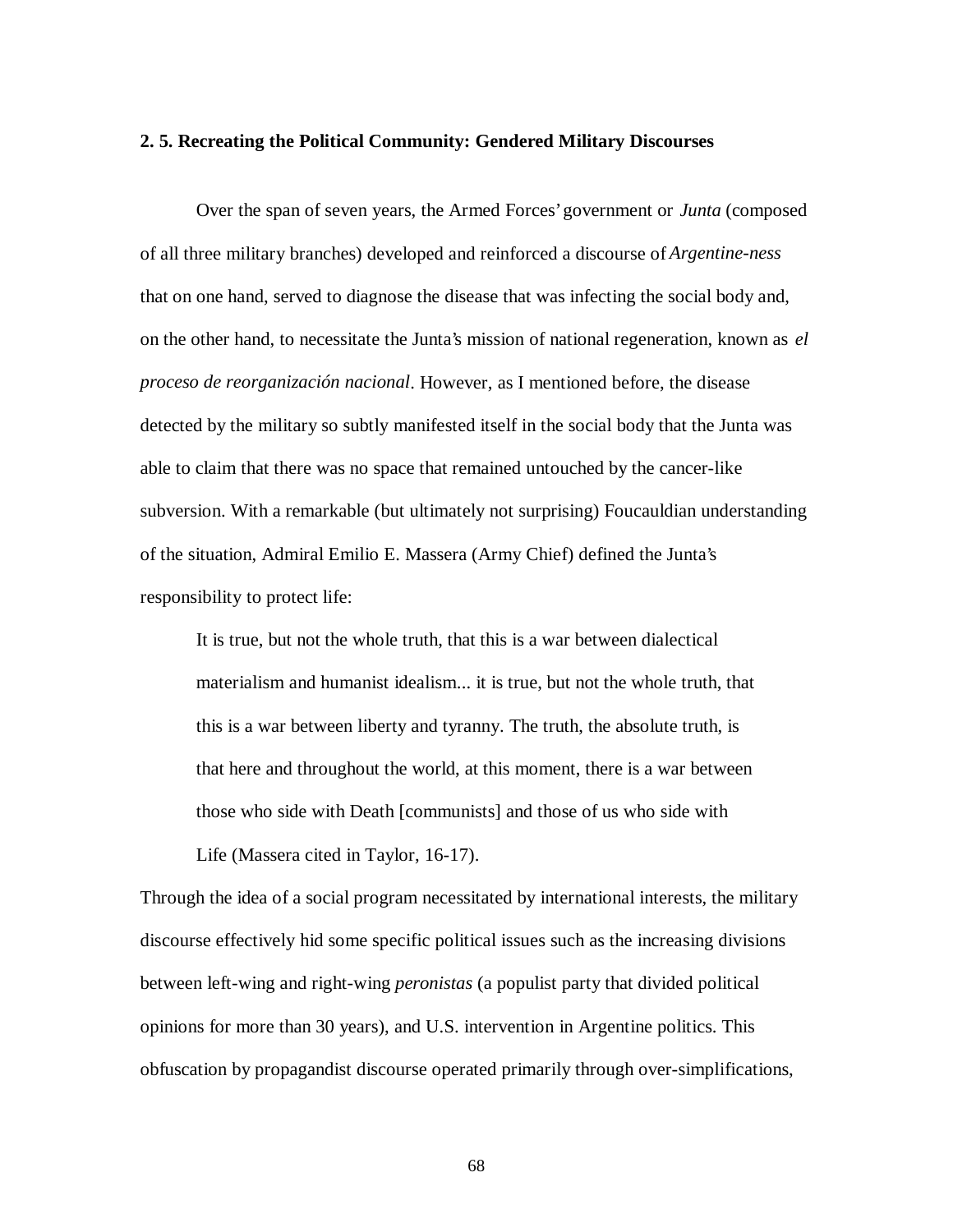## 2. 5. Recreating the Political Community: Gendered Military Discourses

Over the span of seven years, the Armed Forces' government or *Junta* (composed of all three military branches) developed and reinforced a discourse of *Argentine-ness* that on one hand, served to diagnose the disease that was infecting the social body and, on the other hand, to necessitate the Junta's mission of national regeneration, known as *el proceso de reorganización nacional*. However, as I mentioned before, the disease detected by the military so subtly manifested itself in the social body that the Junta was able to claim that there was no space that remained untouched by the cancer-like subversion. With a remarkable (but ultimately not surprising) Foucauldian understanding of the situation, Admiral Emilio E. Massera (Army Chief) defined the Junta's responsibility to protect life:

> It is true, but not the whole truth, that this is a war between dialectical materialism and humanist idealism... it is true, but not the whole truth, that this is a war between liberty and tyranny. The truth, the absolute truth, is that here and throughout the world, at this moment, there is a war between those who side with Death [communists] and those of us who side with Life (Massera cited in Taylor, 16-17).

Through the idea of a social program necessitated by international interests, the military discourse effectively hid some specific political issues such as the increasing divisions between left-wing and right-wing *peronistas* (a populist party that divided political opinions for more than 30 years), and U.S. intervention in Argentine politics. This obfuscation by propagandist discourse operated primarily through over-simplifications,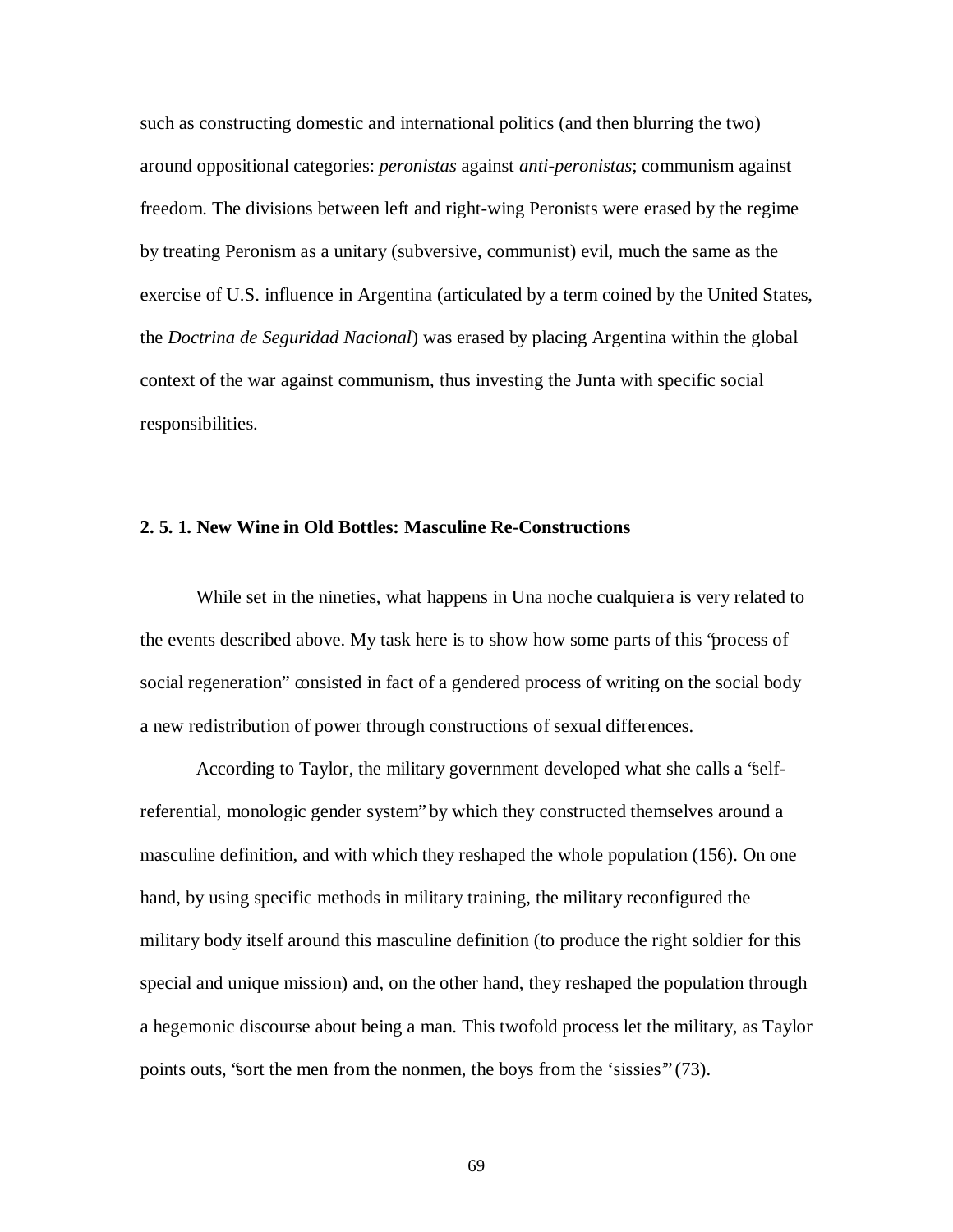such as constructing domestic and international politics (and then blurring the two) around oppositional categories: *peronistas* against *anti-peronistas*; communism against freedom. The divisions between left and right-wing Peronists were erased by the regime by treating Peronism as a unitary (subversive, communist) evil, much the same as the exercise of U.S. influence in Argentina (articulated by a term coined by the United States, the *Doctrina de Seguridad Nacional*) was erased by placing Argentina within the global context of the war against communism, thus investing the Junta with specific social responsibilities.

### 2. 5. 1. New Wine in Old Bottles: Masculine Re-Constructions

While set in the nineties, what happens in Una noche cualquiera is very related to the events described above. My task here is to show how some parts of this "process of social regeneration" consisted in fact of a gendered process of writing on the social body a new redistribution of power through constructions of sexual differences.

According to Taylor, the military government developed what she calls a "self-referential, monologic gender system" by which they constructed themselves around a masculine definition, and with which they reshaped the whole population (156). On one hand, by using specific methods in military training, the military reconfigured the military body itself around this masculine definition (to produce the right soldier for this special and unique mission) and, on the other hand, they reshaped the population through a hegemonic discourse about being a man. This twofold process let the military, as Taylor points outs, "sort the men from the nonmen, the boys from the 'sissies'" (73).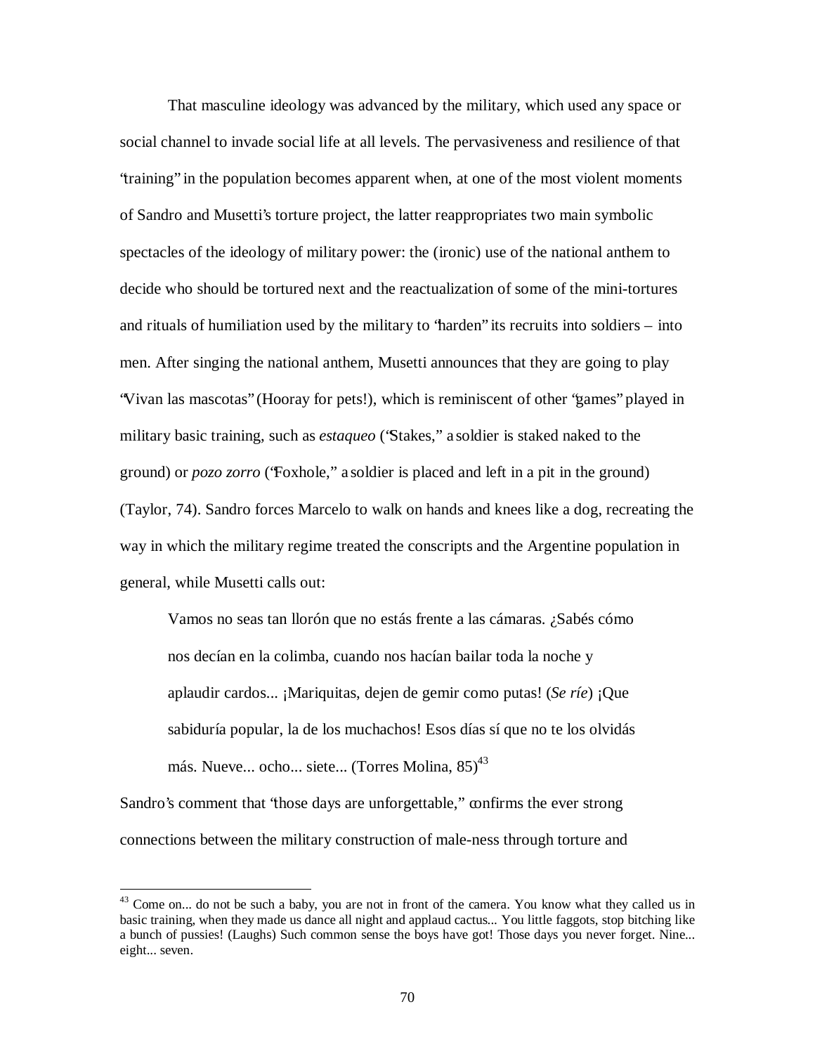That masculine ideology was advanced by the military, which used any space or social channel to invade social life at all levels. The pervasiveness and resilience of that "training" in the population becomes apparent when, at one of the most violent moments of Sandro and Musetti's torture project, the latter reappropriates two main symbolic spectacles of the ideology of military power: the (ironic) use of the national anthem to decide who should be tortured next and the reactualization of some of the mini-tortures and rituals of humiliation used by the military to "harden" its recruits into soldiers – into men. After singing the national anthem, Musetti announces that they are going to play "Vivan las mascotas" (Hooray for pets!), which is reminiscent of other "games" played in military basic training, such as *estaqueo* ("Stakes," a soldier is staked naked to the ground) or *pozo zorro* ("Foxhole," a soldier is placed and left in a pit in the ground) (Taylor, 74). Sandro forces Marcelo to walk on hands and knees like a dog, recreating the way in which the military regime treated the conscripts and the Argentine population in general, while Musetti calls out:

> Vamos no seas tan llorón que no estás frente a las cámaras. ¿Sabés cómo nos decían en la colimba, cuando nos hacían bailar toda la noche y aplaudir cardos... ¡Mariquitas, dejen de gemir como putas! (*Se ríe*) ¡Que sabiduría popular, la de los muchachos! Esos días sí que no te los olvidás más. Nueve... ocho... siete... (Torres Molina, 85)[43]

Sandro's comment that "those days are unforgettable," confirms the ever strong connections between the military construction of male-ness through torture and

---

[43] Come on... do not be such a baby, you are not in front of the camera. You know what they called us in basic training, when they made us dance all night and applaud cactus... You little faggots, stop bitching like a bunch of pussies! (Laughs) Such common sense the boys have got! Those days you never forget. Nine... eight... seven.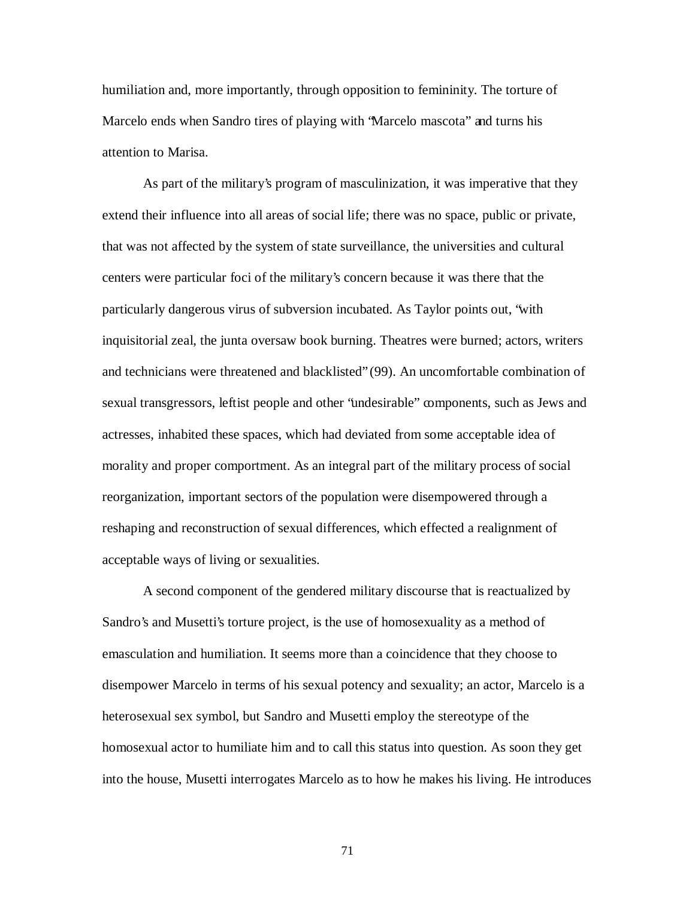humiliation and, more importantly, through opposition to femininity. The torture of Marcelo ends when Sandro tires of playing with "Marcelo mascota" and turns his attention to Marisa.

As part of the military's program of masculinization, it was imperative that they extend their influence into all areas of social life; there was no space, public or private, that was not affected by the system of state surveillance, the universities and cultural centers were particular foci of the military's concern because it was there that the particularly dangerous virus of subversion incubated. As Taylor points out, "with inquisitorial zeal, the junta oversaw book burning. Theatres were burned; actors, writers and technicians were threatened and blacklisted" (99). An uncomfortable combination of sexual transgressors, leftist people and other "undesirable" components, such as Jews and actresses, inhabited these spaces, which had deviated from some acceptable idea of morality and proper comportment. As an integral part of the military process of social reorganization, important sectors of the population were disempowered through a reshaping and reconstruction of sexual differences, which effected a realignment of acceptable ways of living or sexualities.

A second component of the gendered military discourse that is reactualized by Sandro's and Musetti's torture project, is the use of homosexuality as a method of emasculation and humiliation. It seems more than a coincidence that they choose to disempower Marcelo in terms of his sexual potency and sexuality; an actor, Marcelo is a heterosexual sex symbol, but Sandro and Musetti employ the stereotype of the homosexual actor to humiliate him and to call this status into question. As soon they get into the house, Musetti interrogates Marcelo as to how he makes his living. He introduces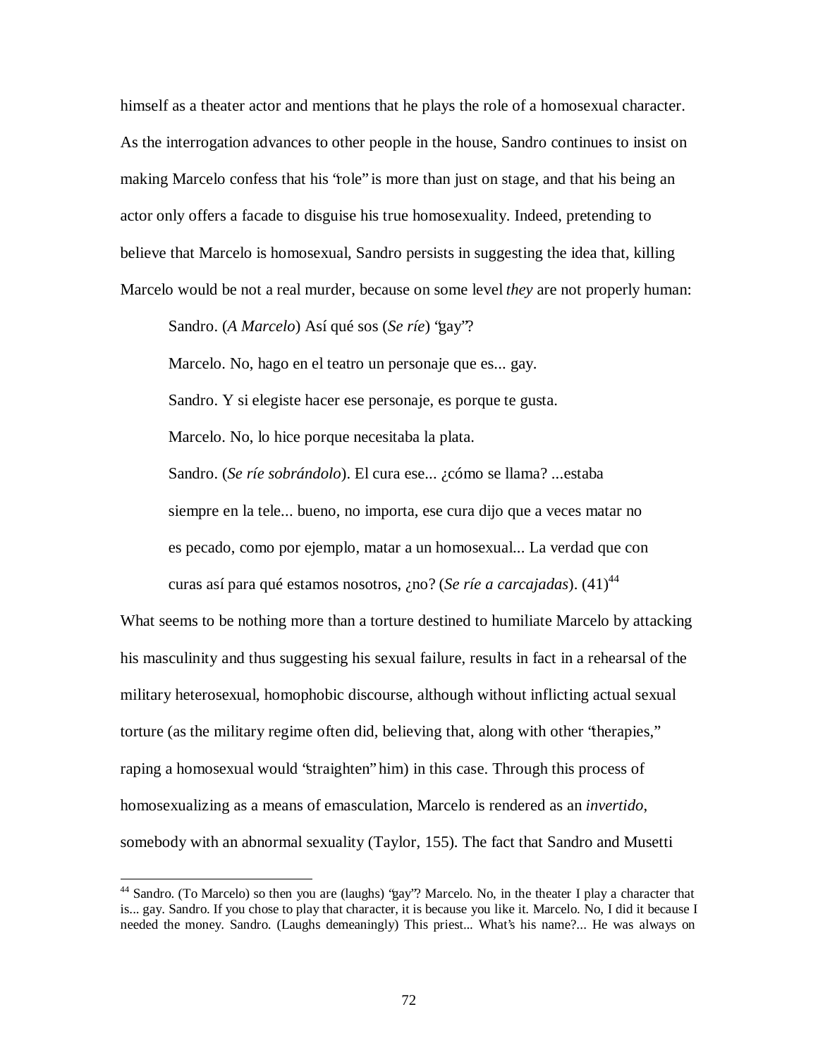himself as a theater actor and mentions that he plays the role of a homosexual character. As the interrogation advances to other people in the house, Sandro continues to insist on making Marcelo confess that his "role" is more than just on stage, and that his being an actor only offers a facade to disguise his true homosexuality. Indeed, pretending to believe that Marcelo is homosexual, Sandro persists in suggesting the idea that, killing Marcelo would be not a real murder, because on some level *they* are not properly human:

> Sandro. (*A Marcelo*) Así qué sos (*Se ríe*) "gay"?
>
> Marcelo. No, hago en el teatro un personaje que es... gay.
>
> Sandro. Y si elegiste hacer ese personaje, es porque te gusta.
>
> Marcelo. No, lo hice porque necesitaba la plata.
>
> Sandro. (*Se ríe sobrándolo*). El cura ese... ¿cómo se llama? ...estaba siempre en la tele... bueno, no importa, ese cura dijo que a veces matar no es pecado, como por ejemplo, matar a un homosexual... La verdad que con curas así para qué estamos nosotros, ¿no? (*Se ríe a carcajadas*). (41)[44]

What seems to be nothing more than a torture destined to humiliate Marcelo by attacking his masculinity and thus suggesting his sexual failure, results in fact in a rehearsal of the military heterosexual, homophobic discourse, although without inflicting actual sexual torture (as the military regime often did, believing that, along with other "therapies," raping a homosexual would "straighten" him) in this case. Through this process of homosexualizing as a means of emasculation, Marcelo is rendered as an *invertido*, somebody with an abnormal sexuality (Taylor, 155). The fact that Sandro and Musetti

---

[44] Sandro. (To Marcelo) so then you are (laughs) "gay"? Marcelo. No, in the theater I play a character that is... gay. Sandro. If you chose to play that character, it is because you like it. Marcelo. No, I did it because I needed the money. Sandro. (Laughs demeaningly) This priest... What's his name?... He was always on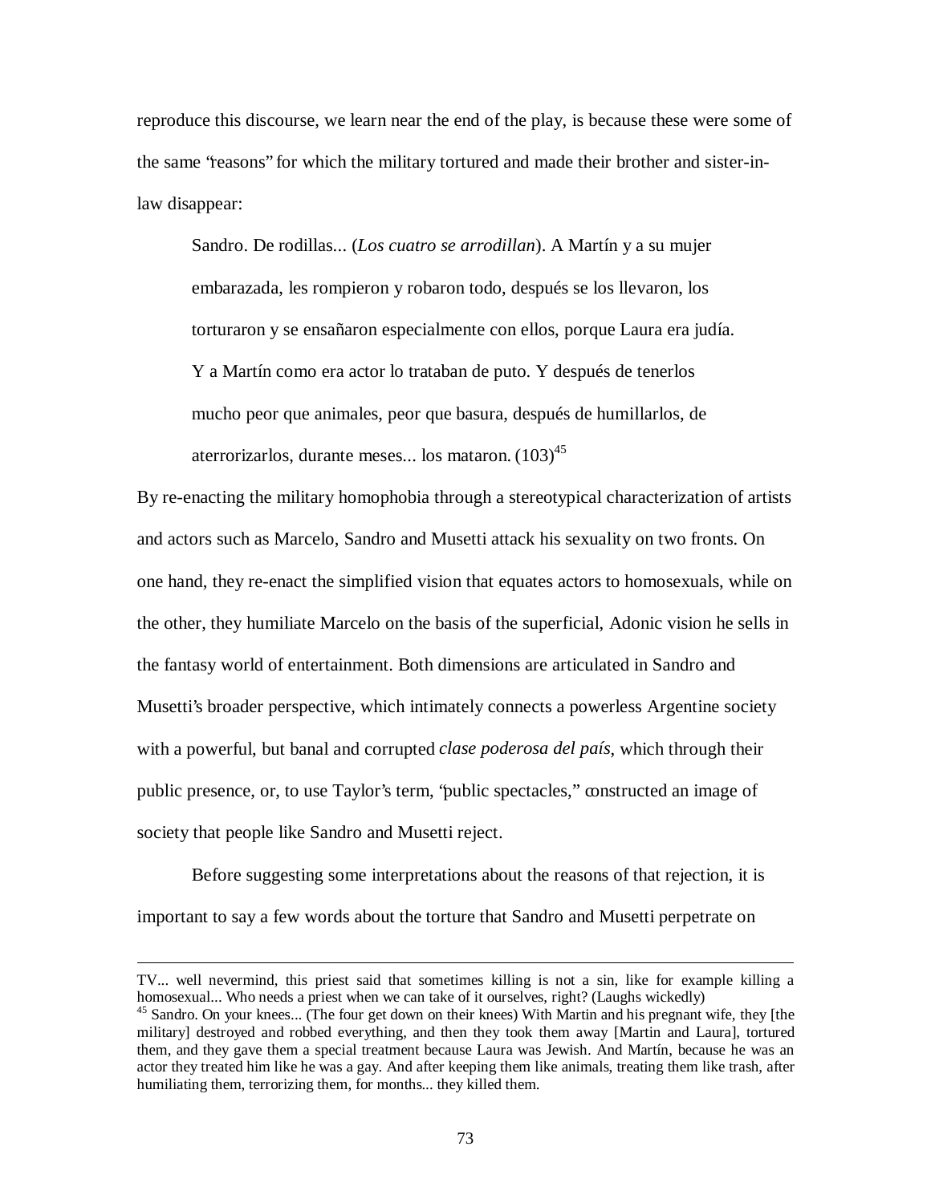reproduce this discourse, we learn near the end of the play, is because these were some of the same "reasons" for which the military tortured and made their brother and sister-in-law disappear:

> Sandro. De rodillas... (*Los cuatro se arrodillan*). A Martín y a su mujer embarazada, les rompieron y robaron todo, después se los llevaron, los torturaron y se ensañaron especialmente con ellos, porque Laura era judía. Y a Martín como era actor lo trataban de puto. Y después de tenerlos mucho peor que animales, peor que basura, después de humillarlos, de aterrorizarlos, durante meses... los mataron. (103)[45]

By re-enacting the military homophobia through a stereotypical characterization of artists and actors such as Marcelo, Sandro and Musetti attack his sexuality on two fronts. On one hand, they re-enact the simplified vision that equates actors to homosexuals, while on the other, they humiliate Marcelo on the basis of the superficial, Adonic vision he sells in the fantasy world of entertainment. Both dimensions are articulated in Sandro and Musetti's broader perspective, which intimately connects a powerless Argentine society with a powerful, but banal and corrupted *clase poderosa del país*, which through their public presence, or, to use Taylor's term, "public spectacles," constructed an image of society that people like Sandro and Musetti reject.

Before suggesting some interpretations about the reasons of that rejection, it is important to say a few words about the torture that Sandro and Musetti perpetrate on

---

TV... well nevermind, this priest said that sometimes killing is not a sin, like for example killing a homosexual... Who needs a priest when we can take of it ourselves, right? (Laughs wickedly)

[45] Sandro. On your knees... (The four get down on their knees) With Martin and his pregnant wife, they [the military] destroyed and robbed everything, and then they took them away [Martin and Laura], tortured them, and they gave them a special treatment because Laura was Jewish. And Martín, because he was an actor they treated him like he was a gay. And after keeping them like animals, treating them like trash, after humiliating them, terrorizing them, for months... they killed them.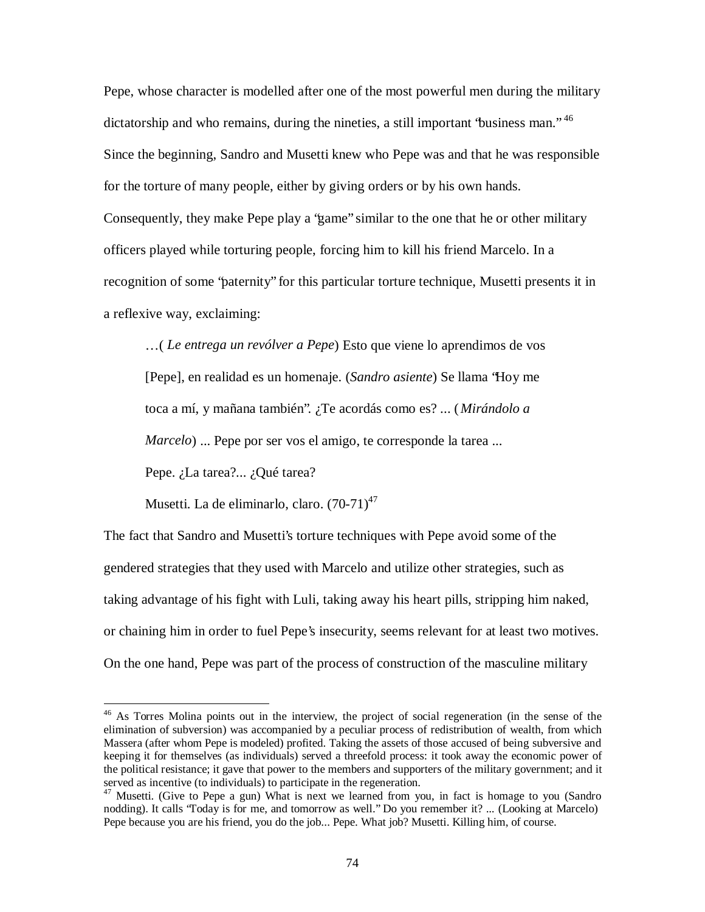Pepe, whose character is modelled after one of the most powerful men during the military dictatorship and who remains, during the nineties, a still important "business man."[46] Since the beginning, Sandro and Musetti knew who Pepe was and that he was responsible for the torture of many people, either by giving orders or by his own hands. Consequently, they make Pepe play a "game" similar to the one that he or other military officers played while torturing people, forcing him to kill his friend Marcelo. In a recognition of some "paternity" for this particular torture technique, Musetti presents it in a reflexive way, exclaiming:

> …( *Le entrega un revólver a Pepe*) Esto que viene lo aprendimos de vos [Pepe], en realidad es un homenaje. (*Sandro asiente*) Se llama "Hoy me toca a mí, y mañana también". ¿Te acordás como es? ... (*Mirándolo a Marcelo*) ... Pepe por ser vos el amigo, te corresponde la tarea ...
>
> Pepe. ¿La tarea?... ¿Qué tarea?
>
> Musetti. La de eliminarlo, claro. (70-71)[47]

The fact that Sandro and Musetti's torture techniques with Pepe avoid some of the gendered strategies that they used with Marcelo and utilize other strategies, such as taking advantage of his fight with Luli, taking away his heart pills, stripping him naked, or chaining him in order to fuel Pepe's insecurity, seems relevant for at least two motives. On the one hand, Pepe was part of the process of construction of the masculine military

---

[46] As Torres Molina points out in the interview, the project of social regeneration (in the sense of the elimination of subversion) was accompanied by a peculiar process of redistribution of wealth, from which Massera (after whom Pepe is modeled) profited. Taking the assets of those accused of being subversive and keeping it for themselves (as individuals) served a threefold process: it took away the economic power of the political resistance; it gave that power to the members and supporters of the military government; and it served as incentive (to individuals) to participate in the regeneration.

[47] Musetti. (Give to Pepe a gun) What is next we learned from you, in fact is homage to you (Sandro nodding). It calls "Today is for me, and tomorrow as well." Do you remember it? ... (Looking at Marcelo) Pepe because you are his friend, you do the job... Pepe. What job? Musetti. Killing him, of course.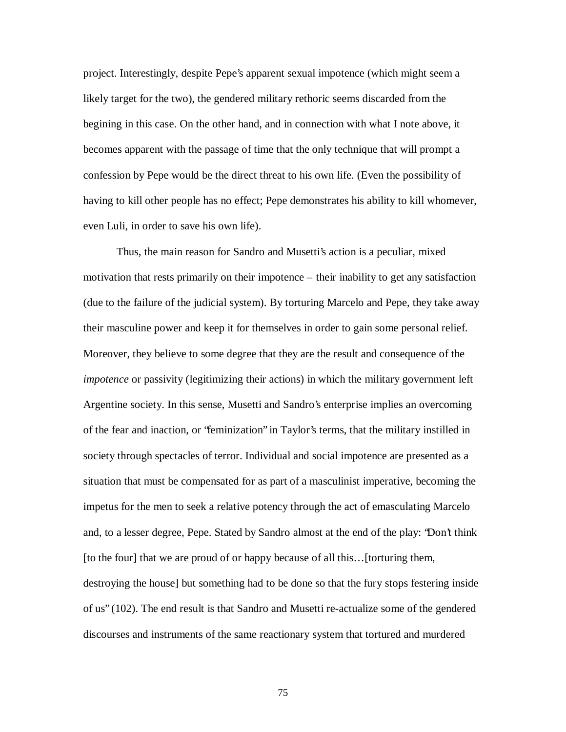project. Interestingly, despite Pepe's apparent sexual impotence (which might seem a likely target for the two), the gendered military rethoric seems discarded from the begining in this case. On the other hand, and in connection with what I note above, it becomes apparent with the passage of time that the only technique that will prompt a confession by Pepe would be the direct threat to his own life. (Even the possibility of having to kill other people has no effect; Pepe demonstrates his ability to kill whomever, even Luli, in order to save his own life).

Thus, the main reason for Sandro and Musetti's action is a peculiar, mixed motivation that rests primarily on their impotence – their inability to get any satisfaction (due to the failure of the judicial system). By torturing Marcelo and Pepe, they take away their masculine power and keep it for themselves in order to gain some personal relief. Moreover, they believe to some degree that they are the result and consequence of the *impotence* or passivity (legitimizing their actions) in which the military government left Argentine society. In this sense, Musetti and Sandro's enterprise implies an overcoming of the fear and inaction, or "feminization" in Taylor's terms, that the military instilled in society through spectacles of terror. Individual and social impotence are presented as a situation that must be compensated for as part of a masculinist imperative, becoming the impetus for the men to seek a relative potency through the act of emasculating Marcelo and, to a lesser degree, Pepe. Stated by Sandro almost at the end of the play: "Don't think [to the four] that we are proud of or happy because of all this…[torturing them, destroying the house] but something had to be done so that the fury stops festering inside of us" (102). The end result is that Sandro and Musetti re-actualize some of the gendered discourses and instruments of the same reactionary system that tortured and murdered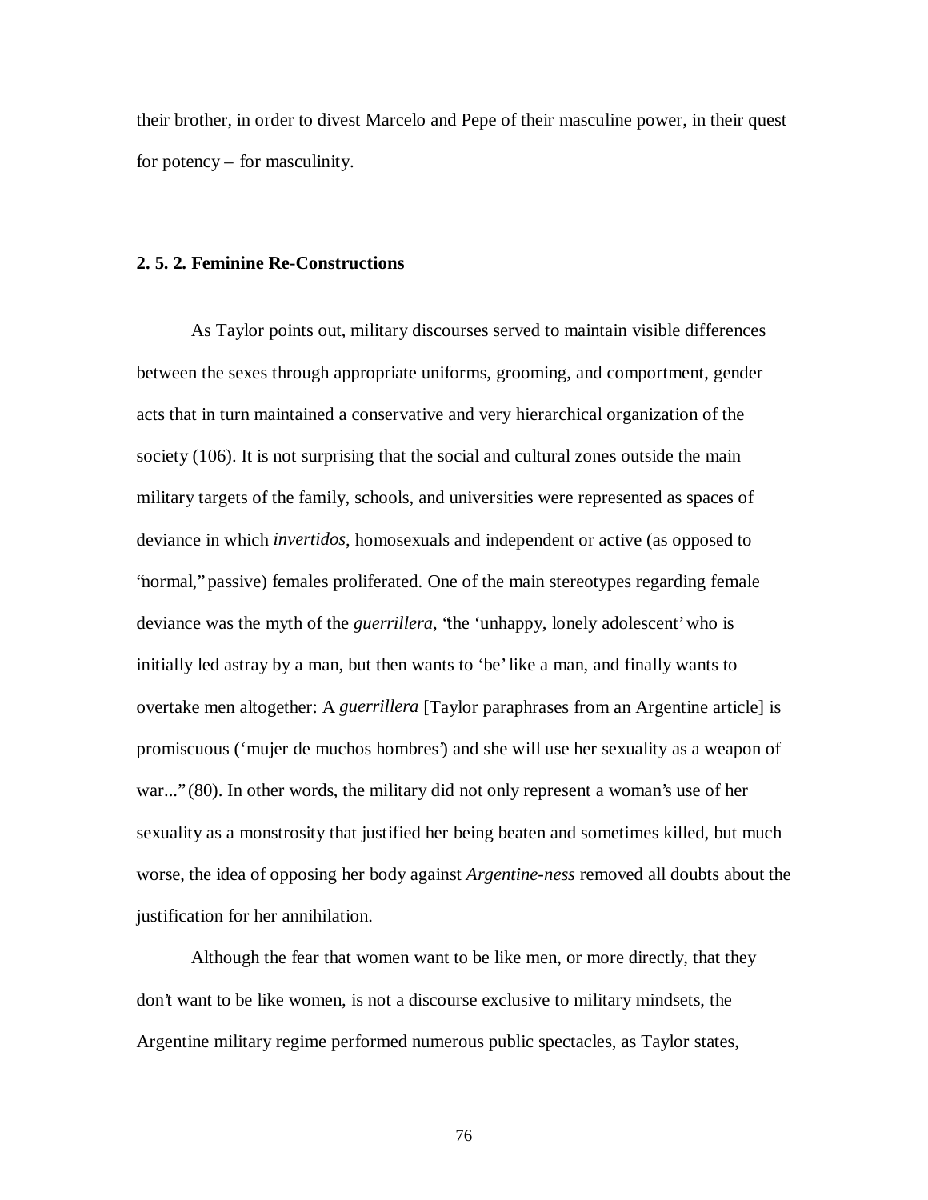their brother, in order to divest Marcelo and Pepe of their masculine power, in their quest for potency – for masculinity.

### 2. 5. 2. Feminine Re-Constructions

As Taylor points out, military discourses served to maintain visible differences between the sexes through appropriate uniforms, grooming, and comportment, gender acts that in turn maintained a conservative and very hierarchical organization of the society (106). It is not surprising that the social and cultural zones outside the main military targets of the family, schools, and universities were represented as spaces of deviance in which *invertidos*, homosexuals and independent or active (as opposed to "normal," passive) females proliferated. One of the main stereotypes regarding female deviance was the myth of the *guerrillera*, "the 'unhappy, lonely adolescent' who is initially led astray by a man, but then wants to 'be' like a man, and finally wants to overtake men altogether: A *guerrillera* [Taylor paraphrases from an Argentine article] is promiscuous ('mujer de muchos hombres') and she will use her sexuality as a weapon of war..." (80). In other words, the military did not only represent a woman's use of her sexuality as a monstrosity that justified her being beaten and sometimes killed, but much worse, the idea of opposing her body against *Argentine-ness* removed all doubts about the justification for her annihilation.

Although the fear that women want to be like men, or more directly, that they don't want to be like women, is not a discourse exclusive to military mindsets, the Argentine military regime performed numerous public spectacles, as Taylor states,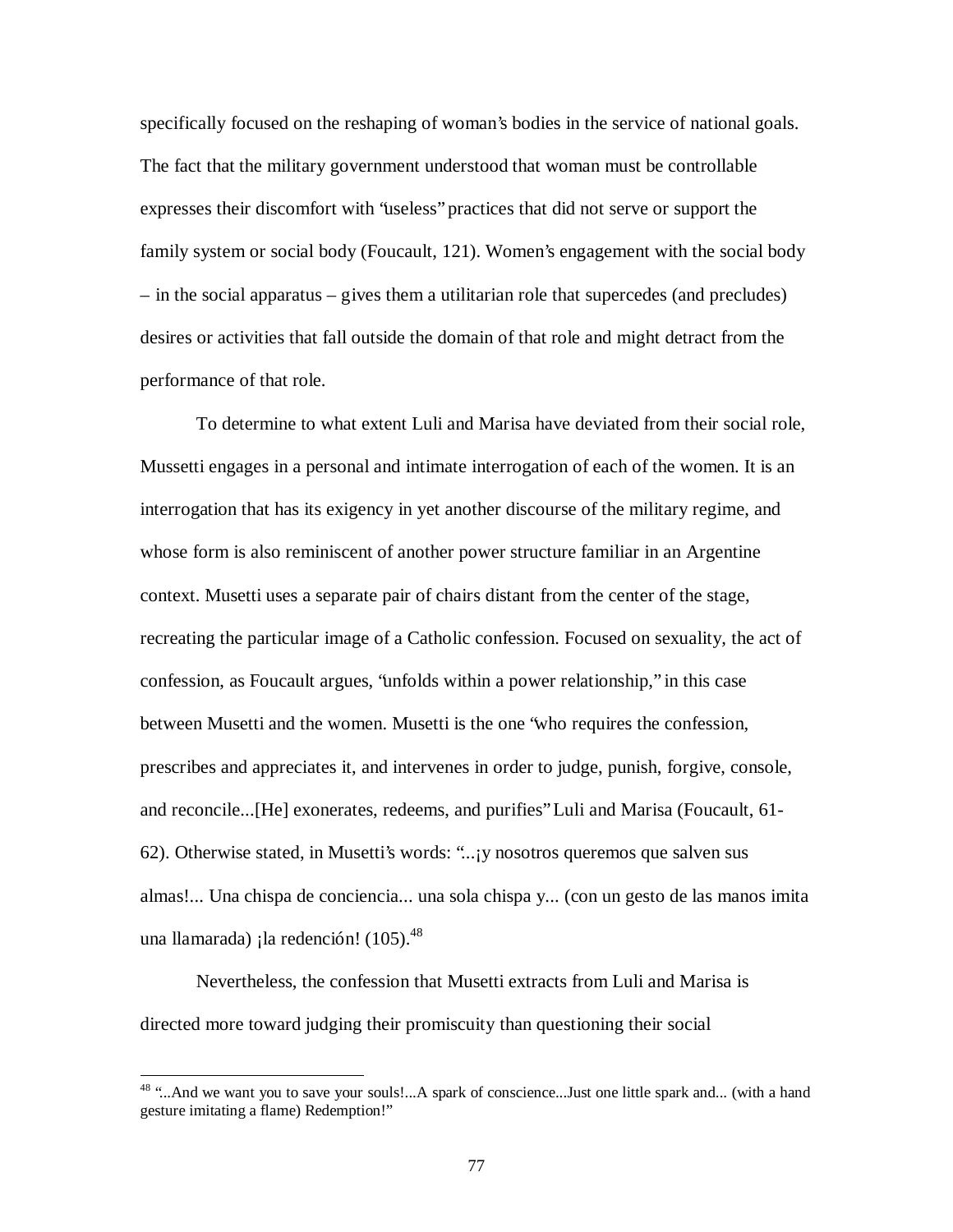specifically focused on the reshaping of woman's bodies in the service of national goals. The fact that the military government understood that woman must be controllable expresses their discomfort with "useless" practices that did not serve or support the family system or social body (Foucault, 121). Women's engagement with the social body – in the social apparatus – gives them a utilitarian role that supercedes (and precludes) desires or activities that fall outside the domain of that role and might detract from the performance of that role.

To determine to what extent Luli and Marisa have deviated from their social role, Mussetti engages in a personal and intimate interrogation of each of the women. It is an interrogation that has its exigency in yet another discourse of the military regime, and whose form is also reminiscent of another power structure familiar in an Argentine context. Musetti uses a separate pair of chairs distant from the center of the stage, recreating the particular image of a Catholic confession. Focused on sexuality, the act of confession, as Foucault argues, "unfolds within a power relationship," in this case between Musetti and the women. Musetti is the one "who requires the confession, prescribes and appreciates it, and intervenes in order to judge, punish, forgive, console, and reconcile...[He] exonerates, redeems, and purifies" Luli and Marisa (Foucault, 61-62). Otherwise stated, in Musetti's words: "...¡y nosotros queremos que salven sus almas!... Una chispa de conciencia... una sola chispa y... (con un gesto de las manos imita una llamarada) ¡la redención! (105).[48]

Nevertheless, the confession that Musetti extracts from Luli and Marisa is directed more toward judging their promiscuity than questioning their social

---

[48] "...And we want you to save your souls!...A spark of conscience...Just one little spark and... (with a hand gesture imitating a flame) Redemption!"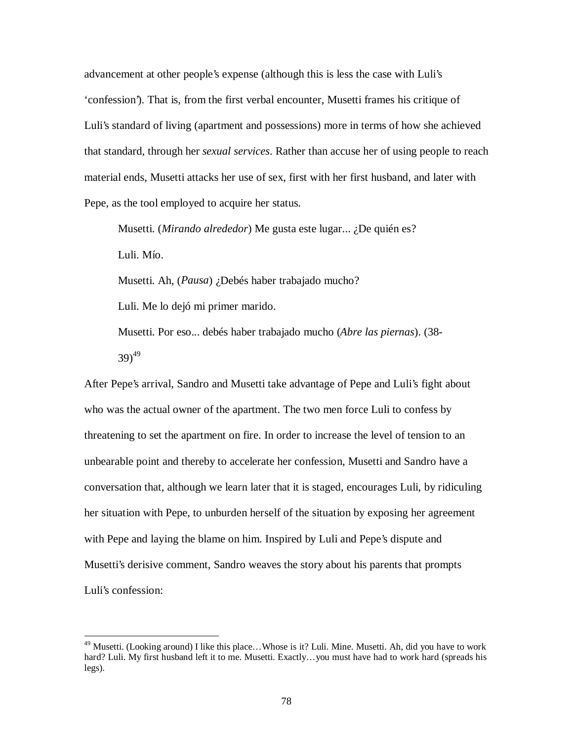advancement at other people's expense (although this is less the case with Luli's 'confession'). That is, from the first verbal encounter, Musetti frames his critique of Luli's standard of living (apartment and possessions) more in terms of how she achieved that standard, through her *sexual services*. Rather than accuse her of using people to reach material ends, Musetti attacks her use of sex, first with her first husband, and later with Pepe, as the tool employed to acquire her status.

> Musetti. (*Mirando alrededor*) Me gusta este lugar... ¿De quién es?
>
> Luli. Mío.
>
> Musetti. Ah, (*Pausa*) ¿Debés haber trabajado mucho?
>
> Luli. Me lo dejó mi primer marido.
>
> Musetti. Por eso... debés haber trabajado mucho (*Abre las piernas*). (38-39)[49]

After Pepe's arrival, Sandro and Musetti take advantage of Pepe and Luli's fight about who was the actual owner of the apartment. The two men force Luli to confess by threatening to set the apartment on fire. In order to increase the level of tension to an unbearable point and thereby to accelerate her confession, Musetti and Sandro have a conversation that, although we learn later that it is staged, encourages Luli, by ridiculing her situation with Pepe, to unburden herself of the situation by exposing her agreement with Pepe and laying the blame on him. Inspired by Luli and Pepe's dispute and Musetti's derisive comment, Sandro weaves the story about his parents that prompts Luli's confession:

---

[49] Musetti. (Looking around) I like this place…Whose is it? Luli. Mine. Musetti. Ah, did you have to work hard? Luli. My first husband left it to me. Musetti. Exactly…you must have had to work hard (spreads his legs).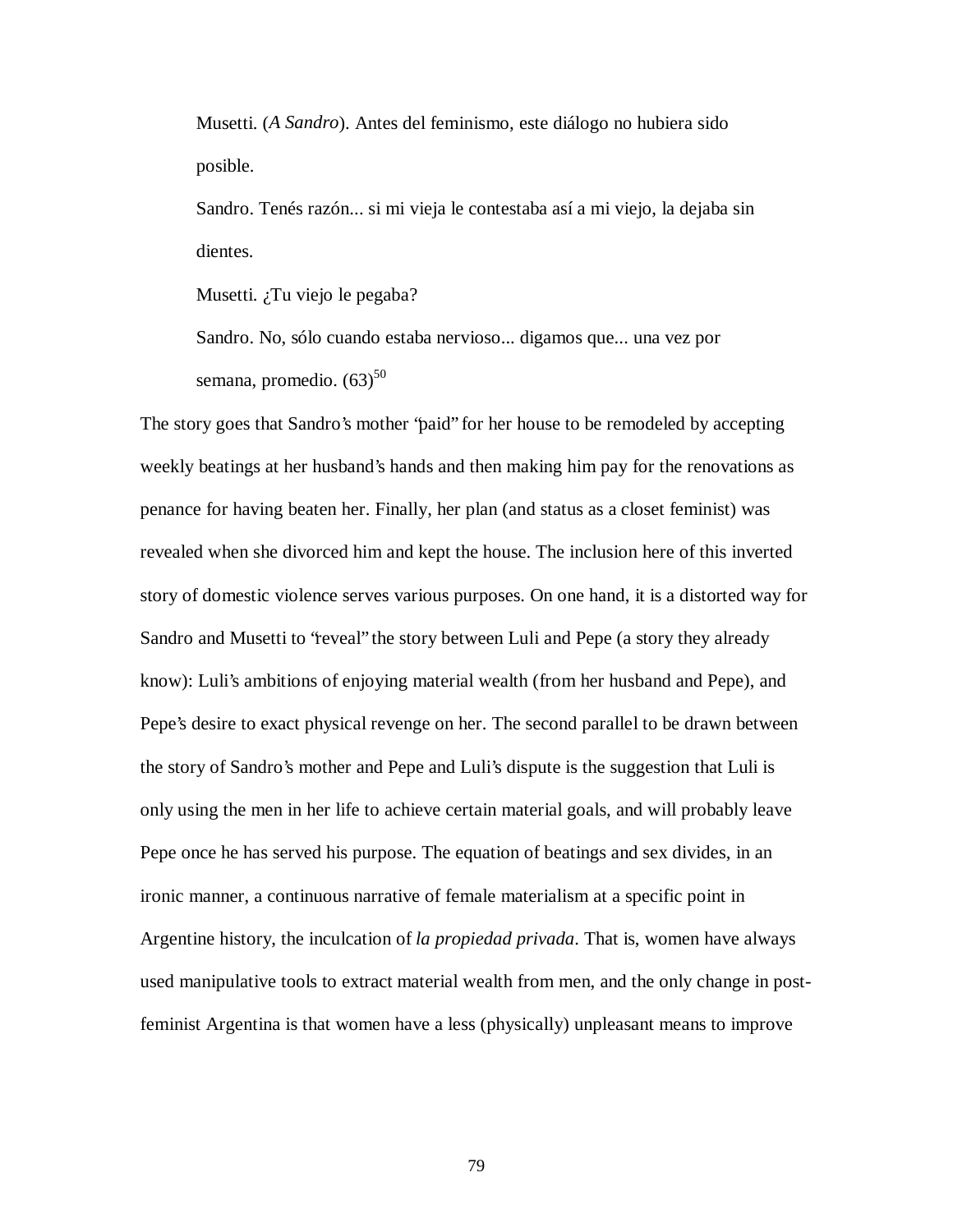> Musetti. (*A Sandro*). Antes del feminismo, este diálogo no hubiera sido posible.
>
> Sandro. Tenés razón... si mi vieja le contestaba así a mi viejo, la dejaba sin dientes.
>
> Musetti. ¿Tu viejo le pegaba?
>
> Sandro. No, sólo cuando estaba nervioso... digamos que... una vez por semana, promedio. (63)[50]

The story goes that Sandro's mother "paid" for her house to be remodeled by accepting weekly beatings at her husband's hands and then making him pay for the renovations as penance for having beaten her. Finally, her plan (and status as a closet feminist) was revealed when she divorced him and kept the house. The inclusion here of this inverted story of domestic violence serves various purposes. On one hand, it is a distorted way for Sandro and Musetti to "reveal" the story between Luli and Pepe (a story they already know): Luli's ambitions of enjoying material wealth (from her husband and Pepe), and Pepe's desire to exact physical revenge on her. The second parallel to be drawn between the story of Sandro's mother and Pepe and Luli's dispute is the suggestion that Luli is only using the men in her life to achieve certain material goals, and will probably leave Pepe once he has served his purpose. The equation of beatings and sex divides, in an ironic manner, a continuous narrative of female materialism at a specific point in Argentine history, the inculcation of *la propiedad privada*. That is, women have always used manipulative tools to extract material wealth from men, and the only change in post-feminist Argentina is that women have a less (physically) unpleasant means to improve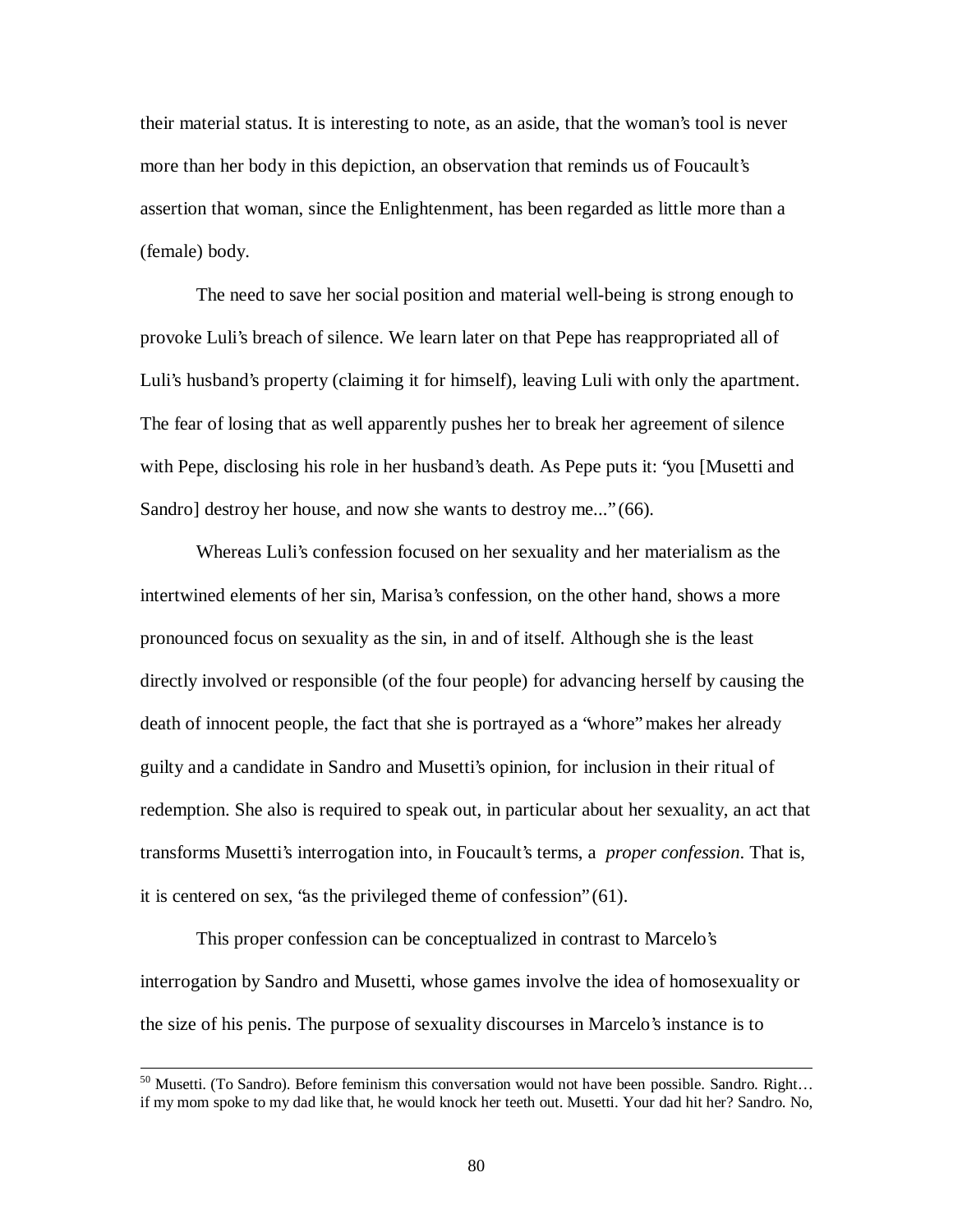their material status. It is interesting to note, as an aside, that the woman's tool is never more than her body in this depiction, an observation that reminds us of Foucault's assertion that woman, since the Enlightenment, has been regarded as little more than a (female) body.

The need to save her social position and material well-being is strong enough to provoke Luli's breach of silence. We learn later on that Pepe has reappropriated all of Luli's husband's property (claiming it for himself), leaving Luli with only the apartment. The fear of losing that as well apparently pushes her to break her agreement of silence with Pepe, disclosing his role in her husband's death. As Pepe puts it: "you [Musetti and Sandro] destroy her house, and now she wants to destroy me..." (66).

Whereas Luli's confession focused on her sexuality and her materialism as the intertwined elements of her sin, Marisa's confession, on the other hand, shows a more pronounced focus on sexuality as the sin, in and of itself. Although she is the least directly involved or responsible (of the four people) for advancing herself by causing the death of innocent people, the fact that she is portrayed as a "whore" makes her already guilty and a candidate in Sandro and Musetti's opinion, for inclusion in their ritual of redemption. She also is required to speak out, in particular about her sexuality, an act that transforms Musetti's interrogation into, in Foucault's terms, a *proper confession*. That is, it is centered on sex, "as the privileged theme of confession" (61).

This proper confession can be conceptualized in contrast to Marcelo's interrogation by Sandro and Musetti, whose games involve the idea of homosexuality or the size of his penis. The purpose of sexuality discourses in Marcelo's instance is to

---

[50] Musetti. (To Sandro). Before feminism this conversation would not have been possible. Sandro. Right… if my mom spoke to my dad like that, he would knock her teeth out. Musetti. Your dad hit her? Sandro. No,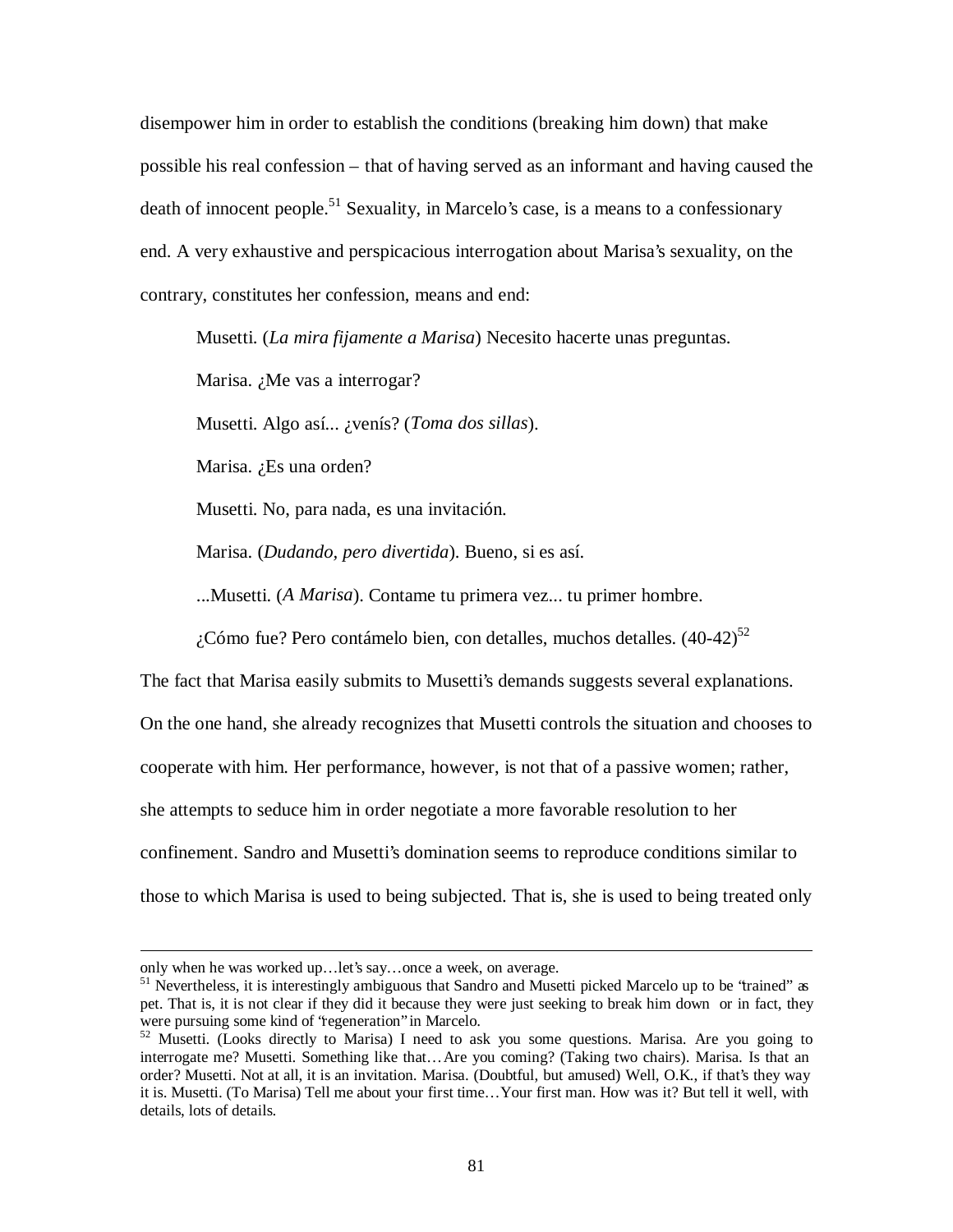disempower him in order to establish the conditions (breaking him down) that make possible his real confession – that of having served as an informant and having caused the death of innocent people.[51] Sexuality, in Marcelo's case, is a means to a confessionary end. A very exhaustive and perspicacious interrogation about Marisa's sexuality, on the contrary, constitutes her confession, means and end:

> Musetti. (*La mira fijamente a Marisa*) Necesito hacerte unas preguntas.
>
> Marisa. ¿Me vas a interrogar?
>
> Musetti. Algo así... ¿venís? (*Toma dos sillas*).
>
> Marisa. ¿Es una orden?
>
> Musetti. No, para nada, es una invitación.
>
> Marisa. (*Dudando, pero divertida*). Bueno, si es así.
>
> ...Musetti. (*A Marisa*). Contame tu primera vez... tu primer hombre.
>
> ¿Cómo fue? Pero contámelo bien, con detalles, muchos detalles. (40-42)[52]

The fact that Marisa easily submits to Musetti's demands suggests several explanations. On the one hand, she already recognizes that Musetti controls the situation and chooses to cooperate with him. Her performance, however, is not that of a passive women; rather, she attempts to seduce him in order negotiate a more favorable resolution to her confinement. Sandro and Musetti's domination seems to reproduce conditions similar to those to which Marisa is used to being subjected. That is, she is used to being treated only

---

only when he was worked up…let's say…once a week, on average.

[51] Nevertheless, it is interestingly ambiguous that Sandro and Musetti picked Marcelo up to be "trained" as pet. That is, it is not clear if they did it because they were just seeking to break him down or in fact, they were pursuing some kind of "regeneration" in Marcelo.

[52] Musetti. (Looks directly to Marisa) I need to ask you some questions. Marisa. Are you going to interrogate me? Musetti. Something like that…Are you coming? (Taking two chairs). Marisa. Is that an order? Musetti. Not at all, it is an invitation. Marisa. (Doubtful, but amused) Well, O.K., if that's they way it is. Musetti. (To Marisa) Tell me about your first time…Your first man. How was it? But tell it well, with details, lots of details.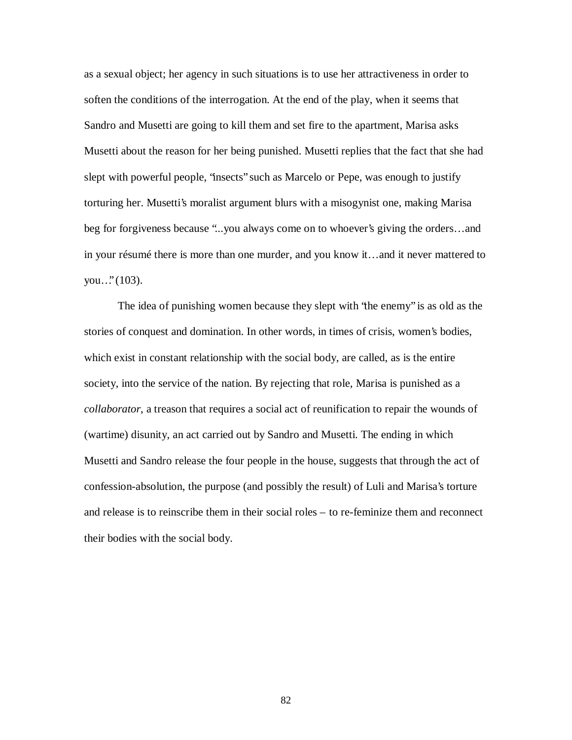as a sexual object; her agency in such situations is to use her attractiveness in order to soften the conditions of the interrogation. At the end of the play, when it seems that Sandro and Musetti are going to kill them and set fire to the apartment, Marisa asks Musetti about the reason for her being punished. Musetti replies that the fact that she had slept with powerful people, "insects" such as Marcelo or Pepe, was enough to justify torturing her. Musetti's moralist argument blurs with a misogynist one, making Marisa beg for forgiveness because "...you always come on to whoever's giving the orders…and in your résumé there is more than one murder, and you know it…and it never mattered to you…" (103).

The idea of punishing women because they slept with "the enemy" is as old as the stories of conquest and domination. In other words, in times of crisis, women's bodies, which exist in constant relationship with the social body, are called, as is the entire society, into the service of the nation. By rejecting that role, Marisa is punished as a *collaborator*, a treason that requires a social act of reunification to repair the wounds of (wartime) disunity, an act carried out by Sandro and Musetti. The ending in which Musetti and Sandro release the four people in the house, suggests that through the act of confession-absolution, the purpose (and possibly the result) of Luli and Marisa's torture and release is to reinscribe them in their social roles – to re-feminize them and reconnect their bodies with the social body.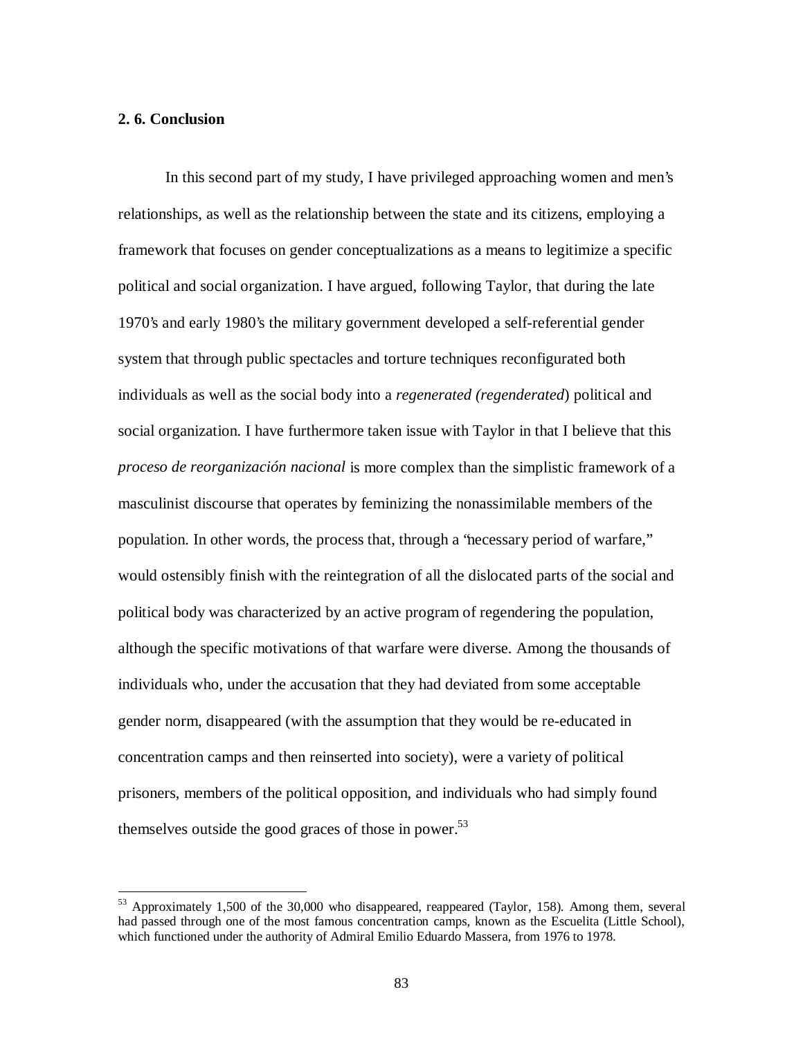## 2. 6. Conclusion

In this second part of my study, I have privileged approaching women and men's relationships, as well as the relationship between the state and its citizens, employing a framework that focuses on gender conceptualizations as a means to legitimize a specific political and social organization. I have argued, following Taylor, that during the late 1970's and early 1980's the military government developed a self-referential gender system that through public spectacles and torture techniques reconfigurated both individuals as well as the social body into a *regenerated (regenderated*) political and social organization. I have furthermore taken issue with Taylor in that I believe that this *proceso de reorganización nacional* is more complex than the simplistic framework of a masculinist discourse that operates by feminizing the nonassimilable members of the population. In other words, the process that, through a "necessary period of warfare," would ostensibly finish with the reintegration of all the dislocated parts of the social and political body was characterized by an active program of regendering the population, although the specific motivations of that warfare were diverse. Among the thousands of individuals who, under the accusation that they had deviated from some acceptable gender norm, disappeared (with the assumption that they would be re-educated in concentration camps and then reinserted into society), were a variety of political prisoners, members of the political opposition, and individuals who had simply found themselves outside the good graces of those in power.[53]

[53] Approximately 1,500 of the 30,000 who disappeared, reappeared (Taylor, 158). Among them, several had passed through one of the most famous concentration camps, known as the Escuelita (Little School), which functioned under the authority of Admiral Emilio Eduardo Massera, from 1976 to 1978.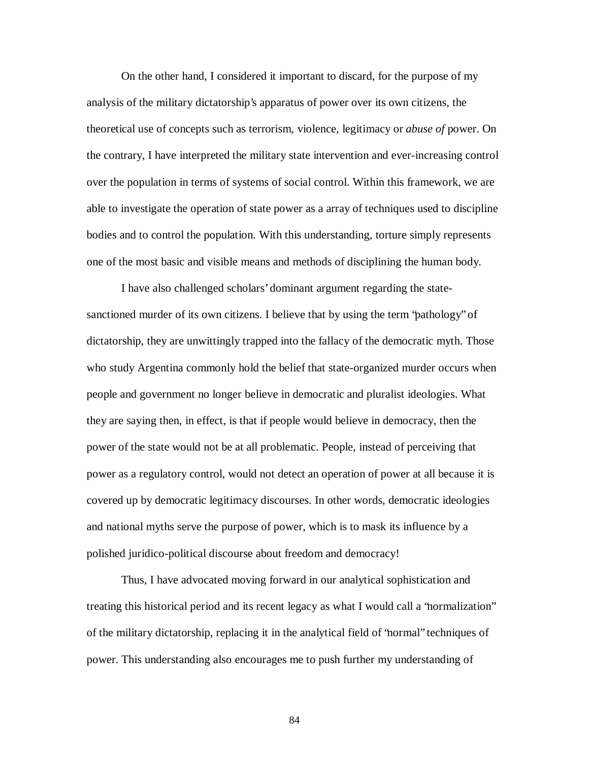On the other hand, I considered it important to discard, for the purpose of my analysis of the military dictatorship's apparatus of power over its own citizens, the theoretical use of concepts such as terrorism, violence, legitimacy or *abuse of* power. On the contrary, I have interpreted the military state intervention and ever-increasing control over the population in terms of systems of social control. Within this framework, we are able to investigate the operation of state power as a array of techniques used to discipline bodies and to control the population. With this understanding, torture simply represents one of the most basic and visible means and methods of disciplining the human body.

I have also challenged scholars' dominant argument regarding the state-sanctioned murder of its own citizens. I believe that by using the term "pathology" of dictatorship, they are unwittingly trapped into the fallacy of the democratic myth. Those who study Argentina commonly hold the belief that state-organized murder occurs when people and government no longer believe in democratic and pluralist ideologies. What they are saying then, in effect, is that if people would believe in democracy, then the power of the state would not be at all problematic. People, instead of perceiving that power as a regulatory control, would not detect an operation of power at all because it is covered up by democratic legitimacy discourses. In other words, democratic ideologies and national myths serve the purpose of power, which is to mask its influence by a polished juridico-political discourse about freedom and democracy!

Thus, I have advocated moving forward in our analytical sophistication and treating this historical period and its recent legacy as what I would call a "normalization" of the military dictatorship, replacing it in the analytical field of "normal" techniques of power. This understanding also encourages me to push further my understanding of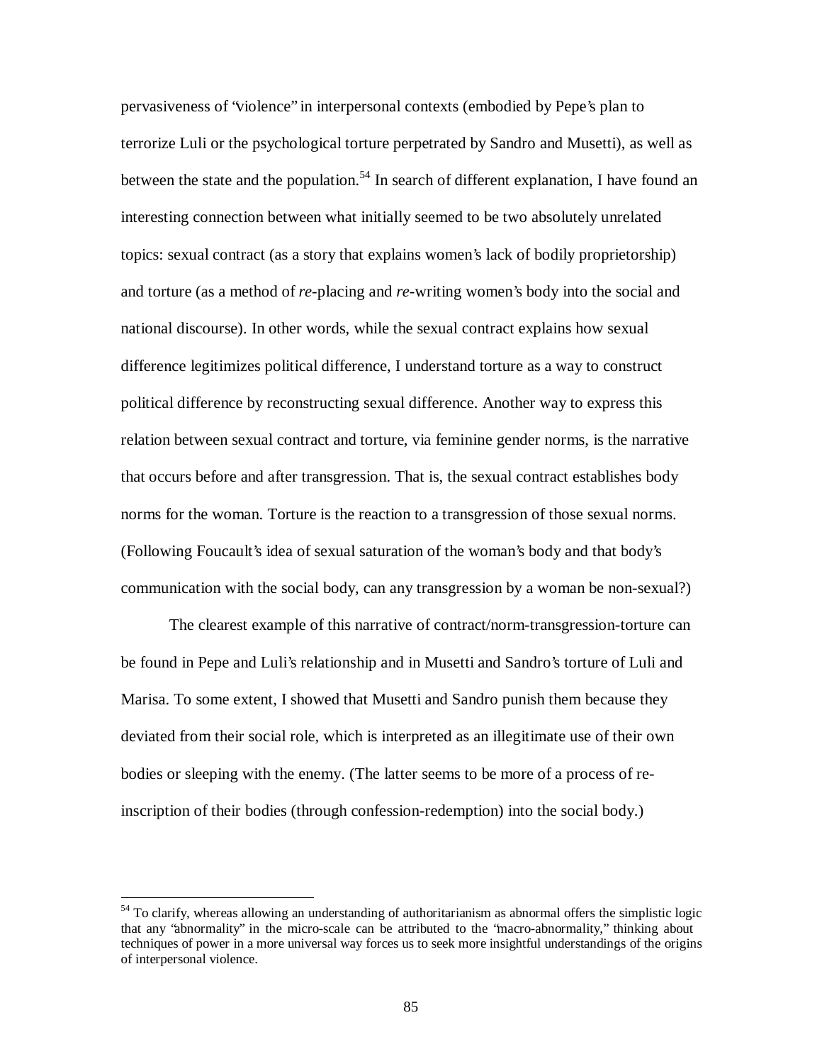pervasiveness of "violence" in interpersonal contexts (embodied by Pepe's plan to terrorize Luli or the psychological torture perpetrated by Sandro and Musetti), as well as between the state and the population.[54] In search of different explanation, I have found an interesting connection between what initially seemed to be two absolutely unrelated topics: sexual contract (as a story that explains women's lack of bodily proprietorship) and torture (as a method of *re*-placing and *re*-writing women's body into the social and national discourse). In other words, while the sexual contract explains how sexual difference legitimizes political difference, I understand torture as a way to construct political difference by reconstructing sexual difference. Another way to express this relation between sexual contract and torture, via feminine gender norms, is the narrative that occurs before and after transgression. That is, the sexual contract establishes body norms for the woman. Torture is the reaction to a transgression of those sexual norms. (Following Foucault's idea of sexual saturation of the woman's body and that body's communication with the social body, can any transgression by a woman be non-sexual?)

The clearest example of this narrative of contract/norm-transgression-torture can be found in Pepe and Luli's relationship and in Musetti and Sandro's torture of Luli and Marisa. To some extent, I showed that Musetti and Sandro punish them because they deviated from their social role, which is interpreted as an illegitimate use of their own bodies or sleeping with the enemy. (The latter seems to be more of a process of re-inscription of their bodies (through confession-redemption) into the social body.)

---

[54] To clarify, whereas allowing an understanding of authoritarianism as abnormal offers the simplistic logic that any "abnormality" in the micro-scale can be attributed to the "macro-abnormality," thinking about techniques of power in a more universal way forces us to seek more insightful understandings of the origins of interpersonal violence.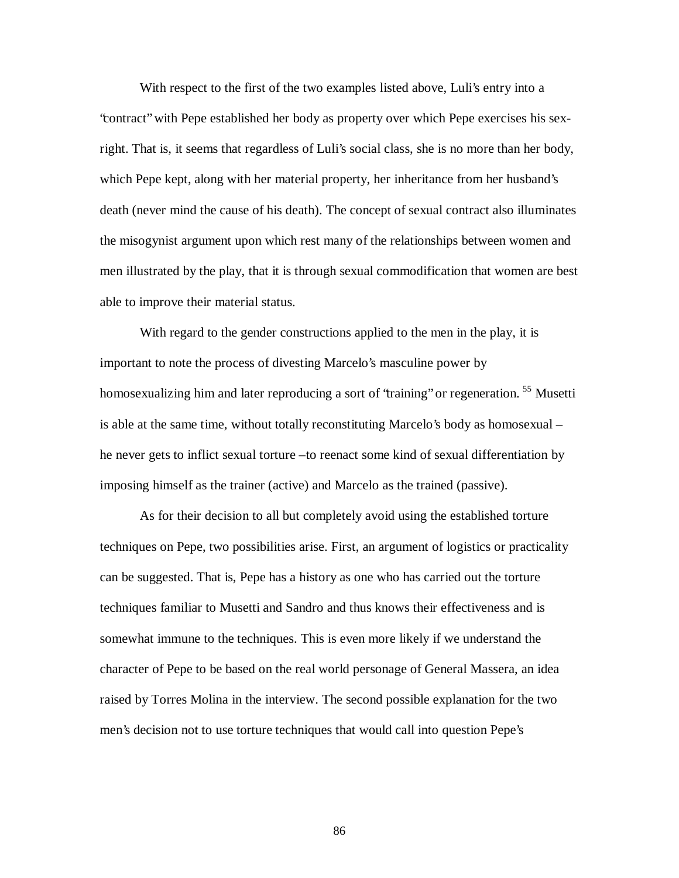With respect to the first of the two examples listed above, Luli's entry into a "contract" with Pepe established her body as property over which Pepe exercises his sex-right. That is, it seems that regardless of Luli's social class, she is no more than her body, which Pepe kept, along with her material property, her inheritance from her husband's death (never mind the cause of his death). The concept of sexual contract also illuminates the misogynist argument upon which rest many of the relationships between women and men illustrated by the play, that it is through sexual commodification that women are best able to improve their material status.

With regard to the gender constructions applied to the men in the play, it is important to note the process of divesting Marcelo's masculine power by homosexualizing him and later reproducing a sort of "training" or regeneration. [55] Musetti is able at the same time, without totally reconstituting Marcelo's body as homosexual – he never gets to inflict sexual torture –to reenact some kind of sexual differentiation by imposing himself as the trainer (active) and Marcelo as the trained (passive).

As for their decision to all but completely avoid using the established torture techniques on Pepe, two possibilities arise. First, an argument of logistics or practicality can be suggested. That is, Pepe has a history as one who has carried out the torture techniques familiar to Musetti and Sandro and thus knows their effectiveness and is somewhat immune to the techniques. This is even more likely if we understand the character of Pepe to be based on the real world personage of General Massera, an idea raised by Torres Molina in the interview. The second possible explanation for the two men's decision not to use torture techniques that would call into question Pepe's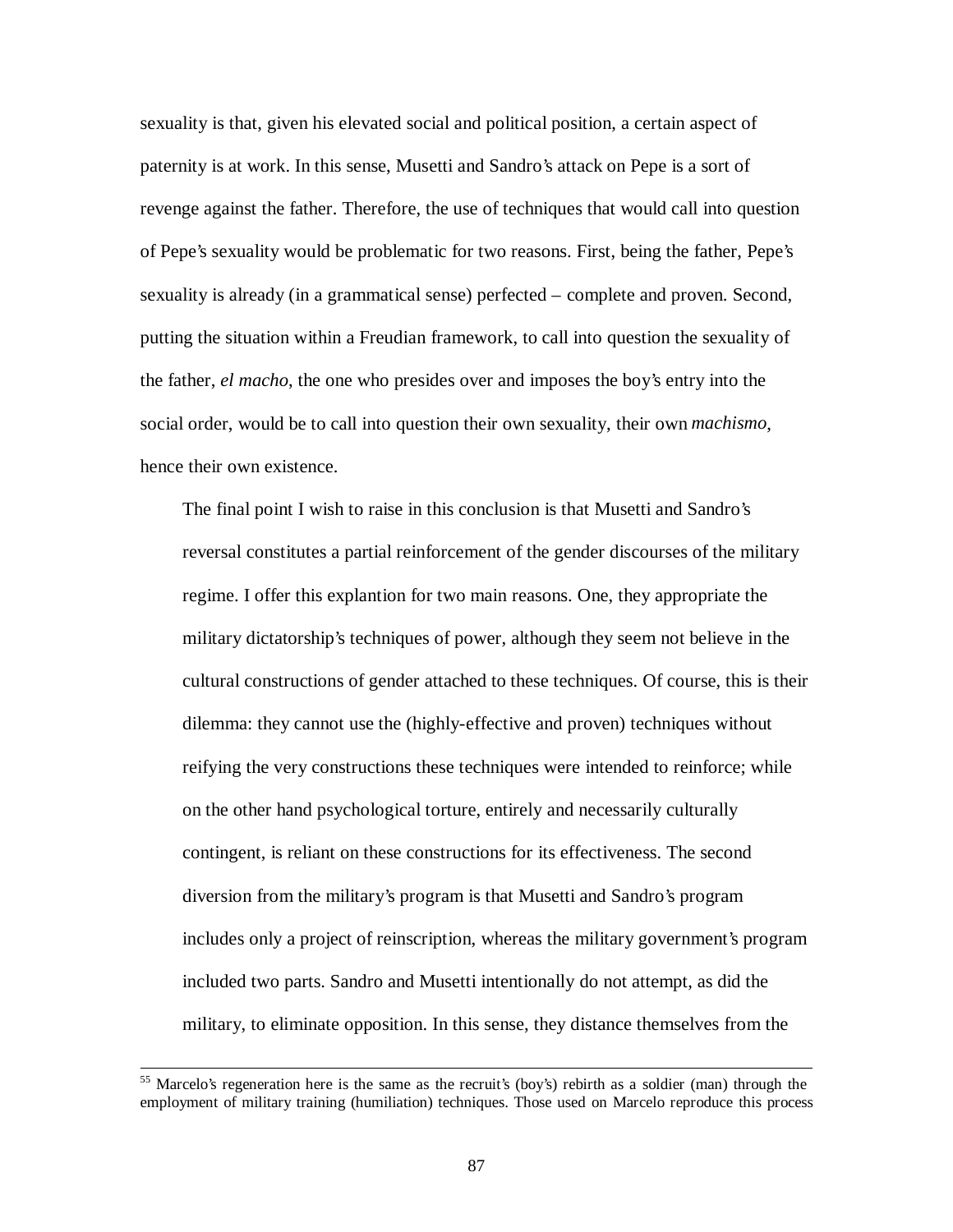sexuality is that, given his elevated social and political position, a certain aspect of paternity is at work. In this sense, Musetti and Sandro's attack on Pepe is a sort of revenge against the father. Therefore, the use of techniques that would call into question of Pepe's sexuality would be problematic for two reasons. First, being the father, Pepe's sexuality is already (in a grammatical sense) perfected – complete and proven. Second, putting the situation within a Freudian framework, to call into question the sexuality of the father, *el macho*, the one who presides over and imposes the boy's entry into the social order, would be to call into question their own sexuality, their own *machismo*, hence their own existence.

The final point I wish to raise in this conclusion is that Musetti and Sandro's reversal constitutes a partial reinforcement of the gender discourses of the military regime. I offer this explantion for two main reasons. One, they appropriate the military dictatorship's techniques of power, although they seem not believe in the cultural constructions of gender attached to these techniques. Of course, this is their dilemma: they cannot use the (highly-effective and proven) techniques without reifying the very constructions these techniques were intended to reinforce; while on the other hand psychological torture, entirely and necessarily culturally contingent, is reliant on these constructions for its effectiveness. The second diversion from the military's program is that Musetti and Sandro's program includes only a project of reinscription, whereas the military government's program included two parts. Sandro and Musetti intentionally do not attempt, as did the military, to eliminate opposition. In this sense, they distance themselves from the

[55] Marcelo's regeneration here is the same as the recruit's (boy's) rebirth as a soldier (man) through the employment of military training (humiliation) techniques. Those used on Marcelo reproduce this process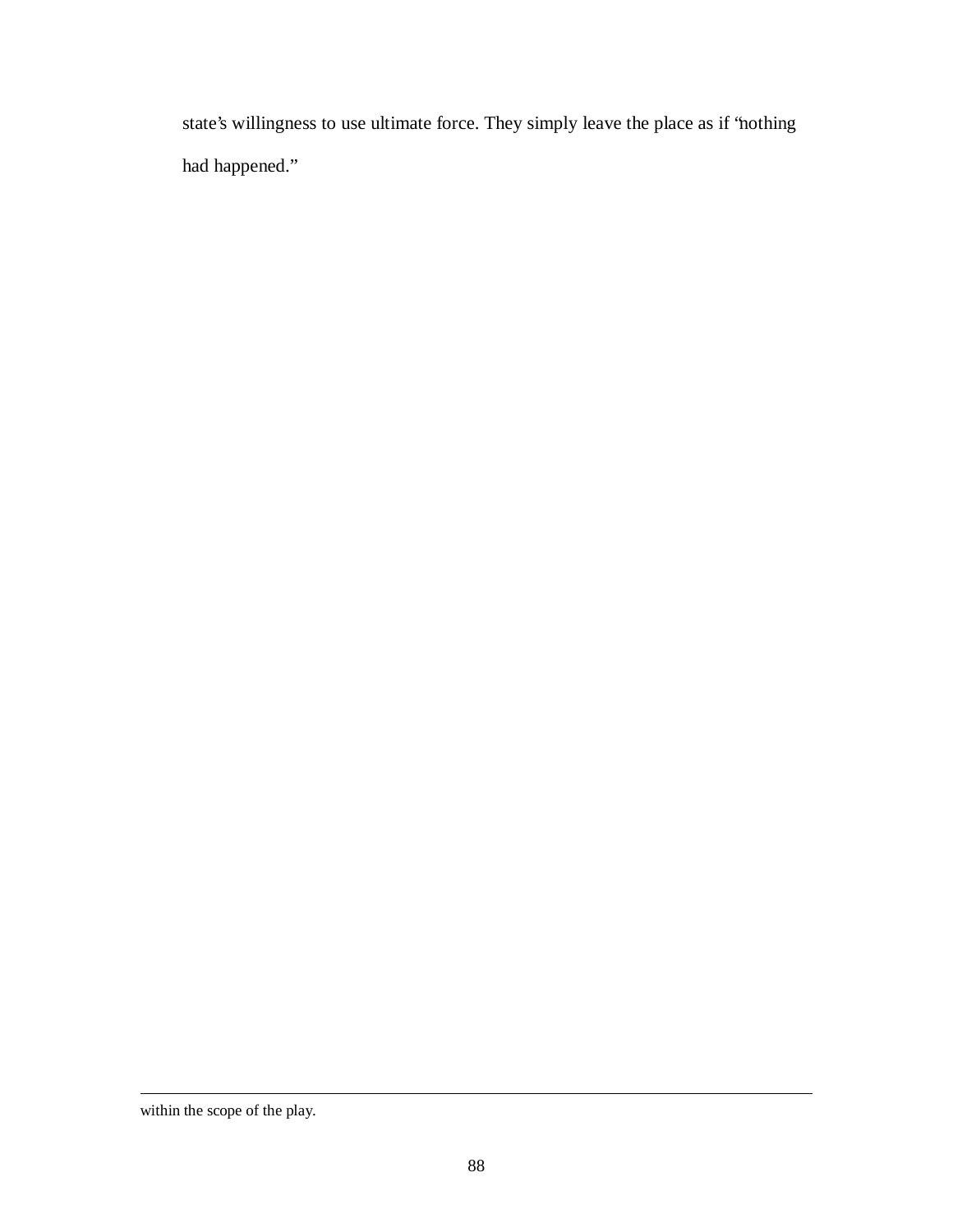state's willingness to use ultimate force. They simply leave the place as if "nothing had happened."

---

within the scope of the play.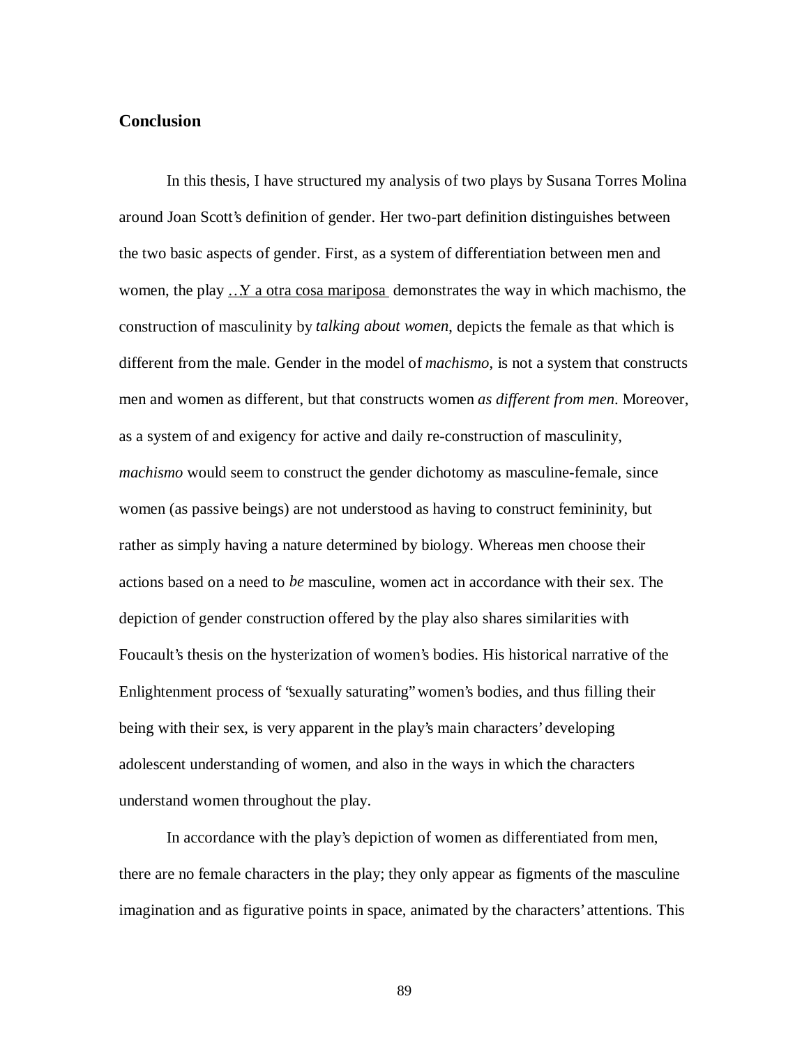## Conclusion

In this thesis, I have structured my analysis of two plays by Susana Torres Molina around Joan Scott's definition of gender. Her two-part definition distinguishes between the two basic aspects of gender. First, as a system of differentiation between men and women, the play …Y a otra cosa mariposa demonstrates the way in which machismo, the construction of masculinity by *talking about women*, depicts the female as that which is different from the male. Gender in the model of *machismo*, is not a system that constructs men and women as different, but that constructs women *as different from men*. Moreover, as a system of and exigency for active and daily re-construction of masculinity, *machismo* would seem to construct the gender dichotomy as masculine-female, since women (as passive beings) are not understood as having to construct femininity, but rather as simply having a nature determined by biology. Whereas men choose their actions based on a need to *be* masculine, women act in accordance with their sex. The depiction of gender construction offered by the play also shares similarities with Foucault's thesis on the hysterization of women's bodies. His historical narrative of the Enlightenment process of "sexually saturating" women's bodies, and thus filling their being with their sex, is very apparent in the play's main characters' developing adolescent understanding of women, and also in the ways in which the characters understand women throughout the play.

In accordance with the play's depiction of women as differentiated from men, there are no female characters in the play; they only appear as figments of the masculine imagination and as figurative points in space, animated by the characters' attentions. This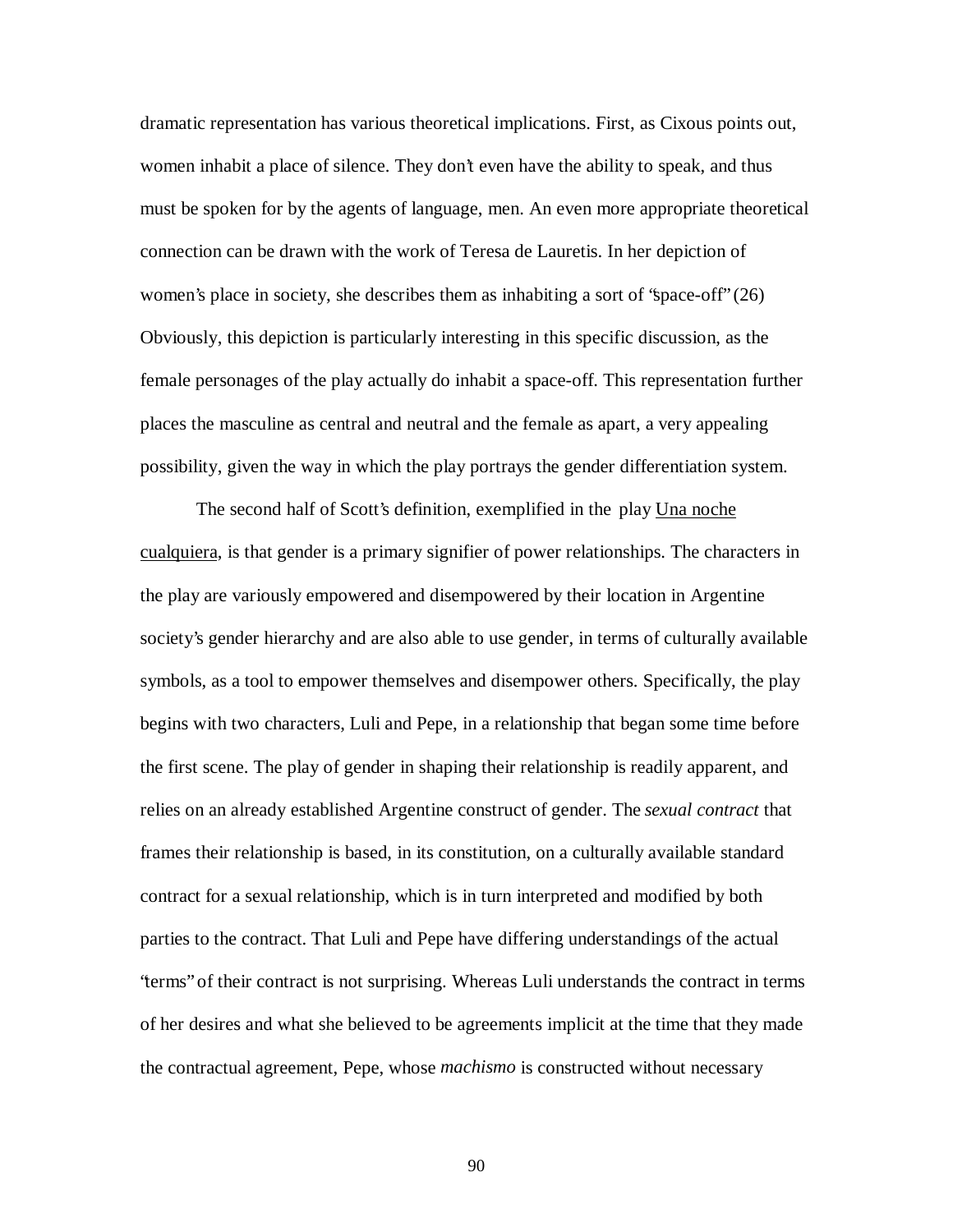dramatic representation has various theoretical implications. First, as Cixous points out, women inhabit a place of silence. They don't even have the ability to speak, and thus must be spoken for by the agents of language, men. An even more appropriate theoretical connection can be drawn with the work of Teresa de Lauretis. In her depiction of women's place in society, she describes them as inhabiting a sort of "space-off" (26) Obviously, this depiction is particularly interesting in this specific discussion, as the female personages of the play actually do inhabit a space-off. This representation further places the masculine as central and neutral and the female as apart, a very appealing possibility, given the way in which the play portrays the gender differentiation system.

The second half of Scott's definition, exemplified in the play Una noche cualquiera, is that gender is a primary signifier of power relationships. The characters in the play are variously empowered and disempowered by their location in Argentine society's gender hierarchy and are also able to use gender, in terms of culturally available symbols, as a tool to empower themselves and disempower others. Specifically, the play begins with two characters, Luli and Pepe, in a relationship that began some time before the first scene. The play of gender in shaping their relationship is readily apparent, and relies on an already established Argentine construct of gender. The *sexual contract* that frames their relationship is based, in its constitution, on a culturally available standard contract for a sexual relationship, which is in turn interpreted and modified by both parties to the contract. That Luli and Pepe have differing understandings of the actual "terms" of their contract is not surprising. Whereas Luli understands the contract in terms of her desires and what she believed to be agreements implicit at the time that they made the contractual agreement, Pepe, whose *machismo* is constructed without necessary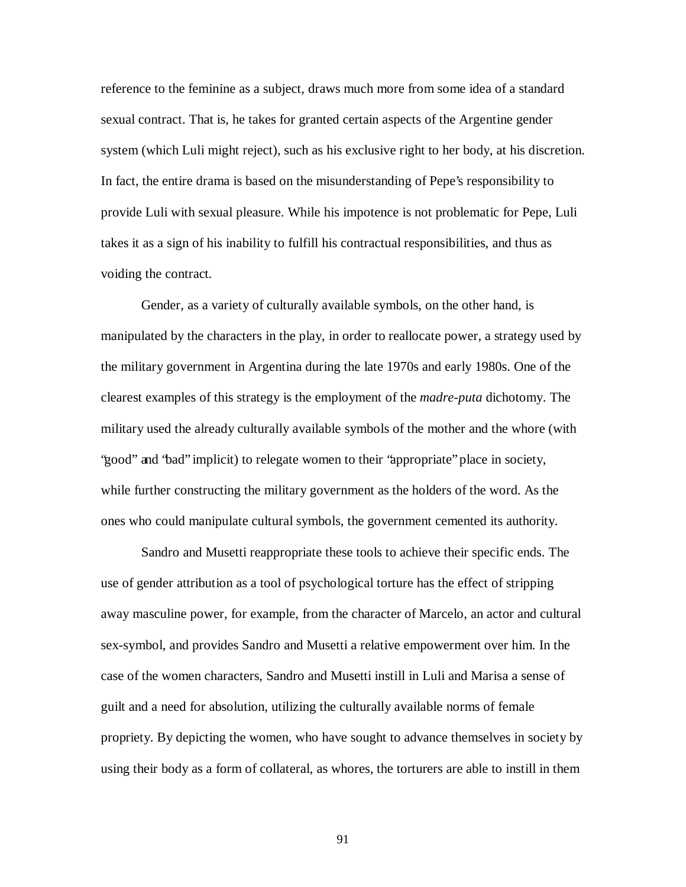reference to the feminine as a subject, draws much more from some idea of a standard sexual contract. That is, he takes for granted certain aspects of the Argentine gender system (which Luli might reject), such as his exclusive right to her body, at his discretion. In fact, the entire drama is based on the misunderstanding of Pepe's responsibility to provide Luli with sexual pleasure. While his impotence is not problematic for Pepe, Luli takes it as a sign of his inability to fulfill his contractual responsibilities, and thus as voiding the contract.

Gender, as a variety of culturally available symbols, on the other hand, is manipulated by the characters in the play, in order to reallocate power, a strategy used by the military government in Argentina during the late 1970s and early 1980s. One of the clearest examples of this strategy is the employment of the *madre-puta* dichotomy. The military used the already culturally available symbols of the mother and the whore (with "good" and "bad" implicit) to relegate women to their "appropriate" place in society, while further constructing the military government as the holders of the word. As the ones who could manipulate cultural symbols, the government cemented its authority.

Sandro and Musetti reappropriate these tools to achieve their specific ends. The use of gender attribution as a tool of psychological torture has the effect of stripping away masculine power, for example, from the character of Marcelo, an actor and cultural sex-symbol, and provides Sandro and Musetti a relative empowerment over him. In the case of the women characters, Sandro and Musetti instill in Luli and Marisa a sense of guilt and a need for absolution, utilizing the culturally available norms of female propriety. By depicting the women, who have sought to advance themselves in society by using their body as a form of collateral, as whores, the torturers are able to instill in them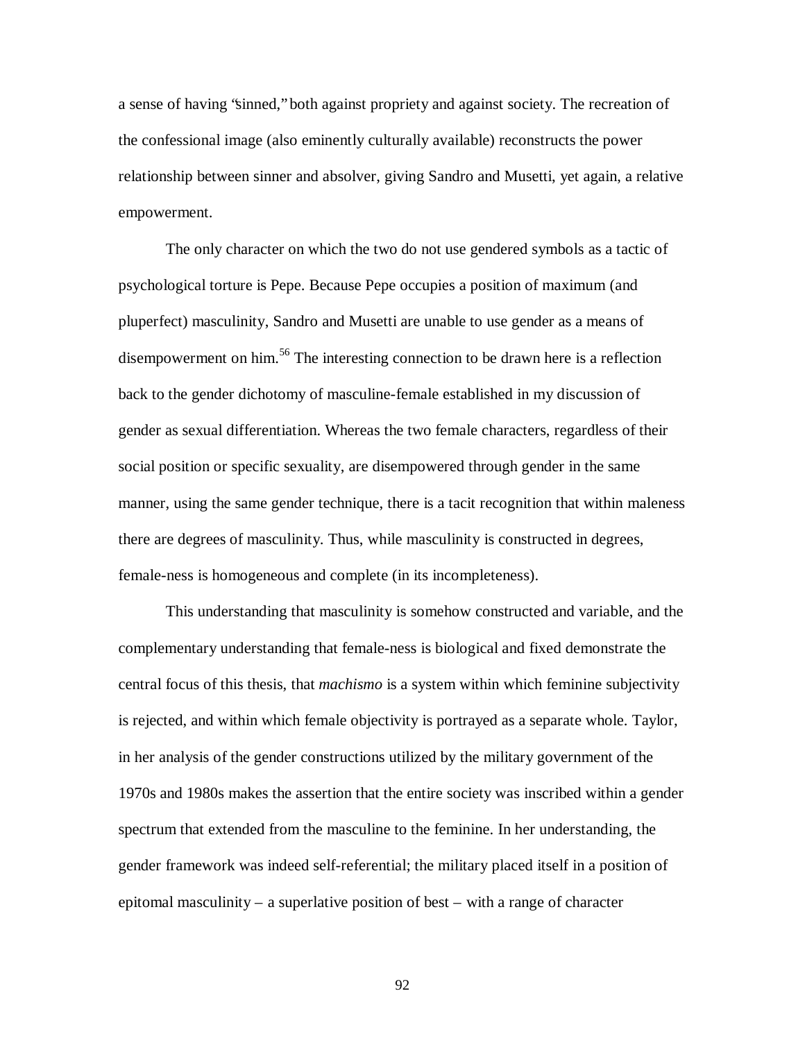a sense of having "sinned," both against propriety and against society. The recreation of the confessional image (also eminently culturally available) reconstructs the power relationship between sinner and absolver, giving Sandro and Musetti, yet again, a relative empowerment.

The only character on which the two do not use gendered symbols as a tactic of psychological torture is Pepe. Because Pepe occupies a position of maximum (and pluperfect) masculinity, Sandro and Musetti are unable to use gender as a means of disempowerment on him.[56] The interesting connection to be drawn here is a reflection back to the gender dichotomy of masculine-female established in my discussion of gender as sexual differentiation. Whereas the two female characters, regardless of their social position or specific sexuality, are disempowered through gender in the same manner, using the same gender technique, there is a tacit recognition that within maleness there are degrees of masculinity. Thus, while masculinity is constructed in degrees, female-ness is homogeneous and complete (in its incompleteness).

This understanding that masculinity is somehow constructed and variable, and the complementary understanding that female-ness is biological and fixed demonstrate the central focus of this thesis, that *machismo* is a system within which feminine subjectivity is rejected, and within which female objectivity is portrayed as a separate whole. Taylor, in her analysis of the gender constructions utilized by the military government of the 1970s and 1980s makes the assertion that the entire society was inscribed within a gender spectrum that extended from the masculine to the feminine. In her understanding, the gender framework was indeed self-referential; the military placed itself in a position of epitomal masculinity – a superlative position of best – with a range of character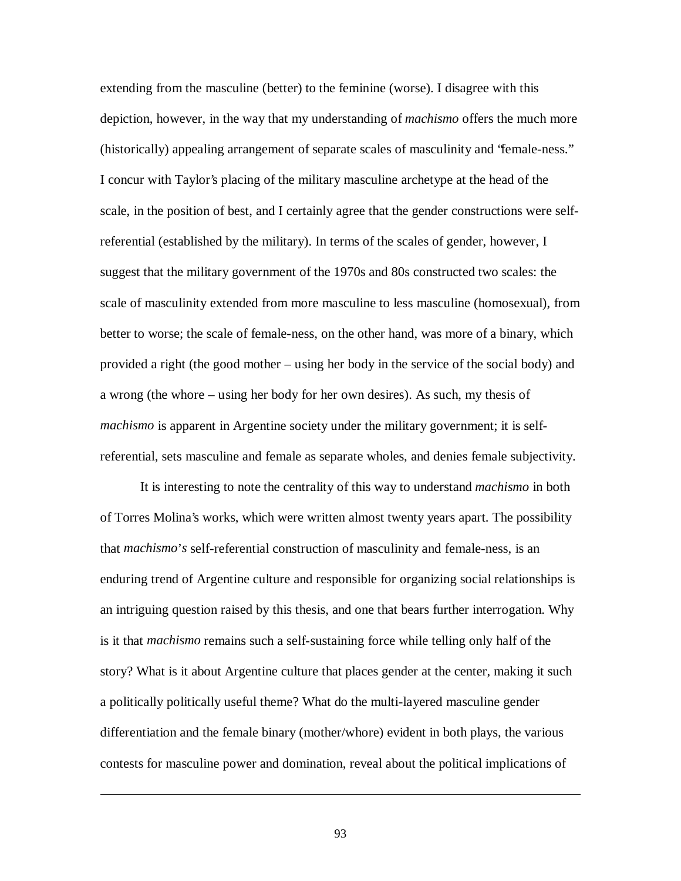extending from the masculine (better) to the feminine (worse). I disagree with this depiction, however, in the way that my understanding of *machismo* offers the much more (historically) appealing arrangement of separate scales of masculinity and "female-ness." I concur with Taylor's placing of the military masculine archetype at the head of the scale, in the position of best, and I certainly agree that the gender constructions were self-referential (established by the military). In terms of the scales of gender, however, I suggest that the military government of the 1970s and 80s constructed two scales: the scale of masculinity extended from more masculine to less masculine (homosexual), from better to worse; the scale of female-ness, on the other hand, was more of a binary, which provided a right (the good mother – using her body in the service of the social body) and a wrong (the whore – using her body for her own desires). As such, my thesis of *machismo* is apparent in Argentine society under the military government; it is self-referential, sets masculine and female as separate wholes, and denies female subjectivity.

It is interesting to note the centrality of this way to understand *machismo* in both of Torres Molina's works, which were written almost twenty years apart. The possibility that *machismo's* self-referential construction of masculinity and female-ness, is an enduring trend of Argentine culture and responsible for organizing social relationships is an intriguing question raised by this thesis, and one that bears further interrogation. Why is it that *machismo* remains such a self-sustaining force while telling only half of the story? What is it about Argentine culture that places gender at the center, making it such a politically politically useful theme? What do the multi-layered masculine gender differentiation and the female binary (mother/whore) evident in both plays, the various contests for masculine power and domination, reveal about the political implications of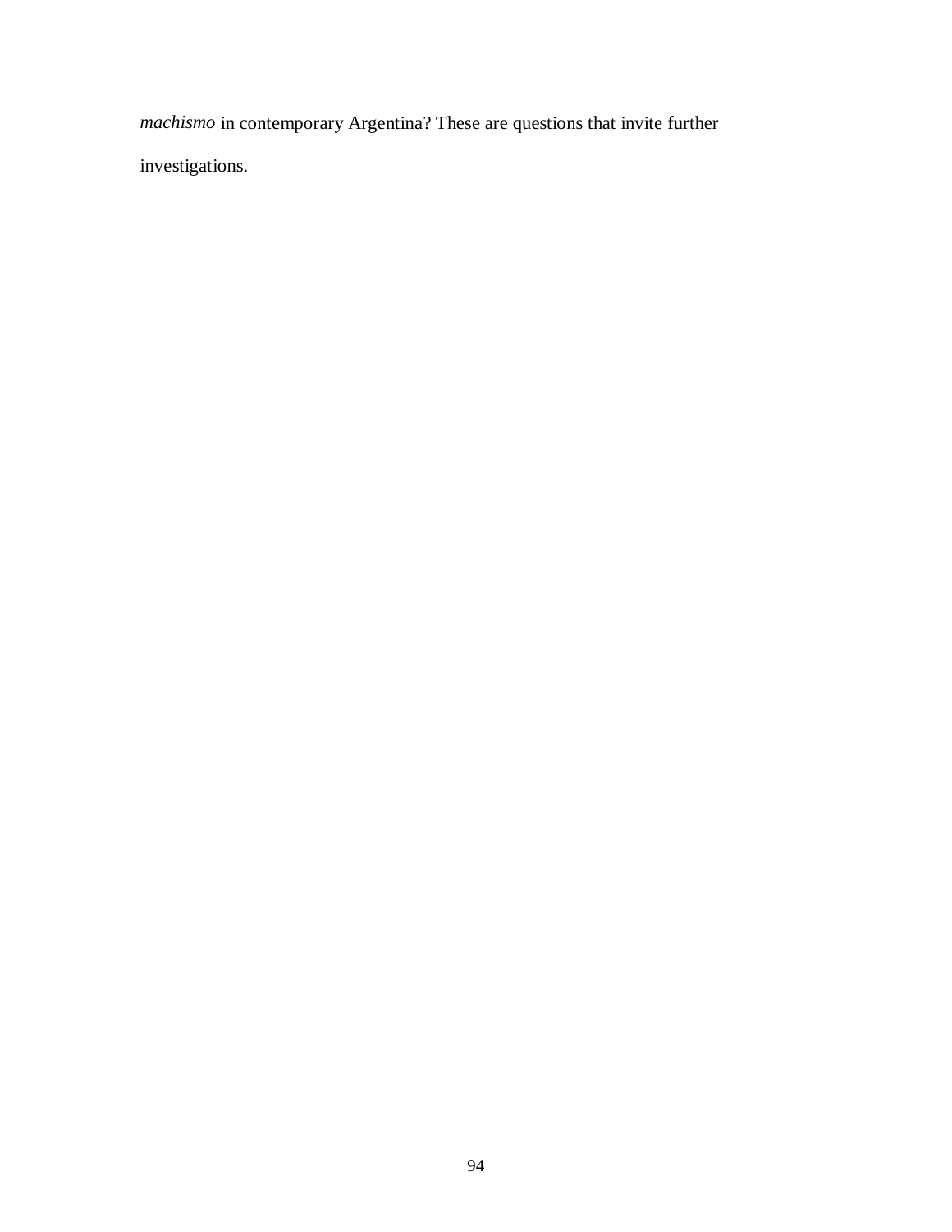*machismo* in contemporary Argentina? These are questions that invite further investigations.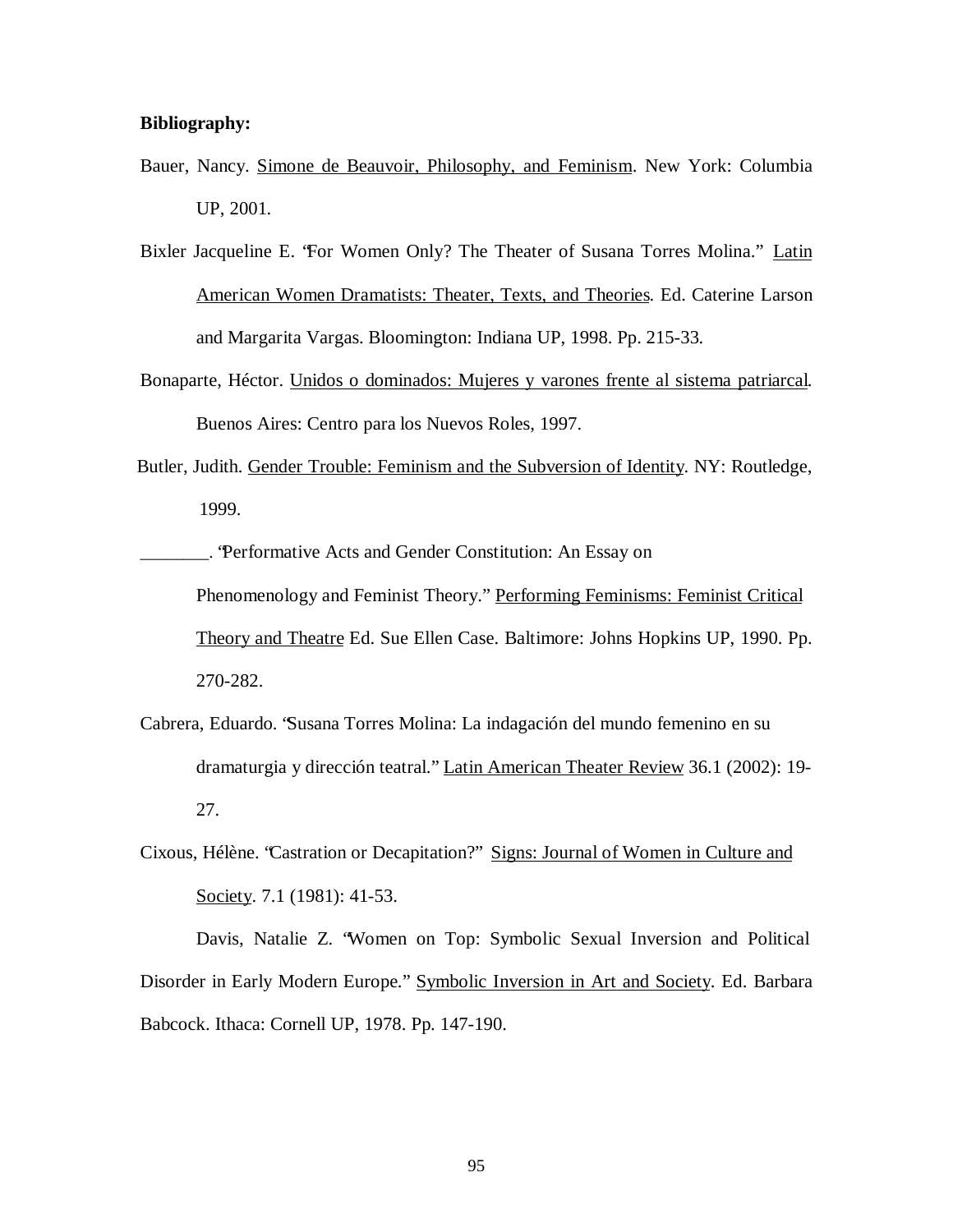**Bibliography:**

Bauer, Nancy. Simone de Beauvoir, Philosophy, and Feminism. New York: Columbia UP, 2001.

Bixler Jacqueline E. "For Women Only? The Theater of Susana Torres Molina." Latin American Women Dramatists: Theater, Texts, and Theories. Ed. Caterine Larson and Margarita Vargas. Bloomington: Indiana UP, 1998. Pp. 215-33.

Bonaparte, Héctor. Unidos o dominados: Mujeres y varones frente al sistema patriarcal. Buenos Aires: Centro para los Nuevos Roles, 1997.

Butler, Judith. Gender Trouble: Feminism and the Subversion of Identity. NY: Routledge, 1999.

________. "Performative Acts and Gender Constitution: An Essay on Phenomenology and Feminist Theory." Performing Feminisms: Feminist Critical Theory and Theatre Ed. Sue Ellen Case. Baltimore: Johns Hopkins UP, 1990. Pp. 270-282.

Cabrera, Eduardo. "Susana Torres Molina: La indagación del mundo femenino en su dramaturgia y dirección teatral." Latin American Theater Review 36.1 (2002): 19-27.

Cixous, Hélène. "Castration or Decapitation?" Signs: Journal of Women in Culture and Society. 7.1 (1981): 41-53.

Davis, Natalie Z. "Women on Top: Symbolic Sexual Inversion and Political Disorder in Early Modern Europe." Symbolic Inversion in Art and Society. Ed. Barbara Babcock. Ithaca: Cornell UP, 1978. Pp. 147-190.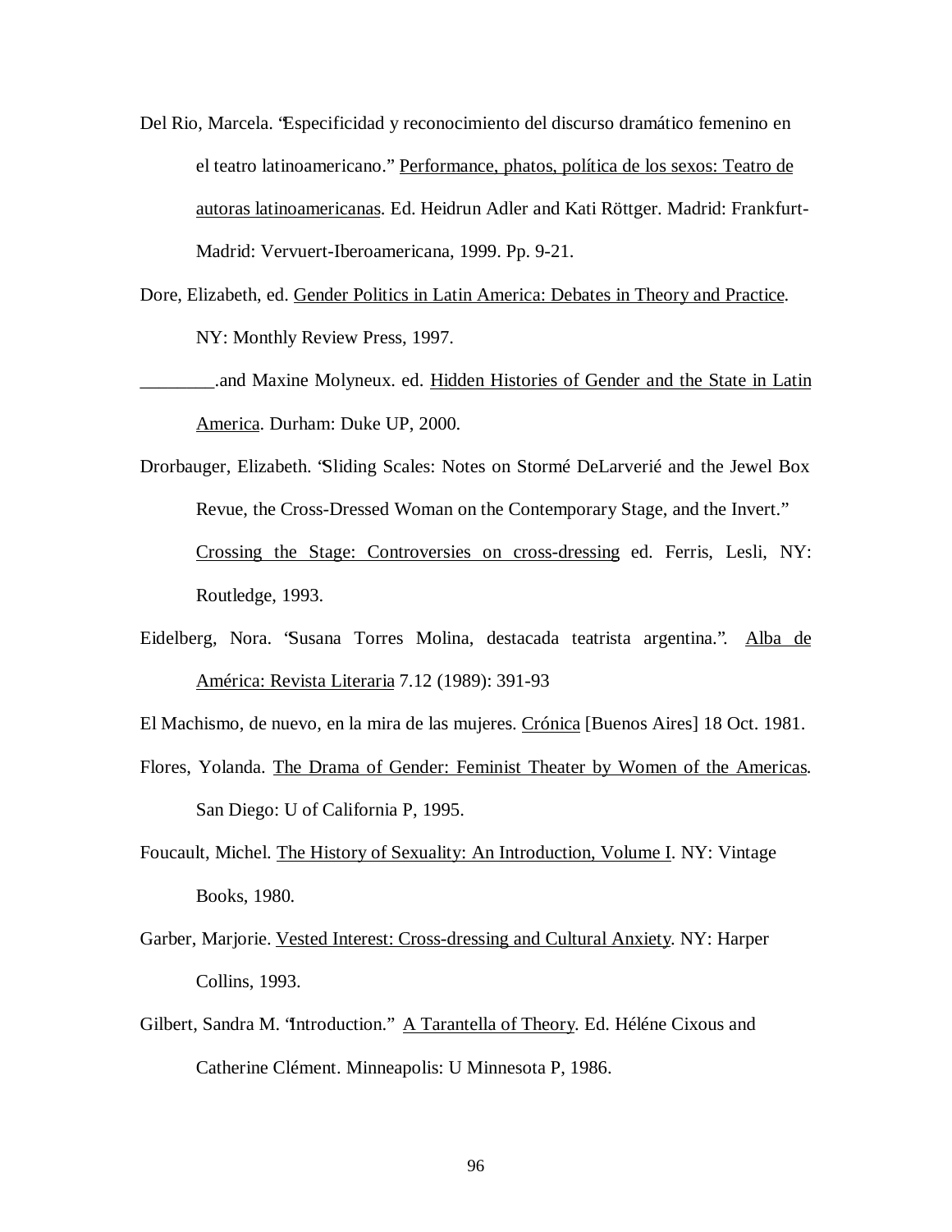Del Rio, Marcela. "Especificidad y reconocimiento del discurso dramático femenino en el teatro latinoamericano." Performance, phatos, política de los sexos: Teatro de autoras latinoamericanas. Ed. Heidrun Adler and Kati Röttger. Madrid: Frankfurt-Madrid: Vervuert-Iberoamericana, 1999. Pp. 9-21.

Dore, Elizabeth, ed. Gender Politics in Latin America: Debates in Theory and Practice. NY: Monthly Review Press, 1997.

________.and Maxine Molyneux. ed. Hidden Histories of Gender and the State in Latin America. Durham: Duke UP, 2000.

Drorbauger, Elizabeth. "Sliding Scales: Notes on Stormé DeLarverié and the Jewel Box Revue, the Cross-Dressed Woman on the Contemporary Stage, and the Invert." Crossing the Stage: Controversies on cross-dressing ed. Ferris, Lesli, NY: Routledge, 1993.

Eidelberg, Nora. "Susana Torres Molina, destacada teatrista argentina.". Alba de América: Revista Literaria 7.12 (1989): 391-93

El Machismo, de nuevo, en la mira de las mujeres. Crónica [Buenos Aires] 18 Oct. 1981.

Flores, Yolanda. The Drama of Gender: Feminist Theater by Women of the Americas. San Diego: U of California P, 1995.

Foucault, Michel. The History of Sexuality: An Introduction, Volume I. NY: Vintage Books, 1980.

Garber, Marjorie. Vested Interest: Cross-dressing and Cultural Anxiety. NY: Harper Collins, 1993.

Gilbert, Sandra M. "Introduction." A Tarantella of Theory. Ed. Héléne Cixous and Catherine Clément. Minneapolis: U Minnesota P, 1986.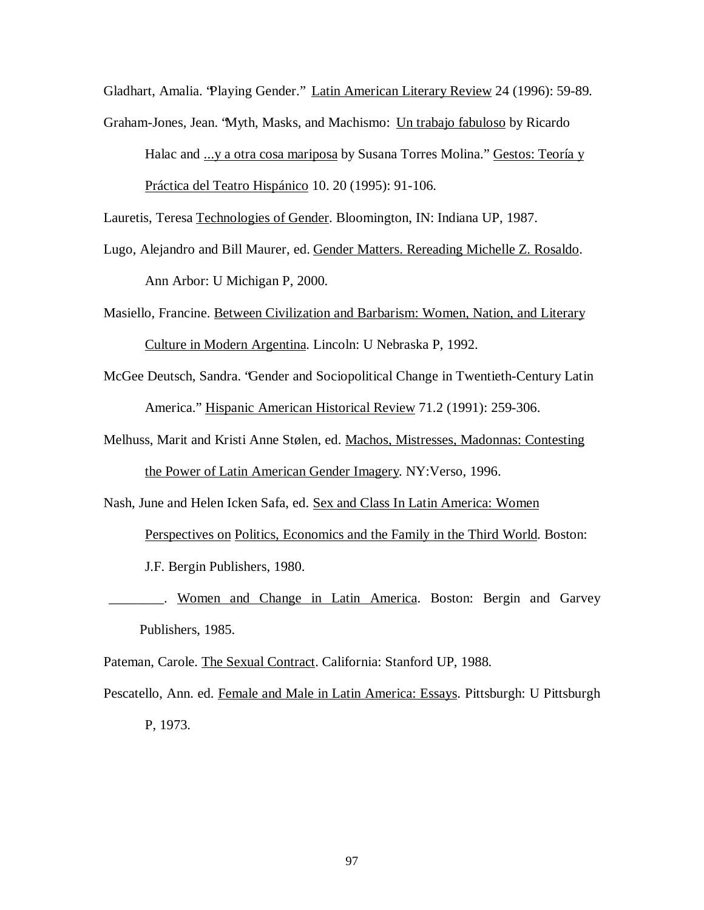Gladhart, Amalia. "Playing Gender." Latin American Literary Review 24 (1996): 59-89.

Graham-Jones, Jean. "Myth, Masks, and Machismo: Un trabajo fabuloso by Ricardo Halac and ...y a otra cosa mariposa by Susana Torres Molina." Gestos: Teoría y Práctica del Teatro Hispánico 10. 20 (1995): 91-106.

Lauretis, Teresa Technologies of Gender. Bloomington, IN: Indiana UP, 1987.

Lugo, Alejandro and Bill Maurer, ed. Gender Matters. Rereading Michelle Z. Rosaldo. Ann Arbor: U Michigan P, 2000.

Masiello, Francine. Between Civilization and Barbarism: Women, Nation, and Literary Culture in Modern Argentina. Lincoln: U Nebraska P, 1992.

McGee Deutsch, Sandra. "Gender and Sociopolitical Change in Twentieth-Century Latin America." Hispanic American Historical Review 71.2 (1991): 259-306.

Melhuss, Marit and Kristi Anne Stølen, ed. Machos, Mistresses, Madonnas: Contesting the Power of Latin American Gender Imagery. NY:Verso, 1996.

Nash, June and Helen Icken Safa, ed. Sex and Class In Latin America: Women Perspectives on Politics, Economics and the Family in the Third World. Boston: J.F. Bergin Publishers, 1980.

________. Women and Change in Latin America. Boston: Bergin and Garvey Publishers, 1985.

Pateman, Carole. The Sexual Contract. California: Stanford UP, 1988.

Pescatello, Ann. ed. Female and Male in Latin America: Essays. Pittsburgh: U Pittsburgh P, 1973.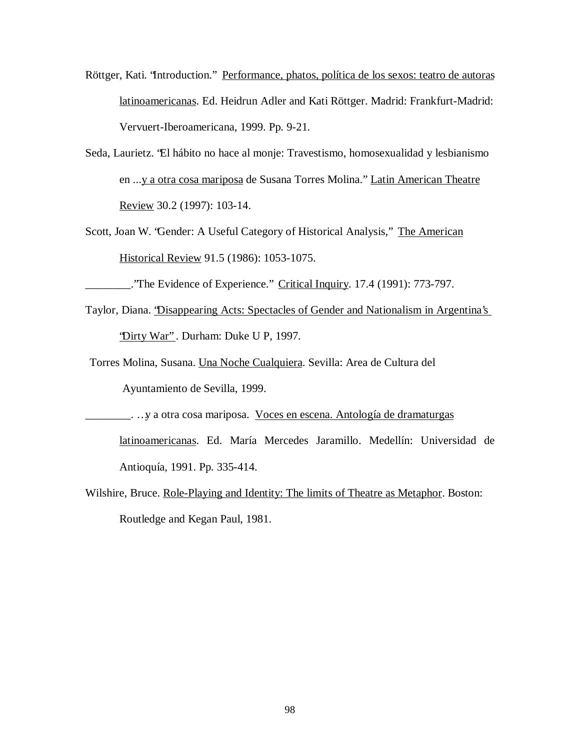Röttger, Kati. "Introduction." Performance, phatos, política de los sexos: teatro de autoras latinoamericanas. Ed. Heidrun Adler and Kati Röttger. Madrid: Frankfurt-Madrid: Vervuert-Iberoamericana, 1999. Pp. 9-21.

Seda, Laurietz. "El hábito no hace al monje: Travestismo, homosexualidad y lesbianismo en ...y a otra cosa mariposa de Susana Torres Molina." Latin American Theatre Review 30.2 (1997): 103-14.

Scott, Joan W. "Gender: A Useful Category of Historical Analysis," The American Historical Review 91.5 (1986): 1053-1075.

________."The Evidence of Experience." Critical Inquiry. 17.4 (1991): 773-797.

Taylor, Diana. "Disappearing Acts: Spectacles of Gender and Nationalism in Argentina's "Dirty War" . Durham: Duke U P, 1997.

Torres Molina, Susana. Una Noche Cualquiera. Sevilla: Area de Cultura del Ayuntamiento de Sevilla, 1999.

________. …y a otra cosa mariposa. Voces en escena. Antología de dramaturgas latinoamericanas. Ed. María Mercedes Jaramillo. Medellín: Universidad de Antioquía, 1991. Pp. 335-414.

Wilshire, Bruce. Role-Playing and Identity: The limits of Theatre as Metaphor. Boston: Routledge and Kegan Paul, 1981.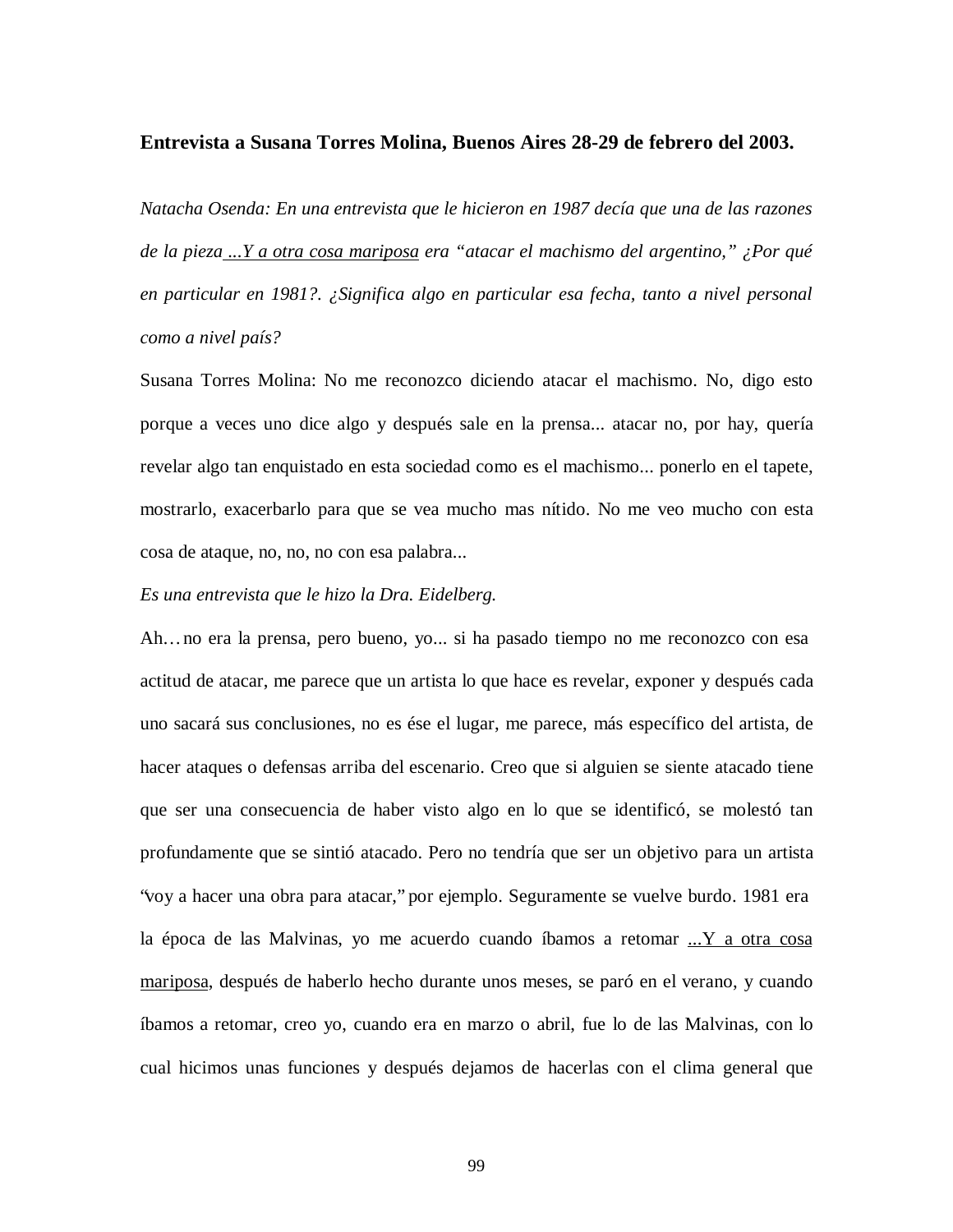**Entrevista a Susana Torres Molina, Buenos Aires 28-29 de febrero del 2003.**

*Natacha Osenda: En una entrevista que le hicieron en 1987 decía que una de las razones de la pieza* <u>*...Y a otra cosa mariposa*</u> *era "atacar el machismo del argentino," ¿Por qué en particular en 1981?. ¿Significa algo en particular esa fecha, tanto a nivel personal como a nivel país?*

Susana Torres Molina: No me reconozco diciendo atacar el machismo. No, digo esto porque a veces uno dice algo y después sale en la prensa... atacar no, por hay, quería revelar algo tan enquistado en esta sociedad como es el machismo... ponerlo en el tapete, mostrarlo, exacerbarlo para que se vea mucho mas nítido. No me veo mucho con esta cosa de ataque, no, no, no con esa palabra...

*Es una entrevista que le hizo la Dra. Eidelberg.*

Ah… no era la prensa, pero bueno, yo... si ha pasado tiempo no me reconozco con esa actitud de atacar, me parece que un artista lo que hace es revelar, exponer y después cada uno sacará sus conclusiones, no es ése el lugar, me parece, más específico del artista, de hacer ataques o defensas arriba del escenario. Creo que si alguien se siente atacado tiene que ser una consecuencia de haber visto algo en lo que se identificó, se molestó tan profundamente que se sintió atacado. Pero no tendría que ser un objetivo para un artista "voy a hacer una obra para atacar," por ejemplo. Seguramente se vuelve burdo. 1981 era la época de las Malvinas, yo me acuerdo cuando íbamos a retomar <u>...Y a otra cosa mariposa</u>, después de haberlo hecho durante unos meses, se paró en el verano, y cuando íbamos a retomar, creo yo, cuando era en marzo o abril, fue lo de las Malvinas, con lo cual hicimos unas funciones y después dejamos de hacerlas con el clima general que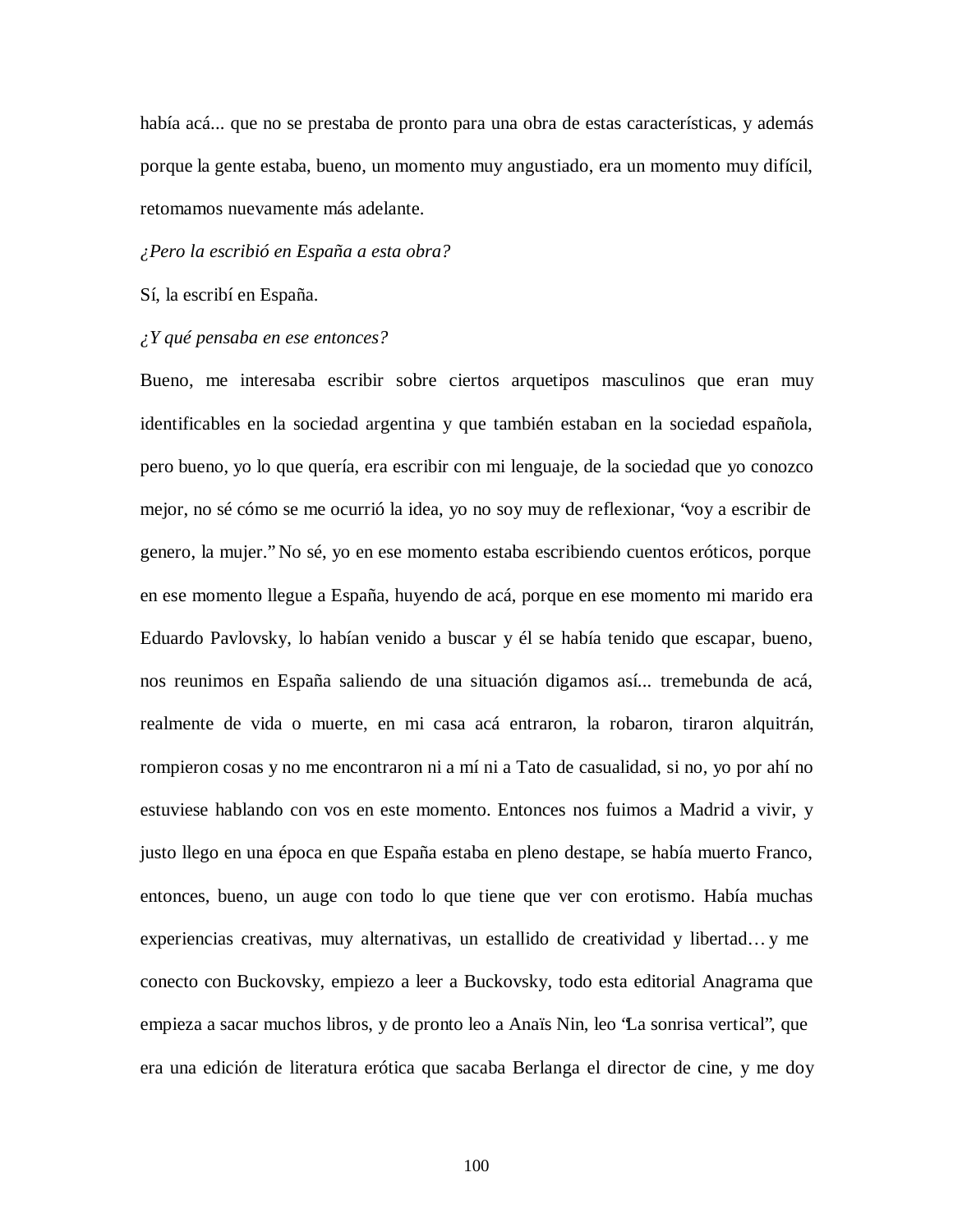había acá... que no se prestaba de pronto para una obra de estas características, y además porque la gente estaba, bueno, un momento muy angustiado, era un momento muy difícil, retomamos nuevamente más adelante.

*¿Pero la escribió en España a esta obra?*

Sí, la escribí en España.

*¿Y qué pensaba en ese entonces?*

Bueno, me interesaba escribir sobre ciertos arquetipos masculinos que eran muy identificables en la sociedad argentina y que también estaban en la sociedad española, pero bueno, yo lo que quería, era escribir con mi lenguaje, de la sociedad que yo conozco mejor, no sé cómo se me ocurrió la idea, yo no soy muy de reflexionar, "voy a escribir de genero, la mujer." No sé, yo en ese momento estaba escribiendo cuentos eróticos, porque en ese momento llegue a España, huyendo de acá, porque en ese momento mi marido era Eduardo Pavlovsky, lo habían venido a buscar y él se había tenido que escapar, bueno, nos reunimos en España saliendo de una situación digamos así... tremebunda de acá, realmente de vida o muerte, en mi casa acá entraron, la robaron, tiraron alquitrán, rompieron cosas y no me encontraron ni a mí ni a Tato de casualidad, si no, yo por ahí no estuviese hablando con vos en este momento. Entonces nos fuimos a Madrid a vivir, y justo llego en una época en que España estaba en pleno destape, se había muerto Franco, entonces, bueno, un auge con todo lo que tiene que ver con erotismo. Había muchas experiencias creativas, muy alternativas, un estallido de creatividad y libertad… y me conecto con Buckovsky, empiezo a leer a Buckovsky, todo esta editorial Anagrama que empieza a sacar muchos libros, y de pronto leo a Anaïs Nin, leo "La sonrisa vertical", que era una edición de literatura erótica que sacaba Berlanga el director de cine, y me doy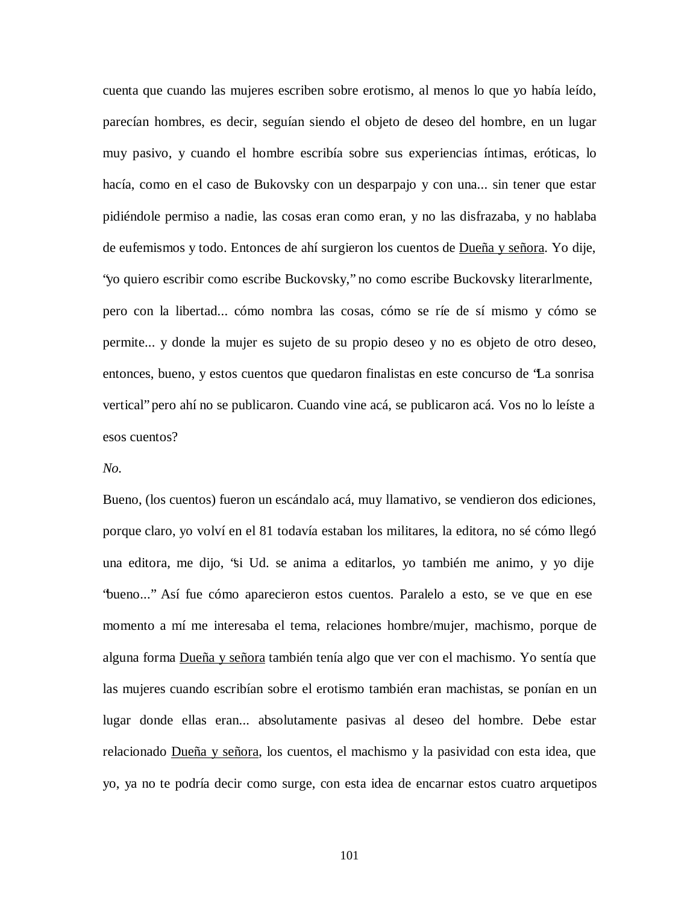cuenta que cuando las mujeres escriben sobre erotismo, al menos lo que yo había leído, parecían hombres, es decir, seguían siendo el objeto de deseo del hombre, en un lugar muy pasivo, y cuando el hombre escribía sobre sus experiencias íntimas, eróticas, lo hacía, como en el caso de Bukovsky con un desparpajo y con una... sin tener que estar pidiéndole permiso a nadie, las cosas eran como eran, y no las disfrazaba, y no hablaba de eufemismos y todo. Entonces de ahí surgieron los cuentos de Dueña y señora. Yo dije, "yo quiero escribir como escribe Buckovsky," no como escribe Buckovsky literarlmente, pero con la libertad... cómo nombra las cosas, cómo se ríe de sí mismo y cómo se permite... y donde la mujer es sujeto de su propio deseo y no es objeto de otro deseo, entonces, bueno, y estos cuentos que quedaron finalistas en este concurso de "La sonrisa vertical" pero ahí no se publicaron. Cuando vine acá, se publicaron acá. Vos no lo leíste a esos cuentos?

*No.*

Bueno, (los cuentos) fueron un escándalo acá, muy llamativo, se vendieron dos ediciones, porque claro, yo volví en el 81 todavía estaban los militares, la editora, no sé cómo llegó una editora, me dijo, "si Ud. se anima a editarlos, yo también me animo, y yo dije "bueno..." Así fue cómo aparecieron estos cuentos. Paralelo a esto, se ve que en ese momento a mí me interesaba el tema, relaciones hombre/mujer, machismo, porque de alguna forma Dueña y señora también tenía algo que ver con el machismo. Yo sentía que las mujeres cuando escribían sobre el erotismo también eran machistas, se ponían en un lugar donde ellas eran... absolutamente pasivas al deseo del hombre. Debe estar relacionado Dueña y señora, los cuentos, el machismo y la pasividad con esta idea, que yo, ya no te podría decir como surge, con esta idea de encarnar estos cuatro arquetipos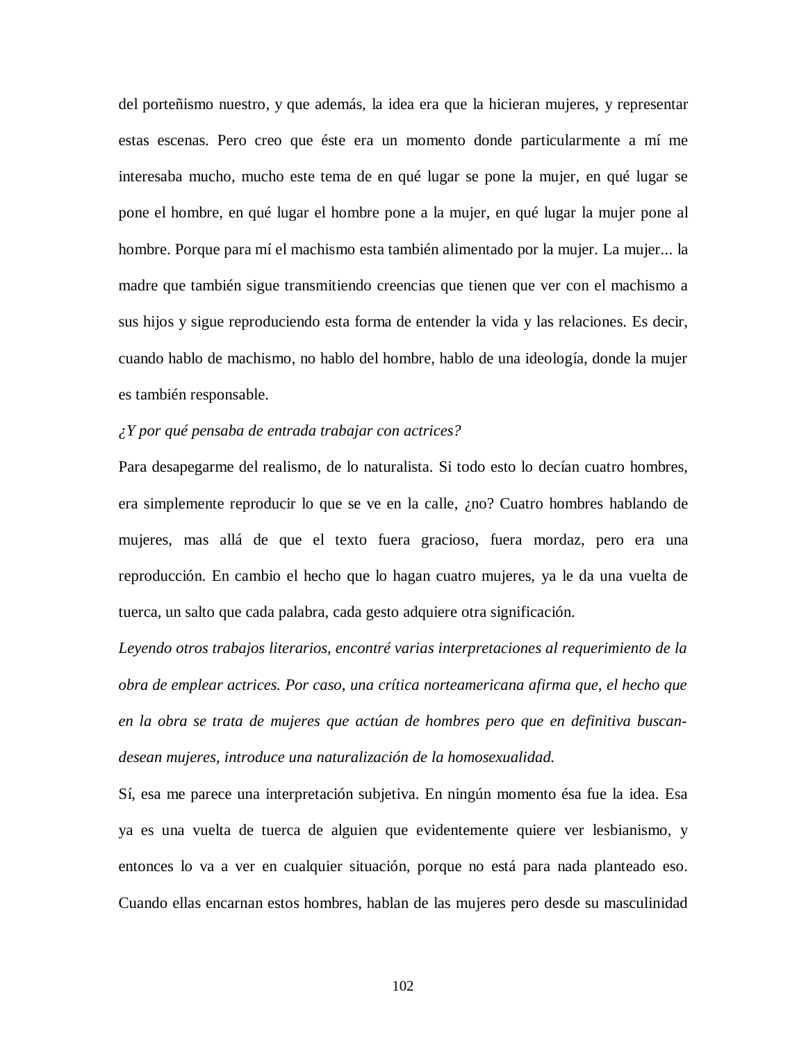del porteñismo nuestro, y que además, la idea era que la hicieran mujeres, y representar estas escenas. Pero creo que éste era un momento donde particularmente a mí me interesaba mucho, mucho este tema de en qué lugar se pone la mujer, en qué lugar se pone el hombre, en qué lugar el hombre pone a la mujer, en qué lugar la mujer pone al hombre. Porque para mí el machismo esta también alimentado por la mujer. La mujer... la madre que también sigue transmitiendo creencias que tienen que ver con el machismo a sus hijos y sigue reproduciendo esta forma de entender la vida y las relaciones. Es decir, cuando hablo de machismo, no hablo del hombre, hablo de una ideología, donde la mujer es también responsable.

*¿Y por qué pensaba de entrada trabajar con actrices?*

Para desapegarme del realismo, de lo naturalista. Si todo esto lo decían cuatro hombres, era simplemente reproducir lo que se ve en la calle, ¿no? Cuatro hombres hablando de mujeres, mas allá de que el texto fuera gracioso, fuera mordaz, pero era una reproducción. En cambio el hecho que lo hagan cuatro mujeres, ya le da una vuelta de tuerca, un salto que cada palabra, cada gesto adquiere otra significación.

*Leyendo otros trabajos literarios, encontré varias interpretaciones al requerimiento de la obra de emplear actrices. Por caso, una crítica norteamericana afirma que, el hecho que en la obra se trata de mujeres que actúan de hombres pero que en definitiva buscan-desean mujeres, introduce una naturalización de la homosexualidad.*

Sí, esa me parece una interpretación subjetiva. En ningún momento ésa fue la idea. Esa ya es una vuelta de tuerca de alguien que evidentemente quiere ver lesbianismo, y entonces lo va a ver en cualquier situación, porque no está para nada planteado eso. Cuando ellas encarnan estos hombres, hablan de las mujeres pero desde su masculinidad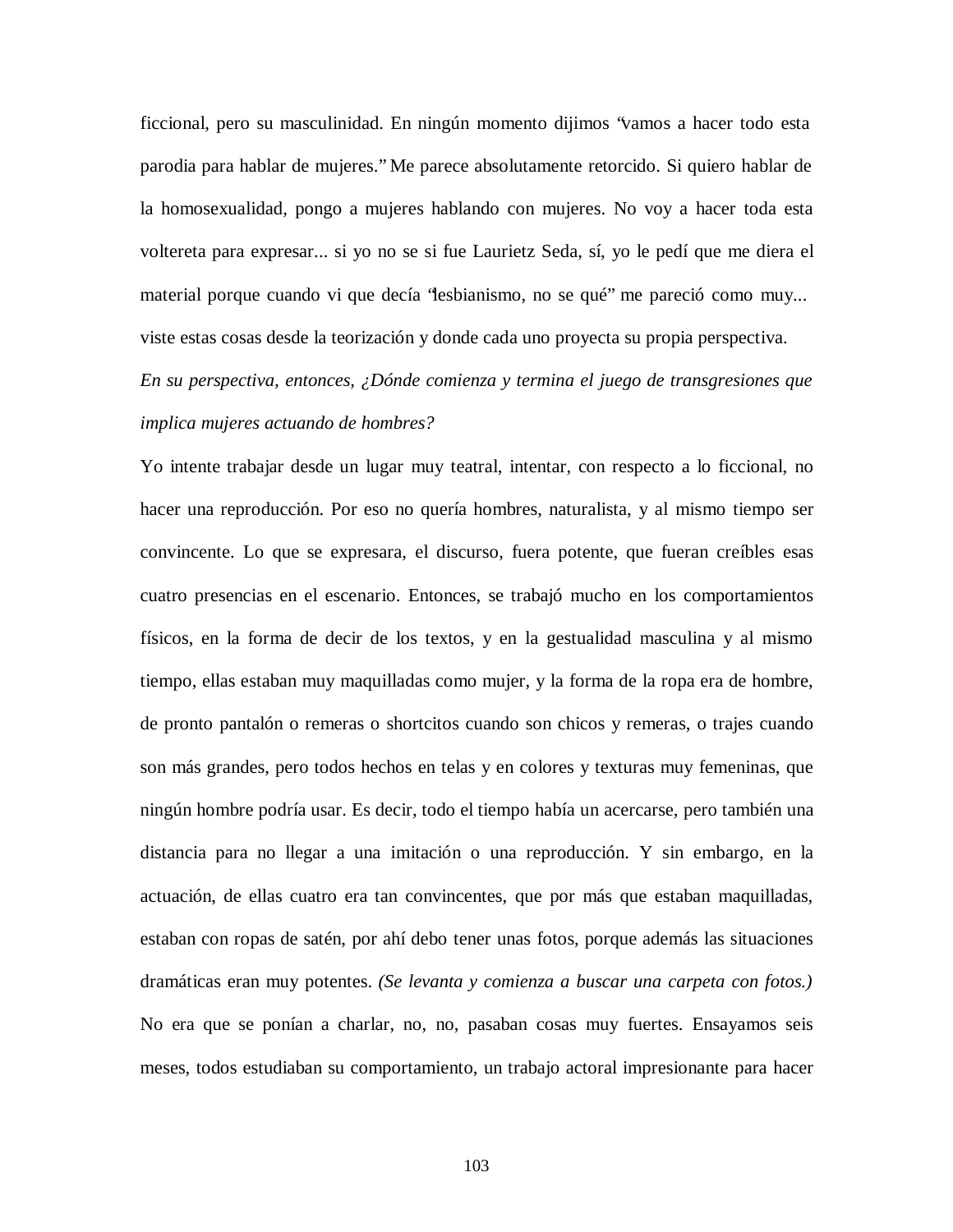ficcional, pero su masculinidad. En ningún momento dijimos "vamos a hacer todo esta parodia para hablar de mujeres." Me parece absolutamente retorcido. Si quiero hablar de la homosexualidad, pongo a mujeres hablando con mujeres. No voy a hacer toda esta voltereta para expresar... si yo no se si fue Laurietz Seda, sí, yo le pedí que me diera el material porque cuando vi que decía "lesbianismo, no se qué" me pareció como muy... viste estas cosas desde la teorización y donde cada uno proyecta su propia perspectiva.

*En su perspectiva, entonces, ¿Dónde comienza y termina el juego de transgresiones que implica mujeres actuando de hombres?*

Yo intente trabajar desde un lugar muy teatral, intentar, con respecto a lo ficcional, no hacer una reproducción. Por eso no quería hombres, naturalista, y al mismo tiempo ser convincente. Lo que se expresara, el discurso, fuera potente, que fueran creíbles esas cuatro presencias en el escenario. Entonces, se trabajó mucho en los comportamientos físicos, en la forma de decir de los textos, y en la gestualidad masculina y al mismo tiempo, ellas estaban muy maquilladas como mujer, y la forma de la ropa era de hombre, de pronto pantalón o remeras o shortcitos cuando son chicos y remeras, o trajes cuando son más grandes, pero todos hechos en telas y en colores y texturas muy femeninas, que ningún hombre podría usar. Es decir, todo el tiempo había un acercarse, pero también una distancia para no llegar a una imitación o una reproducción. Y sin embargo, en la actuación, de ellas cuatro era tan convincentes, que por más que estaban maquilladas, estaban con ropas de satén, por ahí debo tener unas fotos, porque además las situaciones dramáticas eran muy potentes. *(Se levanta y comienza a buscar una carpeta con fotos.)* No era que se ponían a charlar, no, no, pasaban cosas muy fuertes. Ensayamos seis meses, todos estudiaban su comportamiento, un trabajo actoral impresionante para hacer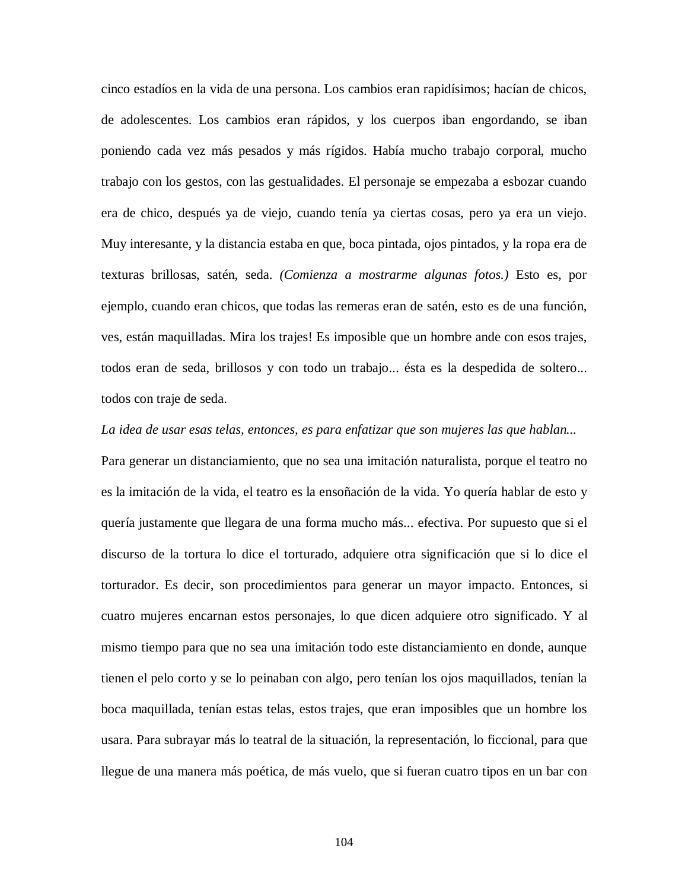cinco estadíos en la vida de una persona. Los cambios eran rapidísimos; hacían de chicos, de adolescentes. Los cambios eran rápidos, y los cuerpos iban engordando, se iban poniendo cada vez más pesados y más rígidos. Había mucho trabajo corporal, mucho trabajo con los gestos, con las gestualidades. El personaje se empezaba a esbozar cuando era de chico, después ya de viejo, cuando tenía ya ciertas cosas, pero ya era un viejo. Muy interesante, y la distancia estaba en que, boca pintada, ojos pintados, y la ropa era de texturas brillosas, satén, seda. *(Comienza a mostrarme algunas fotos.)* Esto es, por ejemplo, cuando eran chicos, que todas las remeras eran de satén, esto es de una función, ves, están maquilladas. Mira los trajes! Es imposible que un hombre ande con esos trajes, todos eran de seda, brillosos y con todo un trabajo... ésta es la despedida de soltero... todos con traje de seda.

*La idea de usar esas telas, entonces, es para enfatizar que son mujeres las que hablan...*

Para generar un distanciamiento, que no sea una imitación naturalista, porque el teatro no es la imitación de la vida, el teatro es la ensoñación de la vida. Yo quería hablar de esto y quería justamente que llegara de una forma mucho más... efectiva. Por supuesto que si el discurso de la tortura lo dice el torturado, adquiere otra significación que si lo dice el torturador. Es decir, son procedimientos para generar un mayor impacto. Entonces, si cuatro mujeres encarnan estos personajes, lo que dicen adquiere otro significado. Y al mismo tiempo para que no sea una imitación todo este distanciamiento en donde, aunque tienen el pelo corto y se lo peinaban con algo, pero tenían los ojos maquillados, tenían la boca maquillada, tenían estas telas, estos trajes, que eran imposibles que un hombre los usara. Para subrayar más lo teatral de la situación, la representación, lo ficcional, para que llegue de una manera más poética, de más vuelo, que si fueran cuatro tipos en un bar con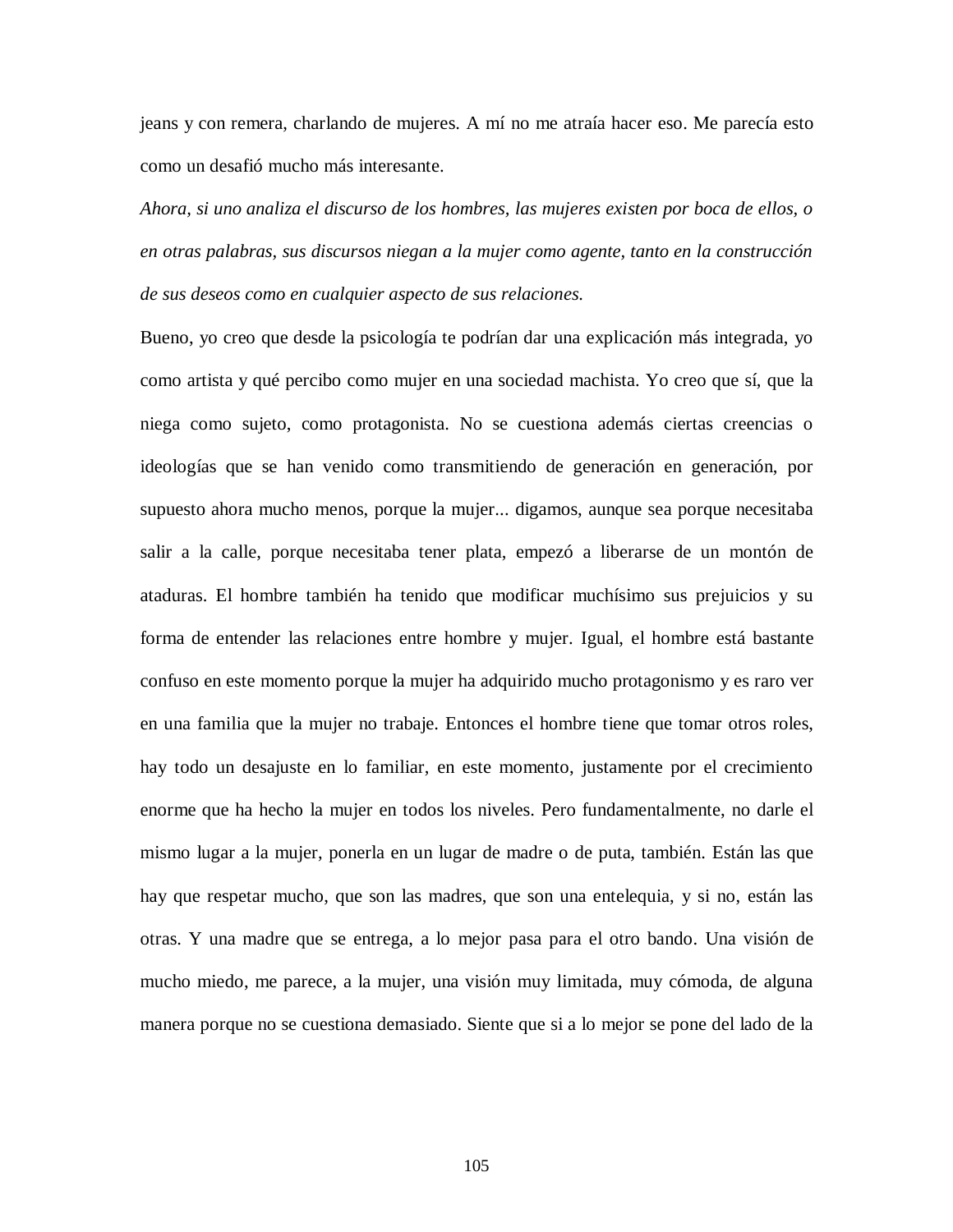jeans y con remera, charlando de mujeres. A mí no me atraía hacer eso. Me parecía esto como un desafió mucho más interesante.

*Ahora, si uno analiza el discurso de los hombres, las mujeres existen por boca de ellos, o en otras palabras, sus discursos niegan a la mujer como agente, tanto en la construcción de sus deseos como en cualquier aspecto de sus relaciones.*

Bueno, yo creo que desde la psicología te podrían dar una explicación más integrada, yo como artista y qué percibo como mujer en una sociedad machista. Yo creo que sí, que la niega como sujeto, como protagonista. No se cuestiona además ciertas creencias o ideologías que se han venido como transmitiendo de generación en generación, por supuesto ahora mucho menos, porque la mujer... digamos, aunque sea porque necesitaba salir a la calle, porque necesitaba tener plata, empezó a liberarse de un montón de ataduras. El hombre también ha tenido que modificar muchísimo sus prejuicios y su forma de entender las relaciones entre hombre y mujer. Igual, el hombre está bastante confuso en este momento porque la mujer ha adquirido mucho protagonismo y es raro ver en una familia que la mujer no trabaje. Entonces el hombre tiene que tomar otros roles, hay todo un desajuste en lo familiar, en este momento, justamente por el crecimiento enorme que ha hecho la mujer en todos los niveles. Pero fundamentalmente, no darle el mismo lugar a la mujer, ponerla en un lugar de madre o de puta, también. Están las que hay que respetar mucho, que son las madres, que son una entelequia, y si no, están las otras. Y una madre que se entrega, a lo mejor pasa para el otro bando. Una visión de mucho miedo, me parece, a la mujer, una visión muy limitada, muy cómoda, de alguna manera porque no se cuestiona demasiado. Siente que si a lo mejor se pone del lado de la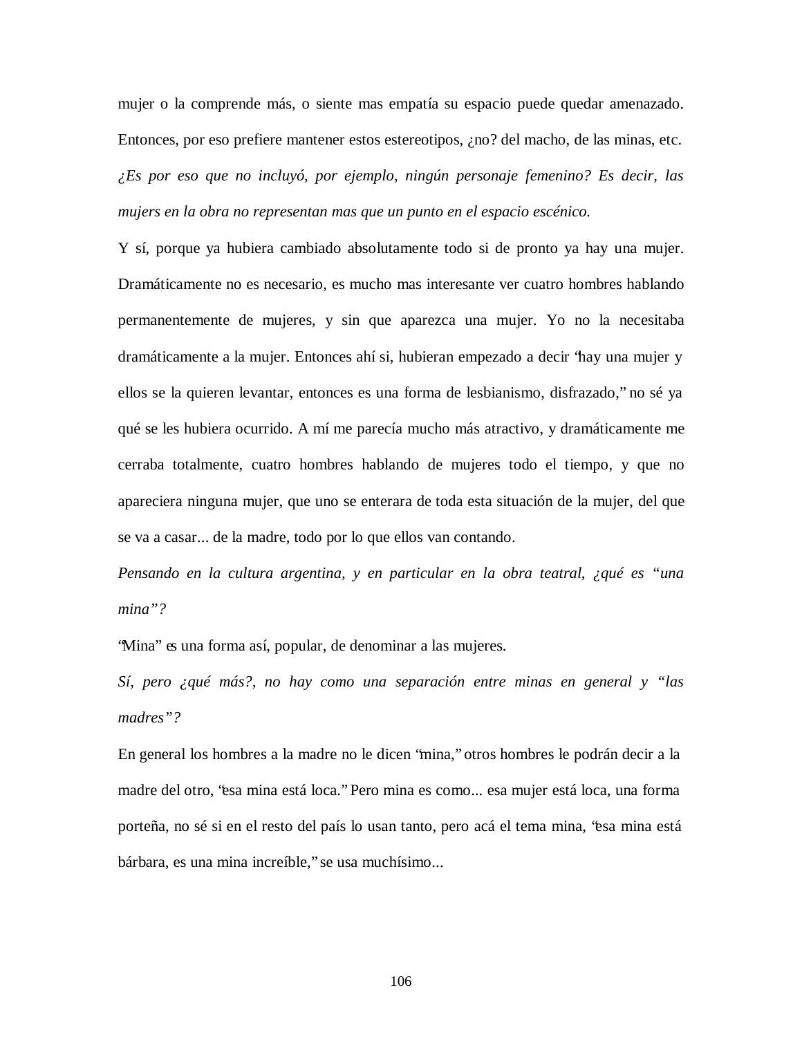mujer o la comprende más, o siente mas empatía su espacio puede quedar amenazado. Entonces, por eso prefiere mantener estos estereotipos, ¿no? del macho, de las minas, etc.

*¿Es por eso que no incluyó, por ejemplo, ningún personaje femenino? Es decir, las mujers en la obra no representan mas que un punto en el espacio escénico.*

Y sí, porque ya hubiera cambiado absolutamente todo si de pronto ya hay una mujer. Dramáticamente no es necesario, es mucho mas interesante ver cuatro hombres hablando permanentemente de mujeres, y sin que aparezca una mujer. Yo no la necesitaba dramáticamente a la mujer. Entonces ahí si, hubieran empezado a decir "hay una mujer y ellos se la quieren levantar, entonces es una forma de lesbianismo, disfrazado," no sé ya qué se les hubiera ocurrido. A mí me parecía mucho más atractivo, y dramáticamente me cerraba totalmente, cuatro hombres hablando de mujeres todo el tiempo, y que no apareciera ninguna mujer, que uno se enterara de toda esta situación de la mujer, del que se va a casar... de la madre, todo por lo que ellos van contando.

*Pensando en la cultura argentina, y en particular en la obra teatral, ¿qué es "una mina"?*

"Mina" es una forma así, popular, de denominar a las mujeres.

*Sí, pero ¿qué más?, no hay como una separación entre minas en general y "las madres"?*

En general los hombres a la madre no le dicen "mina," otros hombres le podrán decir a la madre del otro, "esa mina está loca." Pero mina es como... esa mujer está loca, una forma porteña, no sé si en el resto del país lo usan tanto, pero acá el tema mina, "esa mina está bárbara, es una mina increíble," se usa muchísimo...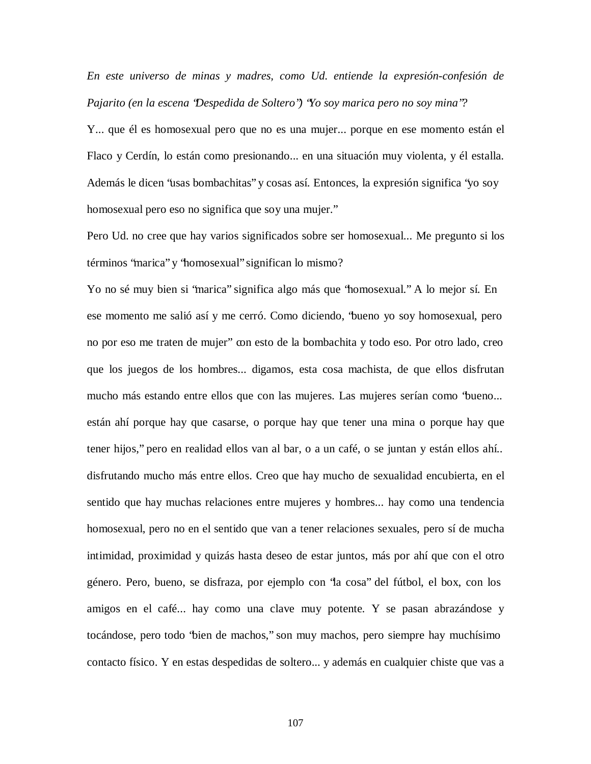*En este universo de minas y madres, como Ud. entiende la expresión-confesión de Pajarito (en la escena "Despedida de Soltero") "Yo soy marica pero no soy mina"?*

Y... que él es homosexual pero que no es una mujer... porque en ese momento están el Flaco y Cerdín, lo están como presionando... en una situación muy violenta, y él estalla. Además le dicen "usas bombachitas" y cosas así. Entonces, la expresión significa "yo soy homosexual pero eso no significa que soy una mujer."

Pero Ud. no cree que hay varios significados sobre ser homosexual... Me pregunto si los términos "marica" y "homosexual" significan lo mismo?

Yo no sé muy bien si "marica" significa algo más que "homosexual." A lo mejor sí. En ese momento me salió así y me cerró. Como diciendo, "bueno yo soy homosexual, pero no por eso me traten de mujer" con esto de la bombachita y todo eso. Por otro lado, creo que los juegos de los hombres... digamos, esta cosa machista, de que ellos disfrutan mucho más estando entre ellos que con las mujeres. Las mujeres serían como "bueno... están ahí porque hay que casarse, o porque hay que tener una mina o porque hay que tener hijos," pero en realidad ellos van al bar, o a un café, o se juntan y están ellos ahí.. disfrutando mucho más entre ellos. Creo que hay mucho de sexualidad encubierta, en el sentido que hay muchas relaciones entre mujeres y hombres... hay como una tendencia homosexual, pero no en el sentido que van a tener relaciones sexuales, pero sí de mucha intimidad, proximidad y quizás hasta deseo de estar juntos, más por ahí que con el otro género. Pero, bueno, se disfraza, por ejemplo con "la cosa" del fútbol, el box, con los amigos en el café... hay como una clave muy potente. Y se pasan abrazándose y tocándose, pero todo "bien de machos," son muy machos, pero siempre hay muchísimo contacto físico. Y en estas despedidas de soltero... y además en cualquier chiste que vas a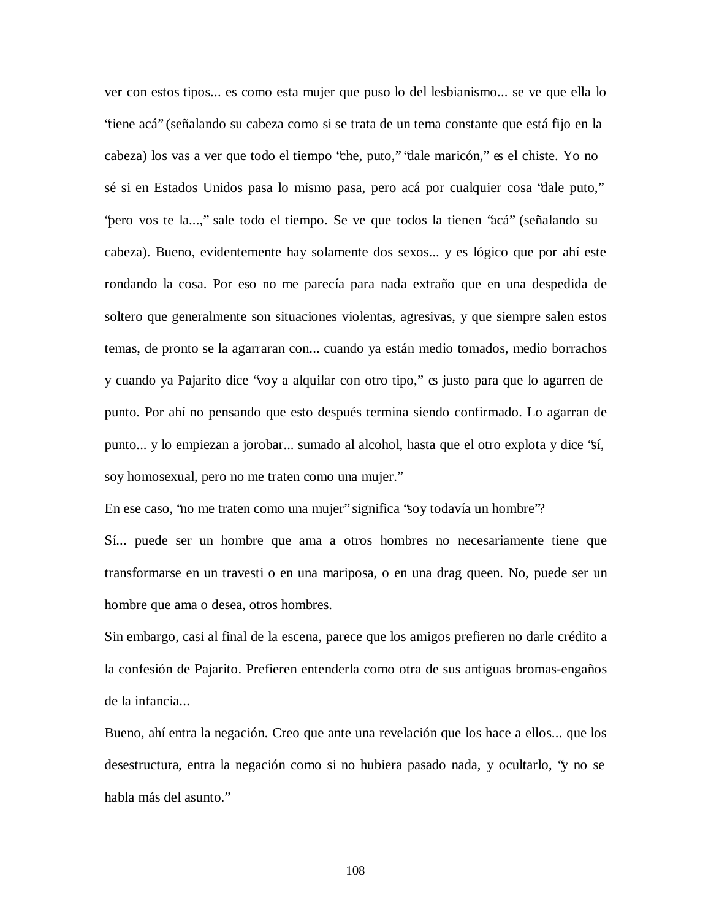ver con estos tipos... es como esta mujer que puso lo del lesbianismo... se ve que ella lo "tiene acá" (señalando su cabeza como si se trata de un tema constante que está fijo en la cabeza) los vas a ver que todo el tiempo "che, puto," "dale maricón," es el chiste. Yo no sé si en Estados Unidos pasa lo mismo pasa, pero acá por cualquier cosa "dale puto," "pero vos te la...," sale todo el tiempo. Se ve que todos la tienen "acá" (señalando su cabeza). Bueno, evidentemente hay solamente dos sexos... y es lógico que por ahí este rondando la cosa. Por eso no me parecía para nada extraño que en una despedida de soltero que generalmente son situaciones violentas, agresivas, y que siempre salen estos temas, de pronto se la agarraran con... cuando ya están medio tomados, medio borrachos y cuando ya Pajarito dice "voy a alquilar con otro tipo," es justo para que lo agarren de punto. Por ahí no pensando que esto después termina siendo confirmado. Lo agarran de punto... y lo empiezan a jorobar... sumado al alcohol, hasta que el otro explota y dice "sí, soy homosexual, pero no me traten como una mujer."

En ese caso, "no me traten como una mujer" significa "soy todavía un hombre"?

Sí... puede ser un hombre que ama a otros hombres no necesariamente tiene que transformarse en un travesti o en una mariposa, o en una drag queen. No, puede ser un hombre que ama o desea, otros hombres.

Sin embargo, casi al final de la escena, parece que los amigos prefieren no darle crédito a la confesión de Pajarito. Prefieren entenderla como otra de sus antiguas bromas-engaños de la infancia...

Bueno, ahí entra la negación. Creo que ante una revelación que los hace a ellos... que los desestructura, entra la negación como si no hubiera pasado nada, y ocultarlo, "y no se habla más del asunto."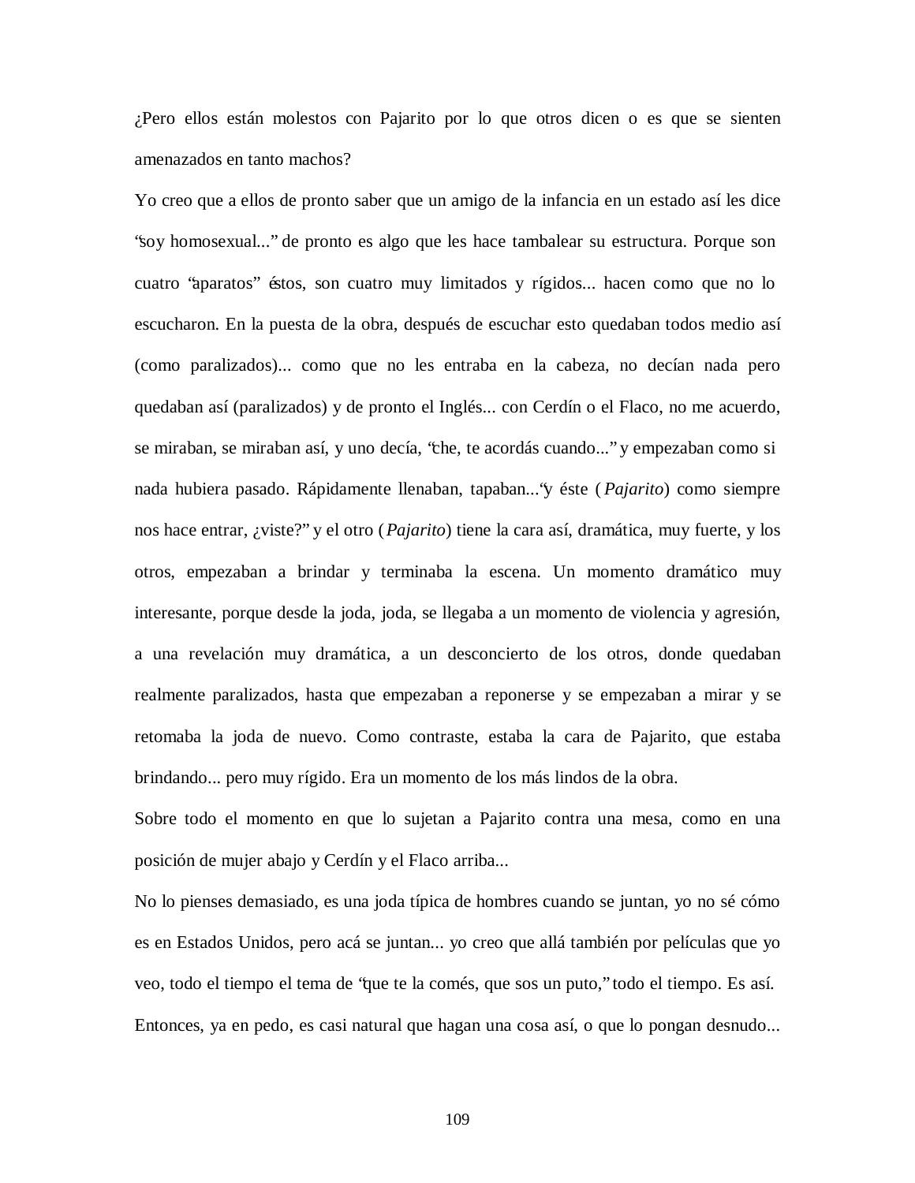¿Pero ellos están molestos con Pajarito por lo que otros dicen o es que se sienten amenazados en tanto machos?

Yo creo que a ellos de pronto saber que un amigo de la infancia en un estado así les dice "soy homosexual..." de pronto es algo que les hace tambalear su estructura. Porque son cuatro "aparatos" éstos, son cuatro muy limitados y rígidos... hacen como que no lo escucharon. En la puesta de la obra, después de escuchar esto quedaban todos medio así (como paralizados)... como que no les entraba en la cabeza, no decían nada pero quedaban así (paralizados) y de pronto el Inglés... con Cerdín o el Flaco, no me acuerdo, se miraban, se miraban así, y uno decía, "che, te acordás cuando..." y empezaban como si nada hubiera pasado. Rápidamente llenaban, tapaban..."y éste (*Pajarito*) como siempre nos hace entrar, ¿viste?" y el otro (*Pajarito*) tiene la cara así, dramática, muy fuerte, y los otros, empezaban a brindar y terminaba la escena. Un momento dramático muy interesante, porque desde la joda, joda, se llegaba a un momento de violencia y agresión, a una revelación muy dramática, a un desconcierto de los otros, donde quedaban realmente paralizados, hasta que empezaban a reponerse y se empezaban a mirar y se retomaba la joda de nuevo. Como contraste, estaba la cara de Pajarito, que estaba brindando... pero muy rígido. Era un momento de los más lindos de la obra.

Sobre todo el momento en que lo sujetan a Pajarito contra una mesa, como en una posición de mujer abajo y Cerdín y el Flaco arriba...

No lo pienses demasiado, es una joda típica de hombres cuando se juntan, yo no sé cómo es en Estados Unidos, pero acá se juntan... yo creo que allá también por películas que yo veo, todo el tiempo el tema de "que te la comés, que sos un puto," todo el tiempo. Es así. Entonces, ya en pedo, es casi natural que hagan una cosa así, o que lo pongan desnudo...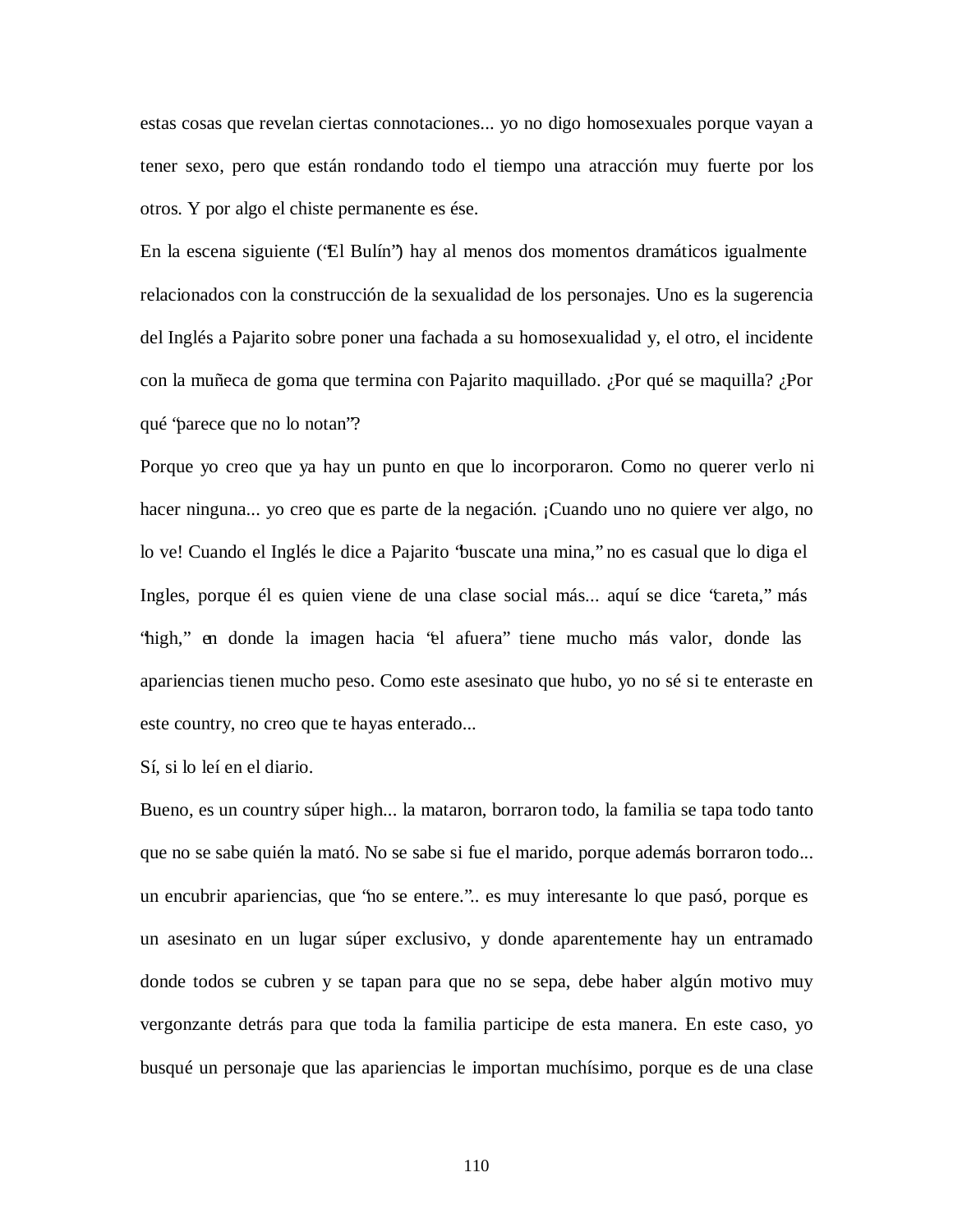estas cosas que revelan ciertas connotaciones... yo no digo homosexuales porque vayan a tener sexo, pero que están rondando todo el tiempo una atracción muy fuerte por los otros. Y por algo el chiste permanente es ése.

En la escena siguiente ("El Bulín") hay al menos dos momentos dramáticos igualmente relacionados con la construcción de la sexualidad de los personajes. Uno es la sugerencia del Inglés a Pajarito sobre poner una fachada a su homosexualidad y, el otro, el incidente con la muñeca de goma que termina con Pajarito maquillado. ¿Por qué se maquilla? ¿Por qué "parece que no lo notan"?

Porque yo creo que ya hay un punto en que lo incorporaron. Como no querer verlo ni hacer ninguna... yo creo que es parte de la negación. ¡Cuando uno no quiere ver algo, no lo ve! Cuando el Inglés le dice a Pajarito "buscate una mina," no es casual que lo diga el Ingles, porque él es quien viene de una clase social más... aquí se dice "careta," más "high," en donde la imagen hacia "el afuera" tiene mucho más valor, donde las apariencias tienen mucho peso. Como este asesinato que hubo, yo no sé si te enteraste en este country, no creo que te hayas enterado...

Sí, si lo leí en el diario.

Bueno, es un country súper high... la mataron, borraron todo, la familia se tapa todo tanto que no se sabe quién la mató. No se sabe si fue el marido, porque además borraron todo... un encubrir apariencias, que "no se entere.".. es muy interesante lo que pasó, porque es un asesinato en un lugar súper exclusivo, y donde aparentemente hay un entramado donde todos se cubren y se tapan para que no se sepa, debe haber algún motivo muy vergonzante detrás para que toda la familia participe de esta manera. En este caso, yo busqué un personaje que las apariencias le importan muchísimo, porque es de una clase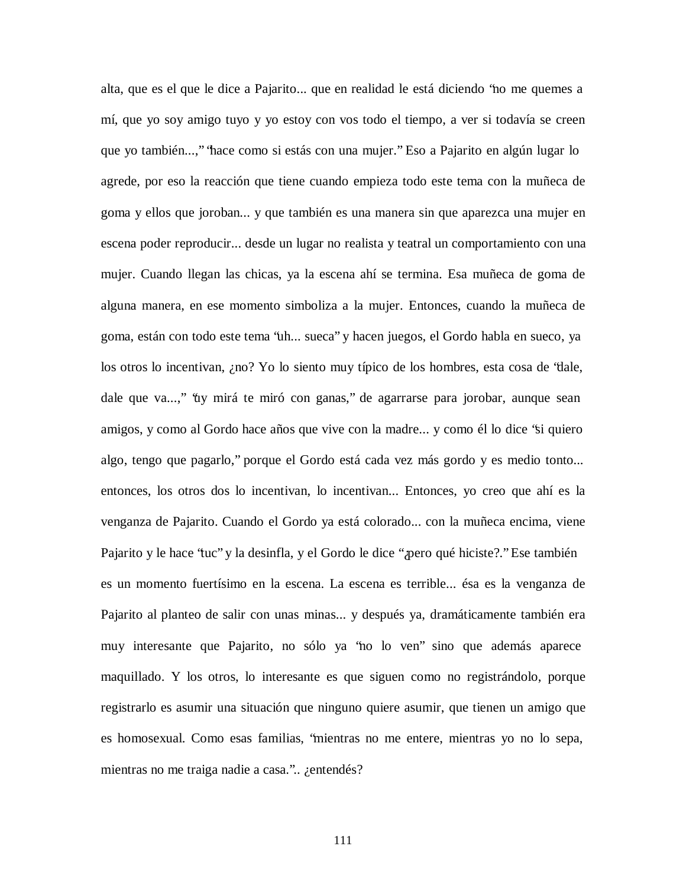alta, que es el que le dice a Pajarito... que en realidad le está diciendo "no me quemes a mí, que yo soy amigo tuyo y yo estoy con vos todo el tiempo, a ver si todavía se creen que yo también...," "hace como si estás con una mujer." Eso a Pajarito en algún lugar lo agrede, por eso la reacción que tiene cuando empieza todo este tema con la muñeca de goma y ellos que joroban... y que también es una manera sin que aparezca una mujer en escena poder reproducir... desde un lugar no realista y teatral un comportamiento con una mujer. Cuando llegan las chicas, ya la escena ahí se termina. Esa muñeca de goma de alguna manera, en ese momento simboliza a la mujer. Entonces, cuando la muñeca de goma, están con todo este tema "uh... sueca" y hacen juegos, el Gordo habla en sueco, ya los otros lo incentivan, ¿no? Yo lo siento muy típico de los hombres, esta cosa de "dale, dale que va...," "uy mirá te miró con ganas," de agarrarse para jorobar, aunque sean amigos, y como al Gordo hace años que vive con la madre... y como él lo dice "si quiero algo, tengo que pagarlo," porque el Gordo está cada vez más gordo y es medio tonto... entonces, los otros dos lo incentivan, lo incentivan... Entonces, yo creo que ahí es la venganza de Pajarito. Cuando el Gordo ya está colorado... con la muñeca encima, viene Pajarito y le hace "tuc" y la desinfla, y el Gordo le dice "¿pero qué hiciste?." Ese también es un momento fuertísimo en la escena. La escena es terrible... ésa es la venganza de Pajarito al planteo de salir con unas minas... y después ya, dramáticamente también era muy interesante que Pajarito, no sólo ya "no lo ven" sino que además aparece maquillado. Y los otros, lo interesante es que siguen como no registrándolo, porque registrarlo es asumir una situación que ninguno quiere asumir, que tienen un amigo que es homosexual. Como esas familias, "mientras no me entere, mientras yo no lo sepa, mientras no me traiga nadie a casa.".. ¿entendés?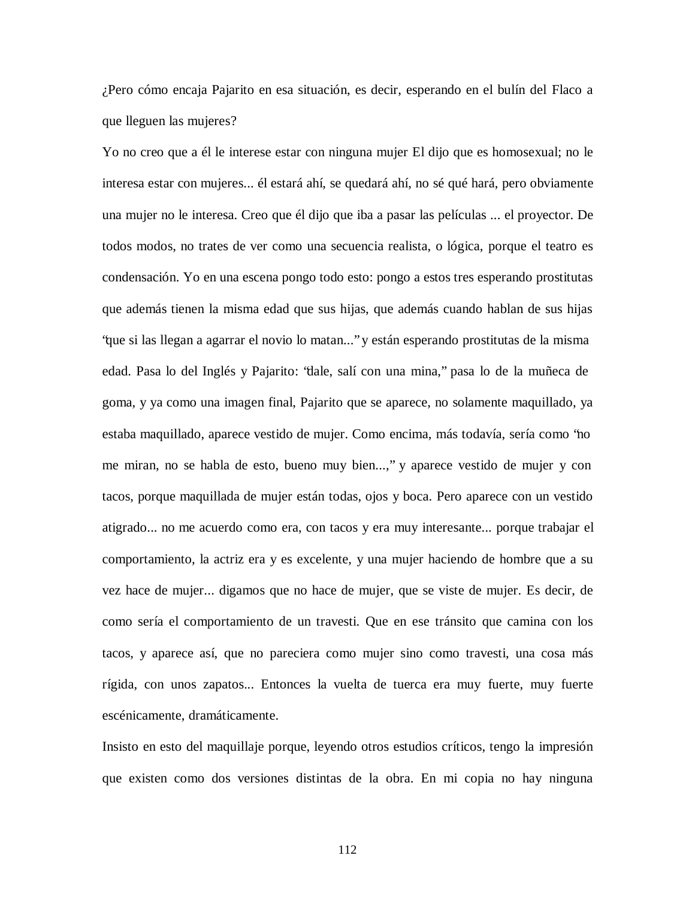¿Pero cómo encaja Pajarito en esa situación, es decir, esperando en el bulín del Flaco a que lleguen las mujeres?

Yo no creo que a él le interese estar con ninguna mujer El dijo que es homosexual; no le interesa estar con mujeres... él estará ahí, se quedará ahí, no sé qué hará, pero obviamente una mujer no le interesa. Creo que él dijo que iba a pasar las películas ... el proyector. De todos modos, no trates de ver como una secuencia realista, o lógica, porque el teatro es condensación. Yo en una escena pongo todo esto: pongo a estos tres esperando prostitutas que además tienen la misma edad que sus hijas, que además cuando hablan de sus hijas "que si las llegan a agarrar el novio lo matan..." y están esperando prostitutas de la misma edad. Pasa lo del Inglés y Pajarito: "dale, salí con una mina," pasa lo de la muñeca de goma, y ya como una imagen final, Pajarito que se aparece, no solamente maquillado, ya estaba maquillado, aparece vestido de mujer. Como encima, más todavía, sería como "no me miran, no se habla de esto, bueno muy bien...," y aparece vestido de mujer y con tacos, porque maquillada de mujer están todas, ojos y boca. Pero aparece con un vestido atigrado... no me acuerdo como era, con tacos y era muy interesante... porque trabajar el comportamiento, la actriz era y es excelente, y una mujer haciendo de hombre que a su vez hace de mujer... digamos que no hace de mujer, que se viste de mujer. Es decir, de como sería el comportamiento de un travesti. Que en ese tránsito que camina con los tacos, y aparece así, que no pareciera como mujer sino como travesti, una cosa más rígida, con unos zapatos... Entonces la vuelta de tuerca era muy fuerte, muy fuerte escénicamente, dramáticamente.

Insisto en esto del maquillaje porque, leyendo otros estudios críticos, tengo la impresión que existen como dos versiones distintas de la obra. En mi copia no hay ninguna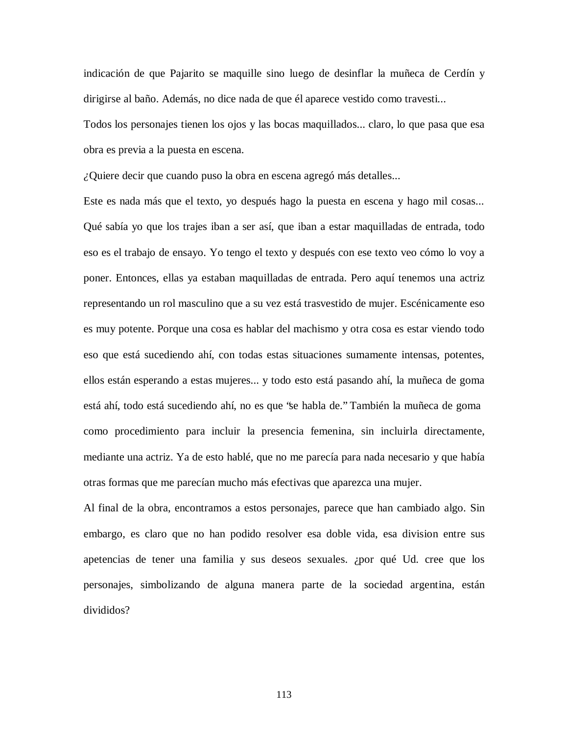indicación de que Pajarito se maquille sino luego de desinflar la muñeca de Cerdín y dirigirse al baño. Además, no dice nada de que él aparece vestido como travesti...

Todos los personajes tienen los ojos y las bocas maquillados... claro, lo que pasa que esa obra es previa a la puesta en escena.

¿Quiere decir que cuando puso la obra en escena agregó más detalles...

Este es nada más que el texto, yo después hago la puesta en escena y hago mil cosas... Qué sabía yo que los trajes iban a ser así, que iban a estar maquilladas de entrada, todo eso es el trabajo de ensayo. Yo tengo el texto y después con ese texto veo cómo lo voy a poner. Entonces, ellas ya estaban maquilladas de entrada. Pero aquí tenemos una actriz representando un rol masculino que a su vez está trasvestido de mujer. Escénicamente eso es muy potente. Porque una cosa es hablar del machismo y otra cosa es estar viendo todo eso que está sucediendo ahí, con todas estas situaciones sumamente intensas, potentes, ellos están esperando a estas mujeres... y todo esto está pasando ahí, la muñeca de goma está ahí, todo está sucediendo ahí, no es que "se habla de." También la muñeca de goma como procedimiento para incluir la presencia femenina, sin incluirla directamente, mediante una actriz. Ya de esto hablé, que no me parecía para nada necesario y que había otras formas que me parecían mucho más efectivas que aparezca una mujer.

Al final de la obra, encontramos a estos personajes, parece que han cambiado algo. Sin embargo, es claro que no han podido resolver esa doble vida, esa division entre sus apetencias de tener una familia y sus deseos sexuales. ¿por qué Ud. cree que los personajes, simbolizando de alguna manera parte de la sociedad argentina, están divididos?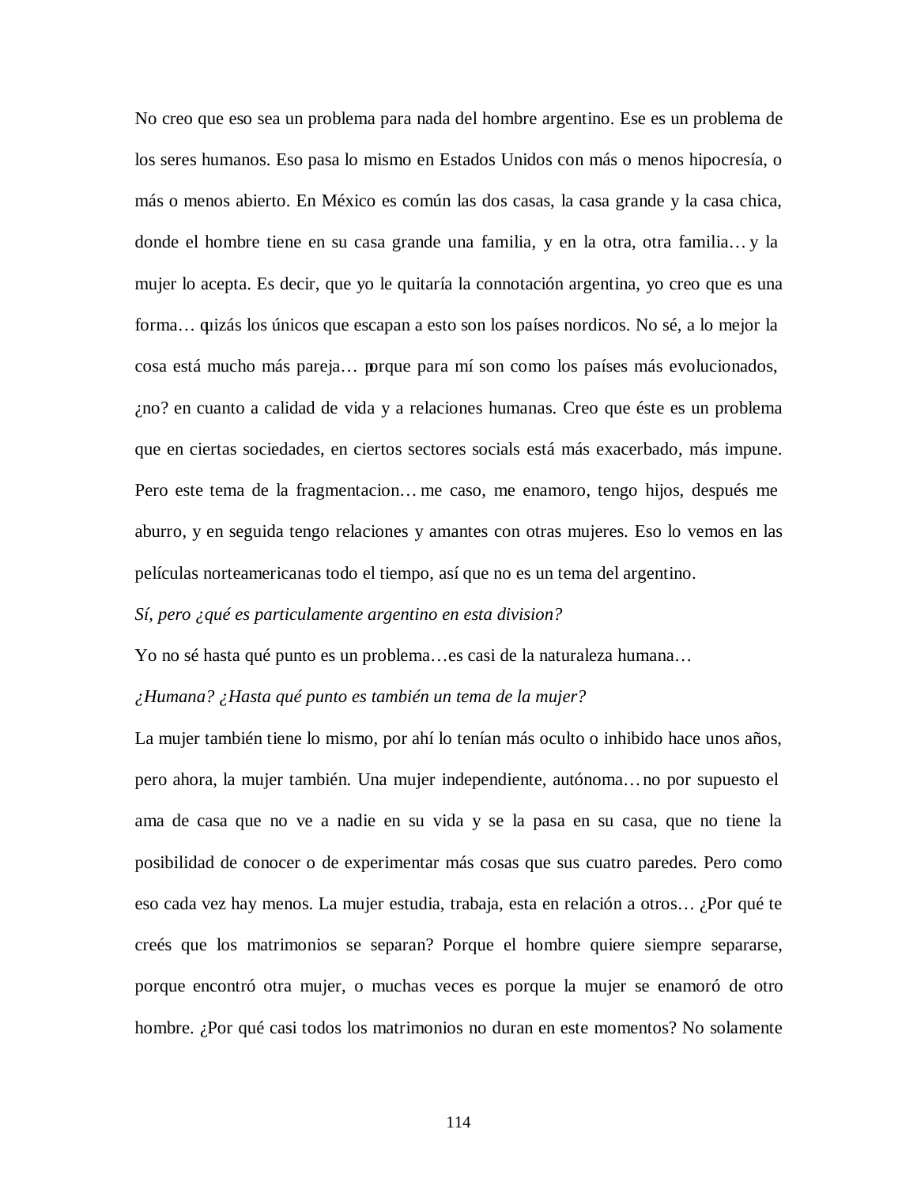No creo que eso sea un problema para nada del hombre argentino. Ese es un problema de los seres humanos. Eso pasa lo mismo en Estados Unidos con más o menos hipocresía, o más o menos abierto. En México es común las dos casas, la casa grande y la casa chica, donde el hombre tiene en su casa grande una familia, y en la otra, otra familia… y la mujer lo acepta. Es decir, que yo le quitaría la connotación argentina, yo creo que es una forma… quizás los únicos que escapan a esto son los países nordicos. No sé, a lo mejor la cosa está mucho más pareja… porque para mí son como los países más evolucionados, ¿no? en cuanto a calidad de vida y a relaciones humanas. Creo que éste es un problema que en ciertas sociedades, en ciertos sectores socials está más exacerbado, más impune. Pero este tema de la fragmentacion… me caso, me enamoro, tengo hijos, después me aburro, y en seguida tengo relaciones y amantes con otras mujeres. Eso lo vemos en las películas norteamericanas todo el tiempo, así que no es un tema del argentino.

*Sí, pero ¿qué es particulamente argentino en esta division?*

Yo no sé hasta qué punto es un problema…es casi de la naturaleza humana…

*¿Humana? ¿Hasta qué punto es también un tema de la mujer?*

La mujer también tiene lo mismo, por ahí lo tenían más oculto o inhibido hace unos años, pero ahora, la mujer también. Una mujer independiente, autónoma… no por supuesto el ama de casa que no ve a nadie en su vida y se la pasa en su casa, que no tiene la posibilidad de conocer o de experimentar más cosas que sus cuatro paredes. Pero como eso cada vez hay menos. La mujer estudia, trabaja, esta en relación a otros… ¿Por qué te creés que los matrimonios se separan? Porque el hombre quiere siempre separarse, porque encontró otra mujer, o muchas veces es porque la mujer se enamoró de otro hombre. ¿Por qué casi todos los matrimonios no duran en este momentos? No solamente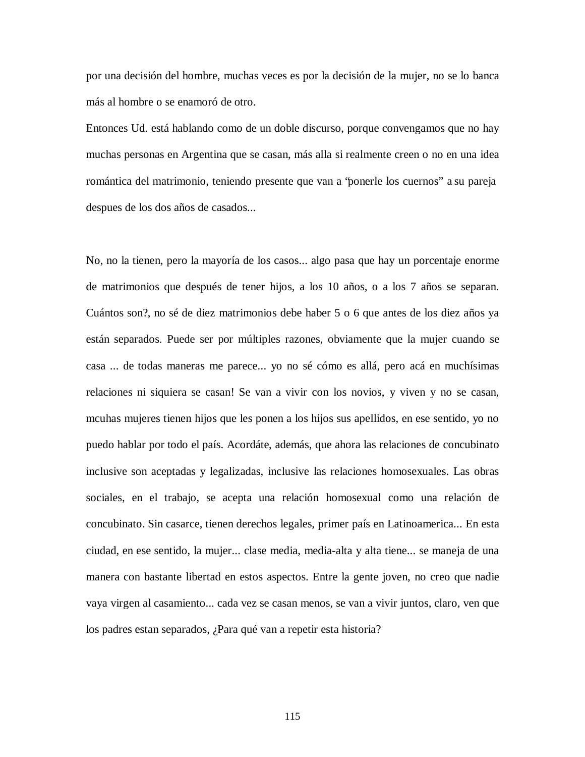por una decisión del hombre, muchas veces es por la decisión de la mujer, no se lo banca más al hombre o se enamoró de otro.

Entonces Ud. está hablando como de un doble discurso, porque convengamos que no hay muchas personas en Argentina que se casan, más alla si realmente creen o no en una idea romántica del matrimonio, teniendo presente que van a "ponerle los cuernos" a su pareja despues de los dos años de casados...

No, no la tienen, pero la mayoría de los casos... algo pasa que hay un porcentaje enorme de matrimonios que después de tener hijos, a los 10 años, o a los 7 años se separan. Cuántos son?, no sé de diez matrimonios debe haber 5 o 6 que antes de los diez años ya están separados. Puede ser por múltiples razones, obviamente que la mujer cuando se casa ... de todas maneras me parece... yo no sé cómo es allá, pero acá en muchísimas relaciones ni siquiera se casan! Se van a vivir con los novios, y viven y no se casan, mcuhas mujeres tienen hijos que les ponen a los hijos sus apellidos, en ese sentido, yo no puedo hablar por todo el país. Acordáte, además, que ahora las relaciones de concubinato inclusive son aceptadas y legalizadas, inclusive las relaciones homosexuales. Las obras sociales, en el trabajo, se acepta una relación homosexual como una relación de concubinato. Sin casarce, tienen derechos legales, primer país en Latinoamerica... En esta ciudad, en ese sentido, la mujer... clase media, media-alta y alta tiene... se maneja de una manera con bastante libertad en estos aspectos. Entre la gente joven, no creo que nadie vaya virgen al casamiento... cada vez se casan menos, se van a vivir juntos, claro, ven que los padres estan separados, ¿Para qué van a repetir esta historia?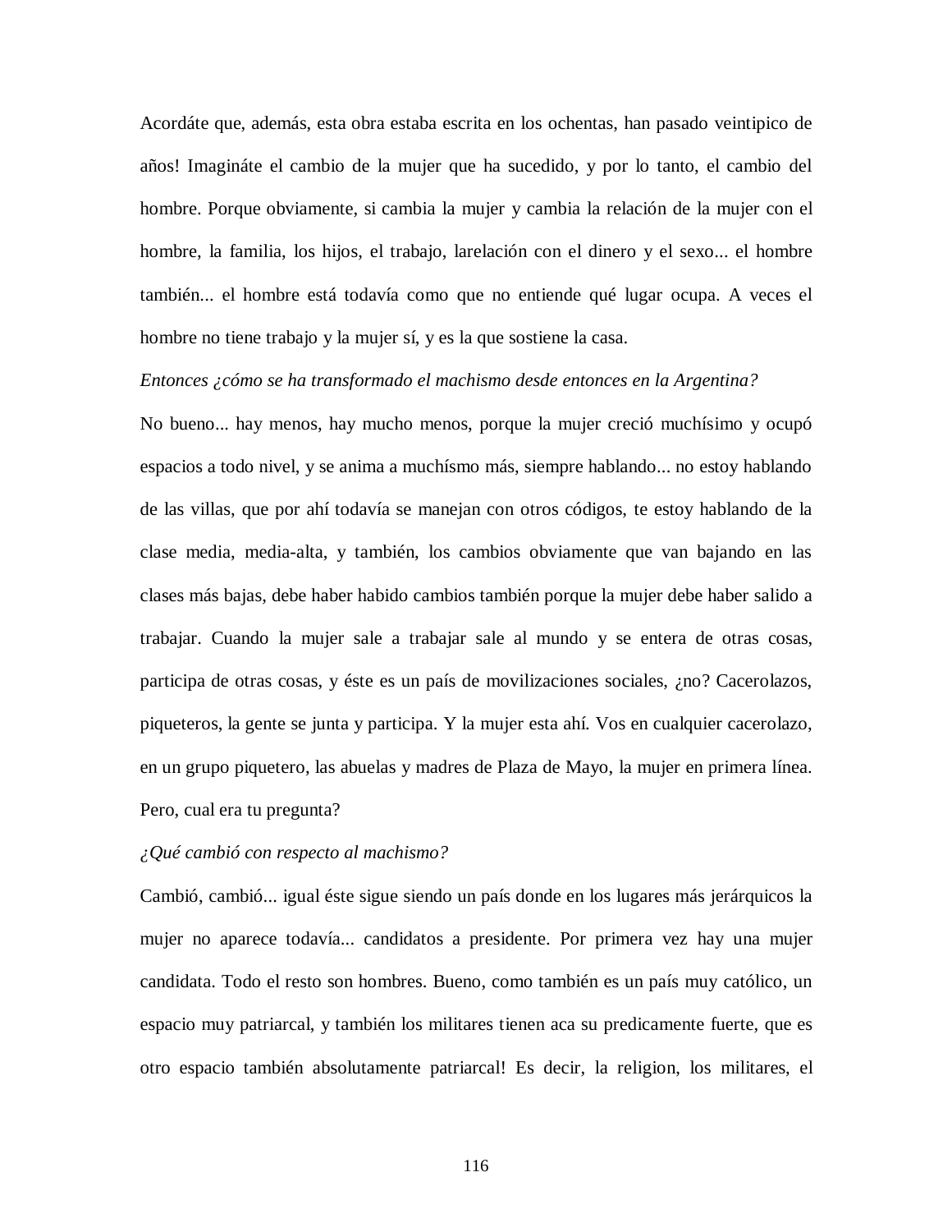Acordáte que, además, esta obra estaba escrita en los ochentas, han pasado veintipico de años! Imagináte el cambio de la mujer que ha sucedido, y por lo tanto, el cambio del hombre. Porque obviamente, si cambia la mujer y cambia la relación de la mujer con el hombre, la familia, los hijos, el trabajo, larelación con el dinero y el sexo... el hombre también... el hombre está todavía como que no entiende qué lugar ocupa. A veces el hombre no tiene trabajo y la mujer sí, y es la que sostiene la casa.

*Entonces ¿cómo se ha transformado el machismo desde entonces en la Argentina?*

No bueno... hay menos, hay mucho menos, porque la mujer creció muchísimo y ocupó espacios a todo nivel, y se anima a muchísmo más, siempre hablando... no estoy hablando de las villas, que por ahí todavía se manejan con otros códigos, te estoy hablando de la clase media, media-alta, y también, los cambios obviamente que van bajando en las clases más bajas, debe haber habido cambios también porque la mujer debe haber salido a trabajar. Cuando la mujer sale a trabajar sale al mundo y se entera de otras cosas, participa de otras cosas, y éste es un país de movilizaciones sociales, ¿no? Cacerolazos, piqueteros, la gente se junta y participa. Y la mujer esta ahí. Vos en cualquier cacerolazo, en un grupo piquetero, las abuelas y madres de Plaza de Mayo, la mujer en primera línea. Pero, cual era tu pregunta?

*¿Qué cambió con respecto al machismo?*

Cambió, cambió... igual éste sigue siendo un país donde en los lugares más jerárquicos la mujer no aparece todavía... candidatos a presidente. Por primera vez hay una mujer candidata. Todo el resto son hombres. Bueno, como también es un país muy católico, un espacio muy patriarcal, y también los militares tienen aca su predicamente fuerte, que es otro espacio también absolutamente patriarcal! Es decir, la religion, los militares, el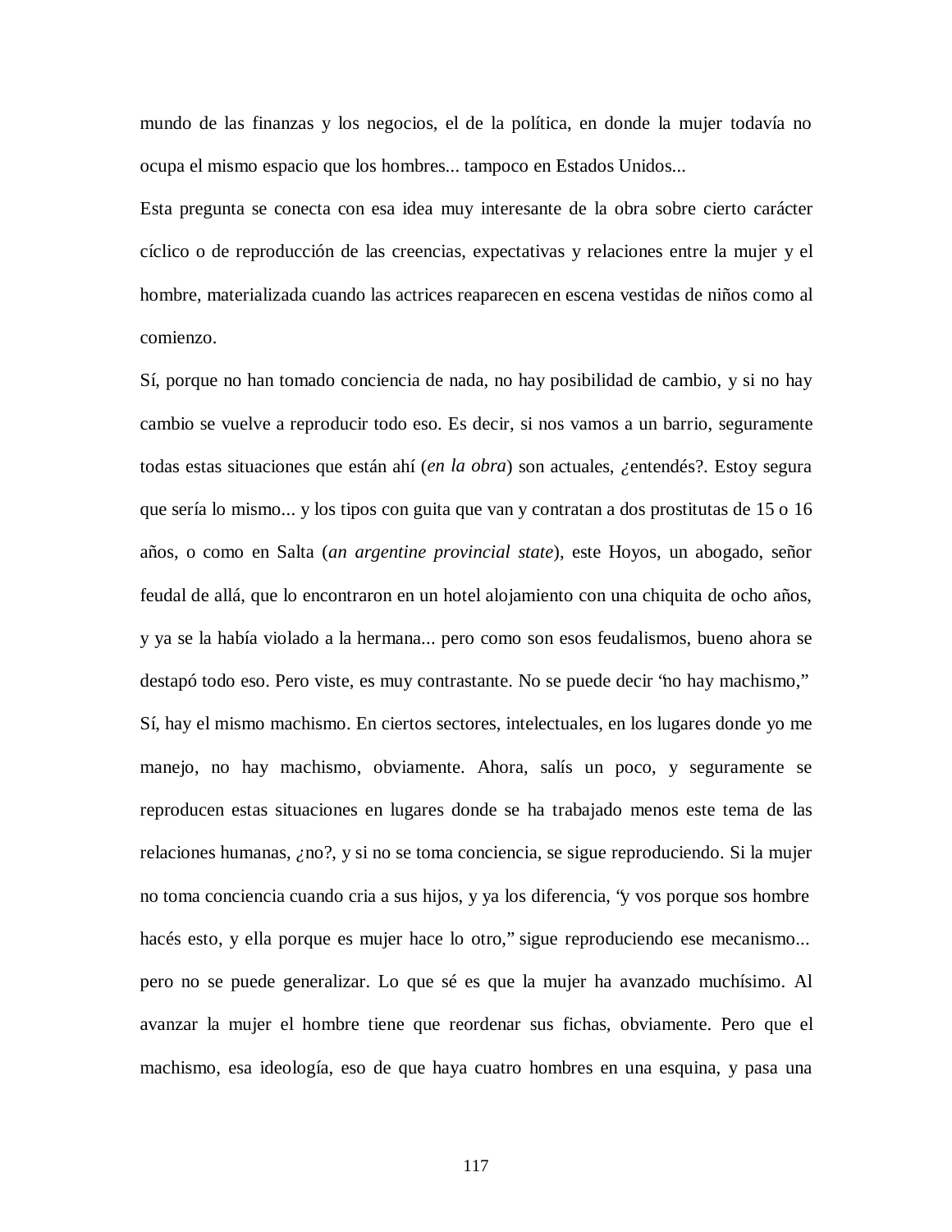mundo de las finanzas y los negocios, el de la política, en donde la mujer todavía no ocupa el mismo espacio que los hombres... tampoco en Estados Unidos...

Esta pregunta se conecta con esa idea muy interesante de la obra sobre cierto carácter cíclico o de reproducción de las creencias, expectativas y relaciones entre la mujer y el hombre, materializada cuando las actrices reaparecen en escena vestidas de niños como al comienzo.

Sí, porque no han tomado conciencia de nada, no hay posibilidad de cambio, y si no hay cambio se vuelve a reproducir todo eso. Es decir, si nos vamos a un barrio, seguramente todas estas situaciones que están ahí (*en la obra*) son actuales, ¿entendés?. Estoy segura que sería lo mismo... y los tipos con guita que van y contratan a dos prostitutas de 15 o 16 años, o como en Salta (*an argentine provincial state*), este Hoyos, un abogado, señor feudal de allá, que lo encontraron en un hotel alojamiento con una chiquita de ocho años, y ya se la había violado a la hermana... pero como son esos feudalismos, bueno ahora se destapó todo eso. Pero viste, es muy contrastante. No se puede decir "no hay machismo," Sí, hay el mismo machismo. En ciertos sectores, intelectuales, en los lugares donde yo me manejo, no hay machismo, obviamente. Ahora, salís un poco, y seguramente se reproducen estas situaciones en lugares donde se ha trabajado menos este tema de las relaciones humanas, ¿no?, y si no se toma conciencia, se sigue reproduciendo. Si la mujer no toma conciencia cuando cria a sus hijos, y ya los diferencia, "y vos porque sos hombre hacés esto, y ella porque es mujer hace lo otro," sigue reproduciendo ese mecanismo... pero no se puede generalizar. Lo que sé es que la mujer ha avanzado muchísimo. Al avanzar la mujer el hombre tiene que reordenar sus fichas, obviamente. Pero que el machismo, esa ideología, eso de que haya cuatro hombres en una esquina, y pasa una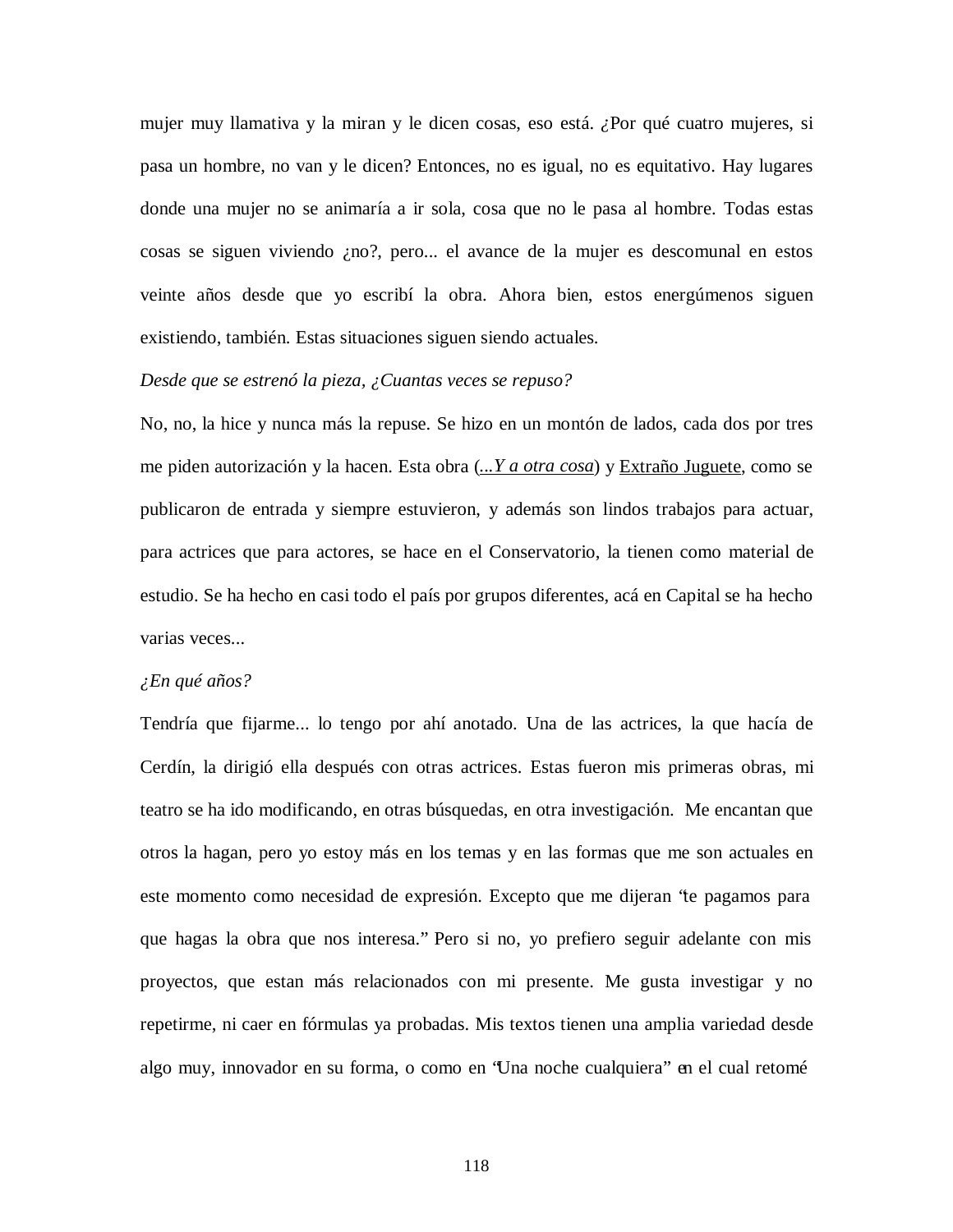mujer muy llamativa y la miran y le dicen cosas, eso está. ¿Por qué cuatro mujeres, si pasa un hombre, no van y le dicen? Entonces, no es igual, no es equitativo. Hay lugares donde una mujer no se animaría a ir sola, cosa que no le pasa al hombre. Todas estas cosas se siguen viviendo ¿no?, pero... el avance de la mujer es descomunal en estos veinte años desde que yo escribí la obra. Ahora bien, estos energúmenos siguen existiendo, también. Estas situaciones siguen siendo actuales.

*Desde que se estrenó la pieza, ¿Cuantas veces se repuso?*

No, no, la hice y nunca más la repuse. Se hizo en un montón de lados, cada dos por tres me piden autorización y la hacen. Esta obra (*...Y a otra cosa*) y Extraño Juguete, como se publicaron de entrada y siempre estuvieron, y además son lindos trabajos para actuar, para actrices que para actores, se hace en el Conservatorio, la tienen como material de estudio. Se ha hecho en casi todo el país por grupos diferentes, acá en Capital se ha hecho varias veces...

*¿En qué años?*

Tendría que fijarme... lo tengo por ahí anotado. Una de las actrices, la que hacía de Cerdín, la dirigió ella después con otras actrices. Estas fueron mis primeras obras, mi teatro se ha ido modificando, en otras búsquedas, en otra investigación. Me encantan que otros la hagan, pero yo estoy más en los temas y en las formas que me son actuales en este momento como necesidad de expresión. Excepto que me dijeran "te pagamos para que hagas la obra que nos interesa." Pero si no, yo prefiero seguir adelante con mis proyectos, que estan más relacionados con mi presente. Me gusta investigar y no repetirme, ni caer en fórmulas ya probadas. Mis textos tienen una amplia variedad desde algo muy, innovador en su forma, o como en "Una noche cualquiera" en el cual retomé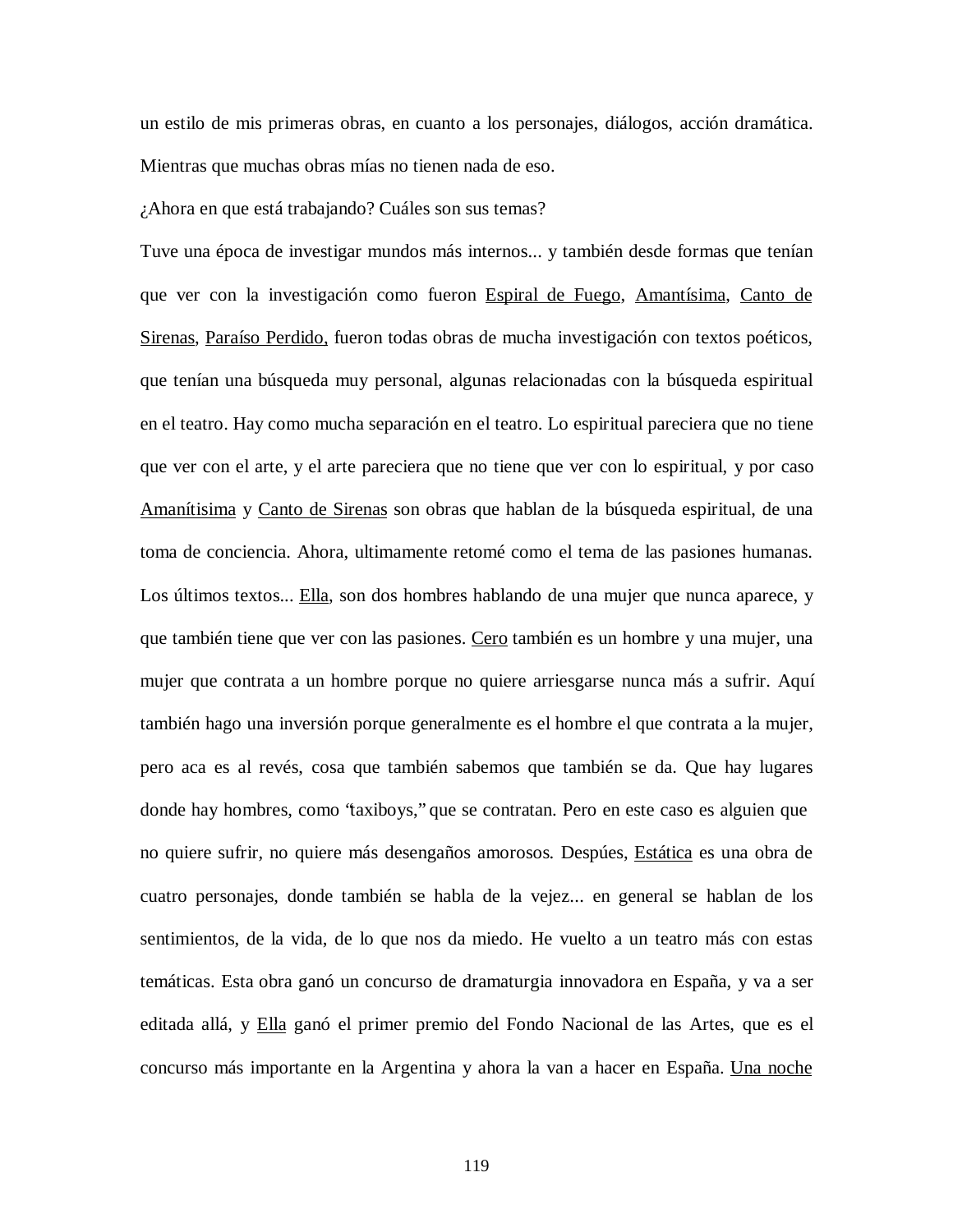un estilo de mis primeras obras, en cuanto a los personajes, diálogos, acción dramática. Mientras que muchas obras mías no tienen nada de eso.

¿Ahora en que está trabajando? Cuáles son sus temas?

Tuve una época de investigar mundos más internos... y también desde formas que tenían que ver con la investigación como fueron Espiral de Fuego, Amantísima, Canto de Sirenas, Paraíso Perdido, fueron todas obras de mucha investigación con textos poéticos, que tenían una búsqueda muy personal, algunas relacionadas con la búsqueda espiritual en el teatro. Hay como mucha separación en el teatro. Lo espiritual pareciera que no tiene que ver con el arte, y el arte pareciera que no tiene que ver con lo espiritual, y por caso Amanítisima y Canto de Sirenas son obras que hablan de la búsqueda espiritual, de una toma de conciencia. Ahora, ultimamente retomé como el tema de las pasiones humanas. Los últimos textos... Ella, son dos hombres hablando de una mujer que nunca aparece, y que también tiene que ver con las pasiones. Cero también es un hombre y una mujer, una mujer que contrata a un hombre porque no quiere arriesgarse nunca más a sufrir. Aquí también hago una inversión porque generalmente es el hombre el que contrata a la mujer, pero aca es al revés, cosa que también sabemos que también se da. Que hay lugares donde hay hombres, como "taxiboys," que se contratan. Pero en este caso es alguien que no quiere sufrir, no quiere más desengaños amorosos. Despúes, Estática es una obra de cuatro personajes, donde también se habla de la vejez... en general se hablan de los sentimientos, de la vida, de lo que nos da miedo. He vuelto a un teatro más con estas temáticas. Esta obra ganó un concurso de dramaturgia innovadora en España, y va a ser editada allá, y Ella ganó el primer premio del Fondo Nacional de las Artes, que es el concurso más importante en la Argentina y ahora la van a hacer en España. Una noche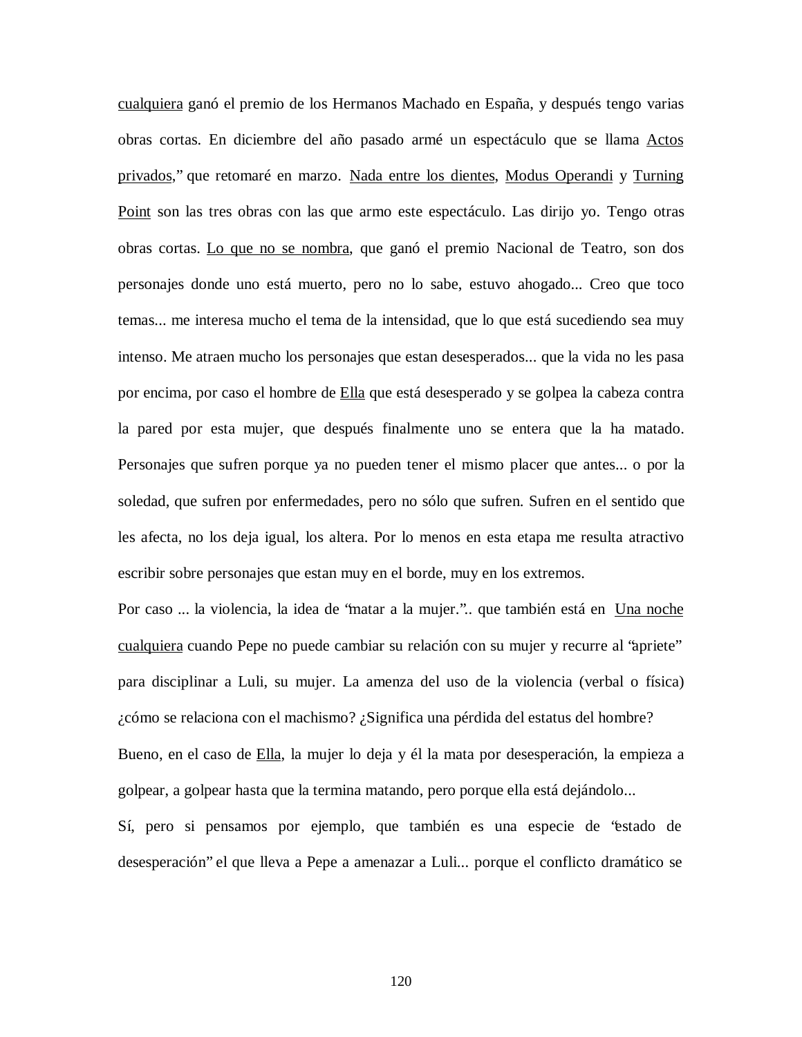cualquiera ganó el premio de los Hermanos Machado en España, y después tengo varias obras cortas. En diciembre del año pasado armé un espectáculo que se llama Actos privados," que retomaré en marzo. Nada entre los dientes, Modus Operandi y Turning Point son las tres obras con las que armo este espectáculo. Las dirijo yo. Tengo otras obras cortas. Lo que no se nombra, que ganó el premio Nacional de Teatro, son dos personajes donde uno está muerto, pero no lo sabe, estuvo ahogado... Creo que toco temas... me interesa mucho el tema de la intensidad, que lo que está sucediendo sea muy intenso. Me atraen mucho los personajes que estan desesperados... que la vida no les pasa por encima, por caso el hombre de Ella que está desesperado y se golpea la cabeza contra la pared por esta mujer, que después finalmente uno se entera que la ha matado. Personajes que sufren porque ya no pueden tener el mismo placer que antes... o por la soledad, que sufren por enfermedades, pero no sólo que sufren. Sufren en el sentido que les afecta, no los deja igual, los altera. Por lo menos en esta etapa me resulta atractivo escribir sobre personajes que estan muy en el borde, muy en los extremos.

Por caso ... la violencia, la idea de "matar a la mujer.".. que también está en Una noche cualquiera cuando Pepe no puede cambiar su relación con su mujer y recurre al "apriete" para disciplinar a Luli, su mujer. La amenza del uso de la violencia (verbal o física) ¿cómo se relaciona con el machismo? ¿Significa una pérdida del estatus del hombre?

Bueno, en el caso de Ella, la mujer lo deja y él la mata por desesperación, la empieza a golpear, a golpear hasta que la termina matando, pero porque ella está dejándolo...

Sí, pero si pensamos por ejemplo, que también es una especie de "estado de desesperación" el que lleva a Pepe a amenazar a Luli... porque el conflicto dramático se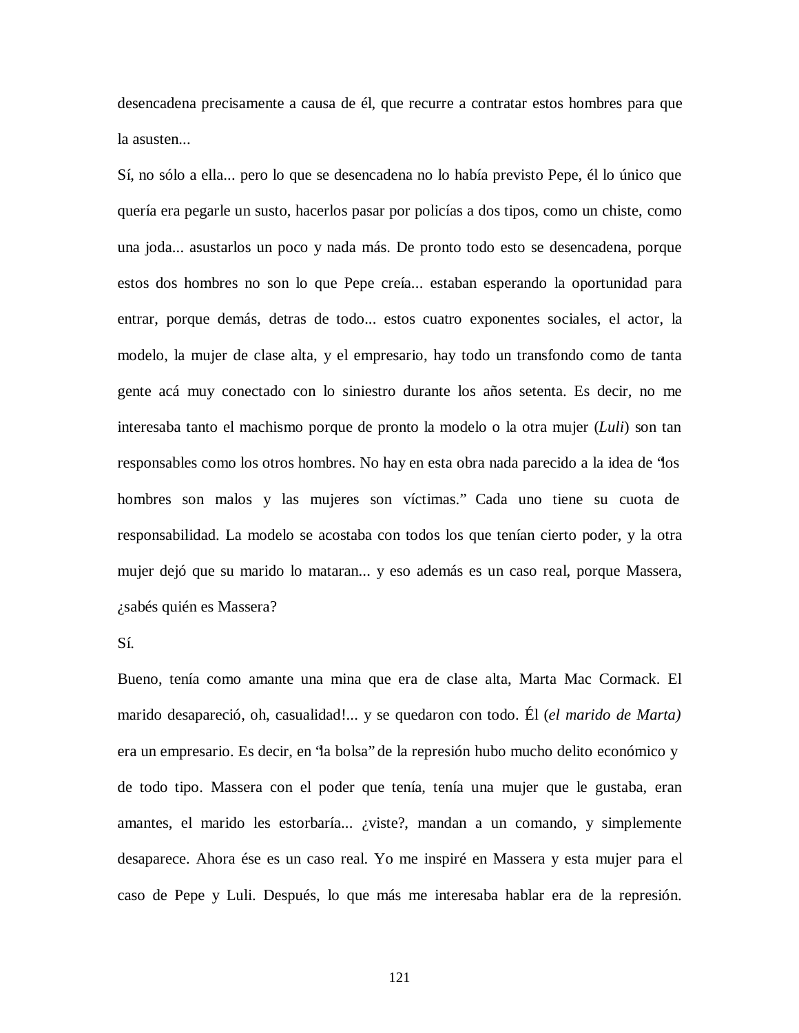desencadena precisamente a causa de él, que recurre a contratar estos hombres para que la asusten...

Sí, no sólo a ella... pero lo que se desencadena no lo había previsto Pepe, él lo único que quería era pegarle un susto, hacerlos pasar por policías a dos tipos, como un chiste, como una joda... asustarlos un poco y nada más. De pronto todo esto se desencadena, porque estos dos hombres no son lo que Pepe creía... estaban esperando la oportunidad para entrar, porque demás, detras de todo... estos cuatro exponentes sociales, el actor, la modelo, la mujer de clase alta, y el empresario, hay todo un transfondo como de tanta gente acá muy conectado con lo siniestro durante los años setenta. Es decir, no me interesaba tanto el machismo porque de pronto la modelo o la otra mujer (*Luli*) son tan responsables como los otros hombres. No hay en esta obra nada parecido a la idea de "los hombres son malos y las mujeres son víctimas." Cada uno tiene su cuota de responsabilidad. La modelo se acostaba con todos los que tenían cierto poder, y la otra mujer dejó que su marido lo mataran... y eso además es un caso real, porque Massera, ¿sabés quién es Massera?

Sí.

Bueno, tenía como amante una mina que era de clase alta, Marta Mac Cormack. El marido desapareció, oh, casualidad!... y se quedaron con todo. Él (*el marido de Marta)* era un empresario. Es decir, en "la bolsa" de la represión hubo mucho delito económico y de todo tipo. Massera con el poder que tenía, tenía una mujer que le gustaba, eran amantes, el marido les estorbaría... ¿viste?, mandan a un comando, y simplemente desaparece. Ahora ése es un caso real. Yo me inspiré en Massera y esta mujer para el caso de Pepe y Luli. Después, lo que más me interesaba hablar era de la represión.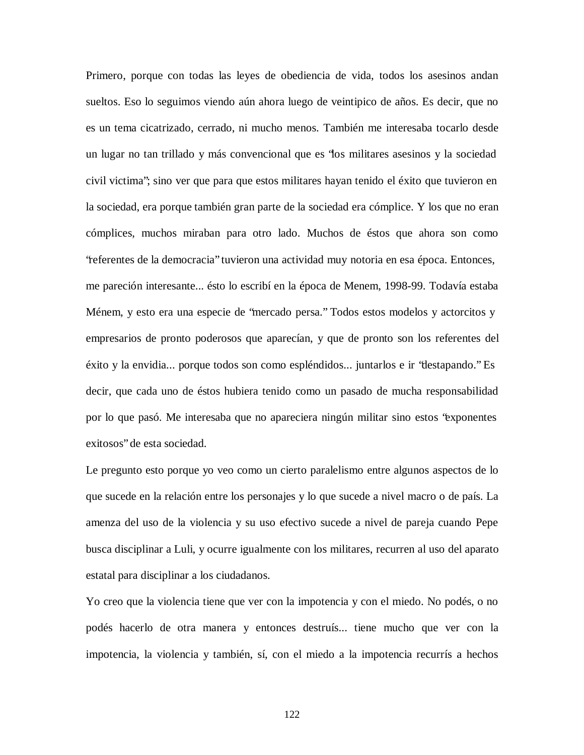Primero, porque con todas las leyes de obediencia de vida, todos los asesinos andan sueltos. Eso lo seguimos viendo aún ahora luego de veintipico de años. Es decir, que no es un tema cicatrizado, cerrado, ni mucho menos. También me interesaba tocarlo desde un lugar no tan trillado y más convencional que es "los militares asesinos y la sociedad civil victima"; sino ver que para que estos militares hayan tenido el éxito que tuvieron en la sociedad, era porque también gran parte de la sociedad era cómplice. Y los que no eran cómplices, muchos miraban para otro lado. Muchos de éstos que ahora son como "referentes de la democracia" tuvieron una actividad muy notoria en esa época. Entonces, me pareción interesante... ésto lo escribí en la época de Menem, 1998-99. Todavía estaba Ménem, y esto era una especie de "mercado persa." Todos estos modelos y actorcitos y empresarios de pronto poderosos que aparecían, y que de pronto son los referentes del éxito y la envidia... porque todos son como espléndidos... juntarlos e ir "destapando." Es decir, que cada uno de éstos hubiera tenido como un pasado de mucha responsabilidad por lo que pasó. Me interesaba que no apareciera ningún militar sino estos "exponentes exitosos" de esta sociedad.

Le pregunto esto porque yo veo como un cierto paralelismo entre algunos aspectos de lo que sucede en la relación entre los personajes y lo que sucede a nivel macro o de país. La amenza del uso de la violencia y su uso efectivo sucede a nivel de pareja cuando Pepe busca disciplinar a Luli, y ocurre igualmente con los militares, recurren al uso del aparato estatal para disciplinar a los ciudadanos.

Yo creo que la violencia tiene que ver con la impotencia y con el miedo. No podés, o no podés hacerlo de otra manera y entonces destruís... tiene mucho que ver con la impotencia, la violencia y también, sí, con el miedo a la impotencia recurrís a hechos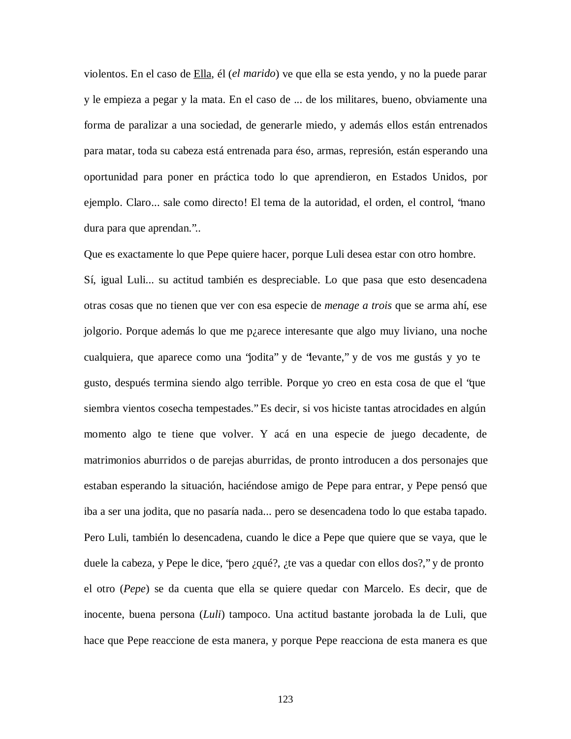violentos. En el caso de Ella, él (*el marido*) ve que ella se esta yendo, y no la puede parar y le empieza a pegar y la mata. En el caso de ... de los militares, bueno, obviamente una forma de paralizar a una sociedad, de generarle miedo, y además ellos están entrenados para matar, toda su cabeza está entrenada para éso, armas, represión, están esperando una oportunidad para poner en práctica todo lo que aprendieron, en Estados Unidos, por ejemplo. Claro... sale como directo! El tema de la autoridad, el orden, el control, "mano dura para que aprendan."..

Que es exactamente lo que Pepe quiere hacer, porque Luli desea estar con otro hombre.

Sí, igual Luli... su actitud también es despreciable. Lo que pasa que esto desencadena otras cosas que no tienen que ver con esa especie de *menage a trois* que se arma ahí, ese jolgorio. Porque además lo que me p¿arece interesante que algo muy liviano, una noche cualquiera, que aparece como una "jodita" y de "levante," y de vos me gustás y yo te gusto, después termina siendo algo terrible. Porque yo creo en esta cosa de que el "que siembra vientos cosecha tempestades." Es decir, si vos hiciste tantas atrocidades en algún momento algo te tiene que volver. Y acá en una especie de juego decadente, de matrimonios aburridos o de parejas aburridas, de pronto introducen a dos personajes que estaban esperando la situación, haciéndose amigo de Pepe para entrar, y Pepe pensó que iba a ser una jodita, que no pasaría nada... pero se desencadena todo lo que estaba tapado. Pero Luli, también lo desencadena, cuando le dice a Pepe que quiere que se vaya, que le duele la cabeza, y Pepe le dice, "pero ¿qué?, ¿te vas a quedar con ellos dos?," y de pronto el otro (*Pepe*) se da cuenta que ella se quiere quedar con Marcelo. Es decir, que de inocente, buena persona (*Luli*) tampoco. Una actitud bastante jorobada la de Luli, que hace que Pepe reaccione de esta manera, y porque Pepe reacciona de esta manera es que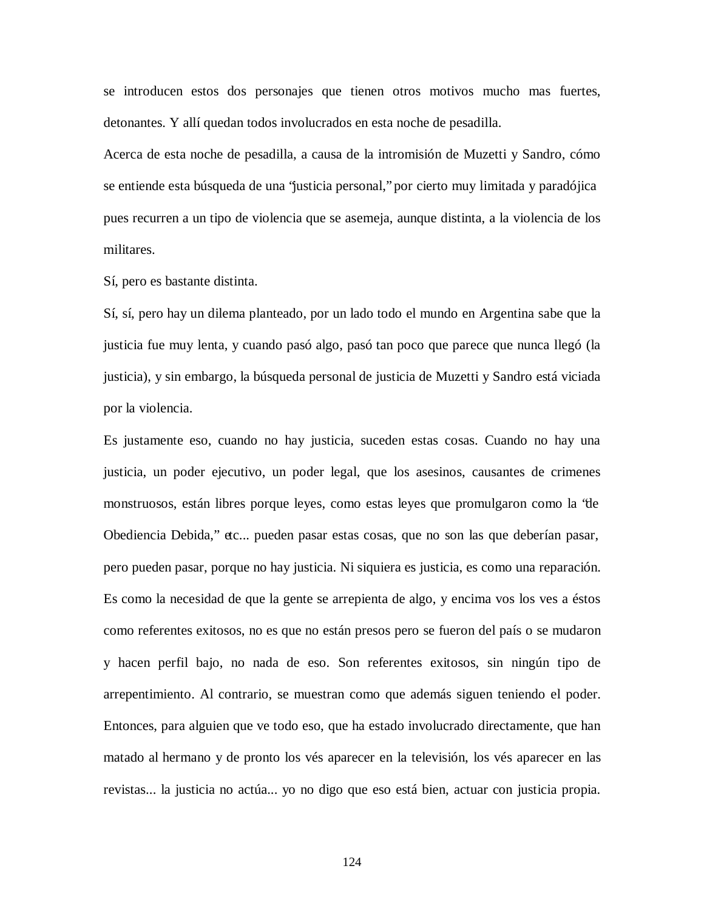se introducen estos dos personajes que tienen otros motivos mucho mas fuertes, detonantes. Y allí quedan todos involucrados en esta noche de pesadilla.

Acerca de esta noche de pesadilla, a causa de la intromisión de Muzetti y Sandro, cómo se entiende esta búsqueda de una "justicia personal," por cierto muy limitada y paradójica pues recurren a un tipo de violencia que se asemeja, aunque distinta, a la violencia de los militares.

Sí, pero es bastante distinta.

Sí, sí, pero hay un dilema planteado, por un lado todo el mundo en Argentina sabe que la justicia fue muy lenta, y cuando pasó algo, pasó tan poco que parece que nunca llegó (la justicia), y sin embargo, la búsqueda personal de justicia de Muzetti y Sandro está viciada por la violencia.

Es justamente eso, cuando no hay justicia, suceden estas cosas. Cuando no hay una justicia, un poder ejecutivo, un poder legal, que los asesinos, causantes de crimenes monstruosos, están libres porque leyes, como estas leyes que promulgaron como la "de Obediencia Debida," etc... pueden pasar estas cosas, que no son las que deberían pasar, pero pueden pasar, porque no hay justicia. Ni siquiera es justicia, es como una reparación. Es como la necesidad de que la gente se arrepienta de algo, y encima vos los ves a éstos como referentes exitosos, no es que no están presos pero se fueron del país o se mudaron y hacen perfil bajo, no nada de eso. Son referentes exitosos, sin ningún tipo de arrepentimiento. Al contrario, se muestran como que además siguen teniendo el poder. Entonces, para alguien que ve todo eso, que ha estado involucrado directamente, que han matado al hermano y de pronto los vés aparecer en la televisión, los vés aparecer en las revistas... la justicia no actúa... yo no digo que eso está bien, actuar con justicia propia.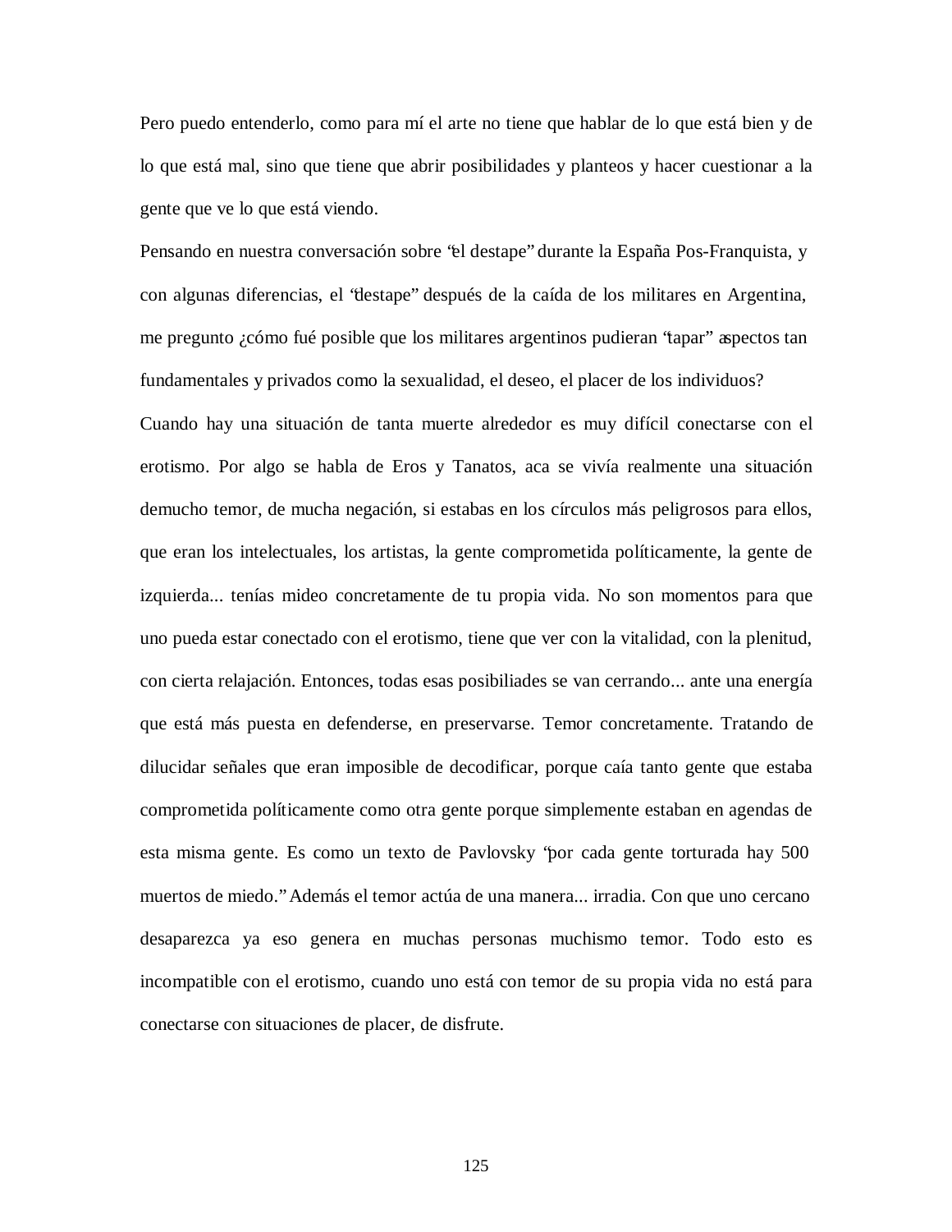Pero puedo entenderlo, como para mí el arte no tiene que hablar de lo que está bien y de lo que está mal, sino que tiene que abrir posibilidades y planteos y hacer cuestionar a la gente que ve lo que está viendo.

Pensando en nuestra conversación sobre "el destape" durante la España Pos-Franquista, y con algunas diferencias, el "destape" después de la caída de los militares en Argentina, me pregunto ¿cómo fué posible que los militares argentinos pudieran "tapar" aspectos tan fundamentales y privados como la sexualidad, el deseo, el placer de los individuos?

Cuando hay una situación de tanta muerte alrededor es muy difícil conectarse con el erotismo. Por algo se habla de Eros y Tanatos, aca se vivía realmente una situación demucho temor, de mucha negación, si estabas en los círculos más peligrosos para ellos, que eran los intelectuales, los artistas, la gente comprometida políticamente, la gente de izquierda... tenías mideo concretamente de tu propia vida. No son momentos para que uno pueda estar conectado con el erotismo, tiene que ver con la vitalidad, con la plenitud, con cierta relajación. Entonces, todas esas posibiliades se van cerrando... ante una energía que está más puesta en defenderse, en preservarse. Temor concretamente. Tratando de dilucidar señales que eran imposible de decodificar, porque caía tanto gente que estaba comprometida políticamente como otra gente porque simplemente estaban en agendas de esta misma gente. Es como un texto de Pavlovsky "por cada gente torturada hay 500 muertos de miedo." Además el temor actúa de una manera... irradia. Con que uno cercano desaparezca ya eso genera en muchas personas muchismo temor. Todo esto es incompatible con el erotismo, cuando uno está con temor de su propia vida no está para conectarse con situaciones de placer, de disfrute.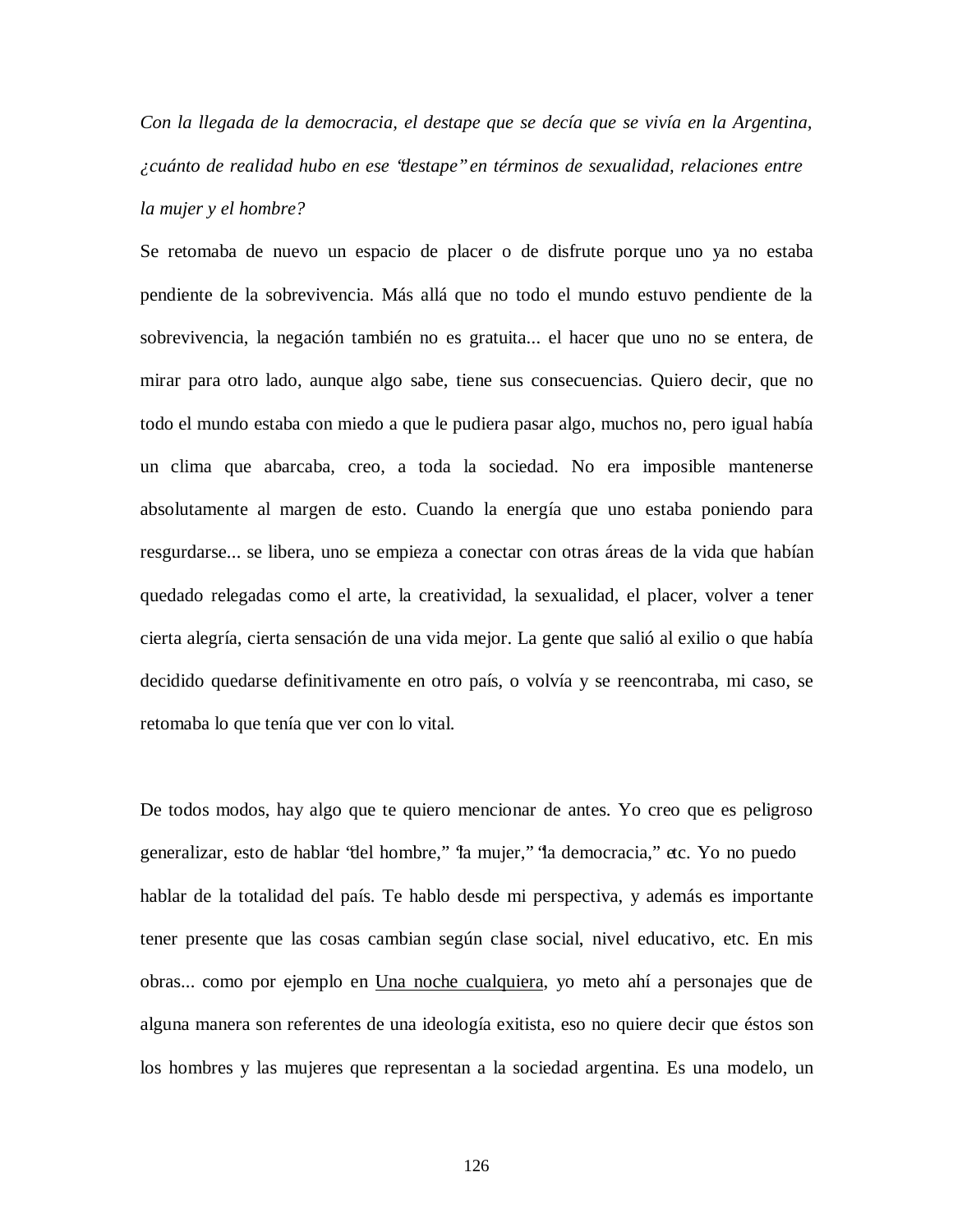*Con la llegada de la democracia, el destape que se decía que se vivía en la Argentina, ¿cuánto de realidad hubo en ese "destape" en términos de sexualidad, relaciones entre la mujer y el hombre?*

Se retomaba de nuevo un espacio de placer o de disfrute porque uno ya no estaba pendiente de la sobrevivencia. Más allá que no todo el mundo estuvo pendiente de la sobrevivencia, la negación también no es gratuita... el hacer que uno no se entera, de mirar para otro lado, aunque algo sabe, tiene sus consecuencias. Quiero decir, que no todo el mundo estaba con miedo a que le pudiera pasar algo, muchos no, pero igual había un clima que abarcaba, creo, a toda la sociedad. No era imposible mantenerse absolutamente al margen de esto. Cuando la energía que uno estaba poniendo para resgurdarse... se libera, uno se empieza a conectar con otras áreas de la vida que habían quedado relegadas como el arte, la creatividad, la sexualidad, el placer, volver a tener cierta alegría, cierta sensación de una vida mejor. La gente que salió al exilio o que había decidido quedarse definitivamente en otro país, o volvía y se reencontraba, mi caso, se retomaba lo que tenía que ver con lo vital.

De todos modos, hay algo que te quiero mencionar de antes. Yo creo que es peligroso generalizar, esto de hablar "del hombre," "la mujer," "la democracia," etc. Yo no puedo hablar de la totalidad del país. Te hablo desde mi perspectiva, y además es importante tener presente que las cosas cambian según clase social, nivel educativo, etc. En mis obras... como por ejemplo en <u>Una noche cualquiera</u>, yo meto ahí a personajes que de alguna manera son referentes de una ideología exitista, eso no quiere decir que éstos son los hombres y las mujeres que representan a la sociedad argentina. Es una modelo, un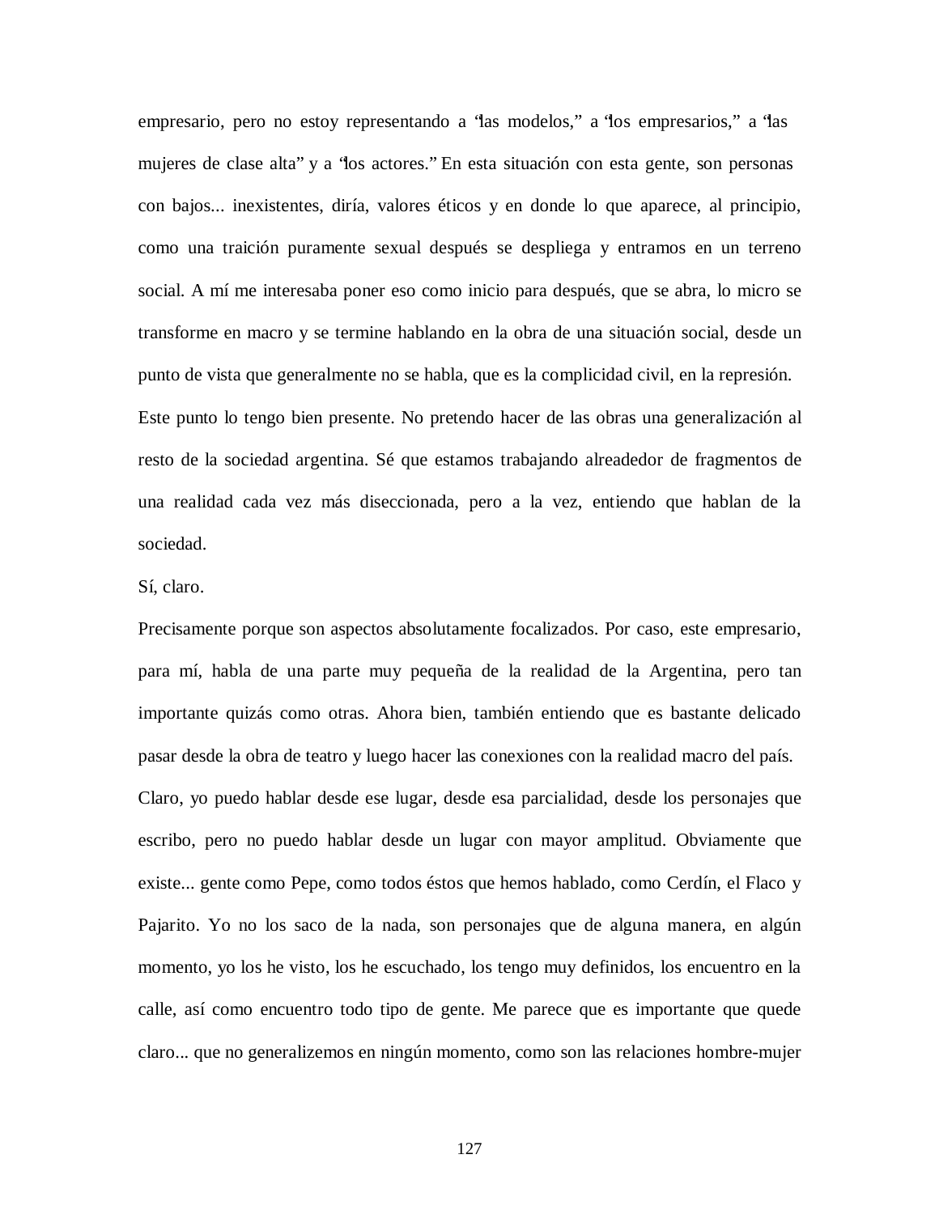empresario, pero no estoy representando a "las modelos," a "los empresarios," a "las mujeres de clase alta" y a "los actores." En esta situación con esta gente, son personas con bajos... inexistentes, diría, valores éticos y en donde lo que aparece, al principio, como una traición puramente sexual después se despliega y entramos en un terreno social. A mí me interesaba poner eso como inicio para después, que se abra, lo micro se transforme en macro y se termine hablando en la obra de una situación social, desde un punto de vista que generalmente no se habla, que es la complicidad civil, en la represión.

Este punto lo tengo bien presente. No pretendo hacer de las obras una generalización al resto de la sociedad argentina. Sé que estamos trabajando alreadedor de fragmentos de una realidad cada vez más diseccionada, pero a la vez, entiendo que hablan de la sociedad.

Sí, claro.

Precisamente porque son aspectos absolutamente focalizados. Por caso, este empresario, para mí, habla de una parte muy pequeña de la realidad de la Argentina, pero tan importante quizás como otras. Ahora bien, también entiendo que es bastante delicado pasar desde la obra de teatro y luego hacer las conexiones con la realidad macro del país.

Claro, yo puedo hablar desde ese lugar, desde esa parcialidad, desde los personajes que escribo, pero no puedo hablar desde un lugar con mayor amplitud. Obviamente que existe... gente como Pepe, como todos éstos que hemos hablado, como Cerdín, el Flaco y Pajarito. Yo no los saco de la nada, son personajes que de alguna manera, en algún momento, yo los he visto, los he escuchado, los tengo muy definidos, los encuentro en la calle, así como encuentro todo tipo de gente. Me parece que es importante que quede claro... que no generalizemos en ningún momento, como son las relaciones hombre-mujer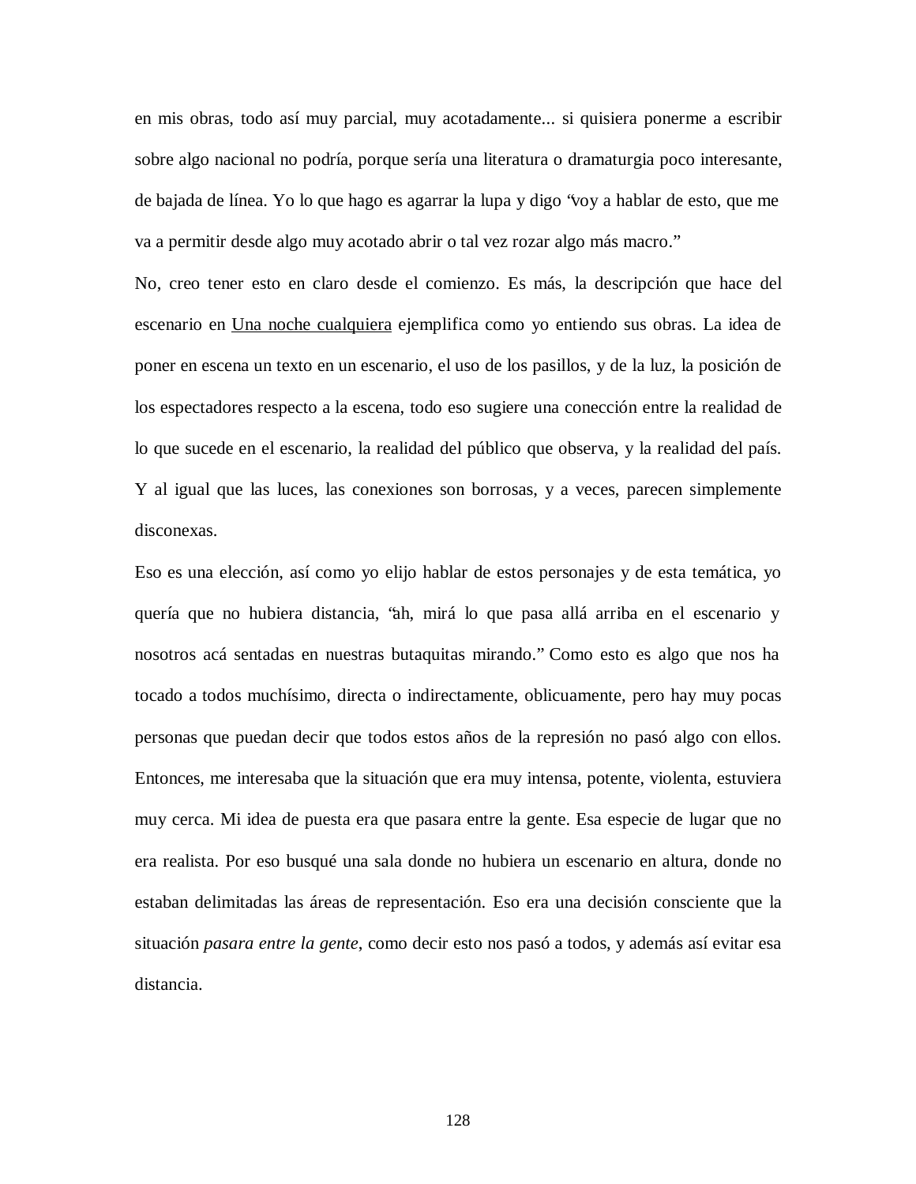en mis obras, todo así muy parcial, muy acotadamente... si quisiera ponerme a escribir sobre algo nacional no podría, porque sería una literatura o dramaturgia poco interesante, de bajada de línea. Yo lo que hago es agarrar la lupa y digo "voy a hablar de esto, que me va a permitir desde algo muy acotado abrir o tal vez rozar algo más macro."

No, creo tener esto en claro desde el comienzo. Es más, la descripción que hace del escenario en <u>Una noche cualquiera</u> ejemplifica como yo entiendo sus obras. La idea de poner en escena un texto en un escenario, el uso de los pasillos, y de la luz, la posición de los espectadores respecto a la escena, todo eso sugiere una conección entre la realidad de lo que sucede en el escenario, la realidad del público que observa, y la realidad del país. Y al igual que las luces, las conexiones son borrosas, y a veces, parecen simplemente disconexas.

Eso es una elección, así como yo elijo hablar de estos personajes y de esta temática, yo quería que no hubiera distancia, "ah, mirá lo que pasa allá arriba en el escenario y nosotros acá sentadas en nuestras butaquitas mirando." Como esto es algo que nos ha tocado a todos muchísimo, directa o indirectamente, oblicuamente, pero hay muy pocas personas que puedan decir que todos estos años de la represión no pasó algo con ellos. Entonces, me interesaba que la situación que era muy intensa, potente, violenta, estuviera muy cerca. Mi idea de puesta era que pasara entre la gente. Esa especie de lugar que no era realista. Por eso busqué una sala donde no hubiera un escenario en altura, donde no estaban delimitadas las áreas de representación. Eso era una decisión consciente que la situación *pasara entre la gente*, como decir esto nos pasó a todos, y además así evitar esa distancia.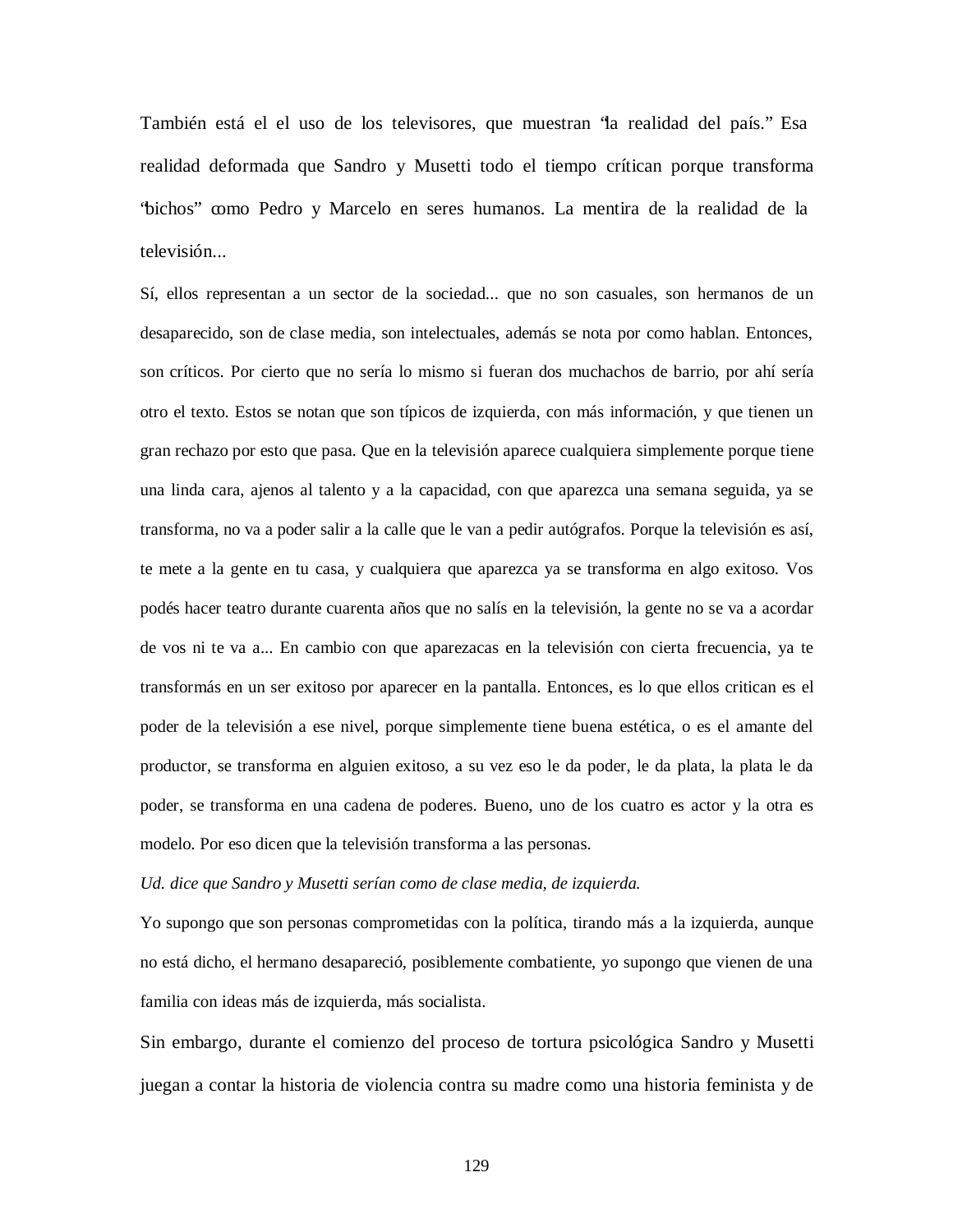También está el el uso de los televisores, que muestran "la realidad del país." Esa realidad deformada que Sandro y Musetti todo el tiempo crítican porque transforma "bichos" como Pedro y Marcelo en seres humanos. La mentira de la realidad de la televisión...

Sí, ellos representan a un sector de la sociedad... que no son casuales, son hermanos de un desaparecido, son de clase media, son intelectuales, además se nota por como hablan. Entonces, son críticos. Por cierto que no sería lo mismo si fueran dos muchachos de barrio, por ahí sería otro el texto. Estos se notan que son típicos de izquierda, con más información, y que tienen un gran rechazo por esto que pasa. Que en la televisión aparece cualquiera simplemente porque tiene una linda cara, ajenos al talento y a la capacidad, con que aparezca una semana seguida, ya se transforma, no va a poder salir a la calle que le van a pedir autógrafos. Porque la televisión es así, te mete a la gente en tu casa, y cualquiera que aparezca ya se transforma en algo exitoso. Vos podés hacer teatro durante cuarenta años que no salís en la televisión, la gente no se va a acordar de vos ni te va a... En cambio con que aparezacas en la televisión con cierta frecuencia, ya te transformás en un ser exitoso por aparecer en la pantalla. Entonces, es lo que ellos critican es el poder de la televisión a ese nivel, porque simplemente tiene buena estética, o es el amante del productor, se transforma en alguien exitoso, a su vez eso le da poder, le da plata, la plata le da poder, se transforma en una cadena de poderes. Bueno, uno de los cuatro es actor y la otra es modelo. Por eso dicen que la televisión transforma a las personas.

*Ud. dice que Sandro y Musetti serían como de clase media, de izquierda.*

Yo supongo que son personas comprometidas con la política, tirando más a la izquierda, aunque no está dicho, el hermano desapareció, posiblemente combatiente, yo supongo que vienen de una familia con ideas más de izquierda, más socialista.

Sin embargo, durante el comienzo del proceso de tortura psicológica Sandro y Musetti juegan a contar la historia de violencia contra su madre como una historia feminista y de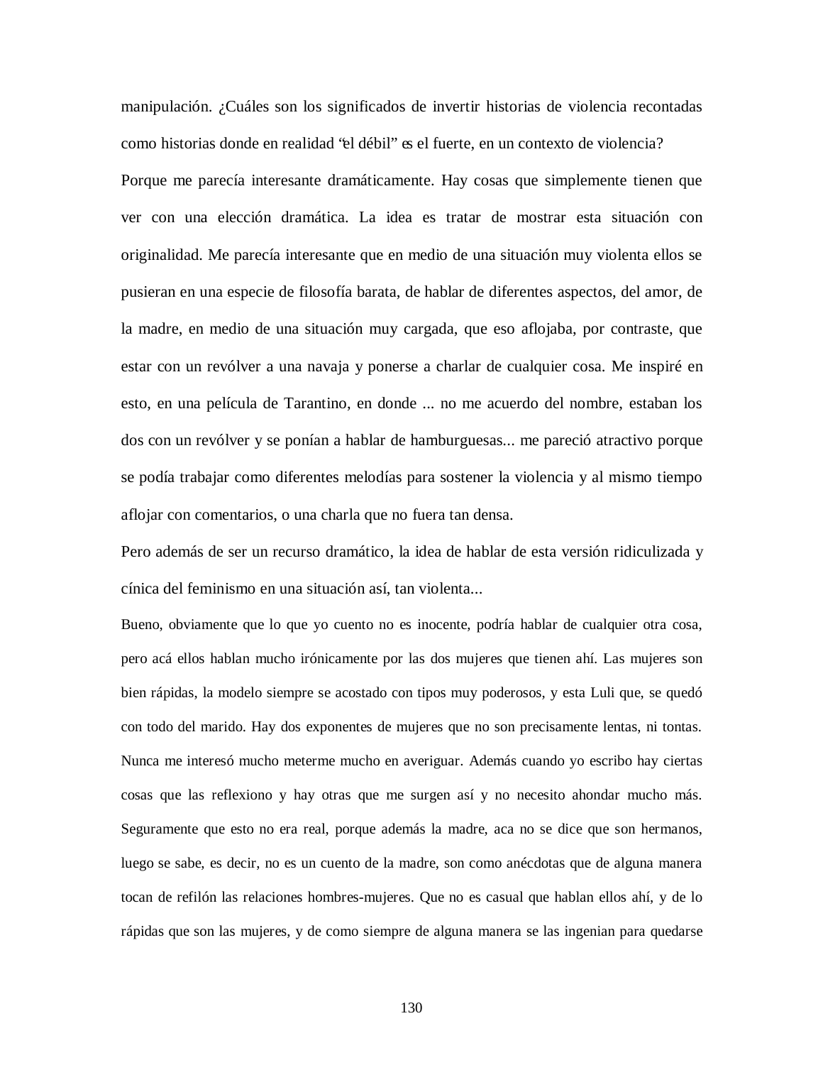manipulación. ¿Cuáles son los significados de invertir historias de violencia recontadas como historias donde en realidad "el débil" es el fuerte, en un contexto de violencia?

Porque me parecía interesante dramáticamente. Hay cosas que simplemente tienen que ver con una elección dramática. La idea es tratar de mostrar esta situación con originalidad. Me parecía interesante que en medio de una situación muy violenta ellos se pusieran en una especie de filosofía barata, de hablar de diferentes aspectos, del amor, de la madre, en medio de una situación muy cargada, que eso aflojaba, por contraste, que estar con un revólver a una navaja y ponerse a charlar de cualquier cosa. Me inspiré en esto, en una película de Tarantino, en donde ... no me acuerdo del nombre, estaban los dos con un revólver y se ponían a hablar de hamburguesas... me pareció atractivo porque se podía trabajar como diferentes melodías para sostener la violencia y al mismo tiempo aflojar con comentarios, o una charla que no fuera tan densa.

Pero además de ser un recurso dramático, la idea de hablar de esta versión ridiculizada y cínica del feminismo en una situación así, tan violenta...

Bueno, obviamente que lo que yo cuento no es inocente, podría hablar de cualquier otra cosa, pero acá ellos hablan mucho irónicamente por las dos mujeres que tienen ahí. Las mujeres son bien rápidas, la modelo siempre se acostado con tipos muy poderosos, y esta Luli que, se quedó con todo del marido. Hay dos exponentes de mujeres que no son precisamente lentas, ni tontas. Nunca me interesó mucho meterme mucho en averiguar. Además cuando yo escribo hay ciertas cosas que las reflexiono y hay otras que me surgen así y no necesito ahondar mucho más. Seguramente que esto no era real, porque además la madre, aca no se dice que son hermanos, luego se sabe, es decir, no es un cuento de la madre, son como anécdotas que de alguna manera tocan de refilón las relaciones hombres-mujeres. Que no es casual que hablan ellos ahí, y de lo rápidas que son las mujeres, y de como siempre de alguna manera se las ingenian para quedarse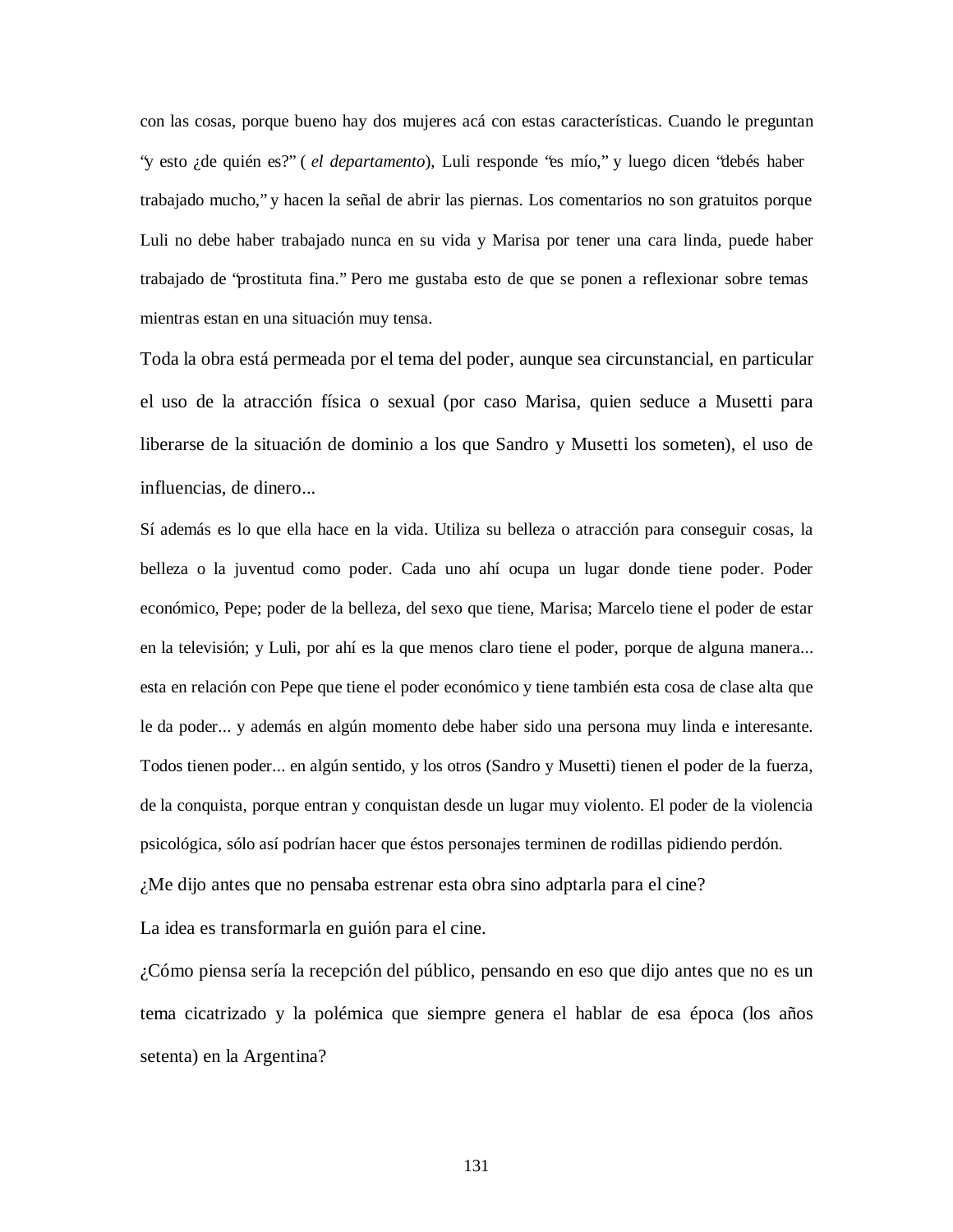con las cosas, porque bueno hay dos mujeres acá con estas características. Cuando le preguntan "y esto ¿de quién es?" ( *el departamento*), Luli responde "es mío," y luego dicen "debés haber trabajado mucho," y hacen la señal de abrir las piernas. Los comentarios no son gratuitos porque Luli no debe haber trabajado nunca en su vida y Marisa por tener una cara linda, puede haber trabajado de "prostituta fina." Pero me gustaba esto de que se ponen a reflexionar sobre temas mientras estan en una situación muy tensa.

Toda la obra está permeada por el tema del poder, aunque sea circunstancial, en particular el uso de la atracción física o sexual (por caso Marisa, quien seduce a Musetti para liberarse de la situación de dominio a los que Sandro y Musetti los someten), el uso de influencias, de dinero...

Sí además es lo que ella hace en la vida. Utiliza su belleza o atracción para conseguir cosas, la belleza o la juventud como poder. Cada uno ahí ocupa un lugar donde tiene poder. Poder económico, Pepe; poder de la belleza, del sexo que tiene, Marisa; Marcelo tiene el poder de estar en la televisión; y Luli, por ahí es la que menos claro tiene el poder, porque de alguna manera... esta en relación con Pepe que tiene el poder económico y tiene también esta cosa de clase alta que le da poder... y además en algún momento debe haber sido una persona muy linda e interesante. Todos tienen poder... en algún sentido, y los otros (Sandro y Musetti) tienen el poder de la fuerza, de la conquista, porque entran y conquistan desde un lugar muy violento. El poder de la violencia psicológica, sólo así podrían hacer que éstos personajes terminen de rodillas pidiendo perdón.

¿Me dijo antes que no pensaba estrenar esta obra sino adptarla para el cine?

La idea es transformarla en guión para el cine.

¿Cómo piensa sería la recepción del público, pensando en eso que dijo antes que no es un tema cicatrizado y la polémica que siempre genera el hablar de esa época (los años setenta) en la Argentina?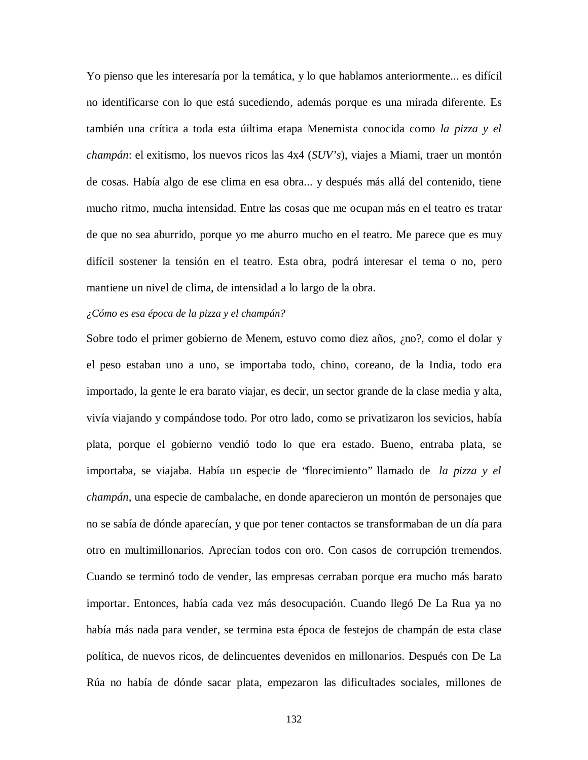Yo pienso que les interesaría por la temática, y lo que hablamos anteriormente... es difícil no identificarse con lo que está sucediendo, además porque es una mirada diferente. Es también una crítica a toda esta úiltima etapa Menemista conocida como *la pizza y el champán*: el exitismo, los nuevos ricos las 4x4 (*SUV's*), viajes a Miami, traer un montón de cosas. Había algo de ese clima en esa obra... y después más allá del contenido, tiene mucho ritmo, mucha intensidad. Entre las cosas que me ocupan más en el teatro es tratar de que no sea aburrido, porque yo me aburro mucho en el teatro. Me parece que es muy difícil sostener la tensión en el teatro. Esta obra, podrá interesar el tema o no, pero mantiene un nivel de clima, de intensidad a lo largo de la obra.

*¿Cómo es esa época de la pizza y el champán?*

Sobre todo el primer gobierno de Menem, estuvo como diez años, ¿no?, como el dolar y el peso estaban uno a uno, se importaba todo, chino, coreano, de la India, todo era importado, la gente le era barato viajar, es decir, un sector grande de la clase media y alta, vivía viajando y compándose todo. Por otro lado, como se privatizaron los sevicios, había plata, porque el gobierno vendió todo lo que era estado. Bueno, entraba plata, se importaba, se viajaba. Había un especie de "florecimiento" llamado de *la pizza y el champán*, una especie de cambalache, en donde aparecieron un montón de personajes que no se sabía de dónde aparecían, y que por tener contactos se transformaban de un día para otro en multimillonarios. Aprecían todos con oro. Con casos de corrupción tremendos. Cuando se terminó todo de vender, las empresas cerraban porque era mucho más barato importar. Entonces, había cada vez más desocupación. Cuando llegó De La Rua ya no había más nada para vender, se termina esta época de festejos de champán de esta clase política, de nuevos ricos, de delincuentes devenidos en millonarios. Después con De La Rúa no había de dónde sacar plata, empezaron las dificultades sociales, millones de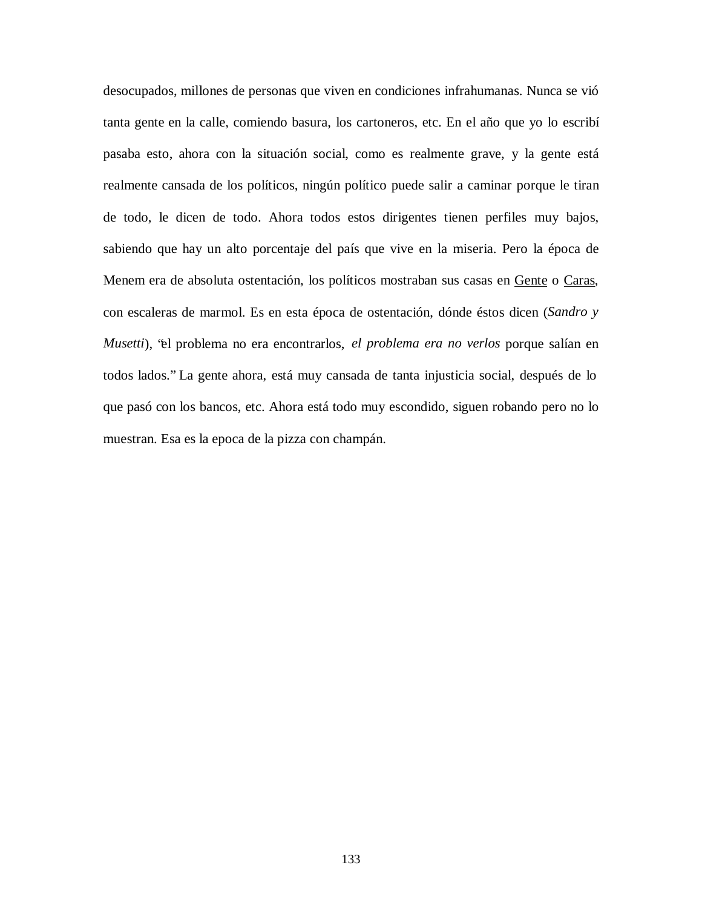desocupados, millones de personas que viven en condiciones infrahumanas. Nunca se vió tanta gente en la calle, comiendo basura, los cartoneros, etc. En el año que yo lo escribí pasaba esto, ahora con la situación social, como es realmente grave, y la gente está realmente cansada de los políticos, ningún político puede salir a caminar porque le tiran de todo, le dicen de todo. Ahora todos estos dirigentes tienen perfiles muy bajos, sabiendo que hay un alto porcentaje del país que vive en la miseria. Pero la época de Menem era de absoluta ostentación, los políticos mostraban sus casas en Gente o Caras, con escaleras de marmol. Es en esta época de ostentación, dónde éstos dicen (*Sandro y Musetti*), "el problema no era encontrarlos, *el problema era no verlos* porque salían en todos lados." La gente ahora, está muy cansada de tanta injusticia social, después de lo que pasó con los bancos, etc. Ahora está todo muy escondido, siguen robando pero no lo muestran. Esa es la epoca de la pizza con champán.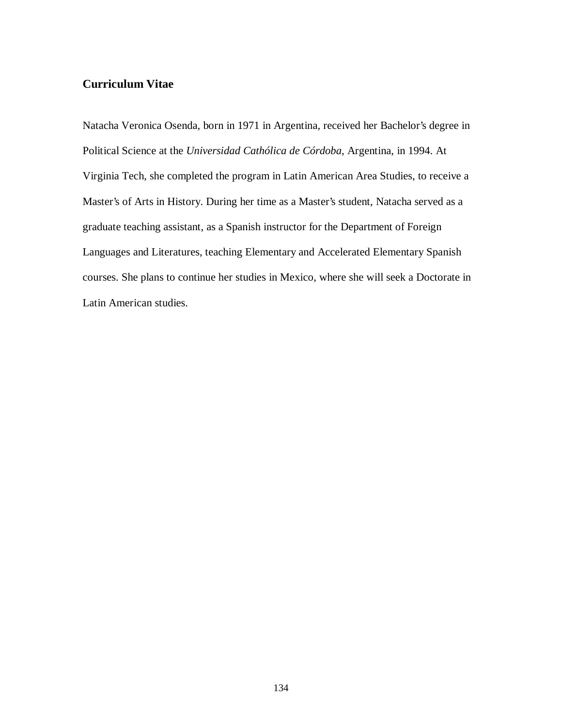## Curriculum Vitae

Natacha Veronica Osenda, born in 1971 in Argentina, received her Bachelor's degree in Political Science at the *Universidad Cathólica de Córdoba*, Argentina, in 1994. At Virginia Tech, she completed the program in Latin American Area Studies, to receive a Master's of Arts in History. During her time as a Master's student, Natacha served as a graduate teaching assistant, as a Spanish instructor for the Department of Foreign Languages and Literatures, teaching Elementary and Accelerated Elementary Spanish courses. She plans to continue her studies in Mexico, where she will seek a Doctorate in Latin American studies.